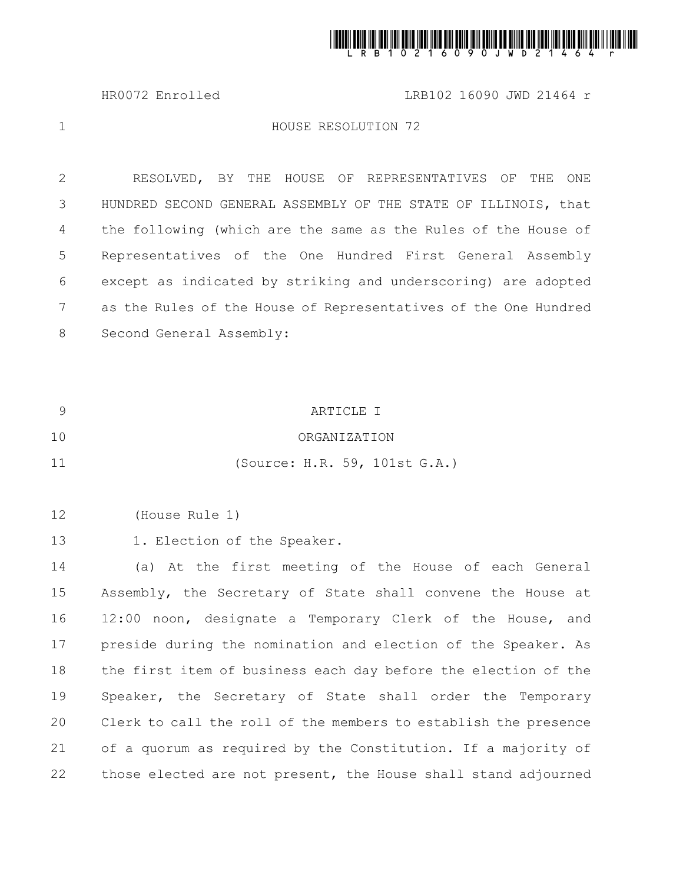# HOUSE RESOLUTION 72

RESOLVED, BY THE HOUSE OF REPRESENTATIVES OF THE ONE HUNDRED SECOND GENERAL ASSEMBLY OF THE STATE OF ILLINOIS, that the following (which are the same as the Rules of the House of Representatives of the One Hundred First General Assembly except as indicated by striking and underscoring) are adopted as the Rules of the House of Representatives of the One Hundred Second General Assembly:

## ARTICLE I

## ORGANIZATION

(Source: H.R. 59, 101st G.A.)

(House Rule 1)

1. Election of the Speaker.

(a) At the first meeting of the House of each General Assembly, the Secretary of State shall convene the House at 12:00 noon, designate a Temporary Clerk of the House, and preside during the nomination and election of the Speaker. As the first item of business each day before the election of the Speaker, the Secretary of State shall order the Temporary Clerk to call the roll of the members to establish the presence of a quorum as required by the Constitution. If a majority of those elected are not present, the House shall stand adjourned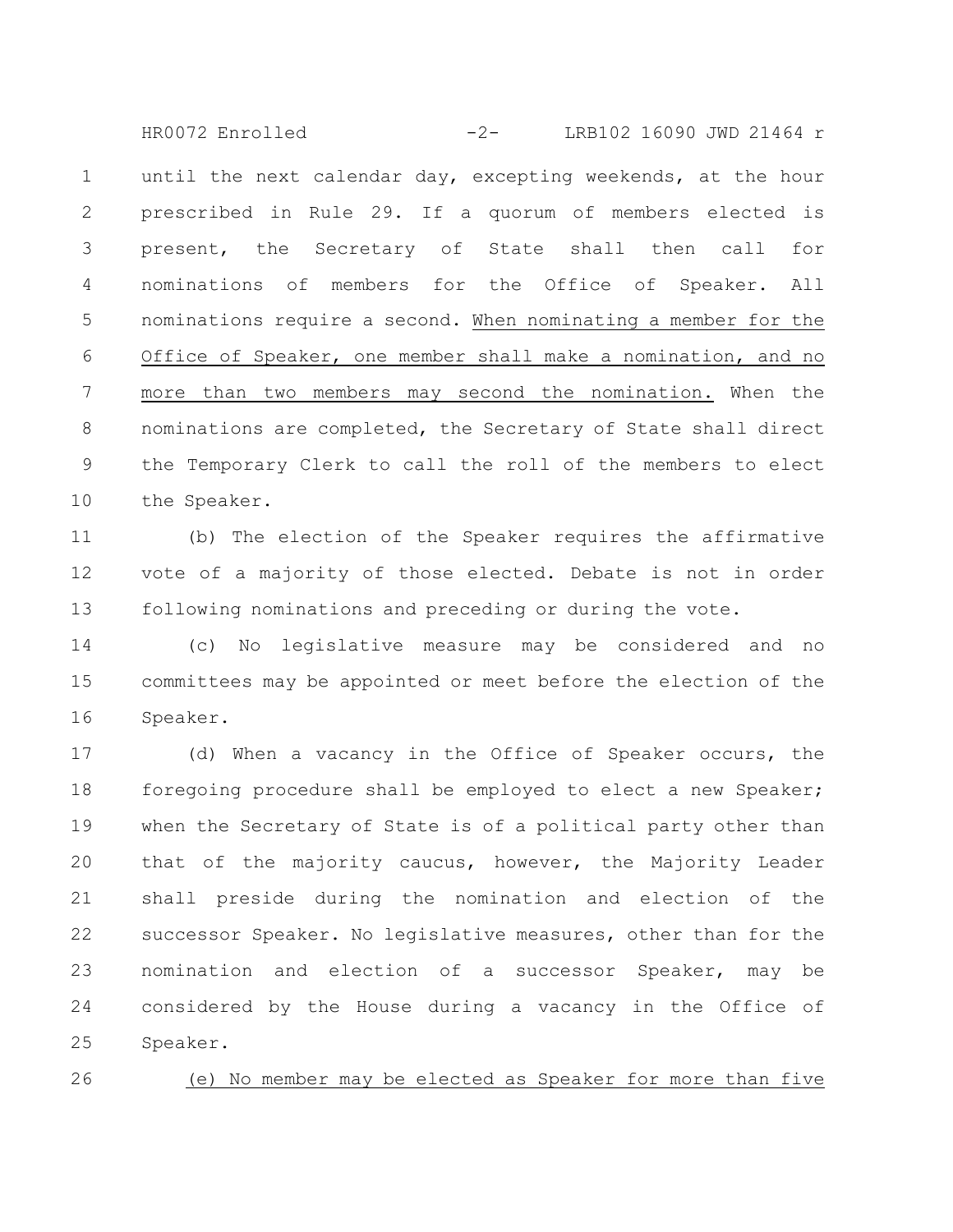until the next calendar day, excepting weekends, at the hour prescribed in Rule 29. If a quorum of members elected is present, the Secretary of State shall then call for nominations of members for the Office of Speaker. All nominations require a second. <u>When nominating a member for the Office of Speaker, one member shall make a nomination, and no more than two members may second the nomination.</u> When the nominations are completed, the Secretary of State shall direct the Temporary Clerk to call the roll of the members to elect the Speaker.

(b) The election of the Speaker requires the affirmative vote of a majority of those elected. Debate is not in order following nominations and preceding or during the vote.

(c) No legislative measure may be considered and no committees may be appointed or meet before the election of the Speaker.

(d) When a vacancy in the Office of Speaker occurs, the foregoing procedure shall be employed to elect a new Speaker; when the Secretary of State is of a political party other than that of the majority caucus, however, the Majority Leader shall preside during the nomination and election of the successor Speaker. No legislative measures, other than for the nomination and election of a successor Speaker, may be considered by the House during a vacancy in the Office of Speaker.

<u>(e) No member may be elected as Speaker for more than five</u>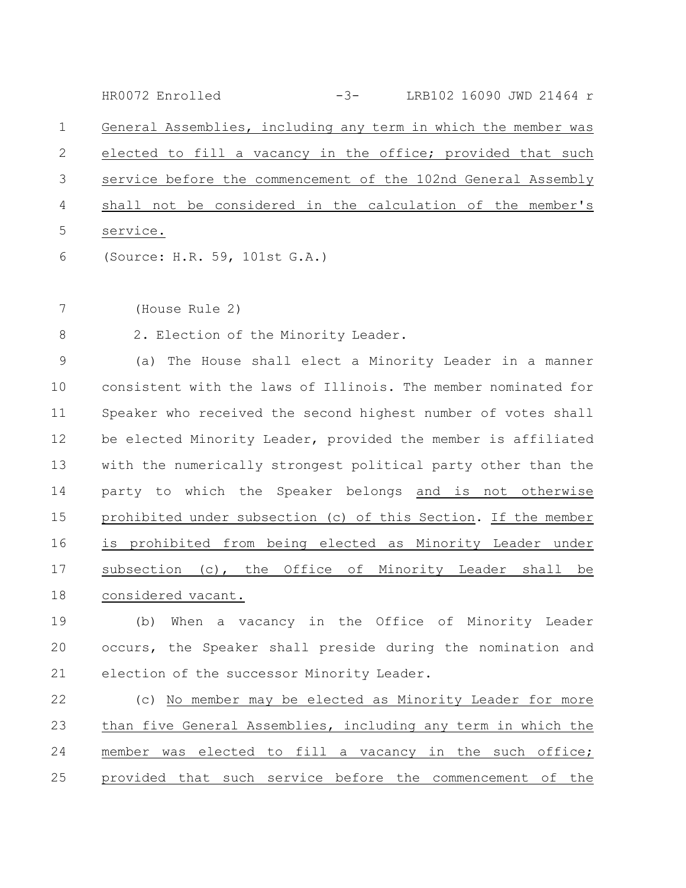General Assemblies, including any term in which the member was elected to fill a vacancy in the office; provided that such service before the commencement of the 102nd General Assembly shall not be considered in the calculation of the member's service.

(Source: H.R. 59, 101st G.A.)

(House Rule 2)

2. Election of the Minority Leader.

(a) The House shall elect a Minority Leader in a manner consistent with the laws of Illinois. The member nominated for Speaker who received the second highest number of votes shall be elected Minority Leader, provided the member is affiliated with the numerically strongest political party other than the party to which the Speaker belongs and is not otherwise prohibited under subsection (c) of this Section. If the member is prohibited from being elected as Minority Leader under subsection (c), the Office of Minority Leader shall be considered vacant.

(b) When a vacancy in the Office of Minority Leader occurs, the Speaker shall preside during the nomination and election of the successor Minority Leader.

(c) No member may be elected as Minority Leader for more than five General Assemblies, including any term in which the member was elected to fill a vacancy in the such office; provided that such service before the commencement of the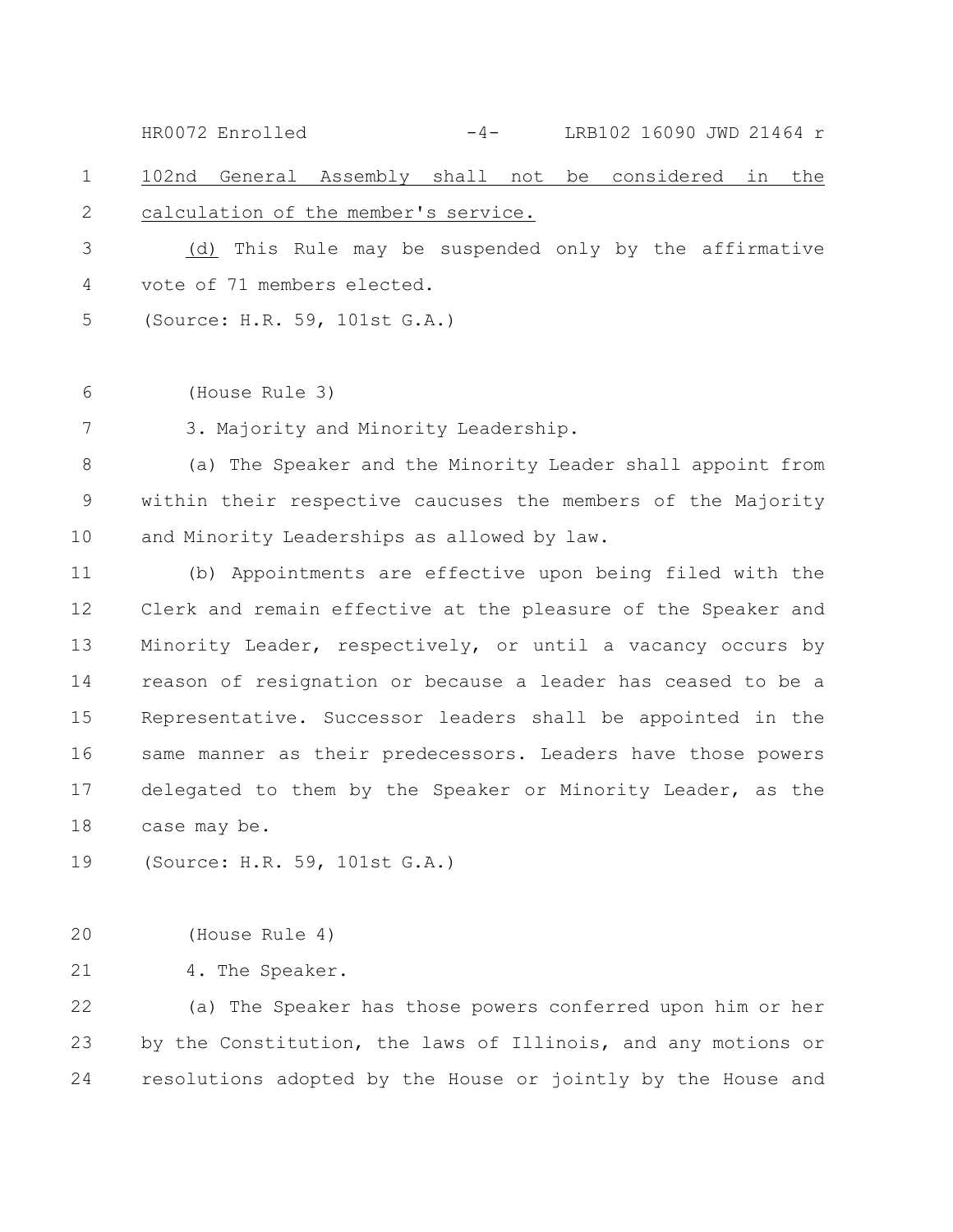102nd General Assembly shall not be considered in the calculation of the member's service.

(d) This Rule may be suspended only by the affirmative vote of 71 members elected.

(Source: H.R. 59, 101st G.A.)

(House Rule 3)

3. Majority and Minority Leadership.

(a) The Speaker and the Minority Leader shall appoint from within their respective caucuses the members of the Majority and Minority Leaderships as allowed by law.

(b) Appointments are effective upon being filed with the Clerk and remain effective at the pleasure of the Speaker and Minority Leader, respectively, or until a vacancy occurs by reason of resignation or because a leader has ceased to be a Representative. Successor leaders shall be appointed in the same manner as their predecessors. Leaders have those powers delegated to them by the Speaker or Minority Leader, as the case may be.

(Source: H.R. 59, 101st G.A.)

(House Rule 4)

4. The Speaker.

(a) The Speaker has those powers conferred upon him or her by the Constitution, the laws of Illinois, and any motions or resolutions adopted by the House or jointly by the House and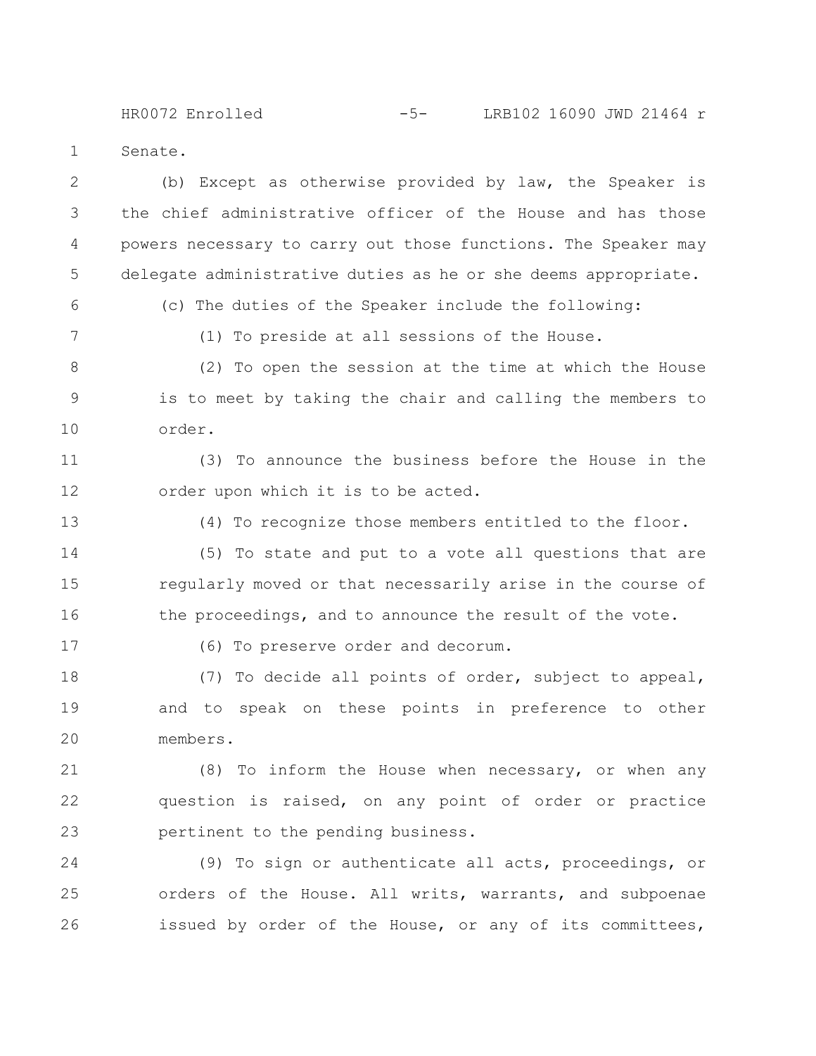Senate.

(b) Except as otherwise provided by law, the Speaker is the chief administrative officer of the House and has those powers necessary to carry out those functions. The Speaker may delegate administrative duties as he or she deems appropriate.

(c) The duties of the Speaker include the following:

(1) To preside at all sessions of the House.

(2) To open the session at the time at which the House is to meet by taking the chair and calling the members to order.

(3) To announce the business before the House in the order upon which it is to be acted.

(4) To recognize those members entitled to the floor.

(5) To state and put to a vote all questions that are regularly moved or that necessarily arise in the course of the proceedings, and to announce the result of the vote.

(6) To preserve order and decorum.

(7) To decide all points of order, subject to appeal, and to speak on these points in preference to other members.

(8) To inform the House when necessary, or when any question is raised, on any point of order or practice pertinent to the pending business.

(9) To sign or authenticate all acts, proceedings, or orders of the House. All writs, warrants, and subpoenae issued by order of the House, or any of its committees,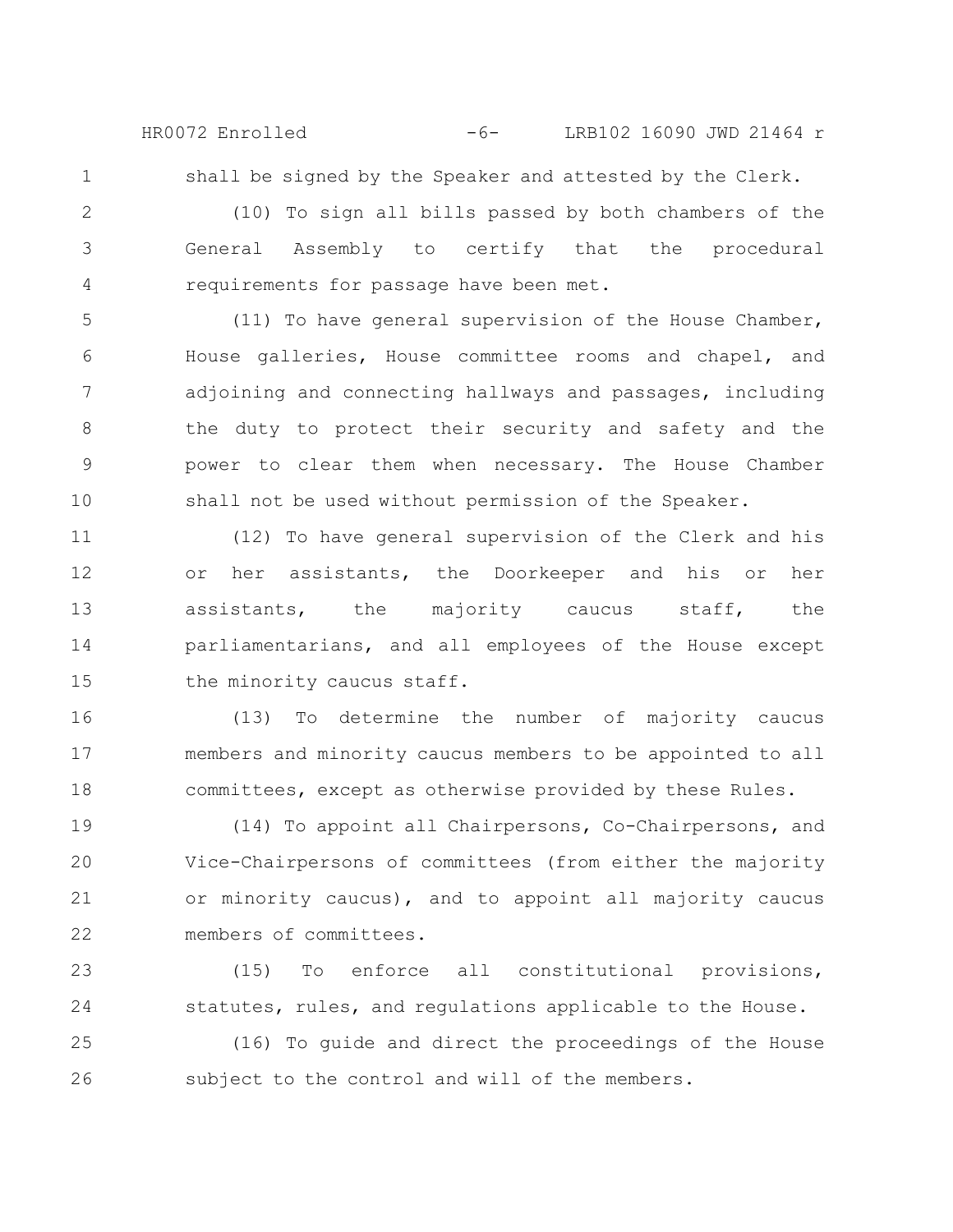shall be signed by the Speaker and attested by the Clerk.

(10) To sign all bills passed by both chambers of the General Assembly to certify that the procedural requirements for passage have been met.

(11) To have general supervision of the House Chamber, House galleries, House committee rooms and chapel, and adjoining and connecting hallways and passages, including the duty to protect their security and safety and the power to clear them when necessary. The House Chamber shall not be used without permission of the Speaker.

(12) To have general supervision of the Clerk and his or her assistants, the Doorkeeper and his or her assistants, the majority caucus staff, the parliamentarians, and all employees of the House except the minority caucus staff.

(13) To determine the number of majority caucus members and minority caucus members to be appointed to all committees, except as otherwise provided by these Rules.

(14) To appoint all Chairpersons, Co-Chairpersons, and Vice-Chairpersons of committees (from either the majority or minority caucus), and to appoint all majority caucus members of committees.

(15) To enforce all constitutional provisions, statutes, rules, and regulations applicable to the House.

(16) To guide and direct the proceedings of the House subject to the control and will of the members.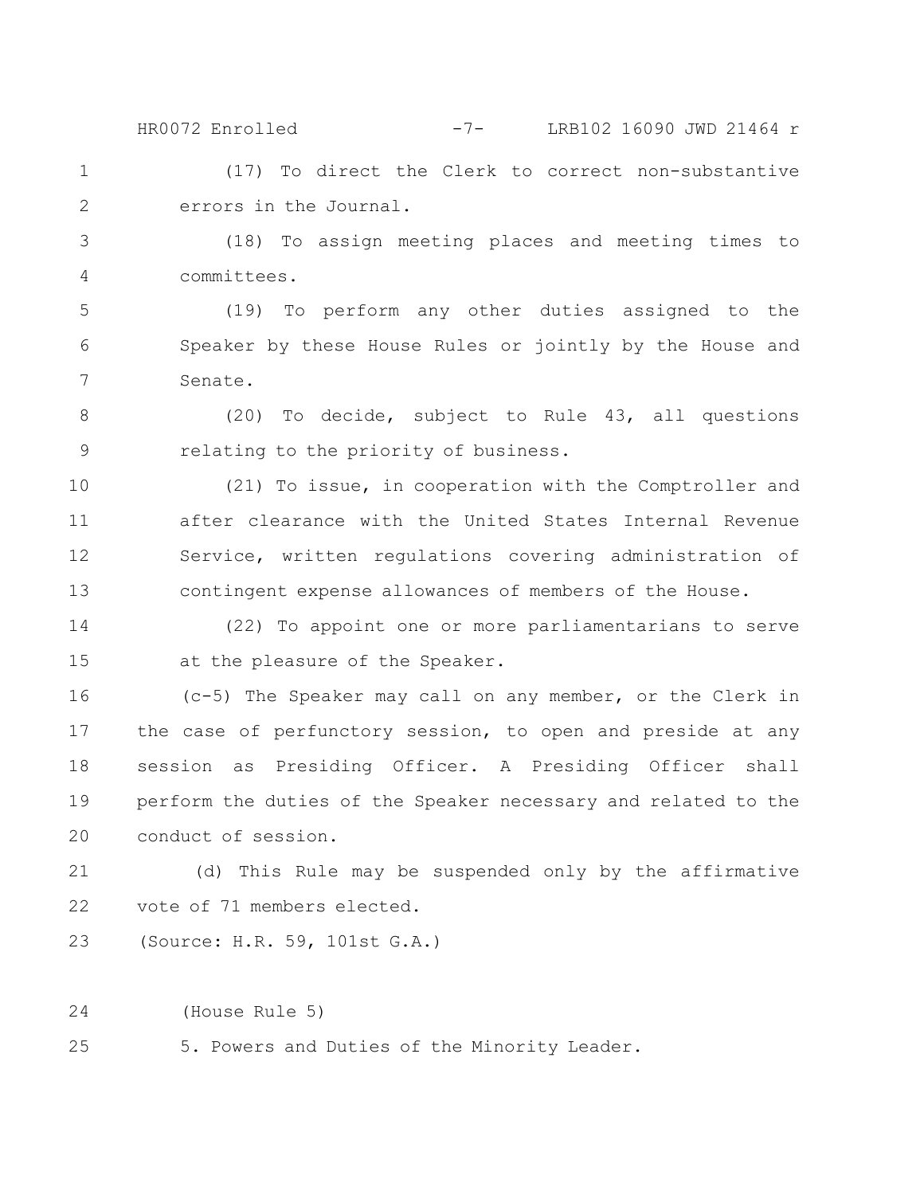(17) To direct the Clerk to correct non-substantive errors in the Journal.

(18) To assign meeting places and meeting times to committees.

(19) To perform any other duties assigned to the Speaker by these House Rules or jointly by the House and Senate.

(20) To decide, subject to Rule 43, all questions relating to the priority of business.

(21) To issue, in cooperation with the Comptroller and after clearance with the United States Internal Revenue Service, written regulations covering administration of contingent expense allowances of members of the House.

(22) To appoint one or more parliamentarians to serve at the pleasure of the Speaker.

(c-5) The Speaker may call on any member, or the Clerk in the case of perfunctory session, to open and preside at any session as Presiding Officer. A Presiding Officer shall perform the duties of the Speaker necessary and related to the conduct of session.

(d) This Rule may be suspended only by the affirmative vote of 71 members elected.

(Source: H.R. 59, 101st G.A.)

(House Rule 5)

5. Powers and Duties of the Minority Leader.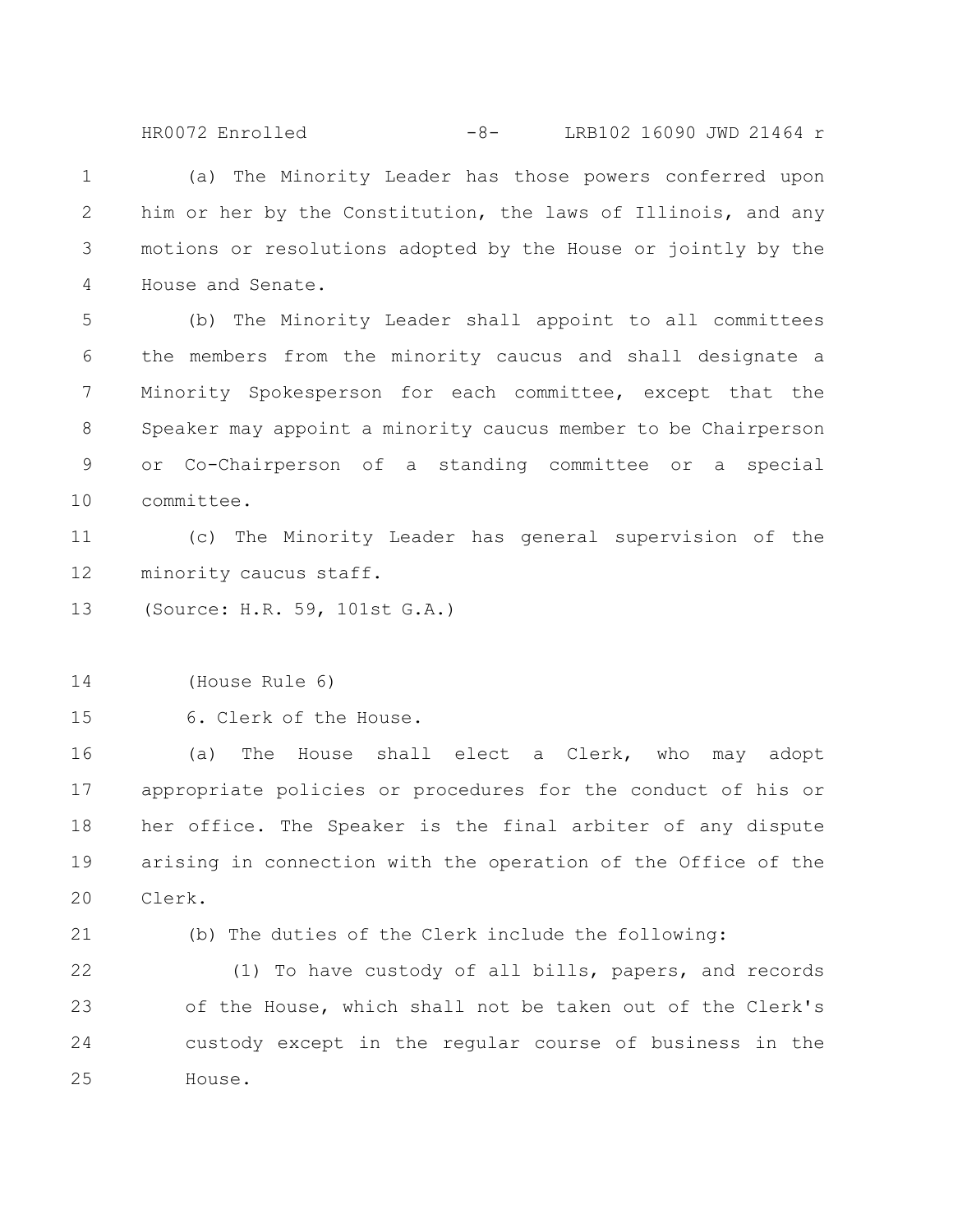(a) The Minority Leader has those powers conferred upon him or her by the Constitution, the laws of Illinois, and any motions or resolutions adopted by the House or jointly by the House and Senate.

(b) The Minority Leader shall appoint to all committees the members from the minority caucus and shall designate a Minority Spokesperson for each committee, except that the Speaker may appoint a minority caucus member to be Chairperson or Co-Chairperson of a standing committee or a special committee.

(c) The Minority Leader has general supervision of the minority caucus staff.

(Source: H.R. 59, 101st G.A.)

(House Rule 6)

6. Clerk of the House.

(a) The House shall elect a Clerk, who may adopt appropriate policies or procedures for the conduct of his or her office. The Speaker is the final arbiter of any dispute arising in connection with the operation of the Office of the Clerk.

(b) The duties of the Clerk include the following:

(1) To have custody of all bills, papers, and records of the House, which shall not be taken out of the Clerk's custody except in the regular course of business in the House.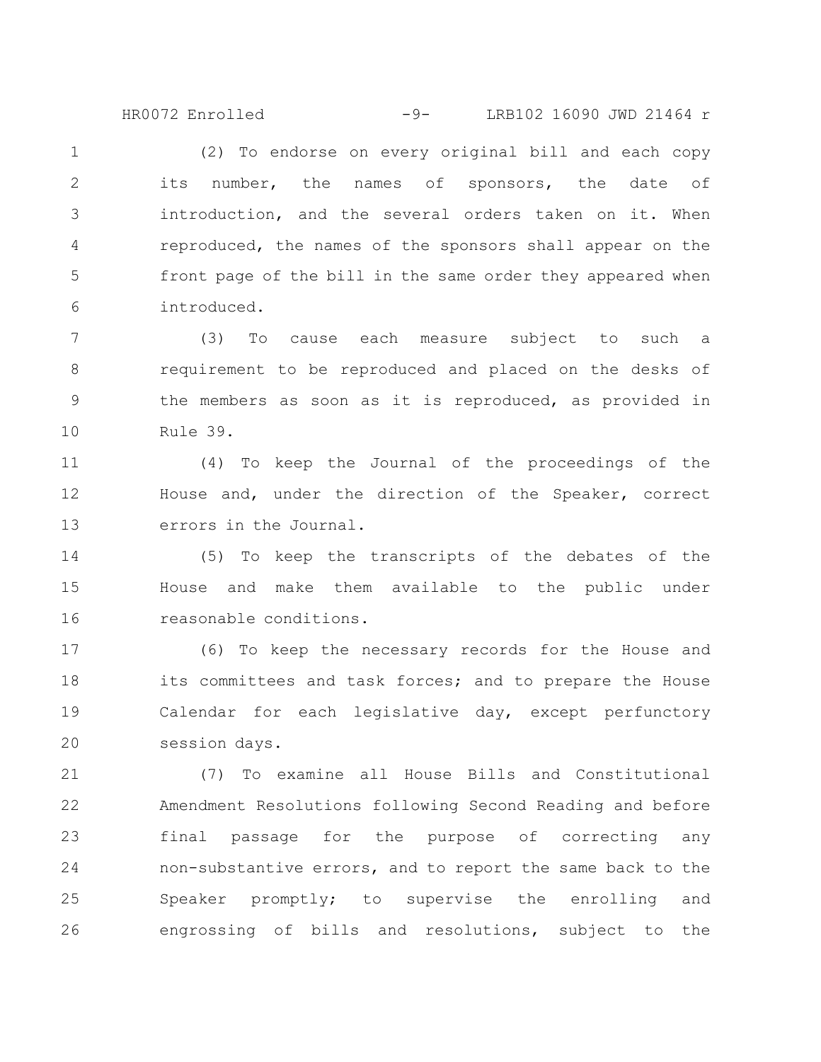(2) To endorse on every original bill and each copy its number, the names of sponsors, the date of introduction, and the several orders taken on it. When reproduced, the names of the sponsors shall appear on the front page of the bill in the same order they appeared when introduced.

(3) To cause each measure subject to such a requirement to be reproduced and placed on the desks of the members as soon as it is reproduced, as provided in Rule 39.

(4) To keep the Journal of the proceedings of the House and, under the direction of the Speaker, correct errors in the Journal.

(5) To keep the transcripts of the debates of the House and make them available to the public under reasonable conditions.

(6) To keep the necessary records for the House and its committees and task forces; and to prepare the House Calendar for each legislative day, except perfunctory session days.

(7) To examine all House Bills and Constitutional Amendment Resolutions following Second Reading and before final passage for the purpose of correcting any non-substantive errors, and to report the same back to the Speaker promptly; to supervise the enrolling and engrossing of bills and resolutions, subject to the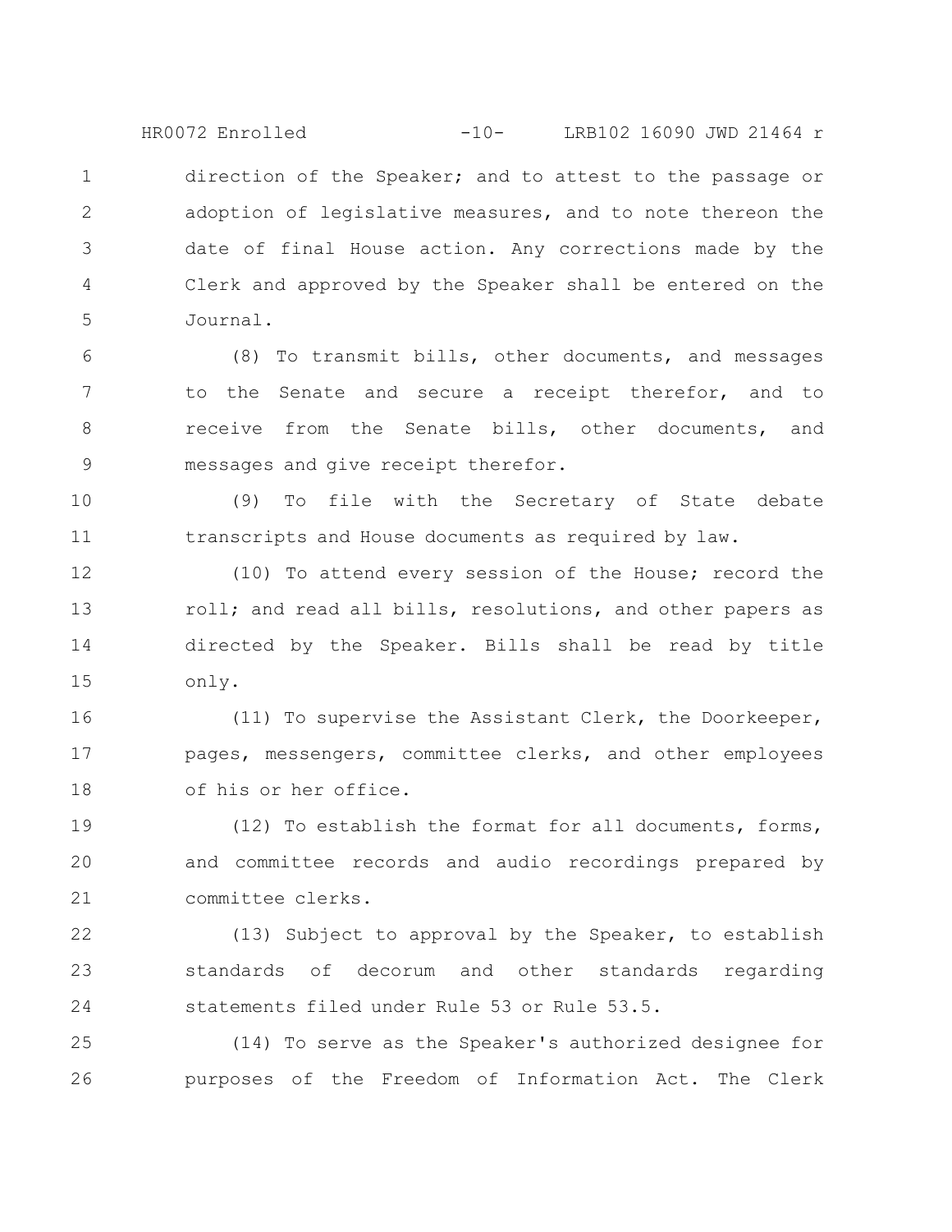direction of the Speaker; and to attest to the passage or adoption of legislative measures, and to note thereon the date of final House action. Any corrections made by the Clerk and approved by the Speaker shall be entered on the Journal.

(8) To transmit bills, other documents, and messages to the Senate and secure a receipt therefor, and to receive from the Senate bills, other documents, and messages and give receipt therefor.

(9) To file with the Secretary of State debate transcripts and House documents as required by law.

(10) To attend every session of the House; record the roll; and read all bills, resolutions, and other papers as directed by the Speaker. Bills shall be read by title only.

(11) To supervise the Assistant Clerk, the Doorkeeper, pages, messengers, committee clerks, and other employees of his or her office.

(12) To establish the format for all documents, forms, and committee records and audio recordings prepared by committee clerks.

(13) Subject to approval by the Speaker, to establish standards of decorum and other standards regarding statements filed under Rule 53 or Rule 53.5.

(14) To serve as the Speaker's authorized designee for purposes of the Freedom of Information Act. The Clerk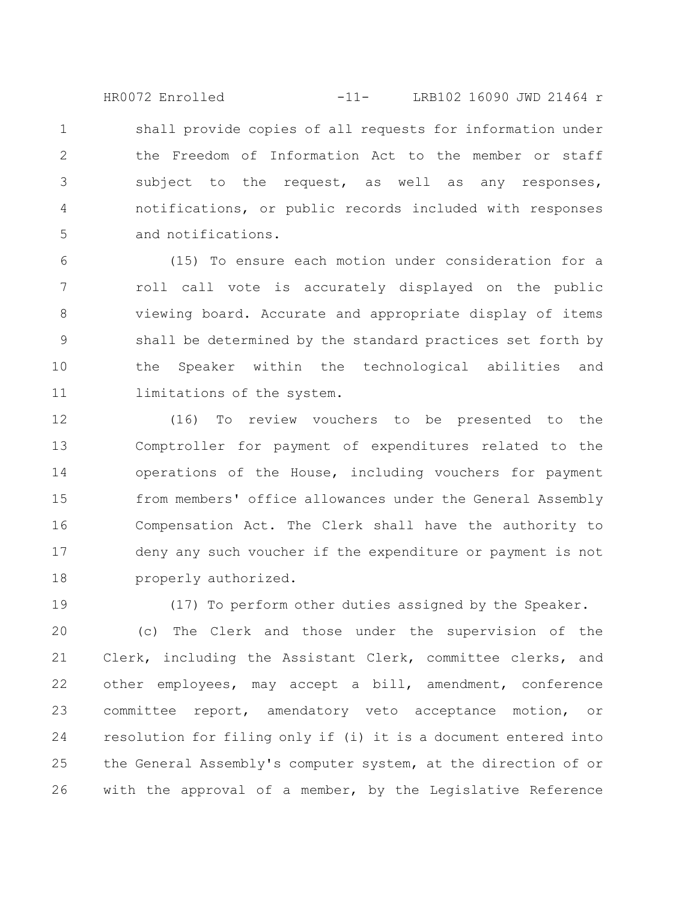shall provide copies of all requests for information under the Freedom of Information Act to the member or staff subject to the request, as well as any responses, notifications, or public records included with responses and notifications.

(15) To ensure each motion under consideration for a roll call vote is accurately displayed on the public viewing board. Accurate and appropriate display of items shall be determined by the standard practices set forth by the Speaker within the technological abilities and limitations of the system.

(16) To review vouchers to be presented to the Comptroller for payment of expenditures related to the operations of the House, including vouchers for payment from members' office allowances under the General Assembly Compensation Act. The Clerk shall have the authority to deny any such voucher if the expenditure or payment is not properly authorized.

(17) To perform other duties assigned by the Speaker.

(c) The Clerk and those under the supervision of the Clerk, including the Assistant Clerk, committee clerks, and other employees, may accept a bill, amendment, conference committee report, amendatory veto acceptance motion, or resolution for filing only if (i) it is a document entered into the General Assembly's computer system, at the direction of or with the approval of a member, by the Legislative Reference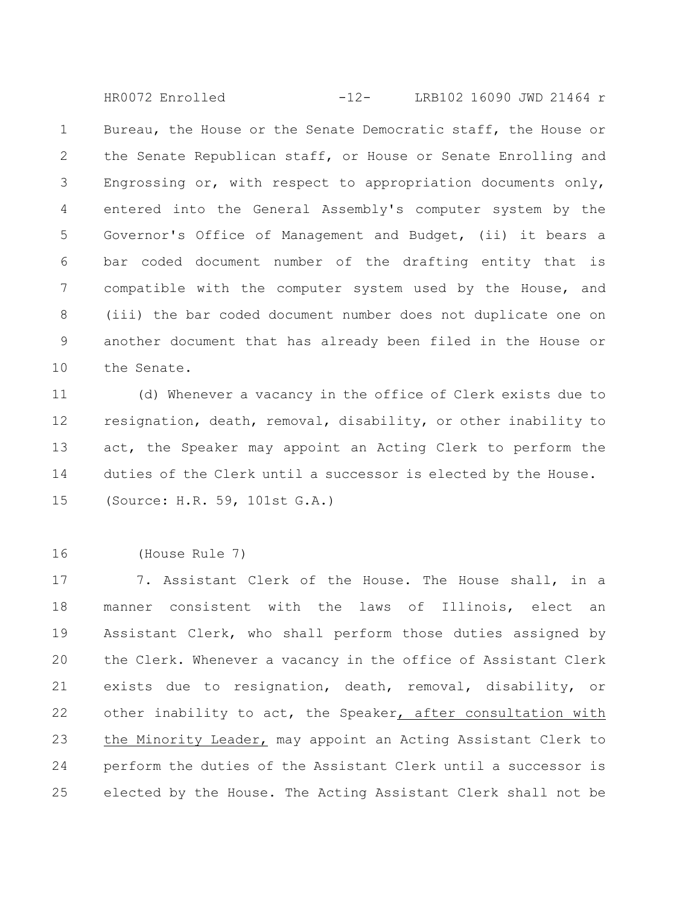Bureau, the House or the Senate Democratic staff, the House or the Senate Republican staff, or House or Senate Enrolling and Engrossing or, with respect to appropriation documents only, entered into the General Assembly's computer system by the Governor's Office of Management and Budget, (ii) it bears a bar coded document number of the drafting entity that is compatible with the computer system used by the House, and (iii) the bar coded document number does not duplicate one on another document that has already been filed in the House or the Senate.

(d) Whenever a vacancy in the office of Clerk exists due to resignation, death, removal, disability, or other inability to act, the Speaker may appoint an Acting Clerk to perform the duties of the Clerk until a successor is elected by the House.

(Source: H.R. 59, 101st G.A.)

(House Rule 7)

7. Assistant Clerk of the House. The House shall, in a manner consistent with the laws of Illinois, elect an Assistant Clerk, who shall perform those duties assigned by the Clerk. Whenever a vacancy in the office of Assistant Clerk exists due to resignation, death, removal, disability, or other inability to act, the Speaker<u>, after consultation with the Minority Leader,</u> may appoint an Acting Assistant Clerk to perform the duties of the Assistant Clerk until a successor is elected by the House. The Acting Assistant Clerk shall not be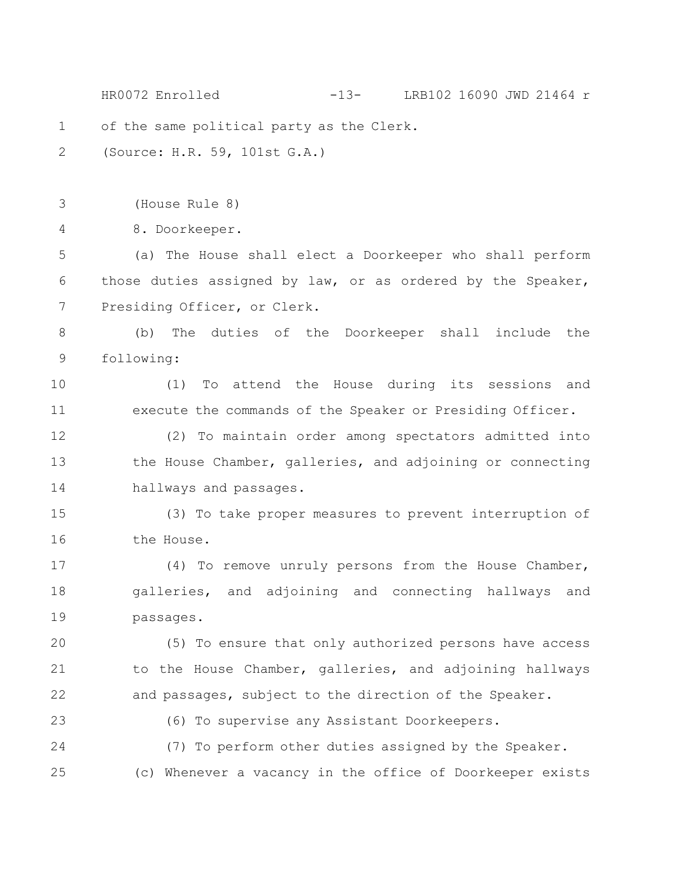of the same political party as the Clerk.

(Source: H.R. 59, 101st G.A.)

(House Rule 8)

8. Doorkeeper.

(a) The House shall elect a Doorkeeper who shall perform those duties assigned by law, or as ordered by the Speaker, Presiding Officer, or Clerk.

(b) The duties of the Doorkeeper shall include the following:

(1) To attend the House during its sessions and execute the commands of the Speaker or Presiding Officer.

(2) To maintain order among spectators admitted into the House Chamber, galleries, and adjoining or connecting hallways and passages.

(3) To take proper measures to prevent interruption of the House.

(4) To remove unruly persons from the House Chamber, galleries, and adjoining and connecting hallways and passages.

(5) To ensure that only authorized persons have access to the House Chamber, galleries, and adjoining hallways and passages, subject to the direction of the Speaker.

(6) To supervise any Assistant Doorkeepers.

(7) To perform other duties assigned by the Speaker.

(c) Whenever a vacancy in the office of Doorkeeper exists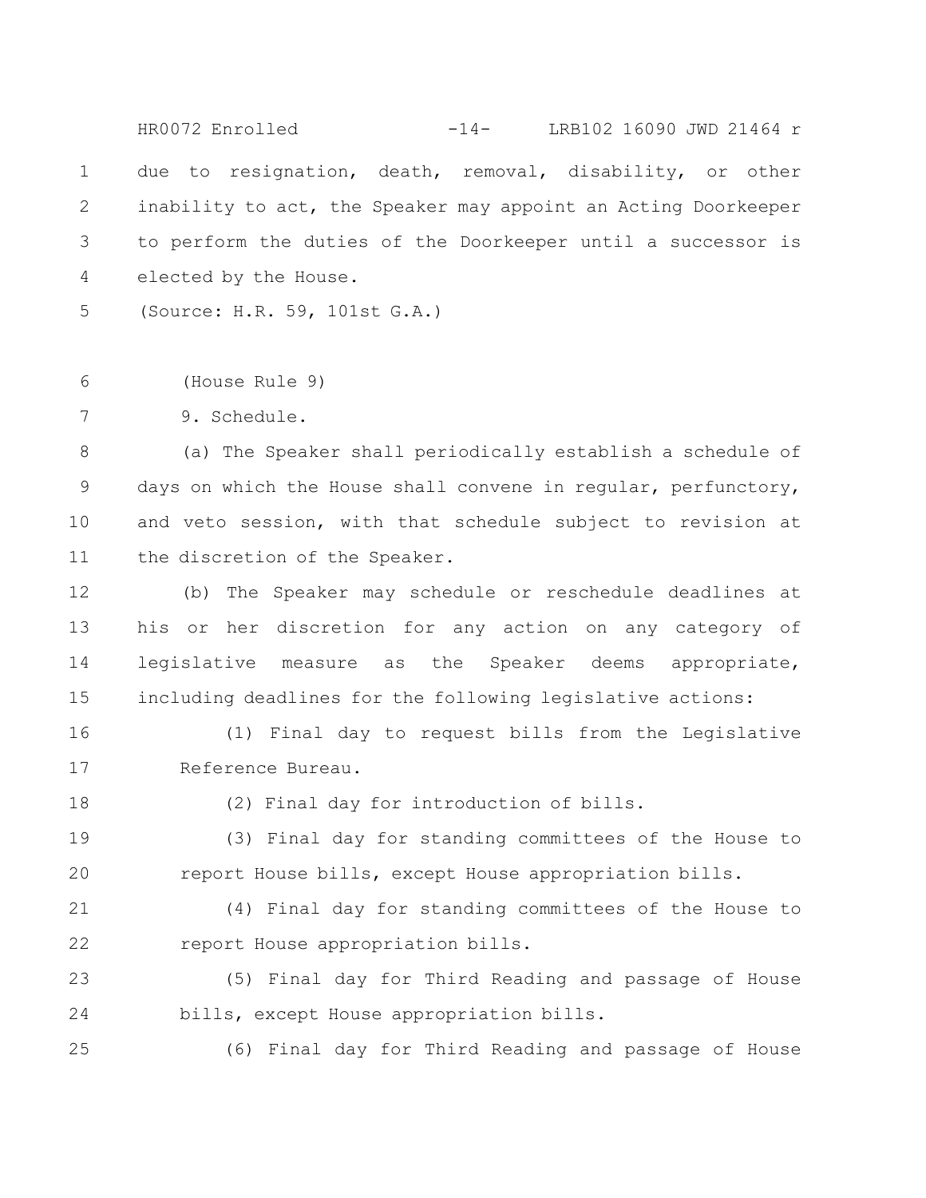due to resignation, death, removal, disability, or other inability to act, the Speaker may appoint an Acting Doorkeeper to perform the duties of the Doorkeeper until a successor is elected by the House.

(Source: H.R. 59, 101st G.A.)

(House Rule 9)

9. Schedule.

(a) The Speaker shall periodically establish a schedule of days on which the House shall convene in regular, perfunctory, and veto session, with that schedule subject to revision at the discretion of the Speaker.

(b) The Speaker may schedule or reschedule deadlines at his or her discretion for any action on any category of legislative measure as the Speaker deems appropriate, including deadlines for the following legislative actions:

(1) Final day to request bills from the Legislative Reference Bureau.

(2) Final day for introduction of bills.

(3) Final day for standing committees of the House to report House bills, except House appropriation bills.

(4) Final day for standing committees of the House to report House appropriation bills.

(5) Final day for Third Reading and passage of House bills, except House appropriation bills.

(6) Final day for Third Reading and passage of House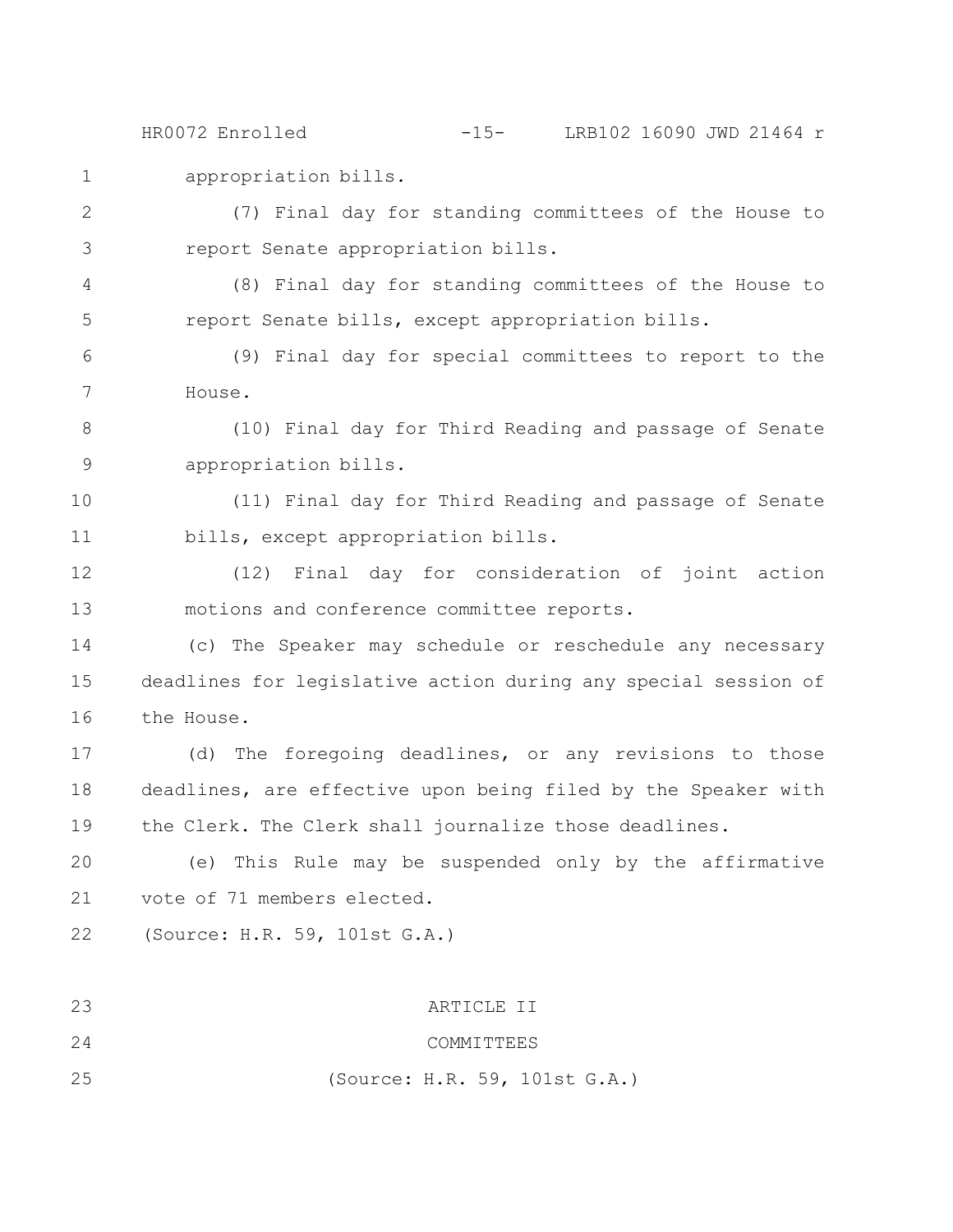appropriation bills.

(7) Final day for standing committees of the House to report Senate appropriation bills.

(8) Final day for standing committees of the House to report Senate bills, except appropriation bills.

(9) Final day for special committees to report to the House.

(10) Final day for Third Reading and passage of Senate appropriation bills.

(11) Final day for Third Reading and passage of Senate bills, except appropriation bills.

(12) Final day for consideration of joint action motions and conference committee reports.

(c) The Speaker may schedule or reschedule any necessary deadlines for legislative action during any special session of the House.

(d) The foregoing deadlines, or any revisions to those deadlines, are effective upon being filed by the Speaker with the Clerk. The Clerk shall journalize those deadlines.

(e) This Rule may be suspended only by the affirmative vote of 71 members elected.

(Source: H.R. 59, 101st G.A.)

## ARTICLE II
## COMMITTEES

(Source: H.R. 59, 101st G.A.)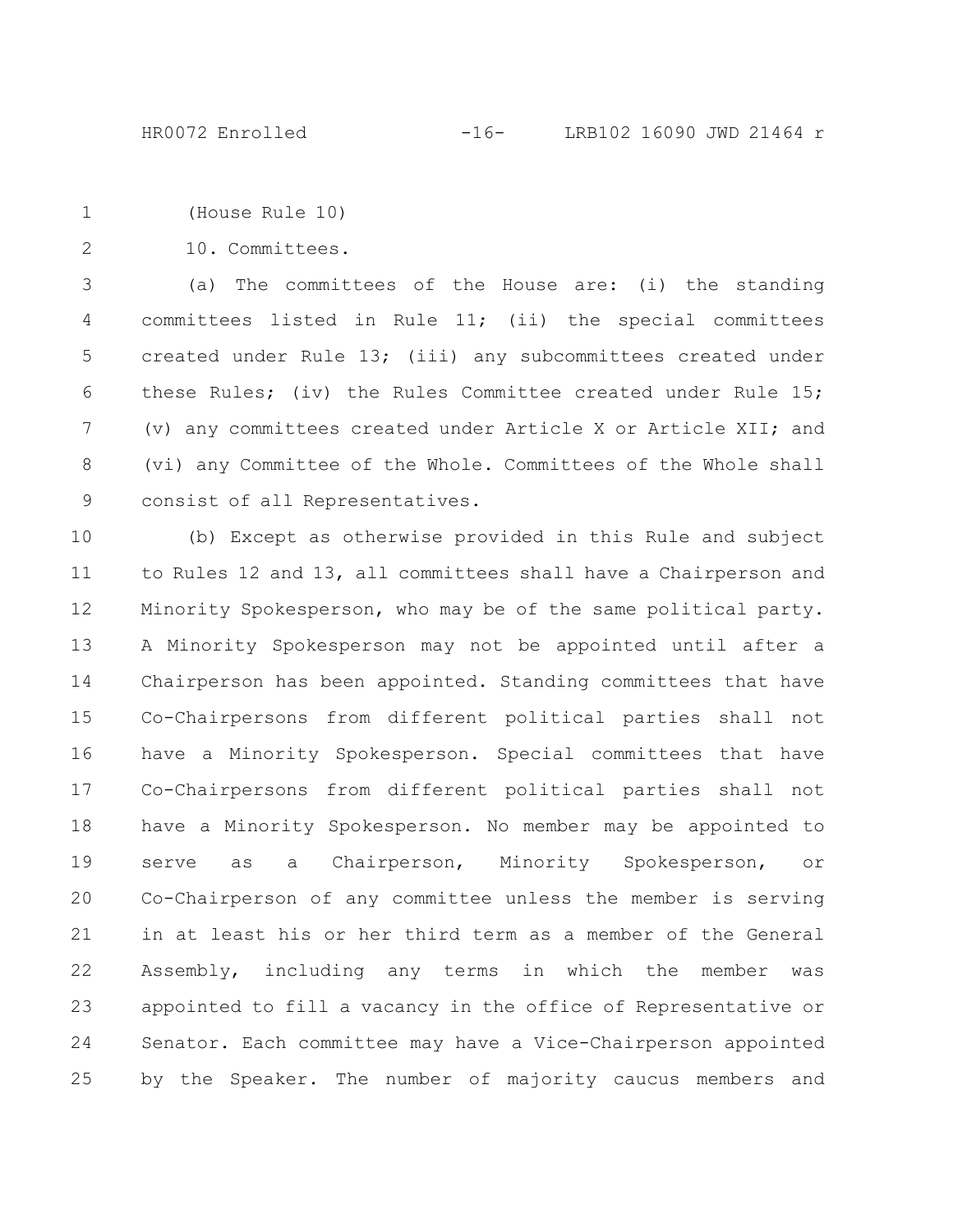(House Rule 10)

10. Committees.

(a) The committees of the House are: (i) the standing committees listed in Rule 11; (ii) the special committees created under Rule 13; (iii) any subcommittees created under these Rules; (iv) the Rules Committee created under Rule 15; (v) any committees created under Article X or Article XII; and (vi) any Committee of the Whole. Committees of the Whole shall consist of all Representatives.

(b) Except as otherwise provided in this Rule and subject to Rules 12 and 13, all committees shall have a Chairperson and Minority Spokesperson, who may be of the same political party. A Minority Spokesperson may not be appointed until after a Chairperson has been appointed. Standing committees that have Co-Chairpersons from different political parties shall not have a Minority Spokesperson. Special committees that have Co-Chairpersons from different political parties shall not have a Minority Spokesperson. No member may be appointed to serve as a Chairperson, Minority Spokesperson, or Co-Chairperson of any committee unless the member is serving in at least his or her third term as a member of the General Assembly, including any terms in which the member was appointed to fill a vacancy in the office of Representative or Senator. Each committee may have a Vice-Chairperson appointed by the Speaker. The number of majority caucus members and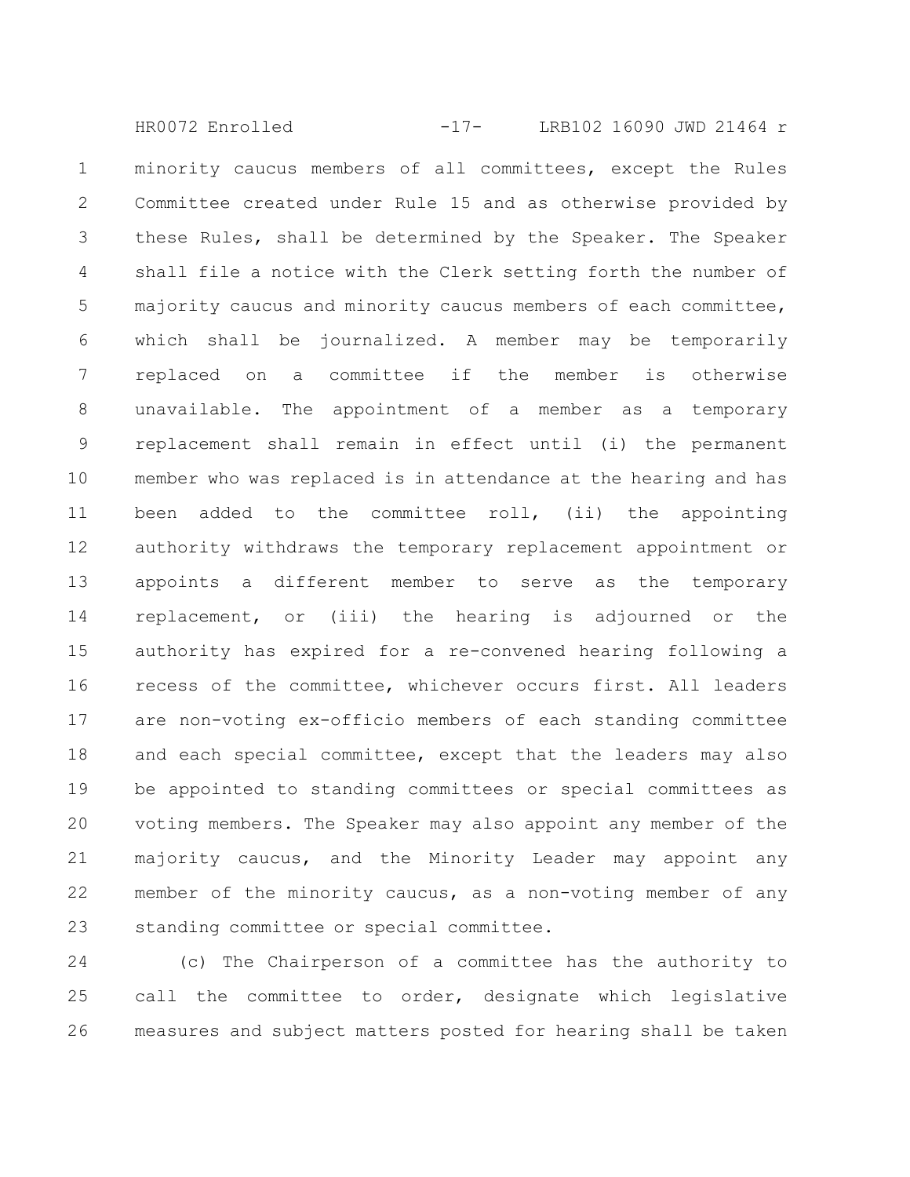minority caucus members of all committees, except the Rules Committee created under Rule 15 and as otherwise provided by these Rules, shall be determined by the Speaker. The Speaker shall file a notice with the Clerk setting forth the number of majority caucus and minority caucus members of each committee, which shall be journalized. A member may be temporarily replaced on a committee if the member is otherwise unavailable. The appointment of a member as a temporary replacement shall remain in effect until (i) the permanent member who was replaced is in attendance at the hearing and has been added to the committee roll, (ii) the appointing authority withdraws the temporary replacement appointment or appoints a different member to serve as the temporary replacement, or (iii) the hearing is adjourned or the authority has expired for a re-convened hearing following a recess of the committee, whichever occurs first. All leaders are non-voting ex-officio members of each standing committee and each special committee, except that the leaders may also be appointed to standing committees or special committees as voting members. The Speaker may also appoint any member of the majority caucus, and the Minority Leader may appoint any member of the minority caucus, as a non-voting member of any standing committee or special committee.

(c) The Chairperson of a committee has the authority to call the committee to order, designate which legislative measures and subject matters posted for hearing shall be taken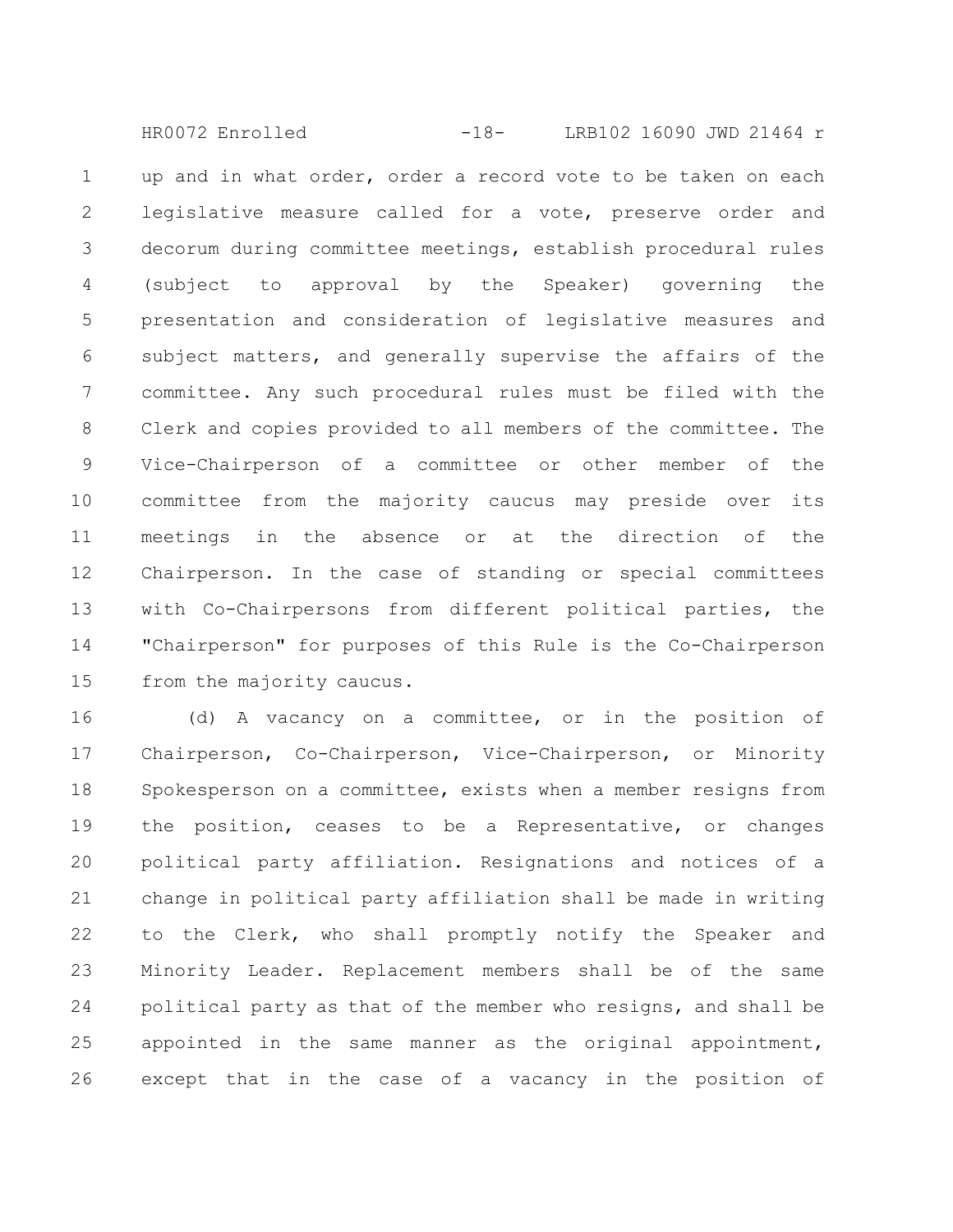up and in what order, order a record vote to be taken on each legislative measure called for a vote, preserve order and decorum during committee meetings, establish procedural rules (subject to approval by the Speaker) governing the presentation and consideration of legislative measures and subject matters, and generally supervise the affairs of the committee. Any such procedural rules must be filed with the Clerk and copies provided to all members of the committee. The Vice-Chairperson of a committee or other member of the committee from the majority caucus may preside over its meetings in the absence or at the direction of the Chairperson. In the case of standing or special committees with Co-Chairpersons from different political parties, the "Chairperson" for purposes of this Rule is the Co-Chairperson from the majority caucus.

(d) A vacancy on a committee, or in the position of Chairperson, Co-Chairperson, Vice-Chairperson, or Minority Spokesperson on a committee, exists when a member resigns from the position, ceases to be a Representative, or changes political party affiliation. Resignations and notices of a change in political party affiliation shall be made in writing to the Clerk, who shall promptly notify the Speaker and Minority Leader. Replacement members shall be of the same political party as that of the member who resigns, and shall be appointed in the same manner as the original appointment, except that in the case of a vacancy in the position of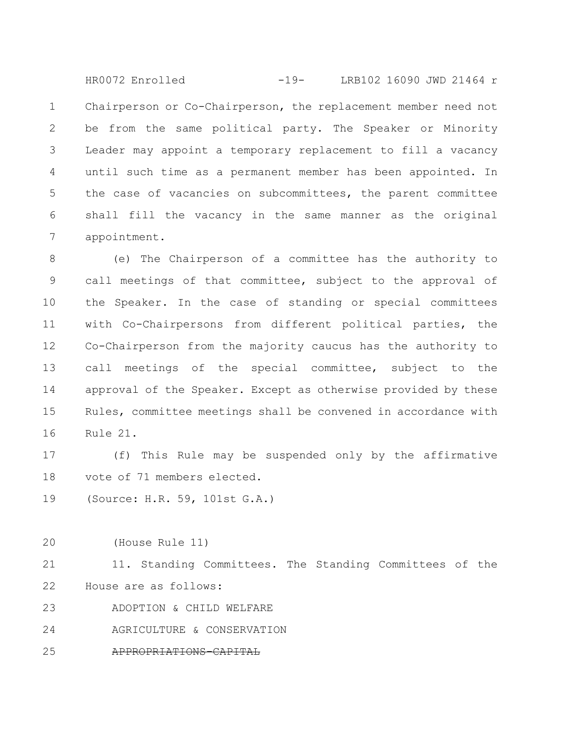Chairperson or Co-Chairperson, the replacement member need not be from the same political party. The Speaker or Minority Leader may appoint a temporary replacement to fill a vacancy until such time as a permanent member has been appointed. In the case of vacancies on subcommittees, the parent committee shall fill the vacancy in the same manner as the original appointment.

(e) The Chairperson of a committee has the authority to call meetings of that committee, subject to the approval of the Speaker. In the case of standing or special committees with Co-Chairpersons from different political parties, the Co-Chairperson from the majority caucus has the authority to call meetings of the special committee, subject to the approval of the Speaker. Except as otherwise provided by these Rules, committee meetings shall be convened in accordance with Rule 21.

(f) This Rule may be suspended only by the affirmative vote of 71 members elected.

(Source: H.R. 59, 101st G.A.)

(House Rule 11)

11. Standing Committees. The Standing Committees of the House are as follows:

ADOPTION & CHILD WELFARE

AGRICULTURE & CONSERVATION

~~APPROPRIATIONS-CAPITAL~~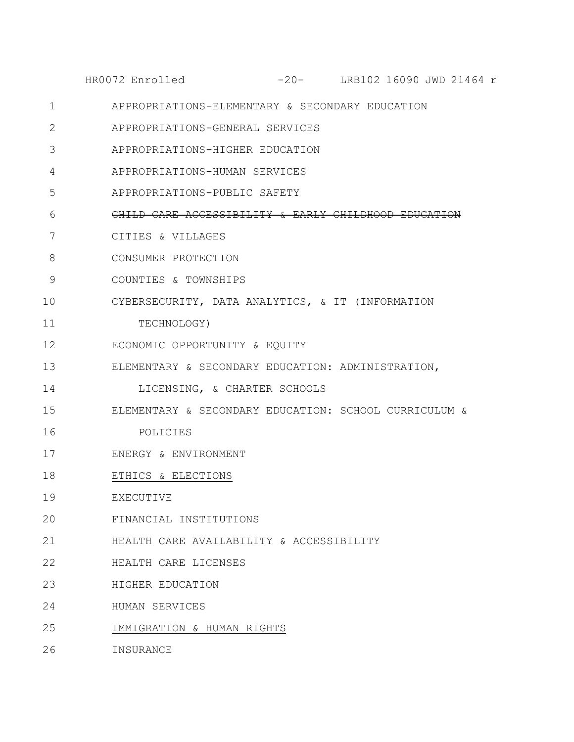APPROPRIATIONS-ELEMENTARY & SECONDARY EDUCATION

APPROPRIATIONS-GENERAL SERVICES

APPROPRIATIONS-HIGHER EDUCATION

APPROPRIATIONS-HUMAN SERVICES

APPROPRIATIONS-PUBLIC SAFETY

~~CHILD CARE ACCESSIBILITY & EARLY CHILDHOOD EDUCATION~~

CITIES & VILLAGES

CONSUMER PROTECTION

COUNTIES & TOWNSHIPS

CYBERSECURITY, DATA ANALYTICS, & IT (INFORMATION TECHNOLOGY)

ECONOMIC OPPORTUNITY & EQUITY

ELEMENTARY & SECONDARY EDUCATION: ADMINISTRATION, LICENSING, & CHARTER SCHOOLS

ELEMENTARY & SECONDARY EDUCATION: SCHOOL CURRICULUM & POLICIES

ENERGY & ENVIRONMENT

<u>ETHICS & ELECTIONS</u>

EXECUTIVE

FINANCIAL INSTITUTIONS

HEALTH CARE AVAILABILITY & ACCESSIBILITY

HEALTH CARE LICENSES

HIGHER EDUCATION

HUMAN SERVICES

<u>IMMIGRATION & HUMAN RIGHTS</u>

INSURANCE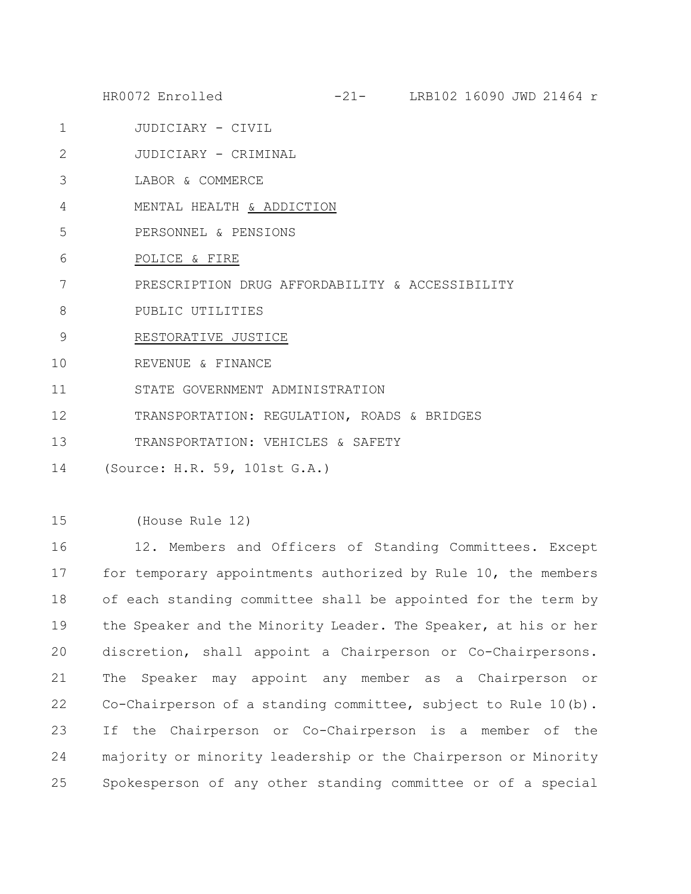JUDICIARY - CIVIL

JUDICIARY - CRIMINAL

LABOR & COMMERCE

MENTAL HEALTH <u>& ADDICTION</u>

PERSONNEL & PENSIONS

<u>POLICE & FIRE</u>

PRESCRIPTION DRUG AFFORDABILITY & ACCESSIBILITY

PUBLIC UTILITIES

<u>RESTORATIVE JUSTICE</u>

REVENUE & FINANCE

STATE GOVERNMENT ADMINISTRATION

TRANSPORTATION: REGULATION, ROADS & BRIDGES

TRANSPORTATION: VEHICLES & SAFETY

(Source: H.R. 59, 101st G.A.)

(House Rule 12)

12. Members and Officers of Standing Committees. Except for temporary appointments authorized by Rule 10, the members of each standing committee shall be appointed for the term by the Speaker and the Minority Leader. The Speaker, at his or her discretion, shall appoint a Chairperson or Co-Chairpersons. The Speaker may appoint any member as a Chairperson or Co-Chairperson of a standing committee, subject to Rule 10(b). If the Chairperson or Co-Chairperson is a member of the majority or minority leadership or the Chairperson or Minority Spokesperson of any other standing committee or of a special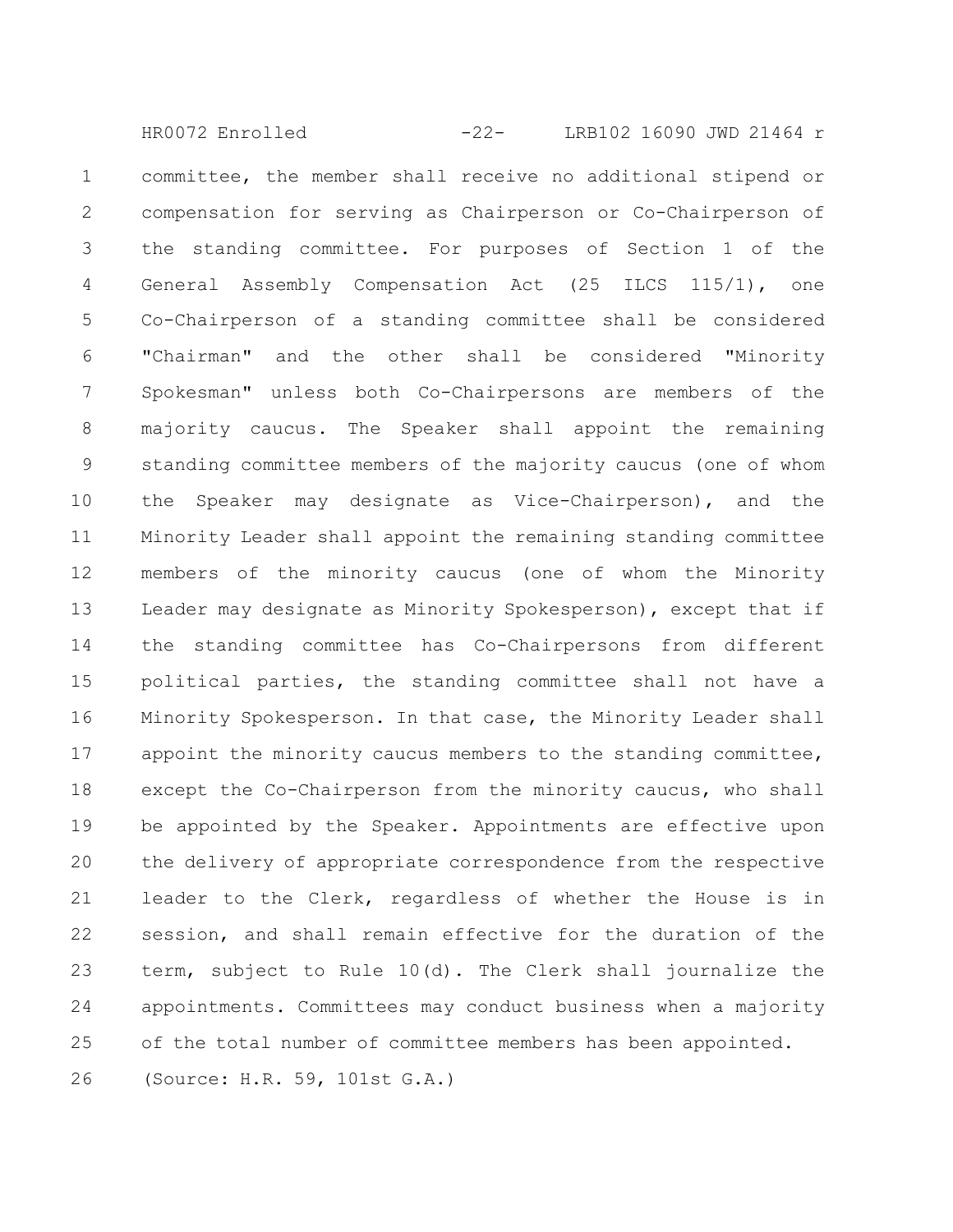committee, the member shall receive no additional stipend or compensation for serving as Chairperson or Co-Chairperson of the standing committee. For purposes of Section 1 of the General Assembly Compensation Act (25 ILCS 115/1), one Co-Chairperson of a standing committee shall be considered "Chairman" and the other shall be considered "Minority Spokesman" unless both Co-Chairpersons are members of the majority caucus. The Speaker shall appoint the remaining standing committee members of the majority caucus (one of whom the Speaker may designate as Vice-Chairperson), and the Minority Leader shall appoint the remaining standing committee members of the minority caucus (one of whom the Minority Leader may designate as Minority Spokesperson), except that if the standing committee has Co-Chairpersons from different political parties, the standing committee shall not have a Minority Spokesperson. In that case, the Minority Leader shall appoint the minority caucus members to the standing committee, except the Co-Chairperson from the minority caucus, who shall be appointed by the Speaker. Appointments are effective upon the delivery of appropriate correspondence from the respective leader to the Clerk, regardless of whether the House is in session, and shall remain effective for the duration of the term, subject to Rule 10(d). The Clerk shall journalize the appointments. Committees may conduct business when a majority of the total number of committee members has been appointed.

(Source: H.R. 59, 101st G.A.)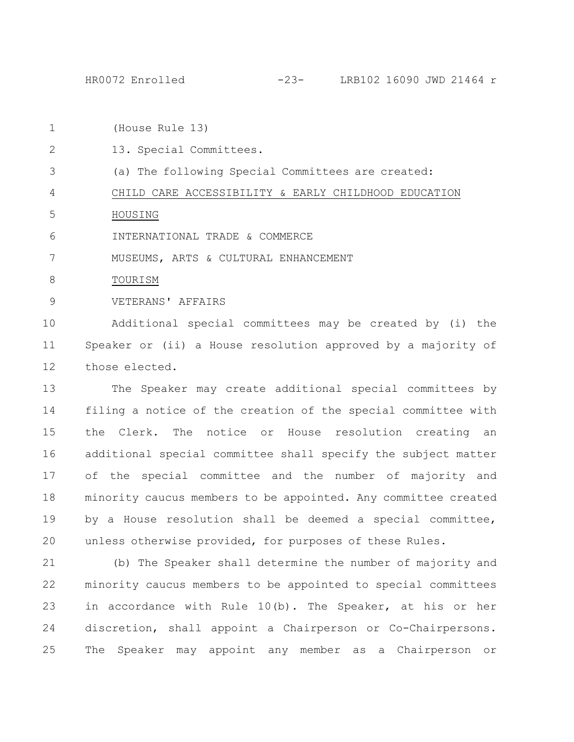(House Rule 13)

13. Special Committees.

(a) The following Special Committees are created:

<u>CHILD CARE ACCESSIBILITY & EARLY CHILDHOOD EDUCATION</u>

<u>HOUSING</u>

INTERNATIONAL TRADE & COMMERCE

MUSEUMS, ARTS & CULTURAL ENHANCEMENT

<u>TOURISM</u>

VETERANS' AFFAIRS

Additional special committees may be created by (i) the Speaker or (ii) a House resolution approved by a majority of those elected.

The Speaker may create additional special committees by filing a notice of the creation of the special committee with the Clerk. The notice or House resolution creating an additional special committee shall specify the subject matter of the special committee and the number of majority and minority caucus members to be appointed. Any committee created by a House resolution shall be deemed a special committee, unless otherwise provided, for purposes of these Rules.

(b) The Speaker shall determine the number of majority and minority caucus members to be appointed to special committees in accordance with Rule 10(b). The Speaker, at his or her discretion, shall appoint a Chairperson or Co-Chairpersons. The Speaker may appoint any member as a Chairperson or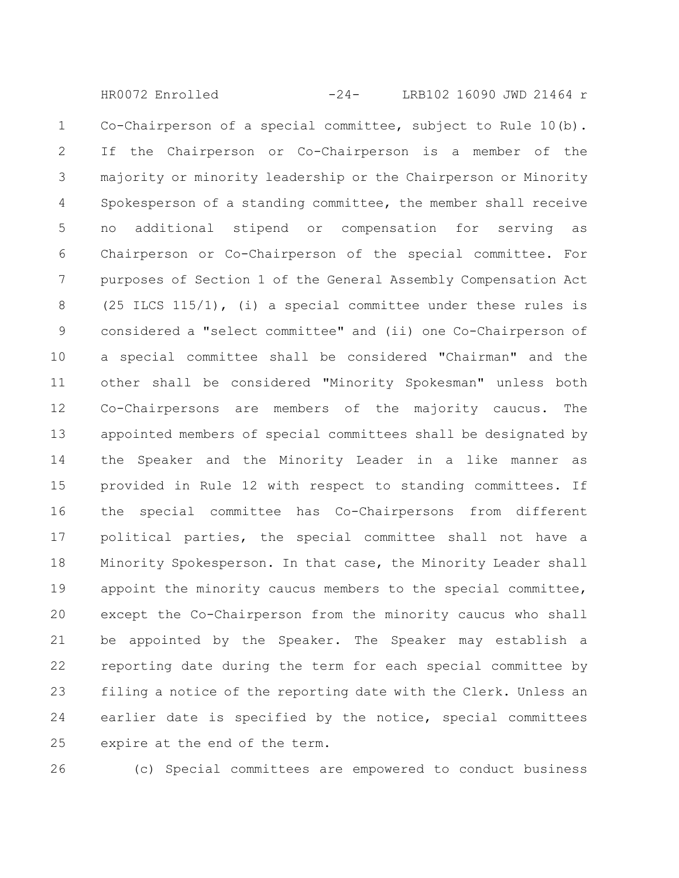Co-Chairperson of a special committee, subject to Rule 10(b). If the Chairperson or Co-Chairperson is a member of the majority or minority leadership or the Chairperson or Minority Spokesperson of a standing committee, the member shall receive no additional stipend or compensation for serving as Chairperson or Co-Chairperson of the special committee. For purposes of Section 1 of the General Assembly Compensation Act (25 ILCS 115/1), (i) a special committee under these rules is considered a "select committee" and (ii) one Co-Chairperson of a special committee shall be considered "Chairman" and the other shall be considered "Minority Spokesman" unless both Co-Chairpersons are members of the majority caucus. The appointed members of special committees shall be designated by the Speaker and the Minority Leader in a like manner as provided in Rule 12 with respect to standing committees. If the special committee has Co-Chairpersons from different political parties, the special committee shall not have a Minority Spokesperson. In that case, the Minority Leader shall appoint the minority caucus members to the special committee, except the Co-Chairperson from the minority caucus who shall be appointed by the Speaker. The Speaker may establish a reporting date during the term for each special committee by filing a notice of the reporting date with the Clerk. Unless an earlier date is specified by the notice, special committees expire at the end of the term.

(c) Special committees are empowered to conduct business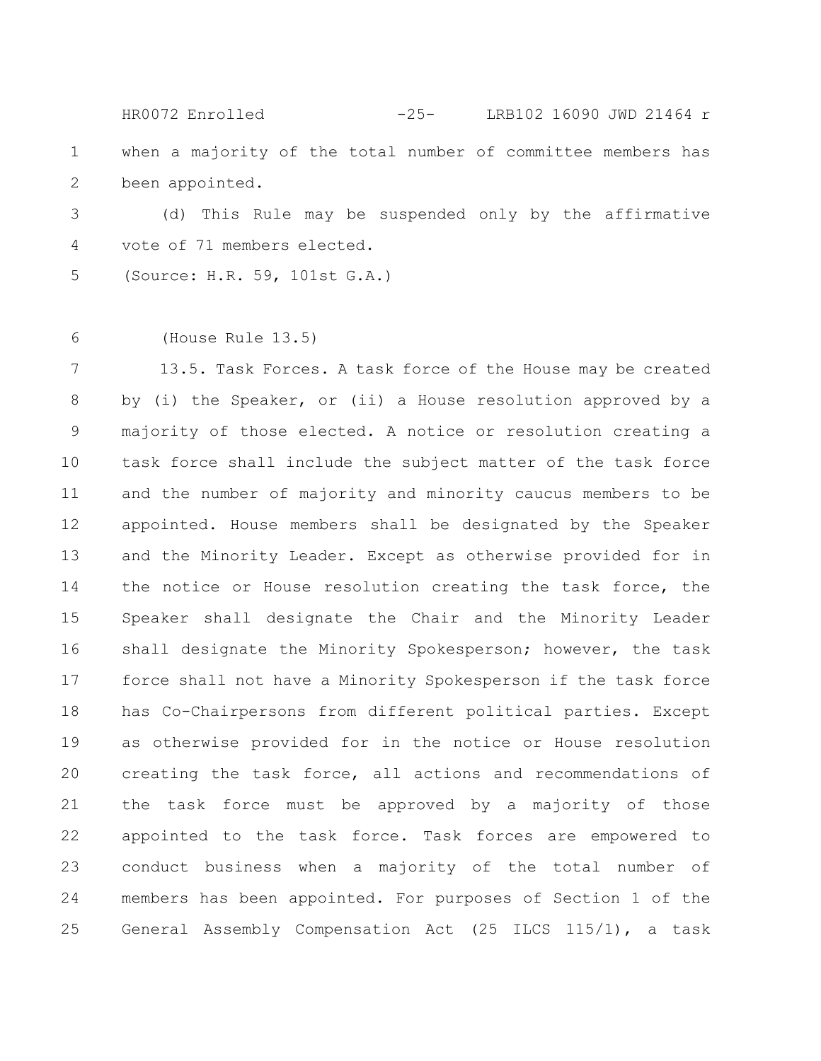when a majority of the total number of committee members has been appointed.

(d) This Rule may be suspended only by the affirmative vote of 71 members elected.

(Source: H.R. 59, 101st G.A.)

(House Rule 13.5)

13.5. Task Forces. A task force of the House may be created by (i) the Speaker, or (ii) a House resolution approved by a majority of those elected. A notice or resolution creating a task force shall include the subject matter of the task force and the number of majority and minority caucus members to be appointed. House members shall be designated by the Speaker and the Minority Leader. Except as otherwise provided for in the notice or House resolution creating the task force, the Speaker shall designate the Chair and the Minority Leader shall designate the Minority Spokesperson; however, the task force shall not have a Minority Spokesperson if the task force has Co-Chairpersons from different political parties. Except as otherwise provided for in the notice or House resolution creating the task force, all actions and recommendations of the task force must be approved by a majority of those appointed to the task force. Task forces are empowered to conduct business when a majority of the total number of members has been appointed. For purposes of Section 1 of the General Assembly Compensation Act (25 ILCS 115/1), a task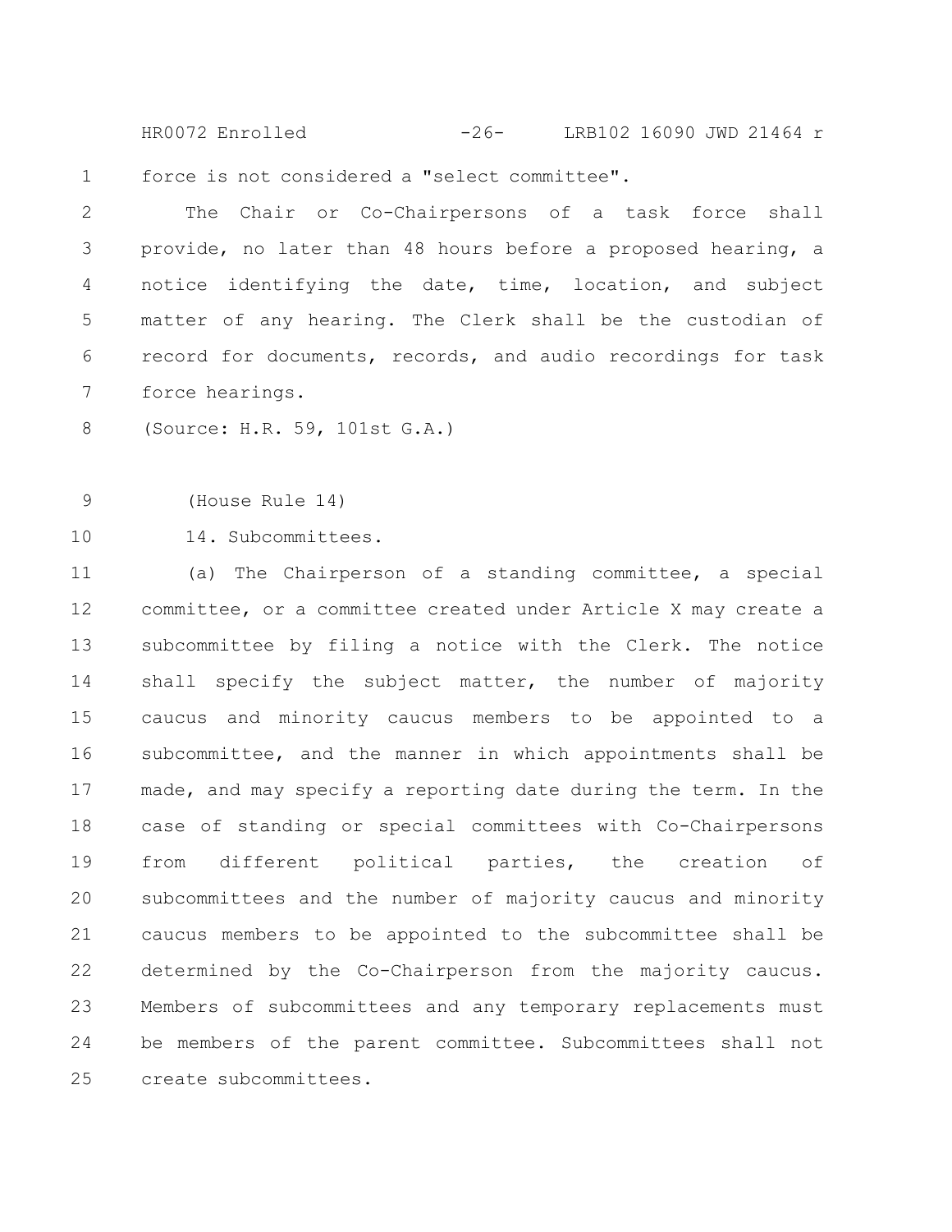force is not considered a "select committee".

The Chair or Co-Chairpersons of a task force shall provide, no later than 48 hours before a proposed hearing, a notice identifying the date, time, location, and subject matter of any hearing. The Clerk shall be the custodian of record for documents, records, and audio recordings for task force hearings.

(Source: H.R. 59, 101st G.A.)

(House Rule 14)

14. Subcommittees.

(a) The Chairperson of a standing committee, a special committee, or a committee created under Article X may create a subcommittee by filing a notice with the Clerk. The notice shall specify the subject matter, the number of majority caucus and minority caucus members to be appointed to a subcommittee, and the manner in which appointments shall be made, and may specify a reporting date during the term. In the case of standing or special committees with Co-Chairpersons from different political parties, the creation of subcommittees and the number of majority caucus and minority caucus members to be appointed to the subcommittee shall be determined by the Co-Chairperson from the majority caucus. Members of subcommittees and any temporary replacements must be members of the parent committee. Subcommittees shall not create subcommittees.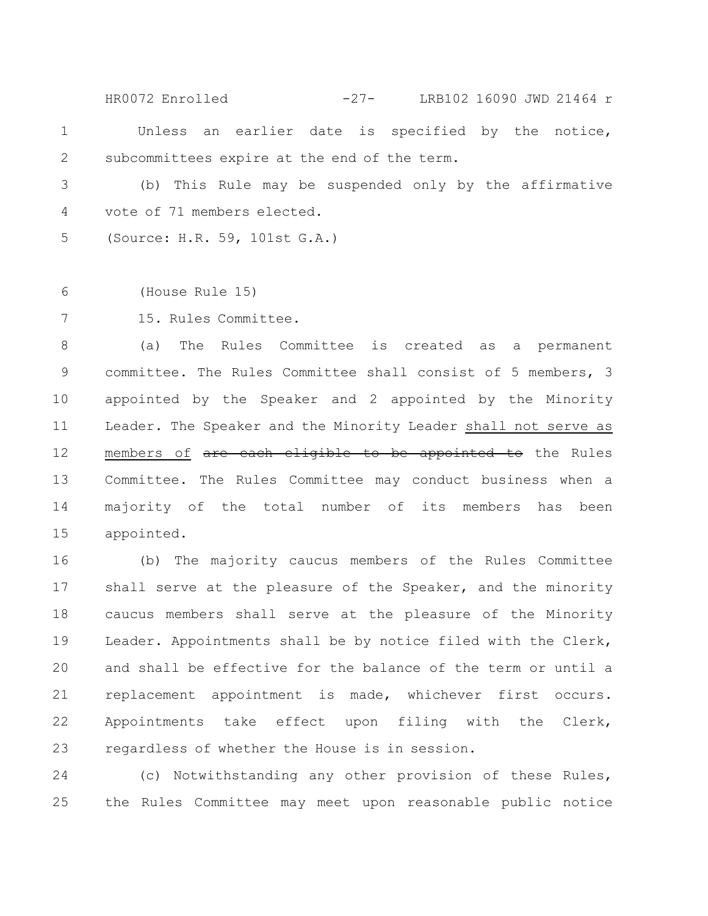Unless an earlier date is specified by the notice, subcommittees expire at the end of the term.

(b) This Rule may be suspended only by the affirmative vote of 71 members elected.

(Source: H.R. 59, 101st G.A.)

(House Rule 15)

15. Rules Committee.

(a) The Rules Committee is created as a permanent committee. The Rules Committee shall consist of 5 members, 3 appointed by the Speaker and 2 appointed by the Minority Leader. The Speaker and the Minority Leader <u>shall not serve as members of</u> ~~are each eligible to be appointed to~~ the Rules Committee. The Rules Committee may conduct business when a majority of the total number of its members has been appointed.

(b) The majority caucus members of the Rules Committee shall serve at the pleasure of the Speaker, and the minority caucus members shall serve at the pleasure of the Minority Leader. Appointments shall be by notice filed with the Clerk, and shall be effective for the balance of the term or until a replacement appointment is made, whichever first occurs. Appointments take effect upon filing with the Clerk, regardless of whether the House is in session.

(c) Notwithstanding any other provision of these Rules, the Rules Committee may meet upon reasonable public notice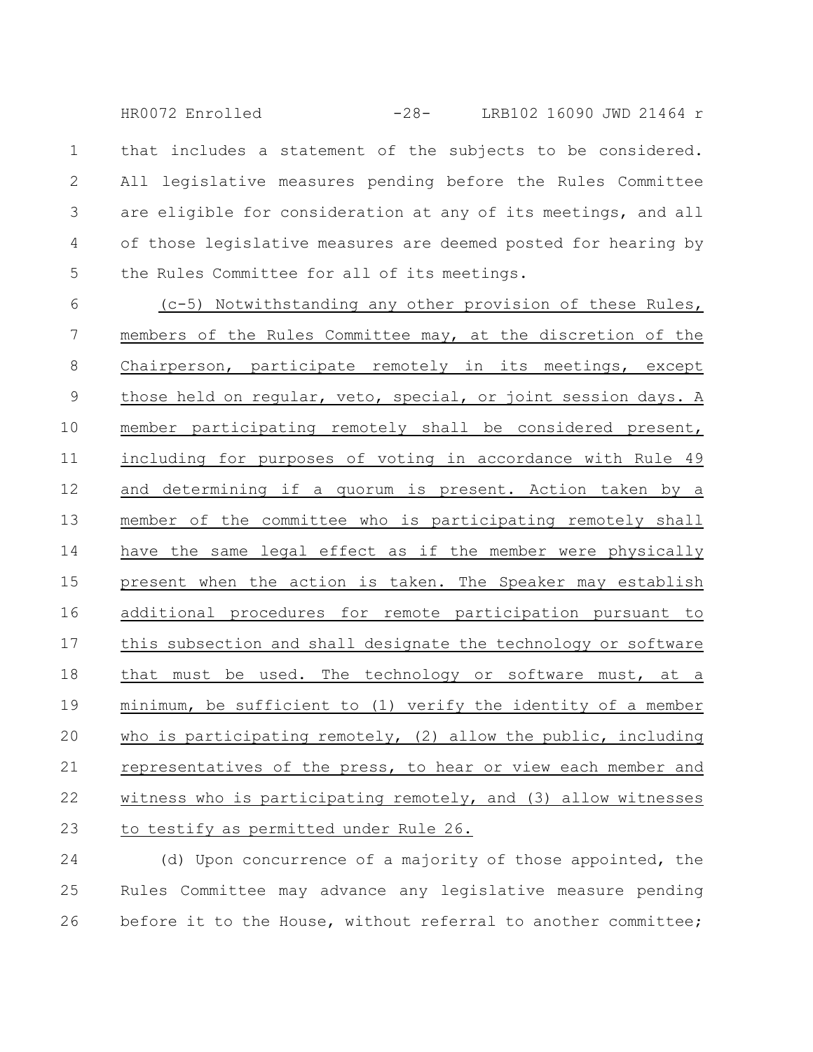that includes a statement of the subjects to be considered. All legislative measures pending before the Rules Committee are eligible for consideration at any of its meetings, and all of those legislative measures are deemed posted for hearing by the Rules Committee for all of its meetings.

(c-5) Notwithstanding any other provision of these Rules, members of the Rules Committee may, at the discretion of the Chairperson, participate remotely in its meetings, except those held on regular, veto, special, or joint session days. A member participating remotely shall be considered present, including for purposes of voting in accordance with Rule 49 and determining if a quorum is present. Action taken by a member of the committee who is participating remotely shall have the same legal effect as if the member were physically present when the action is taken. The Speaker may establish additional procedures for remote participation pursuant to this subsection and shall designate the technology or software that must be used. The technology or software must, at a minimum, be sufficient to (1) verify the identity of a member who is participating remotely, (2) allow the public, including representatives of the press, to hear or view each member and witness who is participating remotely, and (3) allow witnesses to testify as permitted under Rule 26.

(d) Upon concurrence of a majority of those appointed, the Rules Committee may advance any legislative measure pending before it to the House, without referral to another committee;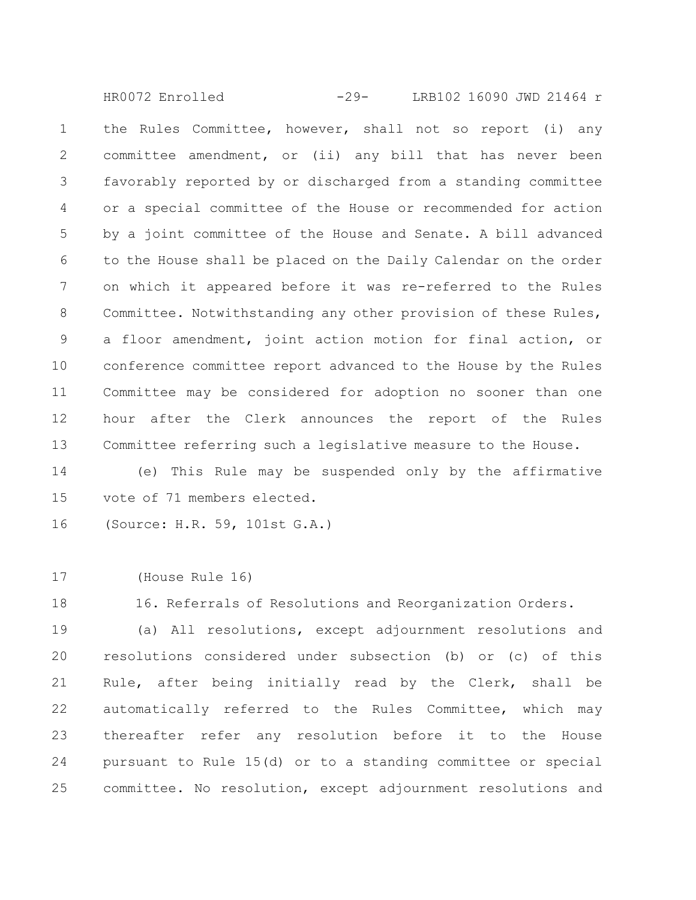the Rules Committee, however, shall not so report (i) any committee amendment, or (ii) any bill that has never been favorably reported by or discharged from a standing committee or a special committee of the House or recommended for action by a joint committee of the House and Senate. A bill advanced to the House shall be placed on the Daily Calendar on the order on which it appeared before it was re-referred to the Rules Committee. Notwithstanding any other provision of these Rules, a floor amendment, joint action motion for final action, or conference committee report advanced to the House by the Rules Committee may be considered for adoption no sooner than one hour after the Clerk announces the report of the Rules Committee referring such a legislative measure to the House.

(e) This Rule may be suspended only by the affirmative vote of 71 members elected.

(Source: H.R. 59, 101st G.A.)

(House Rule 16)

16. Referrals of Resolutions and Reorganization Orders.

(a) All resolutions, except adjournment resolutions and resolutions considered under subsection (b) or (c) of this Rule, after being initially read by the Clerk, shall be automatically referred to the Rules Committee, which may thereafter refer any resolution before it to the House pursuant to Rule 15(d) or to a standing committee or special committee. No resolution, except adjournment resolutions and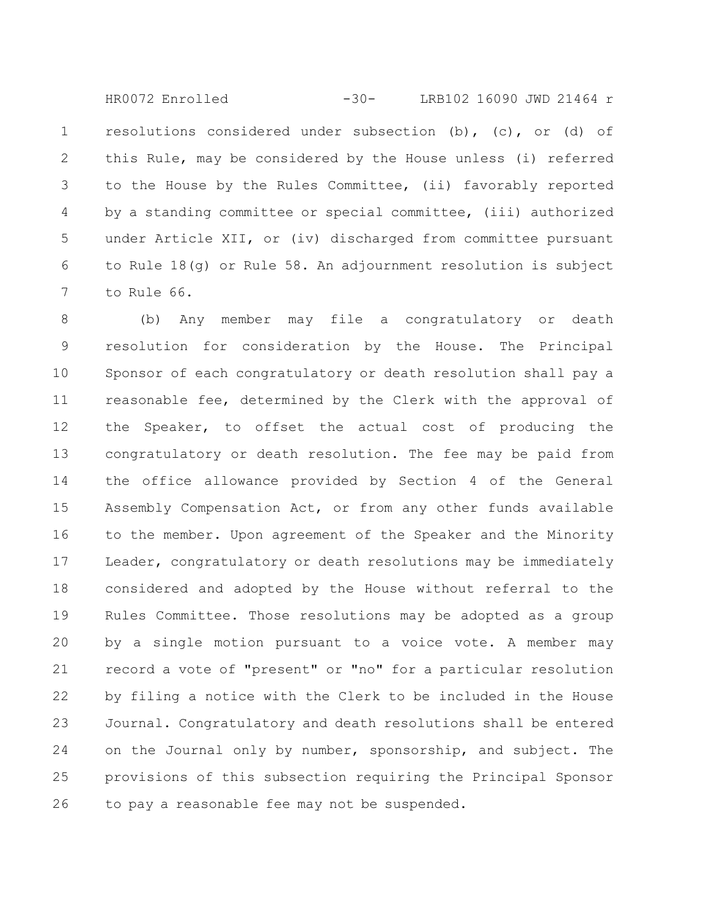resolutions considered under subsection (b), (c), or (d) of this Rule, may be considered by the House unless (i) referred to the House by the Rules Committee, (ii) favorably reported by a standing committee or special committee, (iii) authorized under Article XII, or (iv) discharged from committee pursuant to Rule 18(g) or Rule 58. An adjournment resolution is subject to Rule 66.

(b) Any member may file a congratulatory or death resolution for consideration by the House. The Principal Sponsor of each congratulatory or death resolution shall pay a reasonable fee, determined by the Clerk with the approval of the Speaker, to offset the actual cost of producing the congratulatory or death resolution. The fee may be paid from the office allowance provided by Section 4 of the General Assembly Compensation Act, or from any other funds available to the member. Upon agreement of the Speaker and the Minority Leader, congratulatory or death resolutions may be immediately considered and adopted by the House without referral to the Rules Committee. Those resolutions may be adopted as a group by a single motion pursuant to a voice vote. A member may record a vote of "present" or "no" for a particular resolution by filing a notice with the Clerk to be included in the House Journal. Congratulatory and death resolutions shall be entered on the Journal only by number, sponsorship, and subject. The provisions of this subsection requiring the Principal Sponsor to pay a reasonable fee may not be suspended.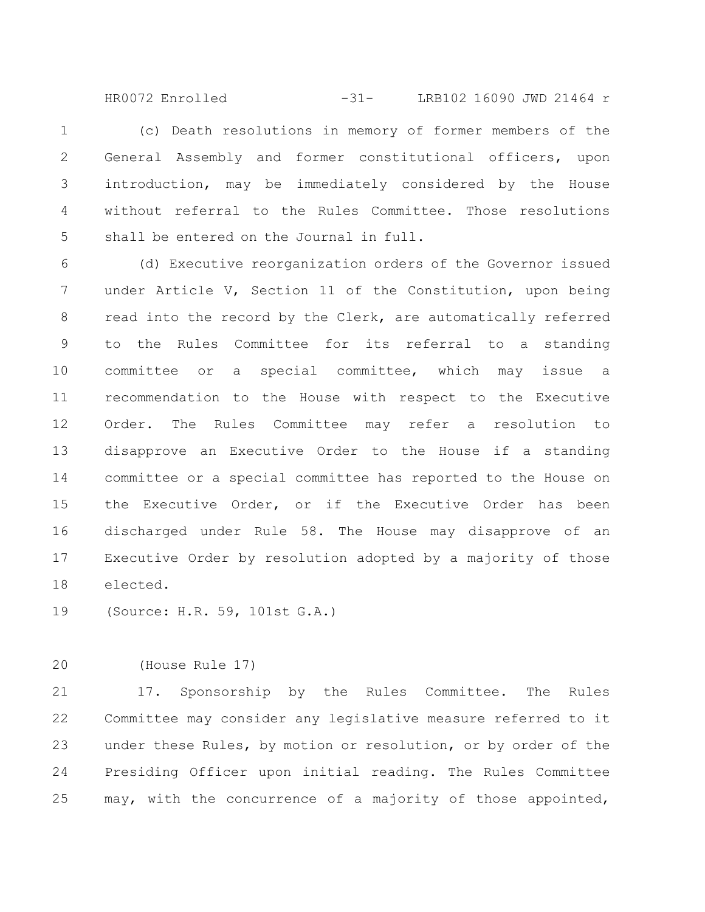(c) Death resolutions in memory of former members of the General Assembly and former constitutional officers, upon introduction, may be immediately considered by the House without referral to the Rules Committee. Those resolutions shall be entered on the Journal in full.

(d) Executive reorganization orders of the Governor issued under Article V, Section 11 of the Constitution, upon being read into the record by the Clerk, are automatically referred to the Rules Committee for its referral to a standing committee or a special committee, which may issue a recommendation to the House with respect to the Executive Order. The Rules Committee may refer a resolution to disapprove an Executive Order to the House if a standing committee or a special committee has reported to the House on the Executive Order, or if the Executive Order has been discharged under Rule 58. The House may disapprove of an Executive Order by resolution adopted by a majority of those elected.

(Source: H.R. 59, 101st G.A.)

(House Rule 17)

17. Sponsorship by the Rules Committee. The Rules Committee may consider any legislative measure referred to it under these Rules, by motion or resolution, or by order of the Presiding Officer upon initial reading. The Rules Committee may, with the concurrence of a majority of those appointed,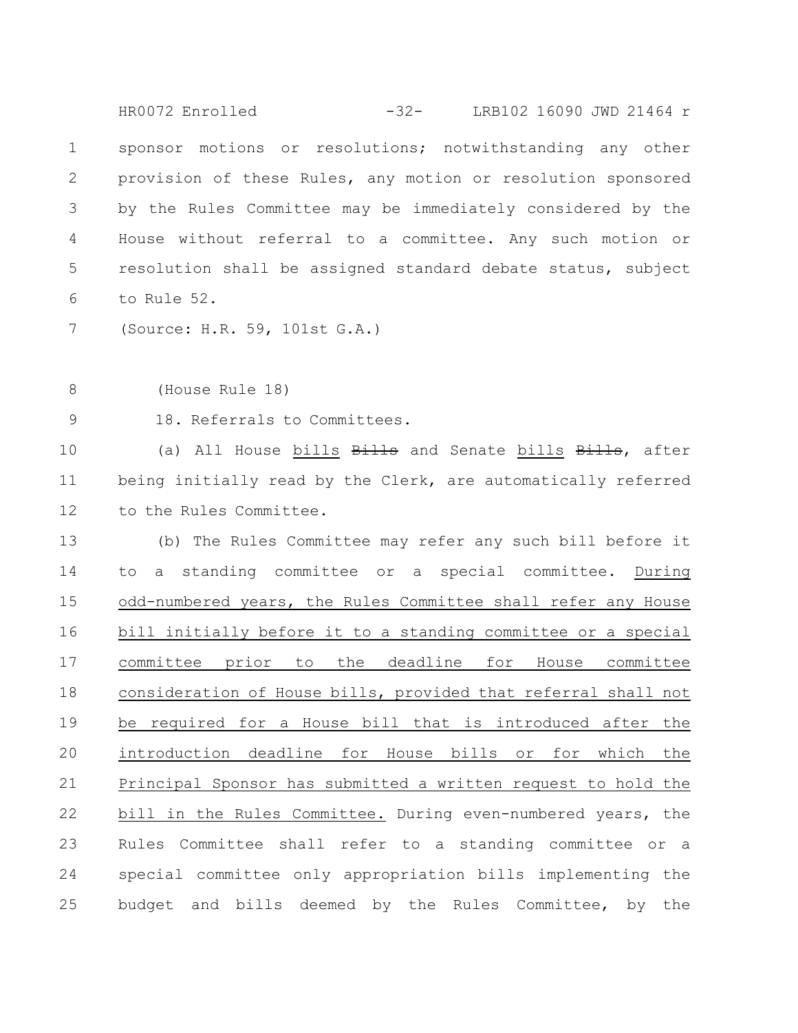sponsor motions or resolutions; notwithstanding any other provision of these Rules, any motion or resolution sponsored by the Rules Committee may be immediately considered by the House without referral to a committee. Any such motion or resolution shall be assigned standard debate status, subject to Rule 52.

(Source: H.R. 59, 101st G.A.)

(House Rule 18)

18. Referrals to Committees.

(a) All House <u>bills</u> ~~Bills~~ and Senate <u>bills</u> ~~Bills~~, after being initially read by the Clerk, are automatically referred to the Rules Committee.

(b) The Rules Committee may refer any such bill before it to a standing committee or a special committee. <u>During odd-numbered years, the Rules Committee shall refer any House bill initially before it to a standing committee or a special committee prior to the deadline for House committee consideration of House bills, provided that referral shall not be required for a House bill that is introduced after the introduction deadline for House bills or for which the Principal Sponsor has submitted a written request to hold the bill in the Rules Committee.</u> During even-numbered years, the Rules Committee shall refer to a standing committee or a special committee only appropriation bills implementing the budget and bills deemed by the Rules Committee, by the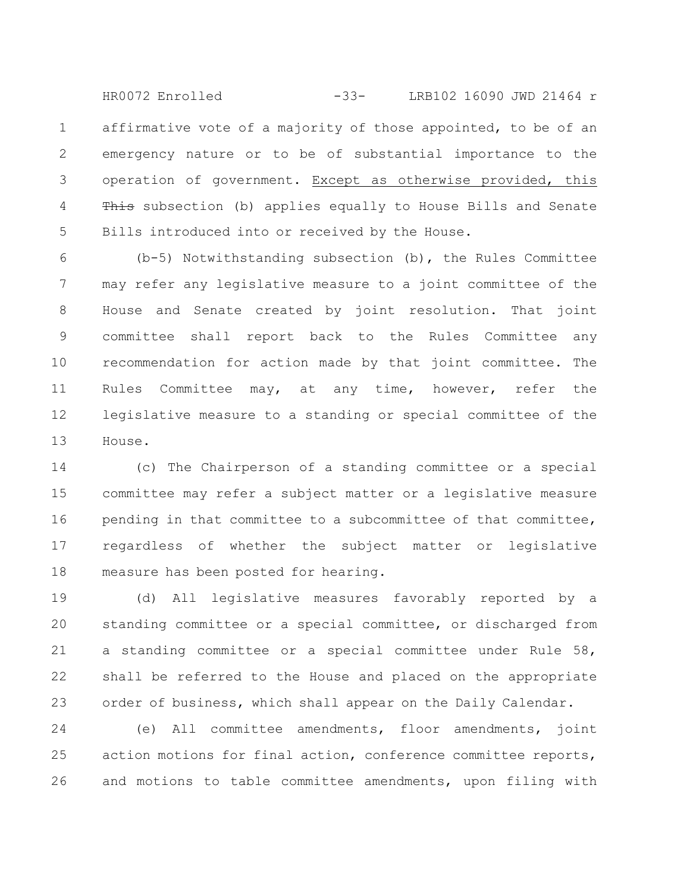affirmative vote of a majority of those appointed, to be of an emergency nature or to be of substantial importance to the operation of government. <u>Except as otherwise provided, this</u> ~~This~~ subsection (b) applies equally to House Bills and Senate Bills introduced into or received by the House.

(b-5) Notwithstanding subsection (b), the Rules Committee may refer any legislative measure to a joint committee of the House and Senate created by joint resolution. That joint committee shall report back to the Rules Committee any recommendation for action made by that joint committee. The Rules Committee may, at any time, however, refer the legislative measure to a standing or special committee of the House.

(c) The Chairperson of a standing committee or a special committee may refer a subject matter or a legislative measure pending in that committee to a subcommittee of that committee, regardless of whether the subject matter or legislative measure has been posted for hearing.

(d) All legislative measures favorably reported by a standing committee or a special committee, or discharged from a standing committee or a special committee under Rule 58, shall be referred to the House and placed on the appropriate order of business, which shall appear on the Daily Calendar.

(e) All committee amendments, floor amendments, joint action motions for final action, conference committee reports, and motions to table committee amendments, upon filing with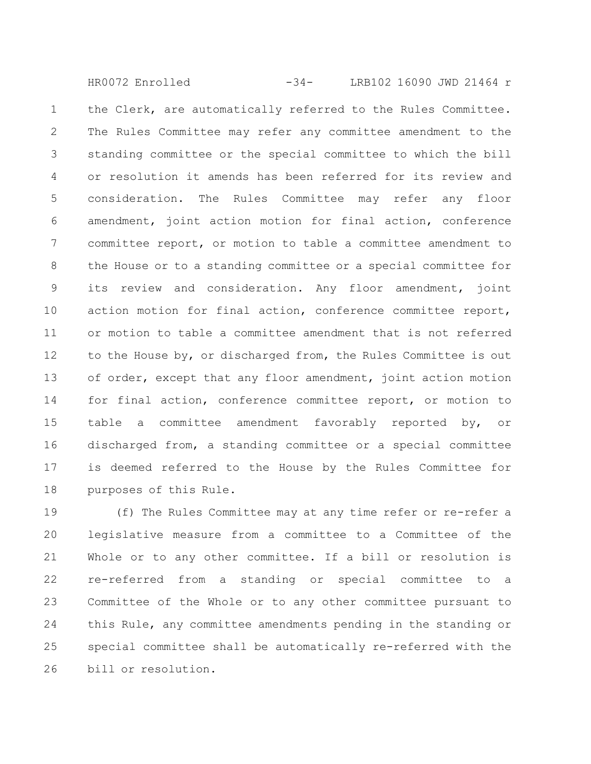the Clerk, are automatically referred to the Rules Committee. The Rules Committee may refer any committee amendment to the standing committee or the special committee to which the bill or resolution it amends has been referred for its review and consideration. The Rules Committee may refer any floor amendment, joint action motion for final action, conference committee report, or motion to table a committee amendment to the House or to a standing committee or a special committee for its review and consideration. Any floor amendment, joint action motion for final action, conference committee report, or motion to table a committee amendment that is not referred to the House by, or discharged from, the Rules Committee is out of order, except that any floor amendment, joint action motion for final action, conference committee report, or motion to table a committee amendment favorably reported by, or discharged from, a standing committee or a special committee is deemed referred to the House by the Rules Committee for purposes of this Rule.

(f) The Rules Committee may at any time refer or re-refer a legislative measure from a committee to a Committee of the Whole or to any other committee. If a bill or resolution is re-referred from a standing or special committee to a Committee of the Whole or to any other committee pursuant to this Rule, any committee amendments pending in the standing or special committee shall be automatically re-referred with the bill or resolution.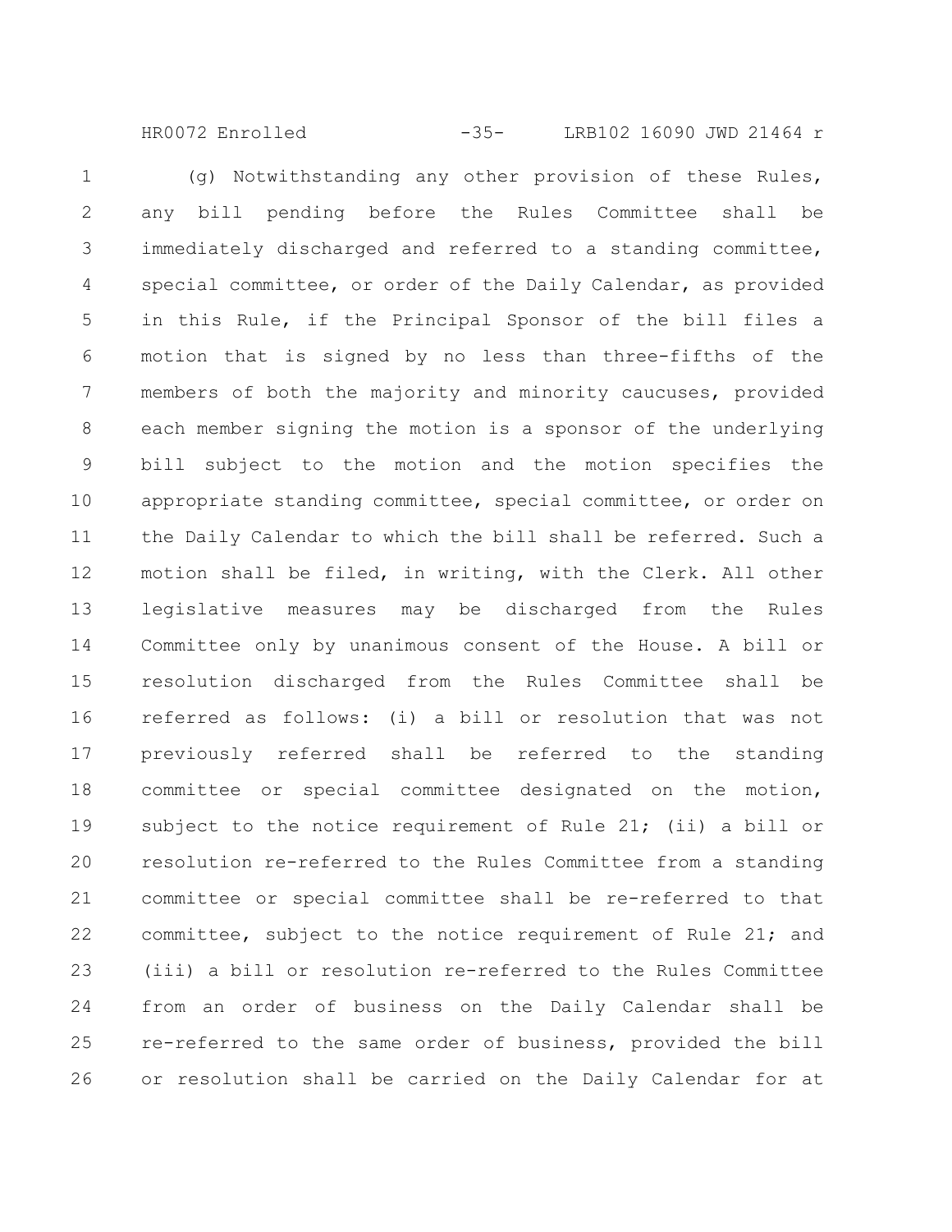(g) Notwithstanding any other provision of these Rules, any bill pending before the Rules Committee shall be immediately discharged and referred to a standing committee, special committee, or order of the Daily Calendar, as provided in this Rule, if the Principal Sponsor of the bill files a motion that is signed by no less than three-fifths of the members of both the majority and minority caucuses, provided each member signing the motion is a sponsor of the underlying bill subject to the motion and the motion specifies the appropriate standing committee, special committee, or order on the Daily Calendar to which the bill shall be referred. Such a motion shall be filed, in writing, with the Clerk. All other legislative measures may be discharged from the Rules Committee only by unanimous consent of the House. A bill or resolution discharged from the Rules Committee shall be referred as follows: (i) a bill or resolution that was not previously referred shall be referred to the standing committee or special committee designated on the motion, subject to the notice requirement of Rule 21; (ii) a bill or resolution re-referred to the Rules Committee from a standing committee or special committee shall be re-referred to that committee, subject to the notice requirement of Rule 21; and (iii) a bill or resolution re-referred to the Rules Committee from an order of business on the Daily Calendar shall be re-referred to the same order of business, provided the bill or resolution shall be carried on the Daily Calendar for at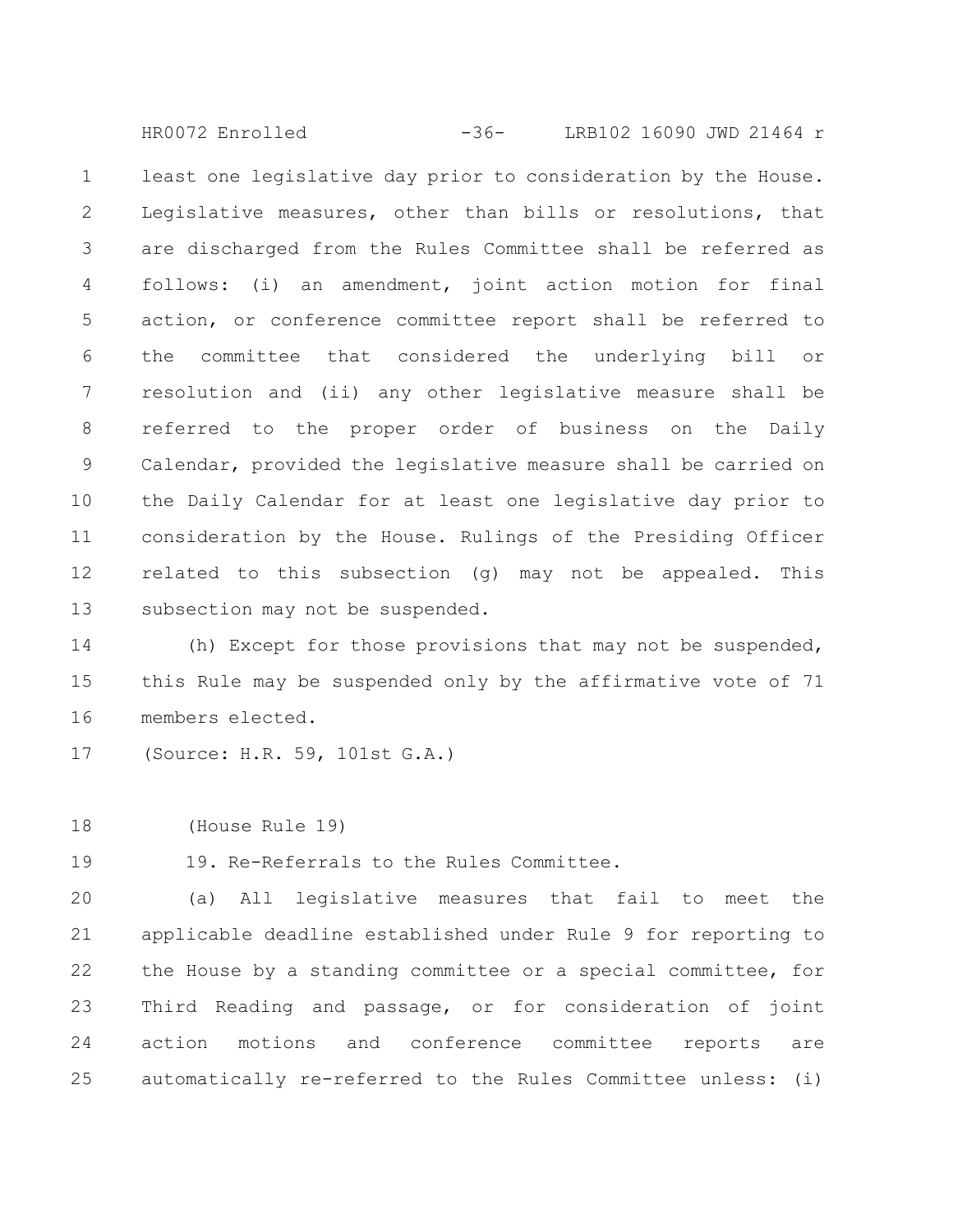least one legislative day prior to consideration by the House. Legislative measures, other than bills or resolutions, that are discharged from the Rules Committee shall be referred as follows: (i) an amendment, joint action motion for final action, or conference committee report shall be referred to the committee that considered the underlying bill or resolution and (ii) any other legislative measure shall be referred to the proper order of business on the Daily Calendar, provided the legislative measure shall be carried on the Daily Calendar for at least one legislative day prior to consideration by the House. Rulings of the Presiding Officer related to this subsection (g) may not be appealed. This subsection may not be suspended.

(h) Except for those provisions that may not be suspended, this Rule may be suspended only by the affirmative vote of 71 members elected.

(Source: H.R. 59, 101st G.A.)

(House Rule 19)

19. Re-Referrals to the Rules Committee.

(a) All legislative measures that fail to meet the applicable deadline established under Rule 9 for reporting to the House by a standing committee or a special committee, for Third Reading and passage, or for consideration of joint action motions and conference committee reports are automatically re-referred to the Rules Committee unless: (i)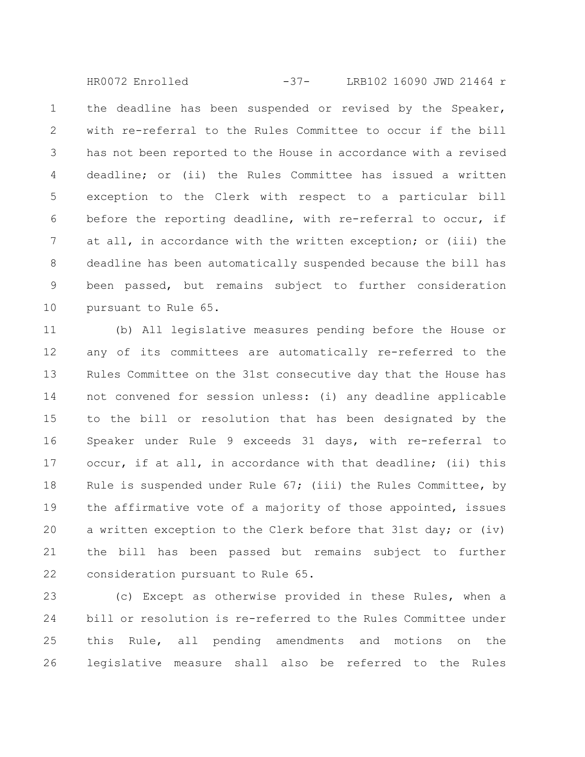the deadline has been suspended or revised by the Speaker, with re-referral to the Rules Committee to occur if the bill has not been reported to the House in accordance with a revised deadline; or (ii) the Rules Committee has issued a written exception to the Clerk with respect to a particular bill before the reporting deadline, with re-referral to occur, if at all, in accordance with the written exception; or (iii) the deadline has been automatically suspended because the bill has been passed, but remains subject to further consideration pursuant to Rule 65.

(b) All legislative measures pending before the House or any of its committees are automatically re-referred to the Rules Committee on the 31st consecutive day that the House has not convened for session unless: (i) any deadline applicable to the bill or resolution that has been designated by the Speaker under Rule 9 exceeds 31 days, with re-referral to occur, if at all, in accordance with that deadline; (ii) this Rule is suspended under Rule 67; (iii) the Rules Committee, by the affirmative vote of a majority of those appointed, issues a written exception to the Clerk before that 31st day; or (iv) the bill has been passed but remains subject to further consideration pursuant to Rule 65.

(c) Except as otherwise provided in these Rules, when a bill or resolution is re-referred to the Rules Committee under this Rule, all pending amendments and motions on the legislative measure shall also be referred to the Rules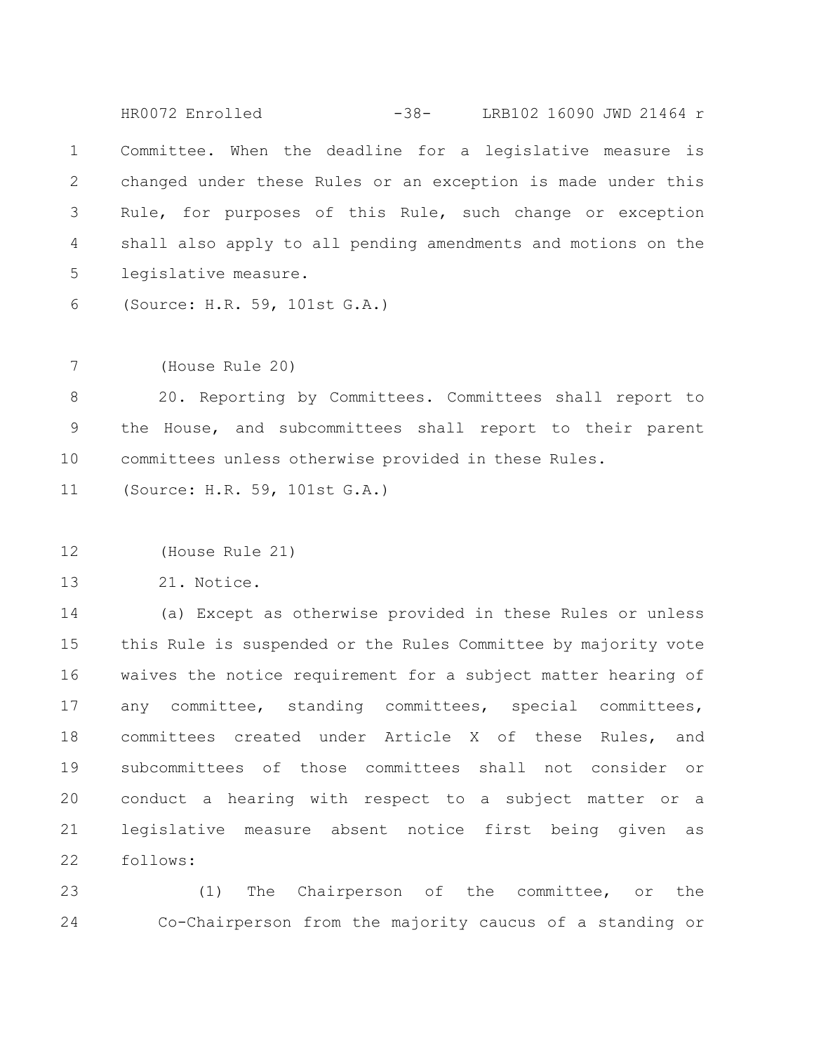Committee. When the deadline for a legislative measure is changed under these Rules or an exception is made under this Rule, for purposes of this Rule, such change or exception shall also apply to all pending amendments and motions on the legislative measure.

(Source: H.R. 59, 101st G.A.)

(House Rule 20)

20. Reporting by Committees. Committees shall report to the House, and subcommittees shall report to their parent committees unless otherwise provided in these Rules.

(Source: H.R. 59, 101st G.A.)

(House Rule 21)

21. Notice.

(a) Except as otherwise provided in these Rules or unless this Rule is suspended or the Rules Committee by majority vote waives the notice requirement for a subject matter hearing of any committee, standing committees, special committees, committees created under Article X of these Rules, and subcommittees of those committees shall not consider or conduct a hearing with respect to a subject matter or a legislative measure absent notice first being given as follows:

(1) The Chairperson of the committee, or the Co-Chairperson from the majority caucus of a standing or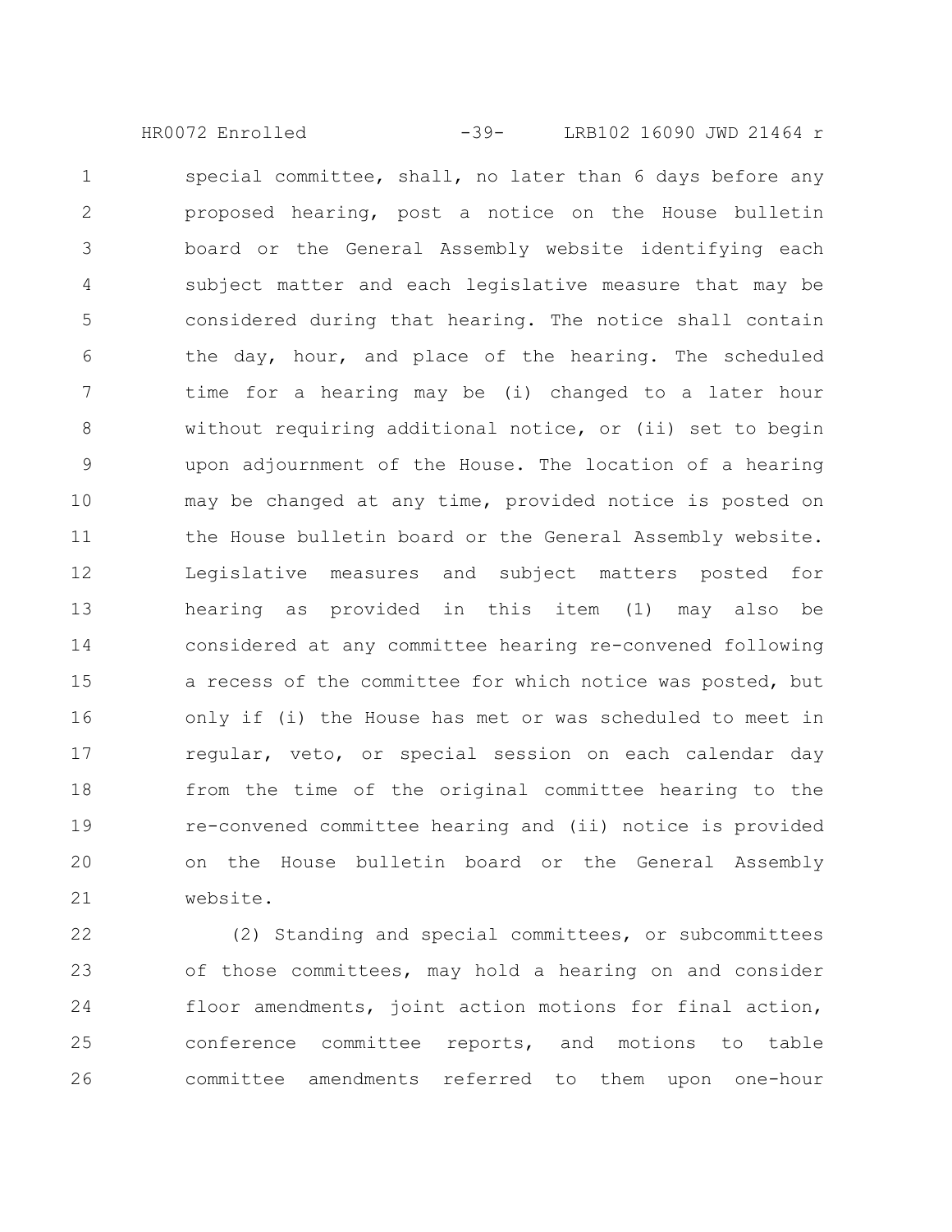special committee, shall, no later than 6 days before any proposed hearing, post a notice on the House bulletin board or the General Assembly website identifying each subject matter and each legislative measure that may be considered during that hearing. The notice shall contain the day, hour, and place of the hearing. The scheduled time for a hearing may be (i) changed to a later hour without requiring additional notice, or (ii) set to begin upon adjournment of the House. The location of a hearing may be changed at any time, provided notice is posted on the House bulletin board or the General Assembly website. Legislative measures and subject matters posted for hearing as provided in this item (1) may also be considered at any committee hearing re-convened following a recess of the committee for which notice was posted, but only if (i) the House has met or was scheduled to meet in regular, veto, or special session on each calendar day from the time of the original committee hearing to the re-convened committee hearing and (ii) notice is provided on the House bulletin board or the General Assembly website.

(2) Standing and special committees, or subcommittees of those committees, may hold a hearing on and consider floor amendments, joint action motions for final action, conference committee reports, and motions to table committee amendments referred to them upon one-hour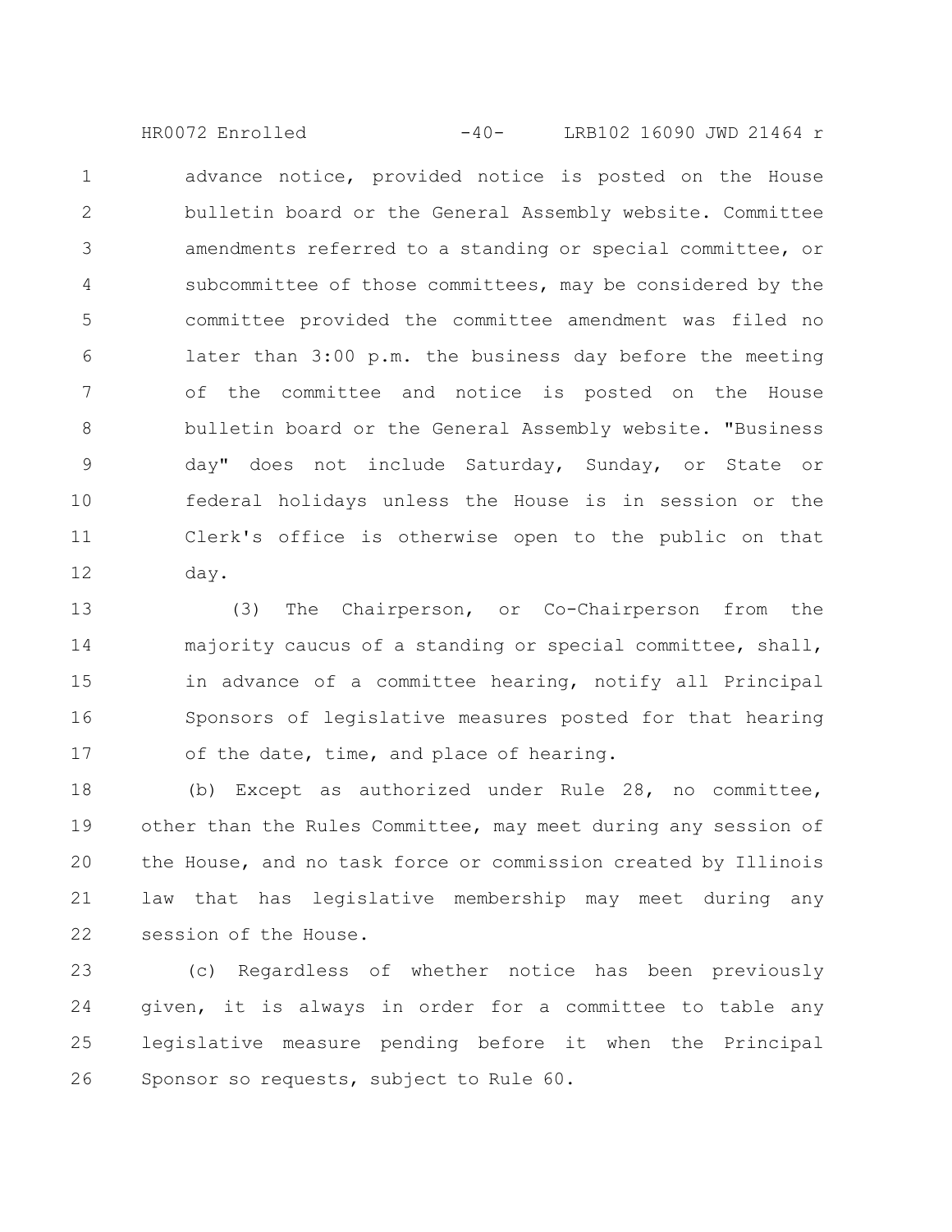advance notice, provided notice is posted on the House bulletin board or the General Assembly website. Committee amendments referred to a standing or special committee, or subcommittee of those committees, may be considered by the committee provided the committee amendment was filed no later than 3:00 p.m. the business day before the meeting of the committee and notice is posted on the House bulletin board or the General Assembly website. "Business day" does not include Saturday, Sunday, or State or federal holidays unless the House is in session or the Clerk's office is otherwise open to the public on that day.

(3) The Chairperson, or Co-Chairperson from the majority caucus of a standing or special committee, shall, in advance of a committee hearing, notify all Principal Sponsors of legislative measures posted for that hearing of the date, time, and place of hearing.

(b) Except as authorized under Rule 28, no committee, other than the Rules Committee, may meet during any session of the House, and no task force or commission created by Illinois law that has legislative membership may meet during any session of the House.

(c) Regardless of whether notice has been previously given, it is always in order for a committee to table any legislative measure pending before it when the Principal Sponsor so requests, subject to Rule 60.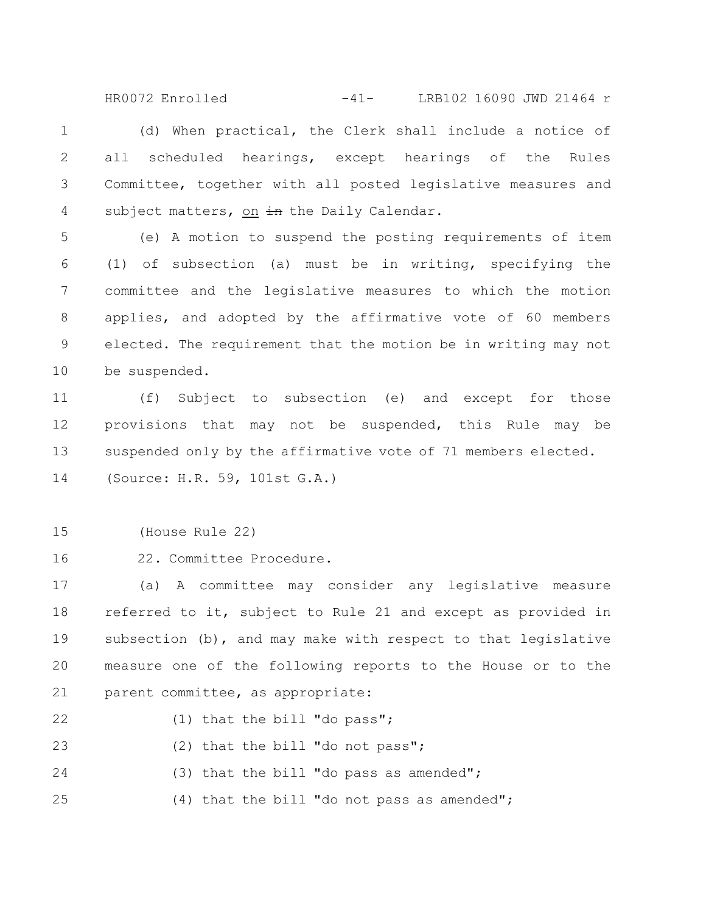(d) When practical, the Clerk shall include a notice of all scheduled hearings, except hearings of the Rules Committee, together with all posted legislative measures and subject matters, <u>on</u> ~~in~~ the Daily Calendar.

(e) A motion to suspend the posting requirements of item (1) of subsection (a) must be in writing, specifying the committee and the legislative measures to which the motion applies, and adopted by the affirmative vote of 60 members elected. The requirement that the motion be in writing may not be suspended.

(f) Subject to subsection (e) and except for those provisions that may not be suspended, this Rule may be suspended only by the affirmative vote of 71 members elected.

(Source: H.R. 59, 101st G.A.)

(House Rule 22)

22. Committee Procedure.

(a) A committee may consider any legislative measure referred to it, subject to Rule 21 and except as provided in subsection (b), and may make with respect to that legislative measure one of the following reports to the House or to the parent committee, as appropriate:

(1) that the bill "do pass";

(2) that the bill "do not pass";

(3) that the bill "do pass as amended";

(4) that the bill "do not pass as amended";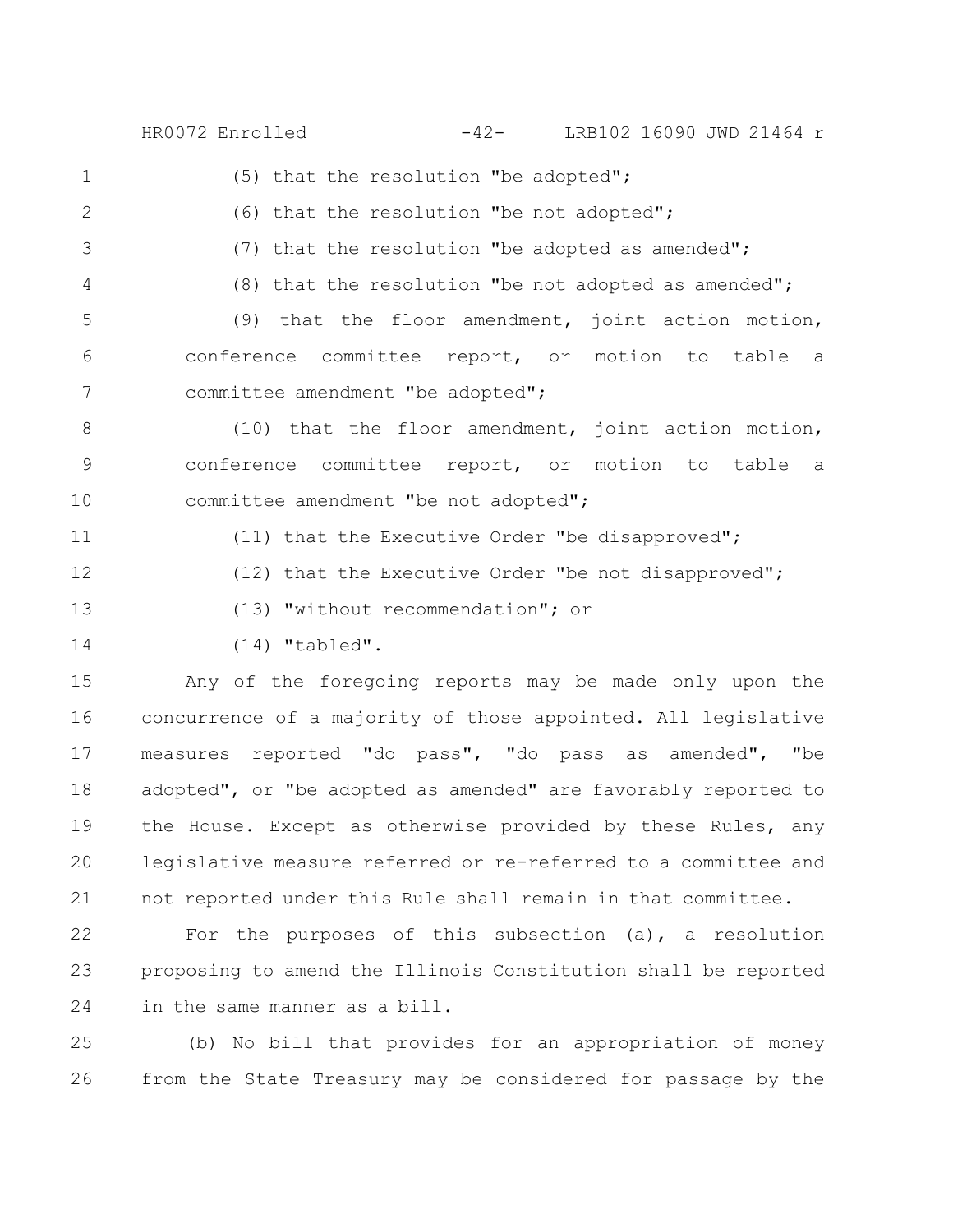(5) that the resolution "be adopted";

(6) that the resolution "be not adopted";

(7) that the resolution "be adopted as amended";

(8) that the resolution "be not adopted as amended";

(9) that the floor amendment, joint action motion, conference committee report, or motion to table a committee amendment "be adopted";

(10) that the floor amendment, joint action motion, conference committee report, or motion to table a committee amendment "be not adopted";

(11) that the Executive Order "be disapproved";

(12) that the Executive Order "be not disapproved";

(13) "without recommendation"; or

(14) "tabled".

Any of the foregoing reports may be made only upon the concurrence of a majority of those appointed. All legislative measures reported "do pass", "do pass as amended", "be adopted", or "be adopted as amended" are favorably reported to the House. Except as otherwise provided by these Rules, any legislative measure referred or re-referred to a committee and not reported under this Rule shall remain in that committee.

For the purposes of this subsection (a), a resolution proposing to amend the Illinois Constitution shall be reported in the same manner as a bill.

(b) No bill that provides for an appropriation of money from the State Treasury may be considered for passage by the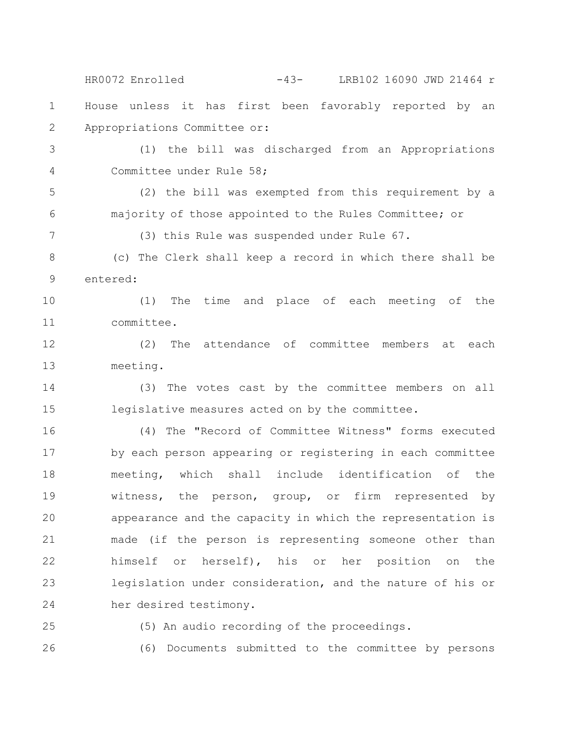House unless it has first been favorably reported by an Appropriations Committee or:

(1) the bill was discharged from an Appropriations Committee under Rule 58;

(2) the bill was exempted from this requirement by a majority of those appointed to the Rules Committee; or

(3) this Rule was suspended under Rule 67.

(c) The Clerk shall keep a record in which there shall be entered:

(1) The time and place of each meeting of the committee.

(2) The attendance of committee members at each meeting.

(3) The votes cast by the committee members on all legislative measures acted on by the committee.

(4) The "Record of Committee Witness" forms executed by each person appearing or registering in each committee meeting, which shall include identification of the witness, the person, group, or firm represented by appearance and the capacity in which the representation is made (if the person is representing someone other than himself or herself), his or her position on the legislation under consideration, and the nature of his or her desired testimony.

(5) An audio recording of the proceedings.

(6) Documents submitted to the committee by persons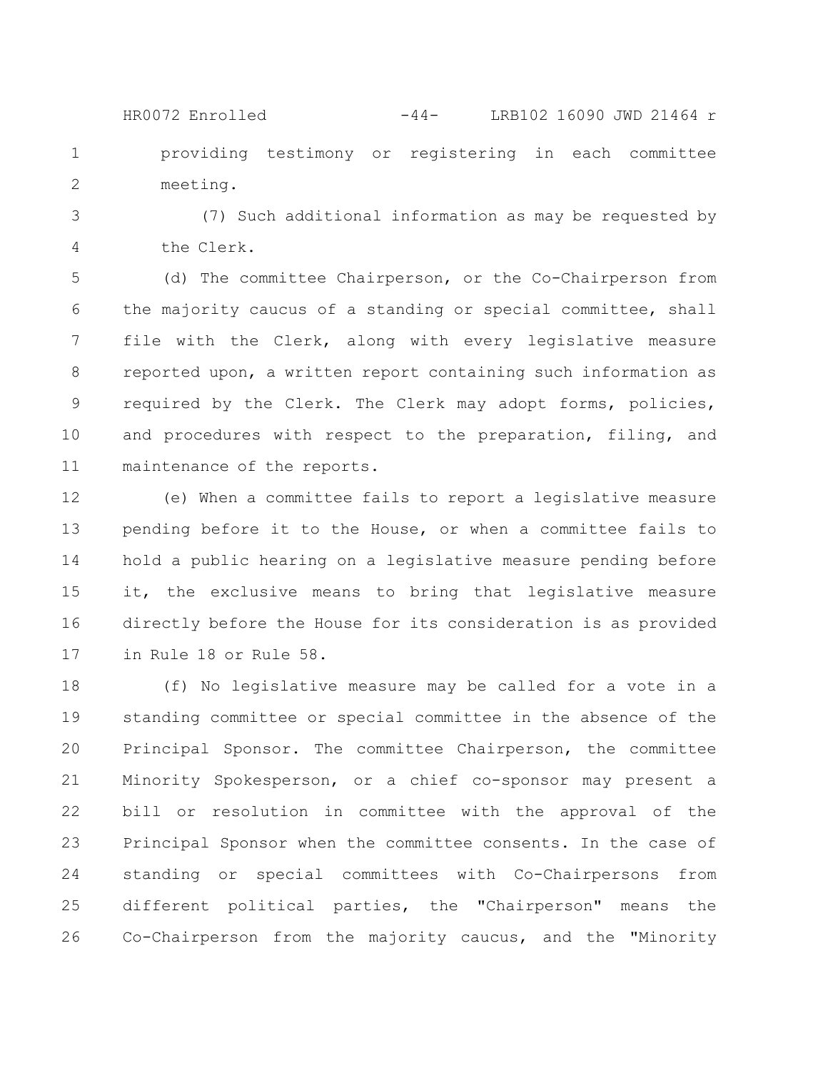providing testimony or registering in each committee meeting.

(7) Such additional information as may be requested by the Clerk.

(d) The committee Chairperson, or the Co-Chairperson from the majority caucus of a standing or special committee, shall file with the Clerk, along with every legislative measure reported upon, a written report containing such information as required by the Clerk. The Clerk may adopt forms, policies, and procedures with respect to the preparation, filing, and maintenance of the reports.

(e) When a committee fails to report a legislative measure pending before it to the House, or when a committee fails to hold a public hearing on a legislative measure pending before it, the exclusive means to bring that legislative measure directly before the House for its consideration is as provided in Rule 18 or Rule 58.

(f) No legislative measure may be called for a vote in a standing committee or special committee in the absence of the Principal Sponsor. The committee Chairperson, the committee Minority Spokesperson, or a chief co-sponsor may present a bill or resolution in committee with the approval of the Principal Sponsor when the committee consents. In the case of standing or special committees with Co-Chairpersons from different political parties, the "Chairperson" means the Co-Chairperson from the majority caucus, and the "Minority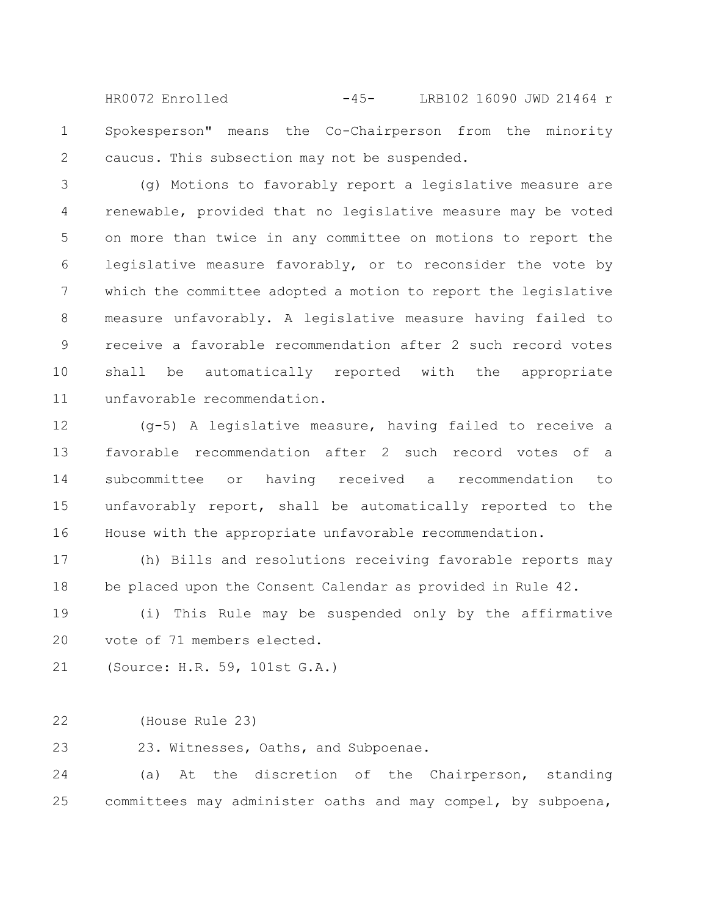Spokesperson" means the Co-Chairperson from the minority caucus. This subsection may not be suspended.

(g) Motions to favorably report a legislative measure are renewable, provided that no legislative measure may be voted on more than twice in any committee on motions to report the legislative measure favorably, or to reconsider the vote by which the committee adopted a motion to report the legislative measure unfavorably. A legislative measure having failed to receive a favorable recommendation after 2 such record votes shall be automatically reported with the appropriate unfavorable recommendation.

(g-5) A legislative measure, having failed to receive a favorable recommendation after 2 such record votes of a subcommittee or having received a recommendation to unfavorably report, shall be automatically reported to the House with the appropriate unfavorable recommendation.

(h) Bills and resolutions receiving favorable reports may be placed upon the Consent Calendar as provided in Rule 42.

(i) This Rule may be suspended only by the affirmative vote of 71 members elected.

(Source: H.R. 59, 101st G.A.)

(House Rule 23)

23. Witnesses, Oaths, and Subpoenae.

(a) At the discretion of the Chairperson, standing committees may administer oaths and may compel, by subpoena,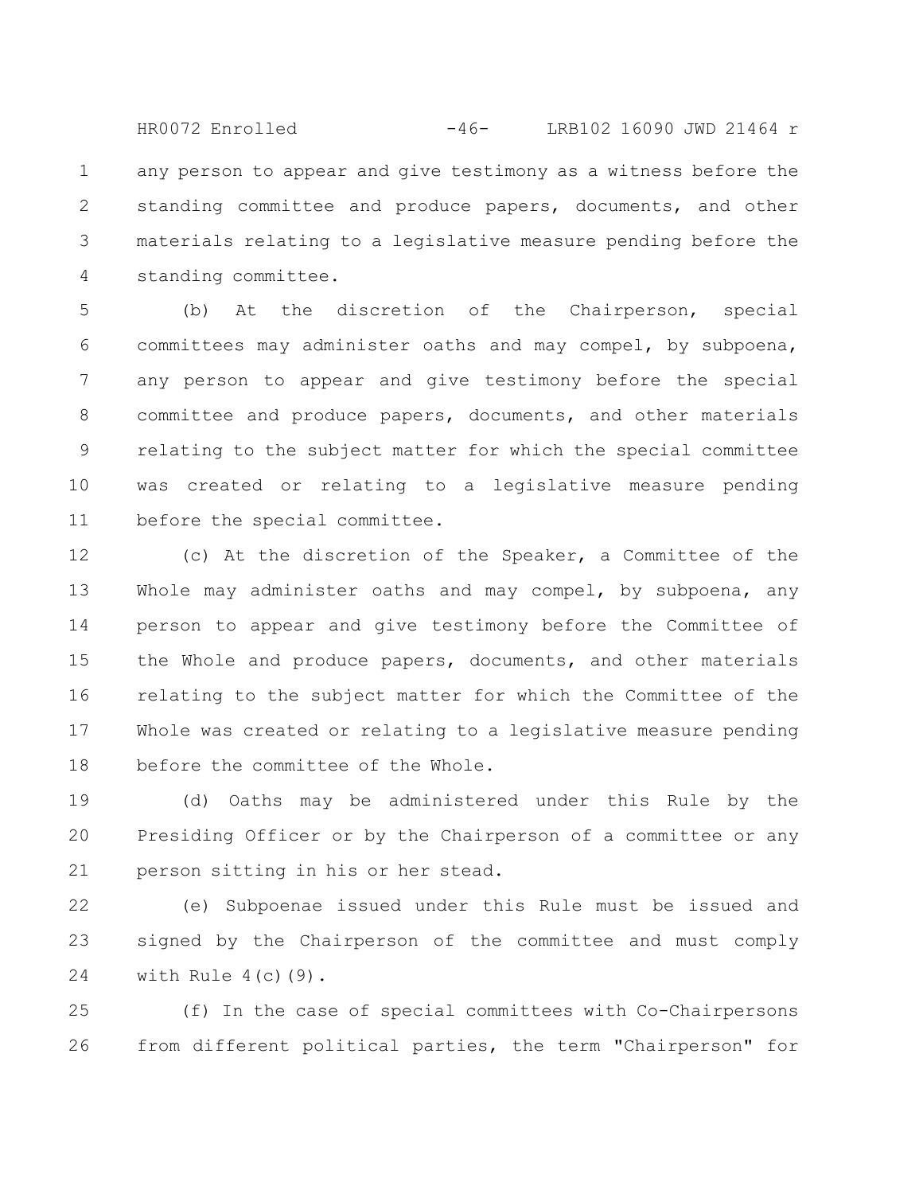any person to appear and give testimony as a witness before the standing committee and produce papers, documents, and other materials relating to a legislative measure pending before the standing committee.

(b) At the discretion of the Chairperson, special committees may administer oaths and may compel, by subpoena, any person to appear and give testimony before the special committee and produce papers, documents, and other materials relating to the subject matter for which the special committee was created or relating to a legislative measure pending before the special committee.

(c) At the discretion of the Speaker, a Committee of the Whole may administer oaths and may compel, by subpoena, any person to appear and give testimony before the Committee of the Whole and produce papers, documents, and other materials relating to the subject matter for which the Committee of the Whole was created or relating to a legislative measure pending before the committee of the Whole.

(d) Oaths may be administered under this Rule by the Presiding Officer or by the Chairperson of a committee or any person sitting in his or her stead.

(e) Subpoenae issued under this Rule must be issued and signed by the Chairperson of the committee and must comply with Rule 4(c)(9).

(f) In the case of special committees with Co-Chairpersons from different political parties, the term "Chairperson" for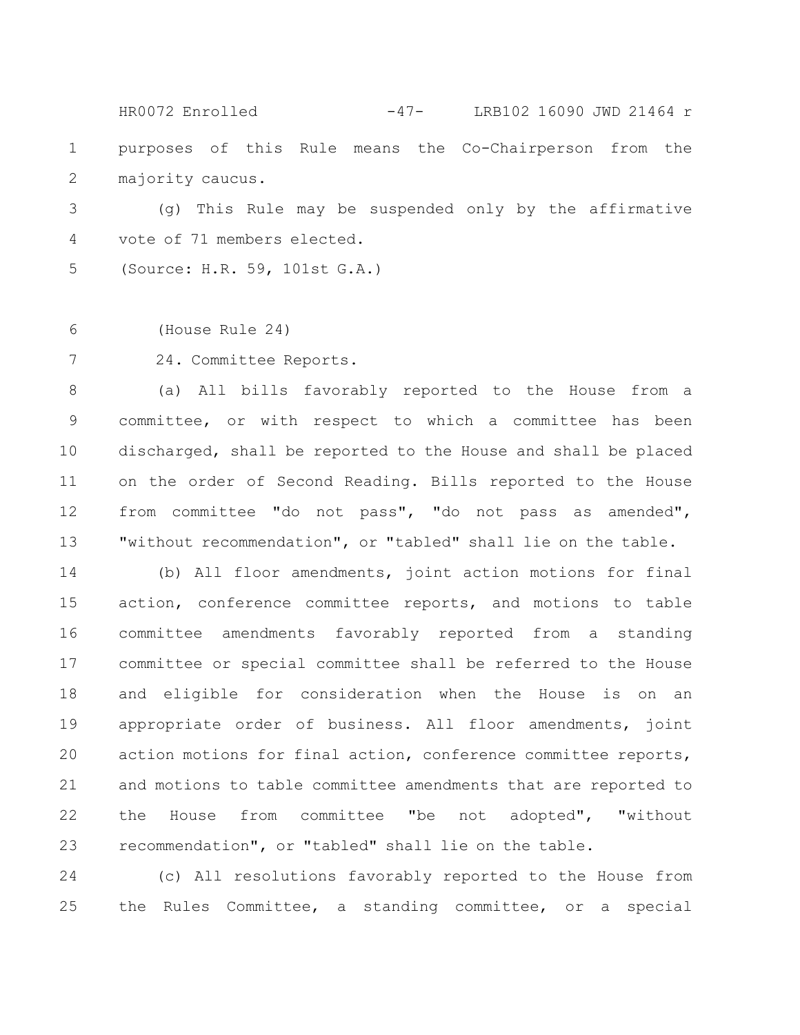purposes of this Rule means the Co-Chairperson from the majority caucus.

(g) This Rule may be suspended only by the affirmative vote of 71 members elected.

(Source: H.R. 59, 101st G.A.)

(House Rule 24)

24. Committee Reports.

(a) All bills favorably reported to the House from a committee, or with respect to which a committee has been discharged, shall be reported to the House and shall be placed on the order of Second Reading. Bills reported to the House from committee "do not pass", "do not pass as amended", "without recommendation", or "tabled" shall lie on the table.

(b) All floor amendments, joint action motions for final action, conference committee reports, and motions to table committee amendments favorably reported from a standing committee or special committee shall be referred to the House and eligible for consideration when the House is on an appropriate order of business. All floor amendments, joint action motions for final action, conference committee reports, and motions to table committee amendments that are reported to the House from committee "be not adopted", "without recommendation", or "tabled" shall lie on the table.

(c) All resolutions favorably reported to the House from the Rules Committee, a standing committee, or a special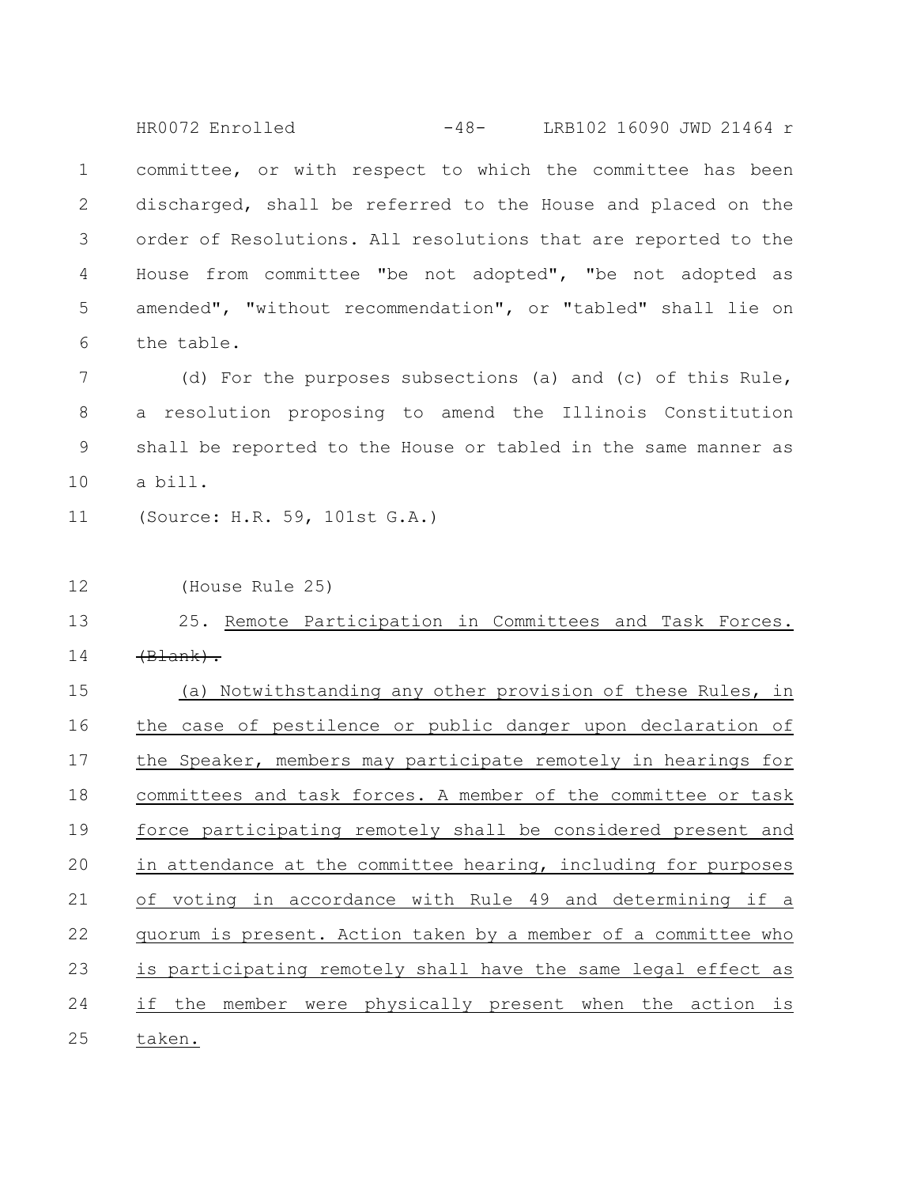committee, or with respect to which the committee has been discharged, shall be referred to the House and placed on the order of Resolutions. All resolutions that are reported to the House from committee "be not adopted", "be not adopted as amended", "without recommendation", or "tabled" shall lie on the table.

(d) For the purposes subsections (a) and (c) of this Rule, a resolution proposing to amend the Illinois Constitution shall be reported to the House or tabled in the same manner as a bill.

(Source: H.R. 59, 101st G.A.)

(House Rule 25)

25. <u>Remote Participation in Committees and Task Forces.</u> ~~(Blank).~~

<u>(a) Notwithstanding any other provision of these Rules, in the case of pestilence or public danger upon declaration of the Speaker, members may participate remotely in hearings for committees and task forces. A member of the committee or task force participating remotely shall be considered present and in attendance at the committee hearing, including for purposes of voting in accordance with Rule 49 and determining if a quorum is present. Action taken by a member of a committee who is participating remotely shall have the same legal effect as if the member were physically present when the action is taken.</u>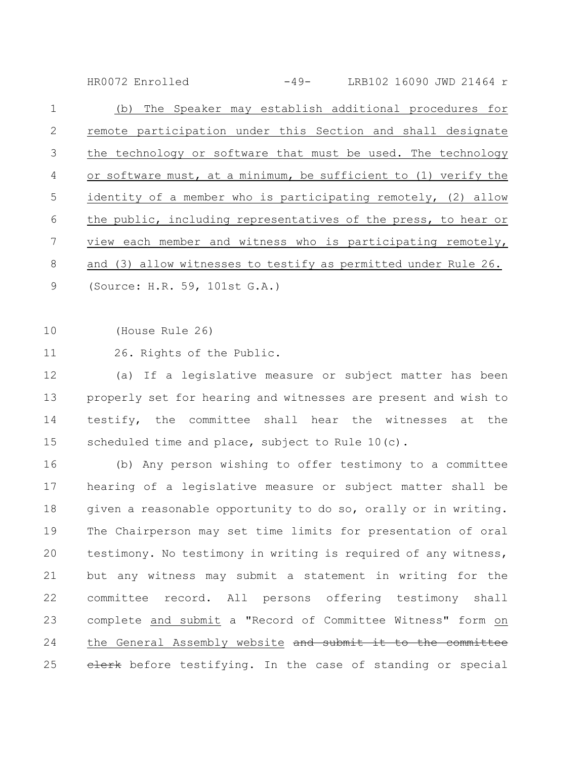(b) The Speaker may establish additional procedures for remote participation under this Section and shall designate the technology or software that must be used. The technology or software must, at a minimum, be sufficient to (1) verify the identity of a member who is participating remotely, (2) allow the public, including representatives of the press, to hear or view each member and witness who is participating remotely, and (3) allow witnesses to testify as permitted under Rule 26.

(Source: H.R. 59, 101st G.A.)

(House Rule 26)

26. Rights of the Public.

(a) If a legislative measure or subject matter has been properly set for hearing and witnesses are present and wish to testify, the committee shall hear the witnesses at the scheduled time and place, subject to Rule 10(c).

(b) Any person wishing to offer testimony to a committee hearing of a legislative measure or subject matter shall be given a reasonable opportunity to do so, orally or in writing. The Chairperson may set time limits for presentation of oral testimony. No testimony in writing is required of any witness, but any witness may submit a statement in writing for the committee record. All persons offering testimony shall complete and submit a "Record of Committee Witness" form on the General Assembly website ~~and submit it to the committee clerk~~ before testifying. In the case of standing or special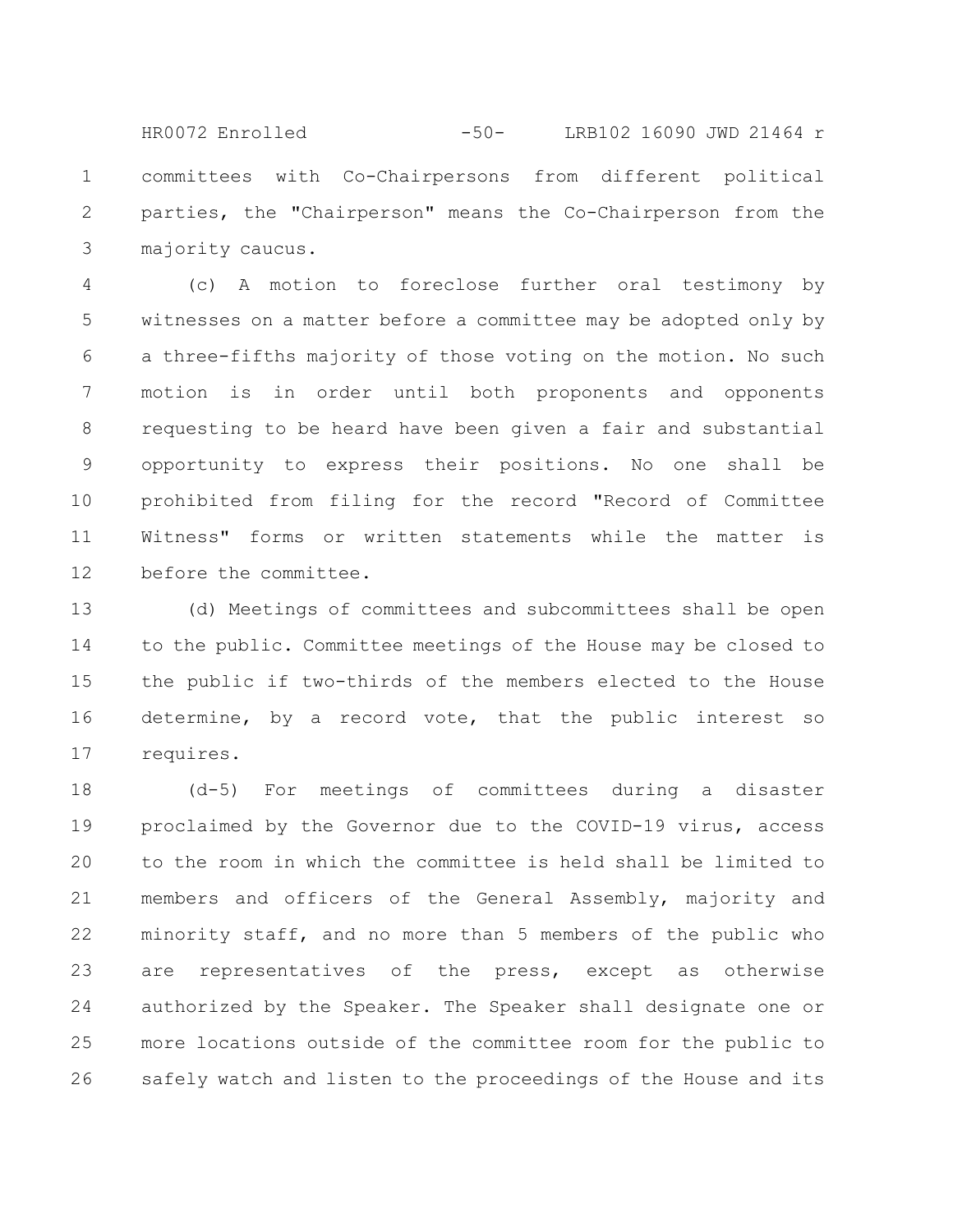committees with Co-Chairpersons from different political parties, the "Chairperson" means the Co-Chairperson from the majority caucus.

(c) A motion to foreclose further oral testimony by witnesses on a matter before a committee may be adopted only by a three-fifths majority of those voting on the motion. No such motion is in order until both proponents and opponents requesting to be heard have been given a fair and substantial opportunity to express their positions. No one shall be prohibited from filing for the record "Record of Committee Witness" forms or written statements while the matter is before the committee.

(d) Meetings of committees and subcommittees shall be open to the public. Committee meetings of the House may be closed to the public if two-thirds of the members elected to the House determine, by a record vote, that the public interest so requires.

(d-5) For meetings of committees during a disaster proclaimed by the Governor due to the COVID-19 virus, access to the room in which the committee is held shall be limited to members and officers of the General Assembly, majority and minority staff, and no more than 5 members of the public who are representatives of the press, except as otherwise authorized by the Speaker. The Speaker shall designate one or more locations outside of the committee room for the public to safely watch and listen to the proceedings of the House and its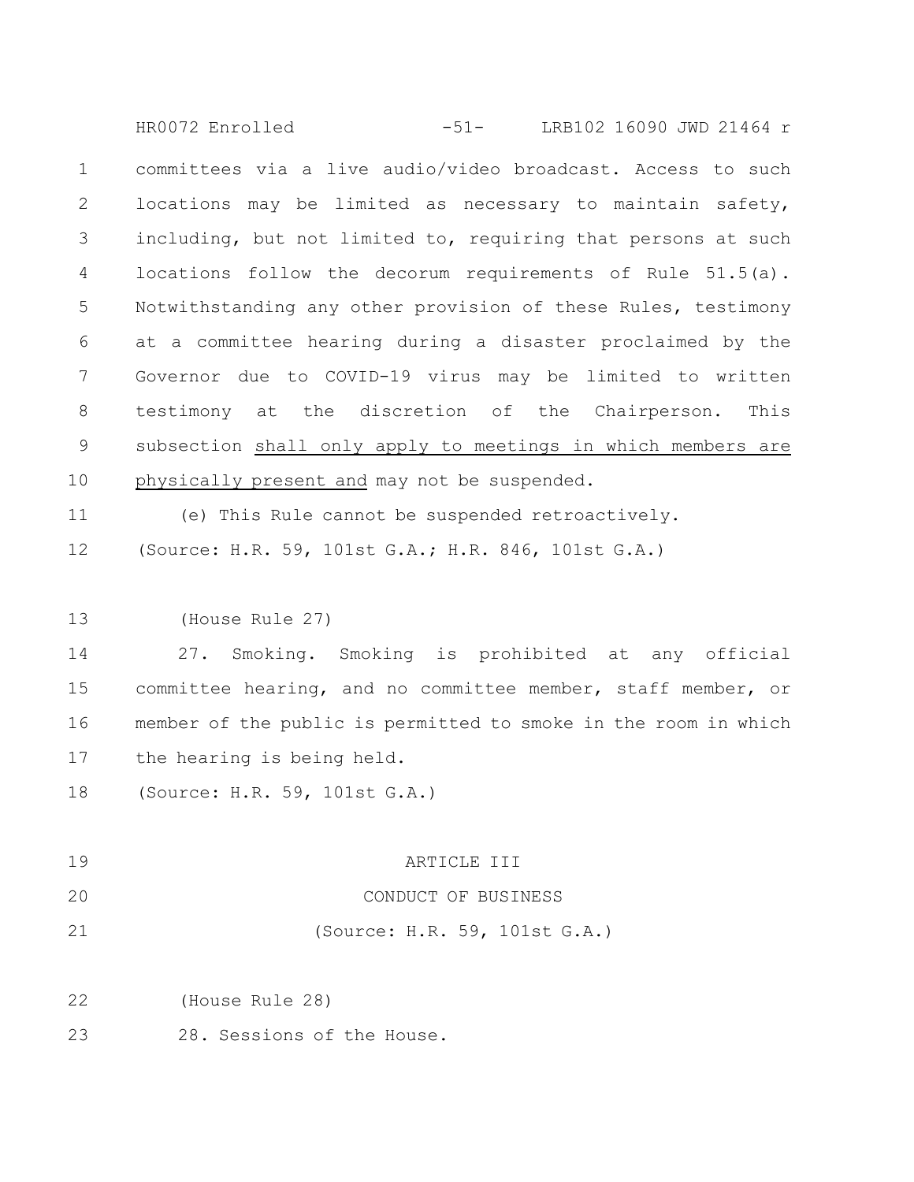committees via a live audio/video broadcast. Access to such locations may be limited as necessary to maintain safety, including, but not limited to, requiring that persons at such locations follow the decorum requirements of Rule 51.5(a). Notwithstanding any other provision of these Rules, testimony at a committee hearing during a disaster proclaimed by the Governor due to COVID-19 virus may be limited to written testimony at the discretion of the Chairperson. This subsection <u>shall only apply to meetings in which members are physically present and</u> may not be suspended.

(e) This Rule cannot be suspended retroactively.

(Source: H.R. 59, 101st G.A.; H.R. 846, 101st G.A.)

(House Rule 27)

27. Smoking. Smoking is prohibited at any official committee hearing, and no committee member, staff member, or member of the public is permitted to smoke in the room in which the hearing is being held.

(Source: H.R. 59, 101st G.A.)

ARTICLE III

CONDUCT OF BUSINESS

(Source: H.R. 59, 101st G.A.)

(House Rule 28)

28. Sessions of the House.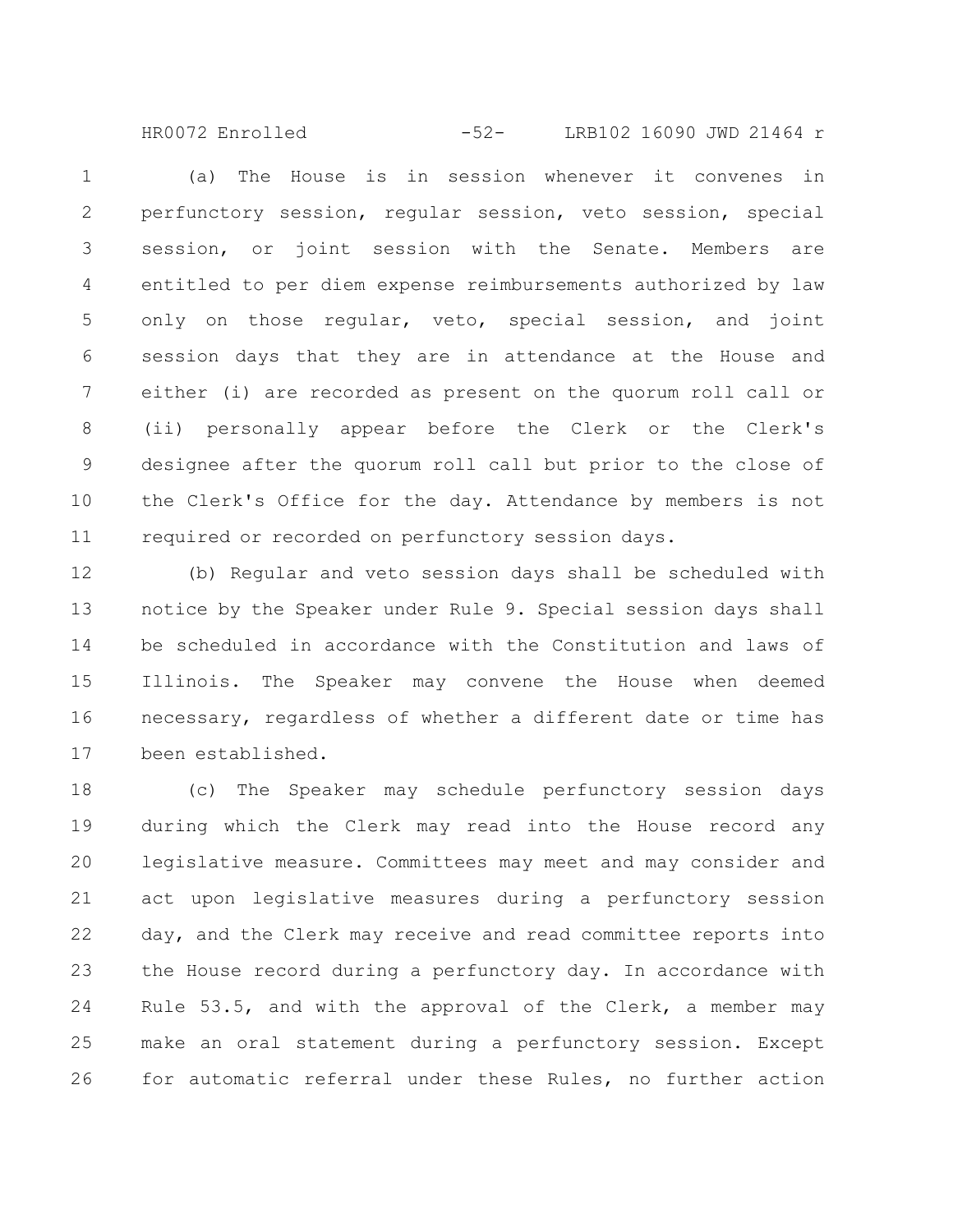(a) The House is in session whenever it convenes in perfunctory session, regular session, veto session, special session, or joint session with the Senate. Members are entitled to per diem expense reimbursements authorized by law only on those regular, veto, special session, and joint session days that they are in attendance at the House and either (i) are recorded as present on the quorum roll call or (ii) personally appear before the Clerk or the Clerk's designee after the quorum roll call but prior to the close of the Clerk's Office for the day. Attendance by members is not required or recorded on perfunctory session days.

(b) Regular and veto session days shall be scheduled with notice by the Speaker under Rule 9. Special session days shall be scheduled in accordance with the Constitution and laws of Illinois. The Speaker may convene the House when deemed necessary, regardless of whether a different date or time has been established.

(c) The Speaker may schedule perfunctory session days during which the Clerk may read into the House record any legislative measure. Committees may meet and may consider and act upon legislative measures during a perfunctory session day, and the Clerk may receive and read committee reports into the House record during a perfunctory day. In accordance with Rule 53.5, and with the approval of the Clerk, a member may make an oral statement during a perfunctory session. Except for automatic referral under these Rules, no further action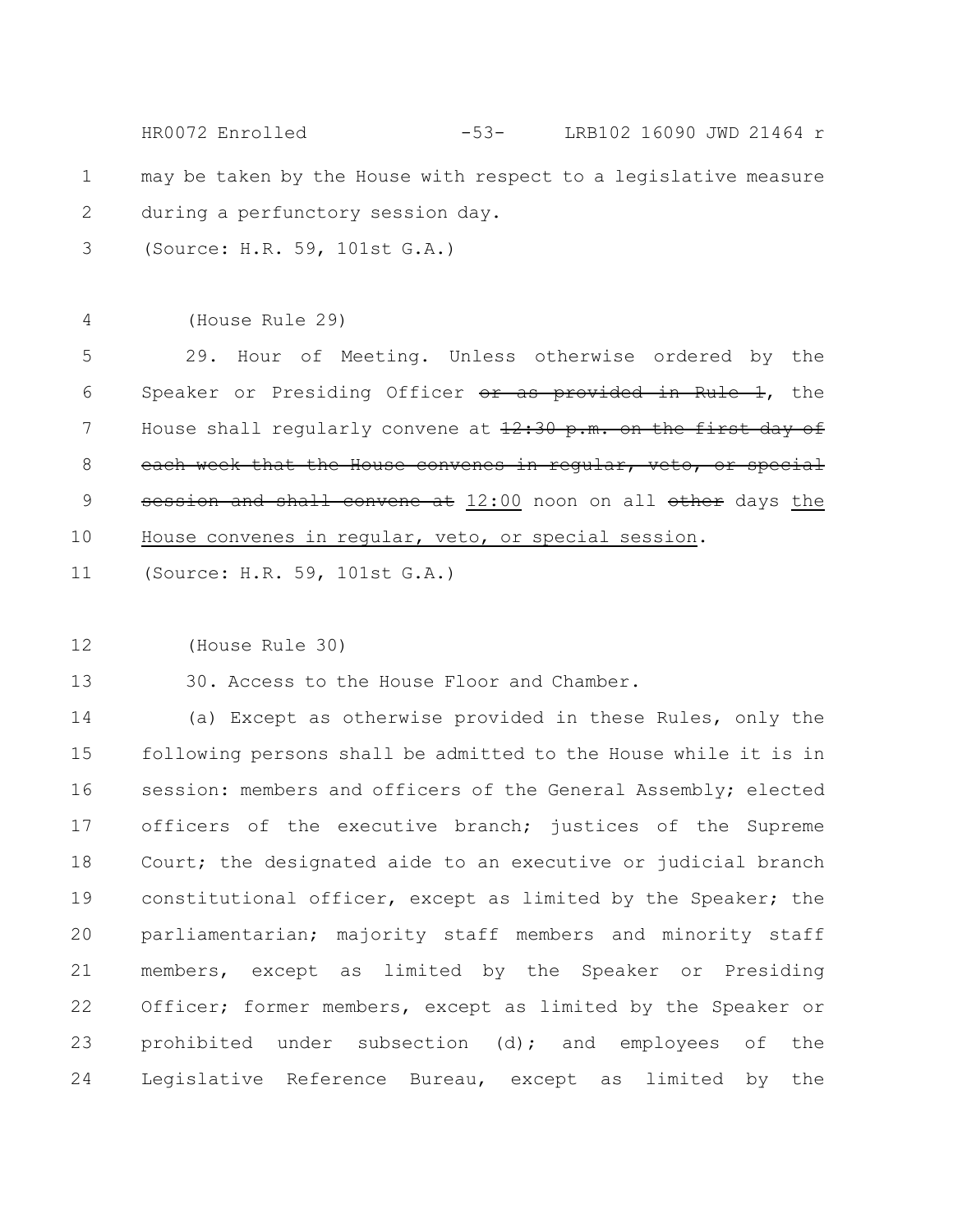may be taken by the House with respect to a legislative measure during a perfunctory session day.

(Source: H.R. 59, 101st G.A.)

(House Rule 29)

29. Hour of Meeting. Unless otherwise ordered by the Speaker or Presiding Officer ~~or as provided in Rule 1~~, the House shall regularly convene at ~~12:30 p.m. on the first day of each week that the House convenes in regular, veto, or special session and shall convene at~~ <u>12:00</u> noon on all ~~other~~ days <u>the House convenes in regular, veto, or special session</u>.

(Source: H.R. 59, 101st G.A.)

(House Rule 30)

30. Access to the House Floor and Chamber.

(a) Except as otherwise provided in these Rules, only the following persons shall be admitted to the House while it is in session: members and officers of the General Assembly; elected officers of the executive branch; justices of the Supreme Court; the designated aide to an executive or judicial branch constitutional officer, except as limited by the Speaker; the parliamentarian; majority staff members and minority staff members, except as limited by the Speaker or Presiding Officer; former members, except as limited by the Speaker or prohibited under subsection (d); and employees of the Legislative Reference Bureau, except as limited by the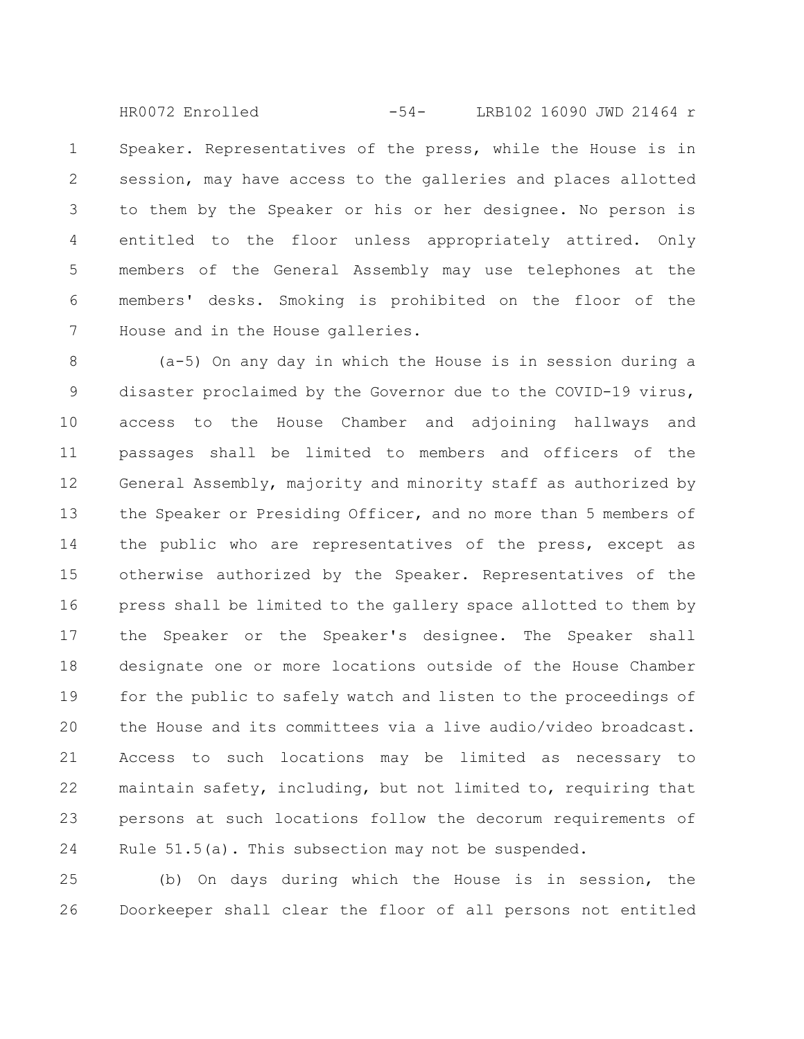Speaker. Representatives of the press, while the House is in session, may have access to the galleries and places allotted to them by the Speaker or his or her designee. No person is entitled to the floor unless appropriately attired. Only members of the General Assembly may use telephones at the members' desks. Smoking is prohibited on the floor of the House and in the House galleries.

(a-5) On any day in which the House is in session during a disaster proclaimed by the Governor due to the COVID-19 virus, access to the House Chamber and adjoining hallways and passages shall be limited to members and officers of the General Assembly, majority and minority staff as authorized by the Speaker or Presiding Officer, and no more than 5 members of the public who are representatives of the press, except as otherwise authorized by the Speaker. Representatives of the press shall be limited to the gallery space allotted to them by the Speaker or the Speaker's designee. The Speaker shall designate one or more locations outside of the House Chamber for the public to safely watch and listen to the proceedings of the House and its committees via a live audio/video broadcast. Access to such locations may be limited as necessary to maintain safety, including, but not limited to, requiring that persons at such locations follow the decorum requirements of Rule 51.5(a). This subsection may not be suspended.

(b) On days during which the House is in session, the Doorkeeper shall clear the floor of all persons not entitled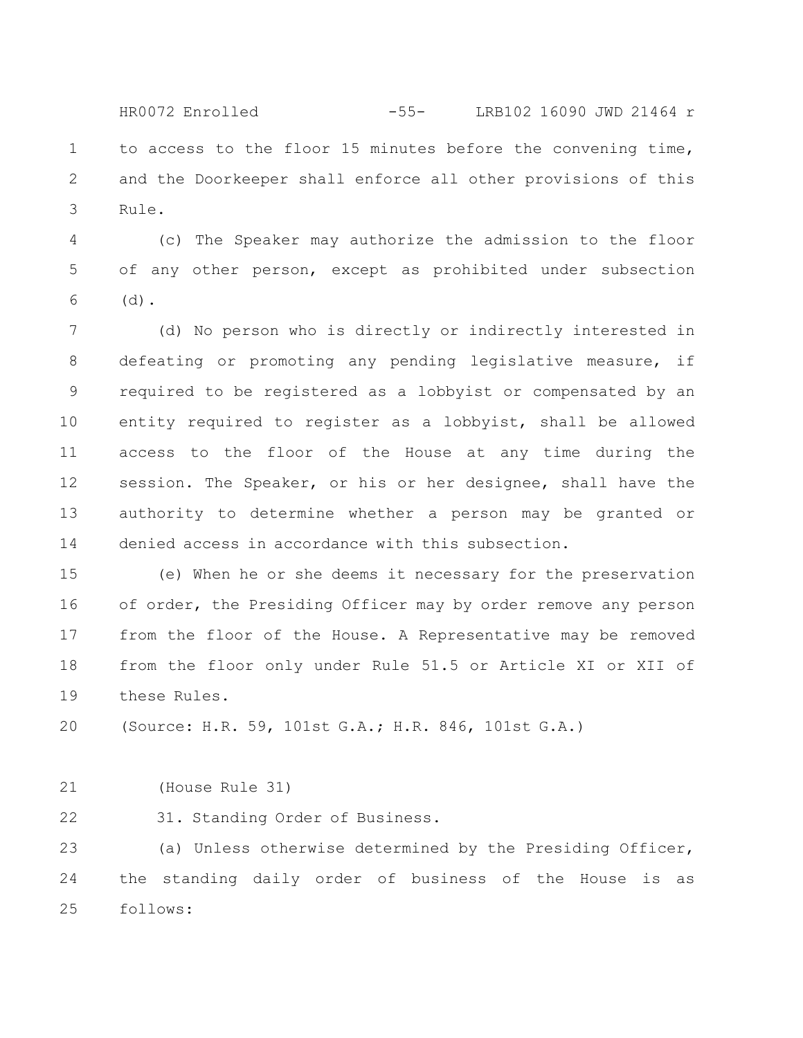to access to the floor 15 minutes before the convening time, and the Doorkeeper shall enforce all other provisions of this Rule.

(c) The Speaker may authorize the admission to the floor of any other person, except as prohibited under subsection (d).

(d) No person who is directly or indirectly interested in defeating or promoting any pending legislative measure, if required to be registered as a lobbyist or compensated by an entity required to register as a lobbyist, shall be allowed access to the floor of the House at any time during the session. The Speaker, or his or her designee, shall have the authority to determine whether a person may be granted or denied access in accordance with this subsection.

(e) When he or she deems it necessary for the preservation of order, the Presiding Officer may by order remove any person from the floor of the House. A Representative may be removed from the floor only under Rule 51.5 or Article XI or XII of these Rules.

(Source: H.R. 59, 101st G.A.; H.R. 846, 101st G.A.)

(House Rule 31)

31. Standing Order of Business.

(a) Unless otherwise determined by the Presiding Officer, the standing daily order of business of the House is as follows: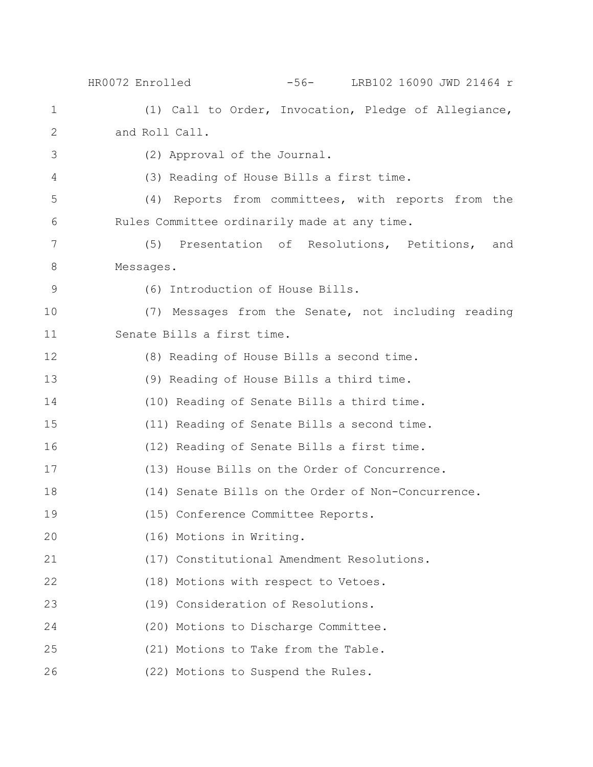(1) Call to Order, Invocation, Pledge of Allegiance, and Roll Call.

(2) Approval of the Journal.

(3) Reading of House Bills a first time.

(4) Reports from committees, with reports from the Rules Committee ordinarily made at any time.

(5) Presentation of Resolutions, Petitions, and Messages.

(6) Introduction of House Bills.

(7) Messages from the Senate, not including reading Senate Bills a first time.

(8) Reading of House Bills a second time.

(9) Reading of House Bills a third time.

(10) Reading of Senate Bills a third time.

(11) Reading of Senate Bills a second time.

(12) Reading of Senate Bills a first time.

(13) House Bills on the Order of Concurrence.

(14) Senate Bills on the Order of Non-Concurrence.

(15) Conference Committee Reports.

(16) Motions in Writing.

(17) Constitutional Amendment Resolutions.

(18) Motions with respect to Vetoes.

(19) Consideration of Resolutions.

(20) Motions to Discharge Committee.

(21) Motions to Take from the Table.

(22) Motions to Suspend the Rules.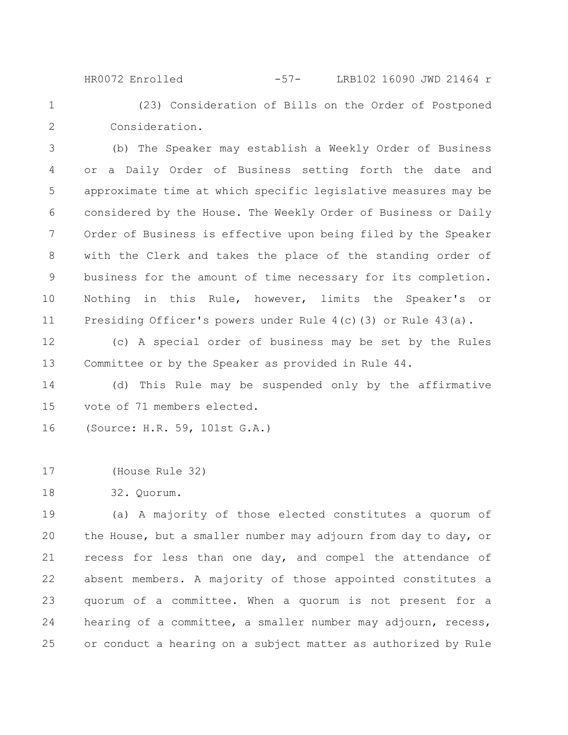(23) Consideration of Bills on the Order of Postponed Consideration.

(b) The Speaker may establish a Weekly Order of Business or a Daily Order of Business setting forth the date and approximate time at which specific legislative measures may be considered by the House. The Weekly Order of Business or Daily Order of Business is effective upon being filed by the Speaker with the Clerk and takes the place of the standing order of business for the amount of time necessary for its completion. Nothing in this Rule, however, limits the Speaker's or Presiding Officer's powers under Rule 4(c)(3) or Rule 43(a).

(c) A special order of business may be set by the Rules Committee or by the Speaker as provided in Rule 44.

(d) This Rule may be suspended only by the affirmative vote of 71 members elected.

(Source: H.R. 59, 101st G.A.)

(House Rule 32)

32. Quorum.

(a) A majority of those elected constitutes a quorum of the House, but a smaller number may adjourn from day to day, or recess for less than one day, and compel the attendance of absent members. A majority of those appointed constitutes a quorum of a committee. When a quorum is not present for a hearing of a committee, a smaller number may adjourn, recess, or conduct a hearing on a subject matter as authorized by Rule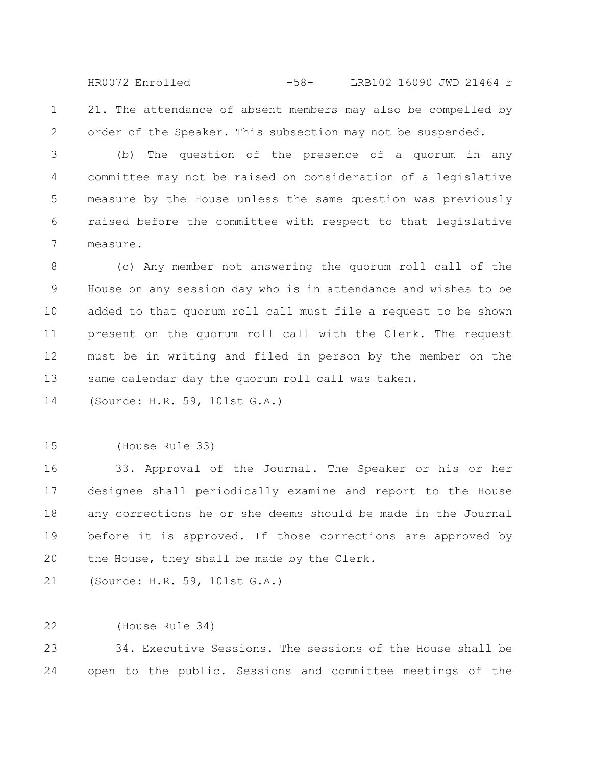21. The attendance of absent members may also be compelled by order of the Speaker. This subsection may not be suspended.

(b) The question of the presence of a quorum in any committee may not be raised on consideration of a legislative measure by the House unless the same question was previously raised before the committee with respect to that legislative measure.

(c) Any member not answering the quorum roll call of the House on any session day who is in attendance and wishes to be added to that quorum roll call must file a request to be shown present on the quorum roll call with the Clerk. The request must be in writing and filed in person by the member on the same calendar day the quorum roll call was taken.

(Source: H.R. 59, 101st G.A.)

(House Rule 33)

33. Approval of the Journal. The Speaker or his or her designee shall periodically examine and report to the House any corrections he or she deems should be made in the Journal before it is approved. If those corrections are approved by the House, they shall be made by the Clerk.

(Source: H.R. 59, 101st G.A.)

(House Rule 34)

34. Executive Sessions. The sessions of the House shall be open to the public. Sessions and committee meetings of the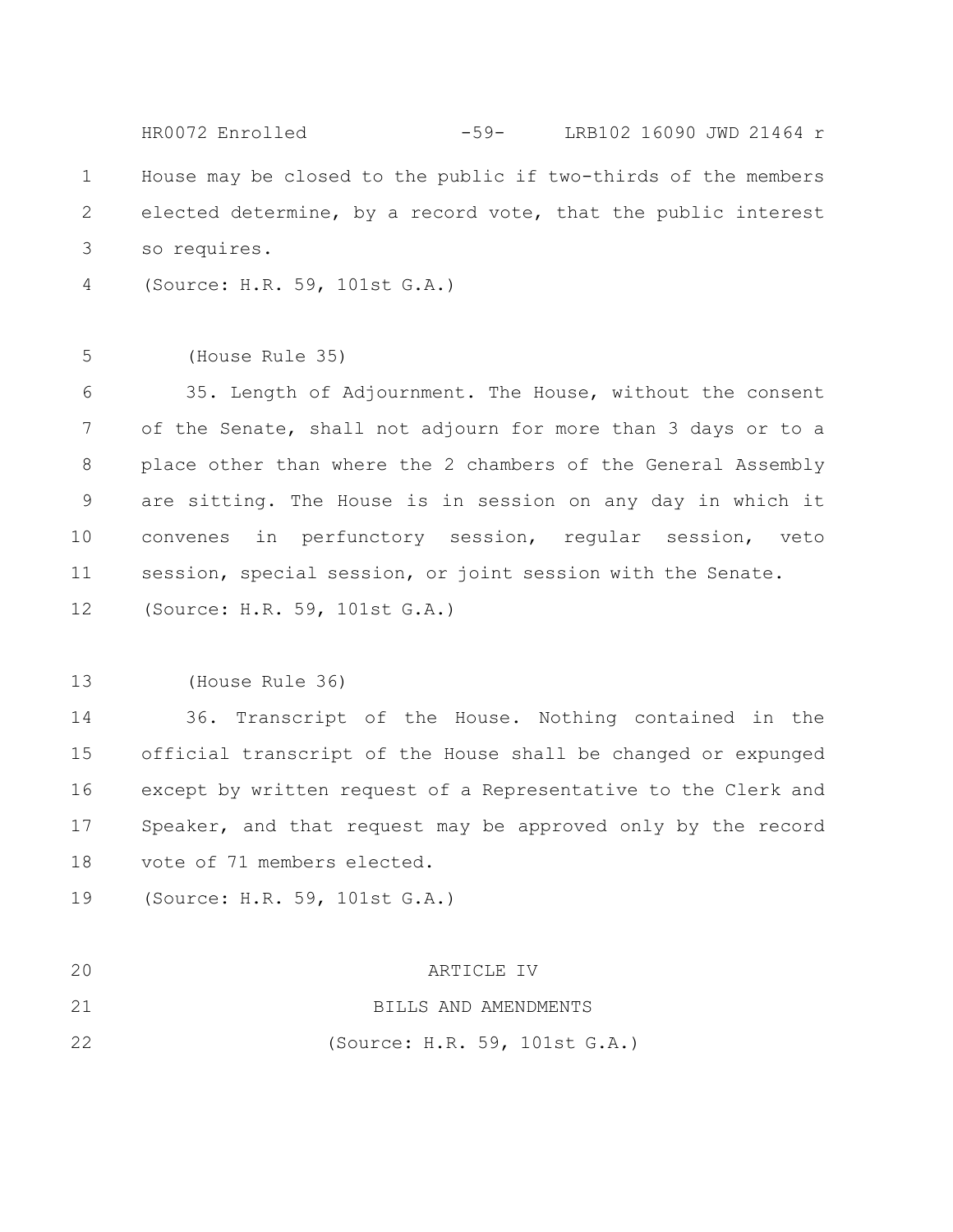House may be closed to the public if two-thirds of the members elected determine, by a record vote, that the public interest so requires.

(Source: H.R. 59, 101st G.A.)

(House Rule 35)

35. Length of Adjournment. The House, without the consent of the Senate, shall not adjourn for more than 3 days or to a place other than where the 2 chambers of the General Assembly are sitting. The House is in session on any day in which it convenes in perfunctory session, regular session, veto session, special session, or joint session with the Senate.

(Source: H.R. 59, 101st G.A.)

(House Rule 36)

36. Transcript of the House. Nothing contained in the official transcript of the House shall be changed or expunged except by written request of a Representative to the Clerk and Speaker, and that request may be approved only by the record vote of 71 members elected.

(Source: H.R. 59, 101st G.A.)

ARTICLE IV

BILLS AND AMENDMENTS

(Source: H.R. 59, 101st G.A.)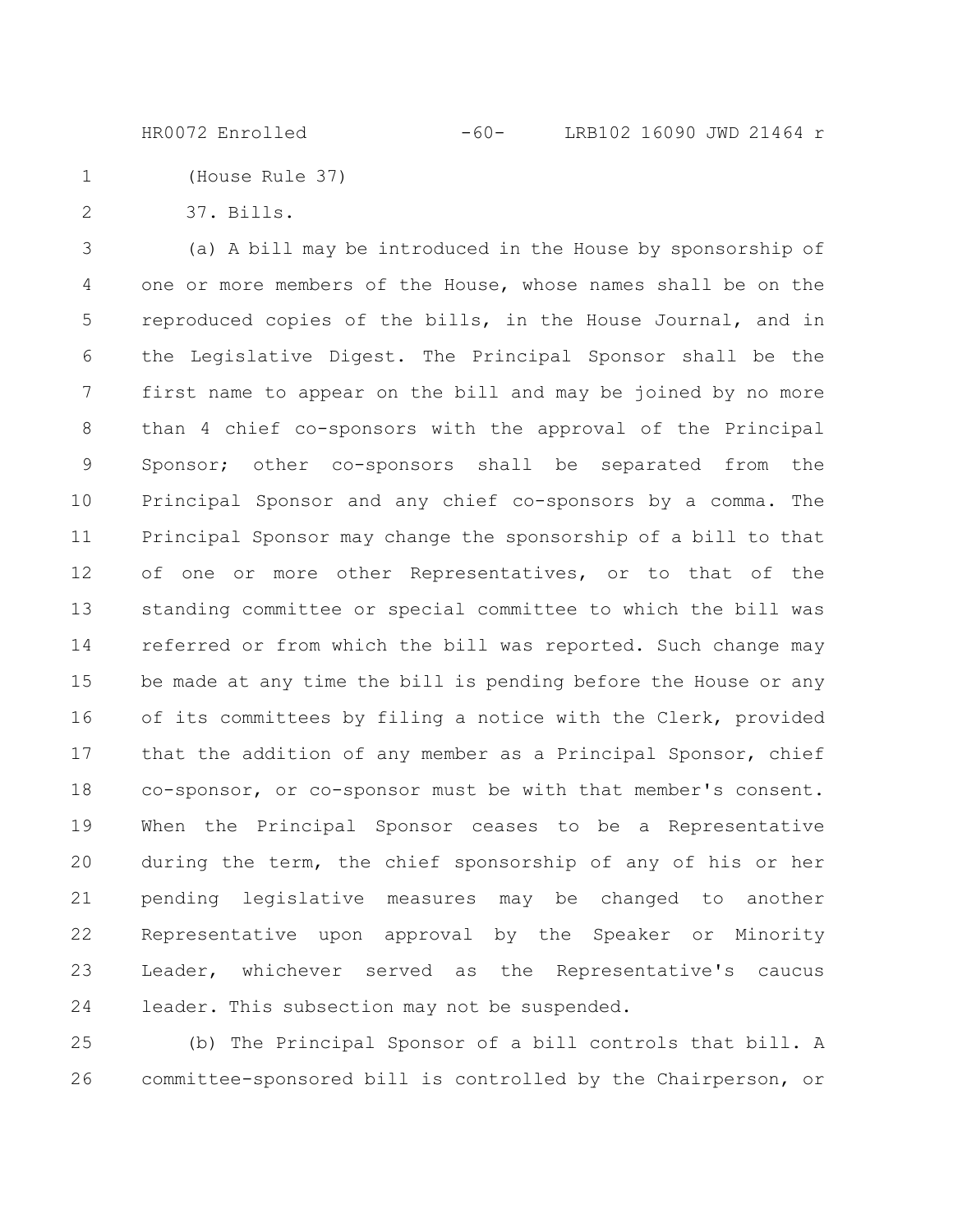(House Rule 37)

37. Bills.

(a) A bill may be introduced in the House by sponsorship of one or more members of the House, whose names shall be on the reproduced copies of the bills, in the House Journal, and in the Legislative Digest. The Principal Sponsor shall be the first name to appear on the bill and may be joined by no more than 4 chief co-sponsors with the approval of the Principal Sponsor; other co-sponsors shall be separated from the Principal Sponsor and any chief co-sponsors by a comma. The Principal Sponsor may change the sponsorship of a bill to that of one or more other Representatives, or to that of the standing committee or special committee to which the bill was referred or from which the bill was reported. Such change may be made at any time the bill is pending before the House or any of its committees by filing a notice with the Clerk, provided that the addition of any member as a Principal Sponsor, chief co-sponsor, or co-sponsor must be with that member's consent. When the Principal Sponsor ceases to be a Representative during the term, the chief sponsorship of any of his or her pending legislative measures may be changed to another Representative upon approval by the Speaker or Minority Leader, whichever served as the Representative's caucus leader. This subsection may not be suspended.

(b) The Principal Sponsor of a bill controls that bill. A committee-sponsored bill is controlled by the Chairperson, or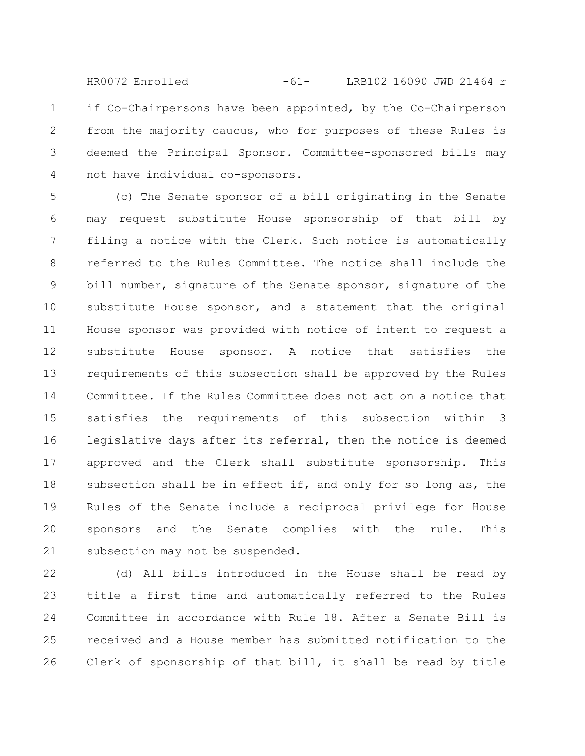if Co-Chairpersons have been appointed, by the Co-Chairperson from the majority caucus, who for purposes of these Rules is deemed the Principal Sponsor. Committee-sponsored bills may not have individual co-sponsors.

(c) The Senate sponsor of a bill originating in the Senate may request substitute House sponsorship of that bill by filing a notice with the Clerk. Such notice is automatically referred to the Rules Committee. The notice shall include the bill number, signature of the Senate sponsor, signature of the substitute House sponsor, and a statement that the original House sponsor was provided with notice of intent to request a substitute House sponsor. A notice that satisfies the requirements of this subsection shall be approved by the Rules Committee. If the Rules Committee does not act on a notice that satisfies the requirements of this subsection within 3 legislative days after its referral, then the notice is deemed approved and the Clerk shall substitute sponsorship. This subsection shall be in effect if, and only for so long as, the Rules of the Senate include a reciprocal privilege for House sponsors and the Senate complies with the rule. This subsection may not be suspended.

(d) All bills introduced in the House shall be read by title a first time and automatically referred to the Rules Committee in accordance with Rule 18. After a Senate Bill is received and a House member has submitted notification to the Clerk of sponsorship of that bill, it shall be read by title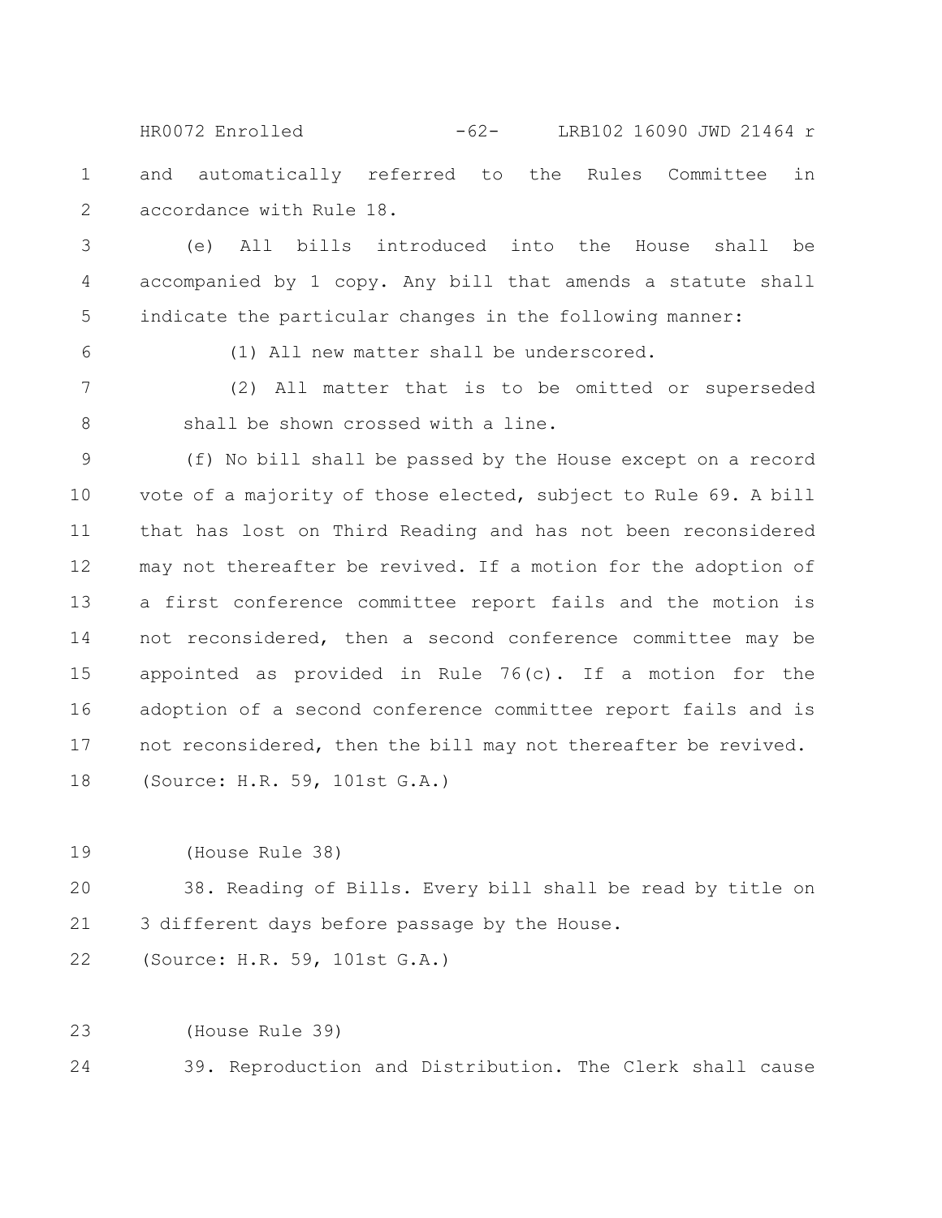and automatically referred to the Rules Committee in accordance with Rule 18.

(e) All bills introduced into the House shall be accompanied by 1 copy. Any bill that amends a statute shall indicate the particular changes in the following manner:

(1) All new matter shall be underscored.

(2) All matter that is to be omitted or superseded shall be shown crossed with a line.

(f) No bill shall be passed by the House except on a record vote of a majority of those elected, subject to Rule 69. A bill that has lost on Third Reading and has not been reconsidered may not thereafter be revived. If a motion for the adoption of a first conference committee report fails and the motion is not reconsidered, then a second conference committee may be appointed as provided in Rule 76(c). If a motion for the adoption of a second conference committee report fails and is not reconsidered, then the bill may not thereafter be revived.

(Source: H.R. 59, 101st G.A.)

(House Rule 38)

38. Reading of Bills. Every bill shall be read by title on 3 different days before passage by the House.

(Source: H.R. 59, 101st G.A.)

(House Rule 39)

39. Reproduction and Distribution. The Clerk shall cause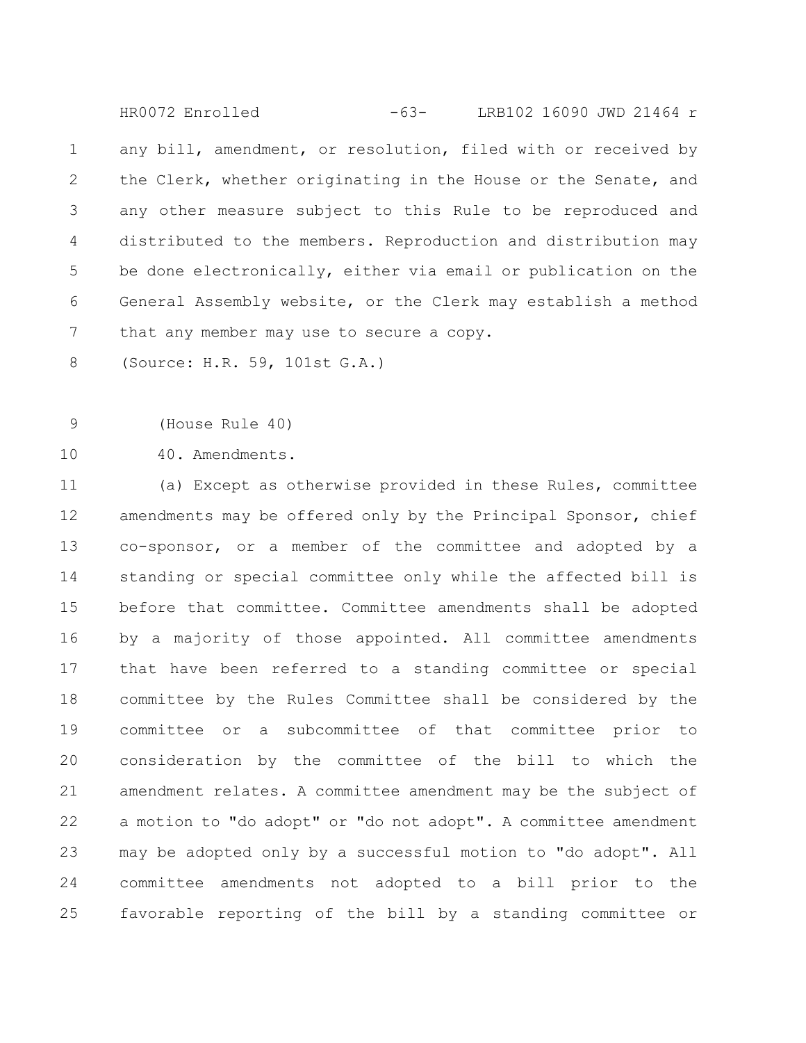any bill, amendment, or resolution, filed with or received by the Clerk, whether originating in the House or the Senate, and any other measure subject to this Rule to be reproduced and distributed to the members. Reproduction and distribution may be done electronically, either via email or publication on the General Assembly website, or the Clerk may establish a method that any member may use to secure a copy.

(Source: H.R. 59, 101st G.A.)

(House Rule 40)

40. Amendments.

(a) Except as otherwise provided in these Rules, committee amendments may be offered only by the Principal Sponsor, chief co-sponsor, or a member of the committee and adopted by a standing or special committee only while the affected bill is before that committee. Committee amendments shall be adopted by a majority of those appointed. All committee amendments that have been referred to a standing committee or special committee by the Rules Committee shall be considered by the committee or a subcommittee of that committee prior to consideration by the committee of the bill to which the amendment relates. A committee amendment may be the subject of a motion to "do adopt" or "do not adopt". A committee amendment may be adopted only by a successful motion to "do adopt". All committee amendments not adopted to a bill prior to the favorable reporting of the bill by a standing committee or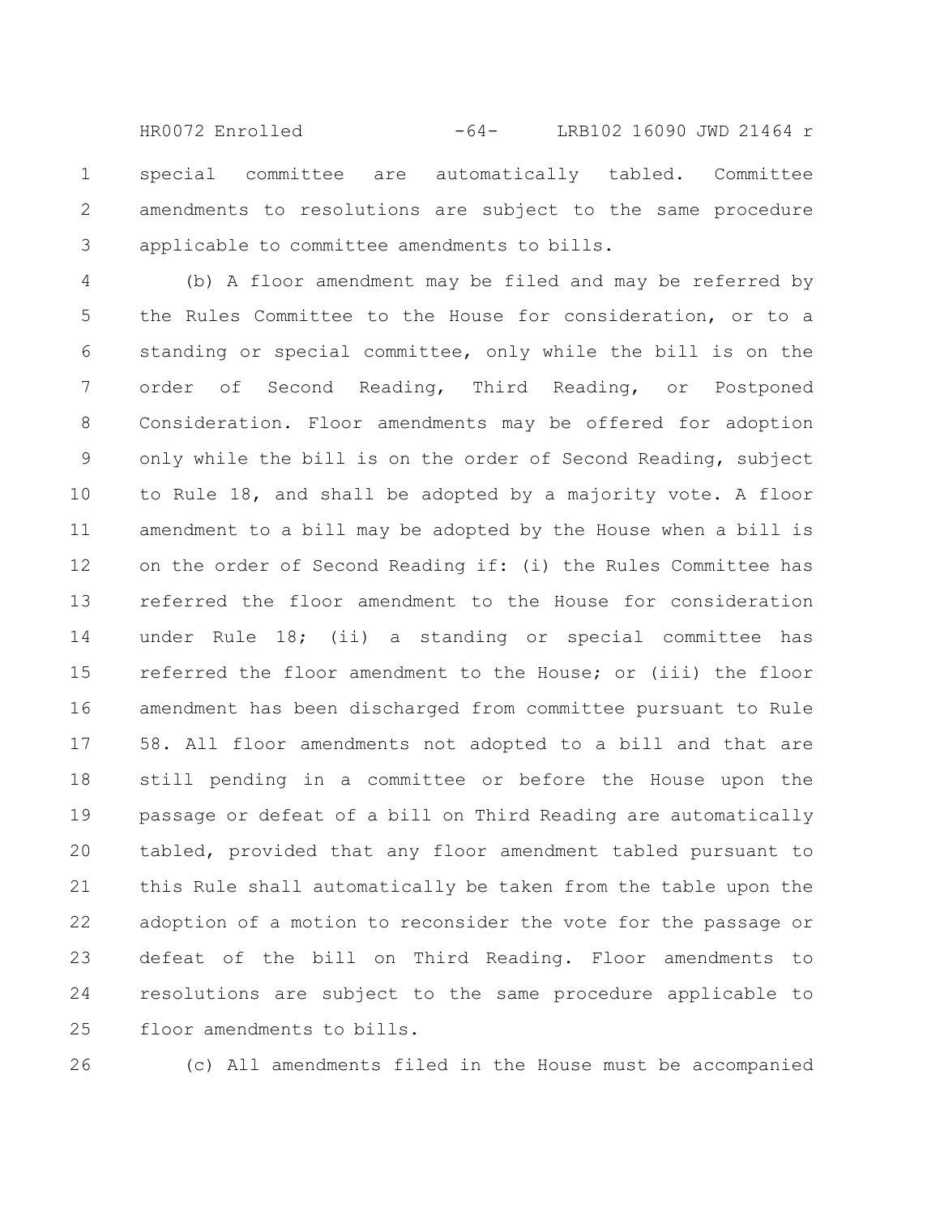special committee are automatically tabled. Committee amendments to resolutions are subject to the same procedure applicable to committee amendments to bills.

(b) A floor amendment may be filed and may be referred by the Rules Committee to the House for consideration, or to a standing or special committee, only while the bill is on the order of Second Reading, Third Reading, or Postponed Consideration. Floor amendments may be offered for adoption only while the bill is on the order of Second Reading, subject to Rule 18, and shall be adopted by a majority vote. A floor amendment to a bill may be adopted by the House when a bill is on the order of Second Reading if: (i) the Rules Committee has referred the floor amendment to the House for consideration under Rule 18; (ii) a standing or special committee has referred the floor amendment to the House; or (iii) the floor amendment has been discharged from committee pursuant to Rule 58. All floor amendments not adopted to a bill and that are still pending in a committee or before the House upon the passage or defeat of a bill on Third Reading are automatically tabled, provided that any floor amendment tabled pursuant to this Rule shall automatically be taken from the table upon the adoption of a motion to reconsider the vote for the passage or defeat of the bill on Third Reading. Floor amendments to resolutions are subject to the same procedure applicable to floor amendments to bills.

(c) All amendments filed in the House must be accompanied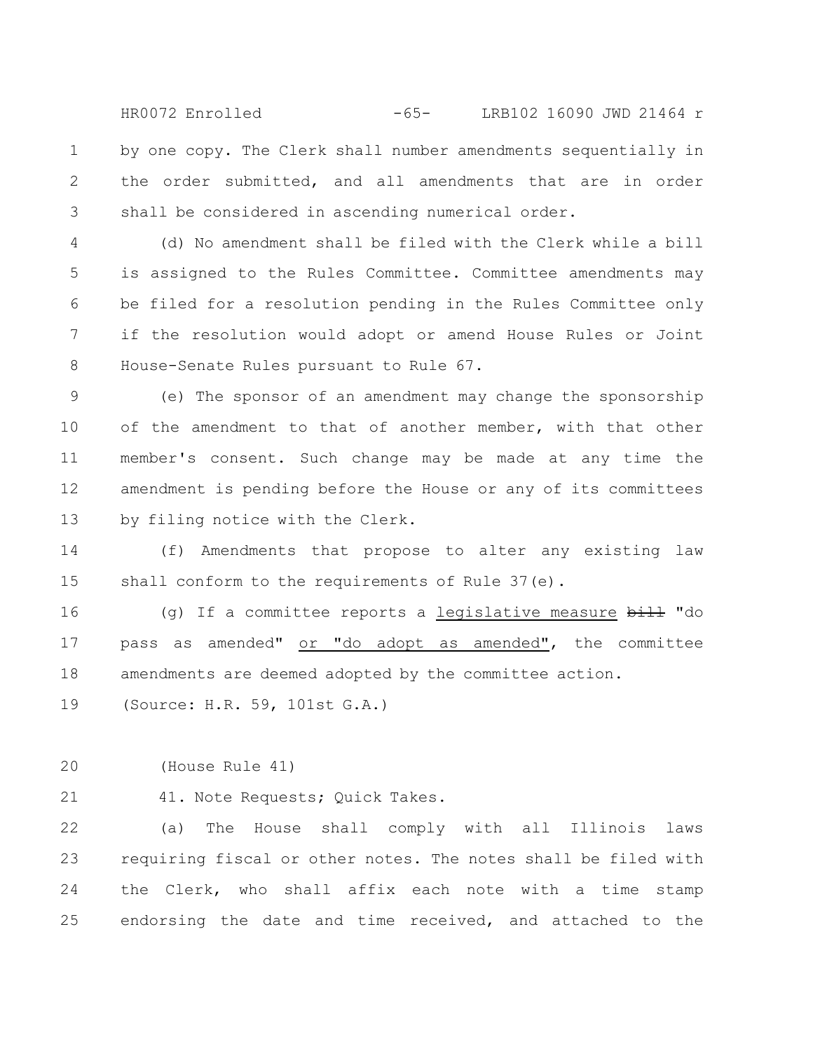by one copy. The Clerk shall number amendments sequentially in the order submitted, and all amendments that are in order shall be considered in ascending numerical order.

(d) No amendment shall be filed with the Clerk while a bill is assigned to the Rules Committee. Committee amendments may be filed for a resolution pending in the Rules Committee only if the resolution would adopt or amend House Rules or Joint House-Senate Rules pursuant to Rule 67.

(e) The sponsor of an amendment may change the sponsorship of the amendment to that of another member, with that other member's consent. Such change may be made at any time the amendment is pending before the House or any of its committees by filing notice with the Clerk.

(f) Amendments that propose to alter any existing law shall conform to the requirements of Rule 37(e).

(g) If a committee reports a <u>legislative measure</u> ~~bill~~ "do pass as amended" <u>or "do adopt as amended"</u>, the committee amendments are deemed adopted by the committee action.

(Source: H.R. 59, 101st G.A.)

(House Rule 41)

41. Note Requests; Quick Takes.

(a) The House shall comply with all Illinois laws requiring fiscal or other notes. The notes shall be filed with the Clerk, who shall affix each note with a time stamp endorsing the date and time received, and attached to the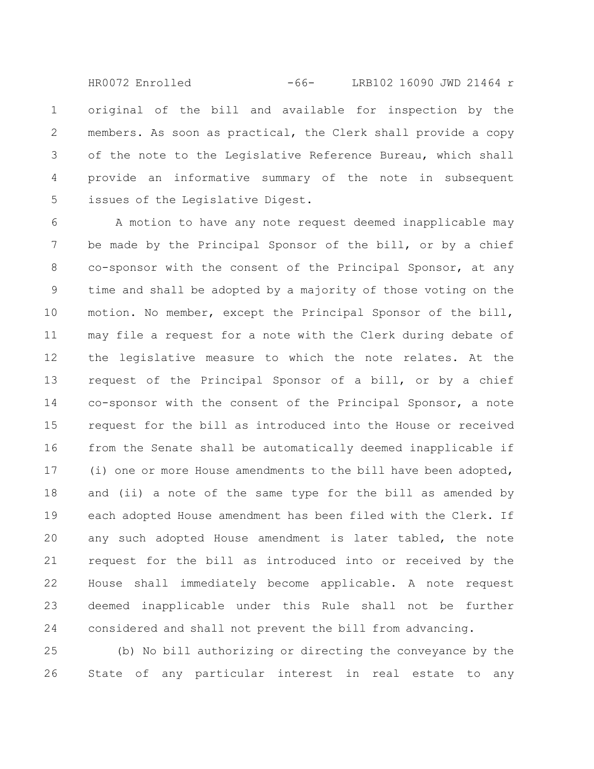original of the bill and available for inspection by the members. As soon as practical, the Clerk shall provide a copy of the note to the Legislative Reference Bureau, which shall provide an informative summary of the note in subsequent issues of the Legislative Digest.

A motion to have any note request deemed inapplicable may be made by the Principal Sponsor of the bill, or by a chief co-sponsor with the consent of the Principal Sponsor, at any time and shall be adopted by a majority of those voting on the motion. No member, except the Principal Sponsor of the bill, may file a request for a note with the Clerk during debate of the legislative measure to which the note relates. At the request of the Principal Sponsor of a bill, or by a chief co-sponsor with the consent of the Principal Sponsor, a note request for the bill as introduced into the House or received from the Senate shall be automatically deemed inapplicable if (i) one or more House amendments to the bill have been adopted, and (ii) a note of the same type for the bill as amended by each adopted House amendment has been filed with the Clerk. If any such adopted House amendment is later tabled, the note request for the bill as introduced into or received by the House shall immediately become applicable. A note request deemed inapplicable under this Rule shall not be further considered and shall not prevent the bill from advancing.

(b) No bill authorizing or directing the conveyance by the State of any particular interest in real estate to any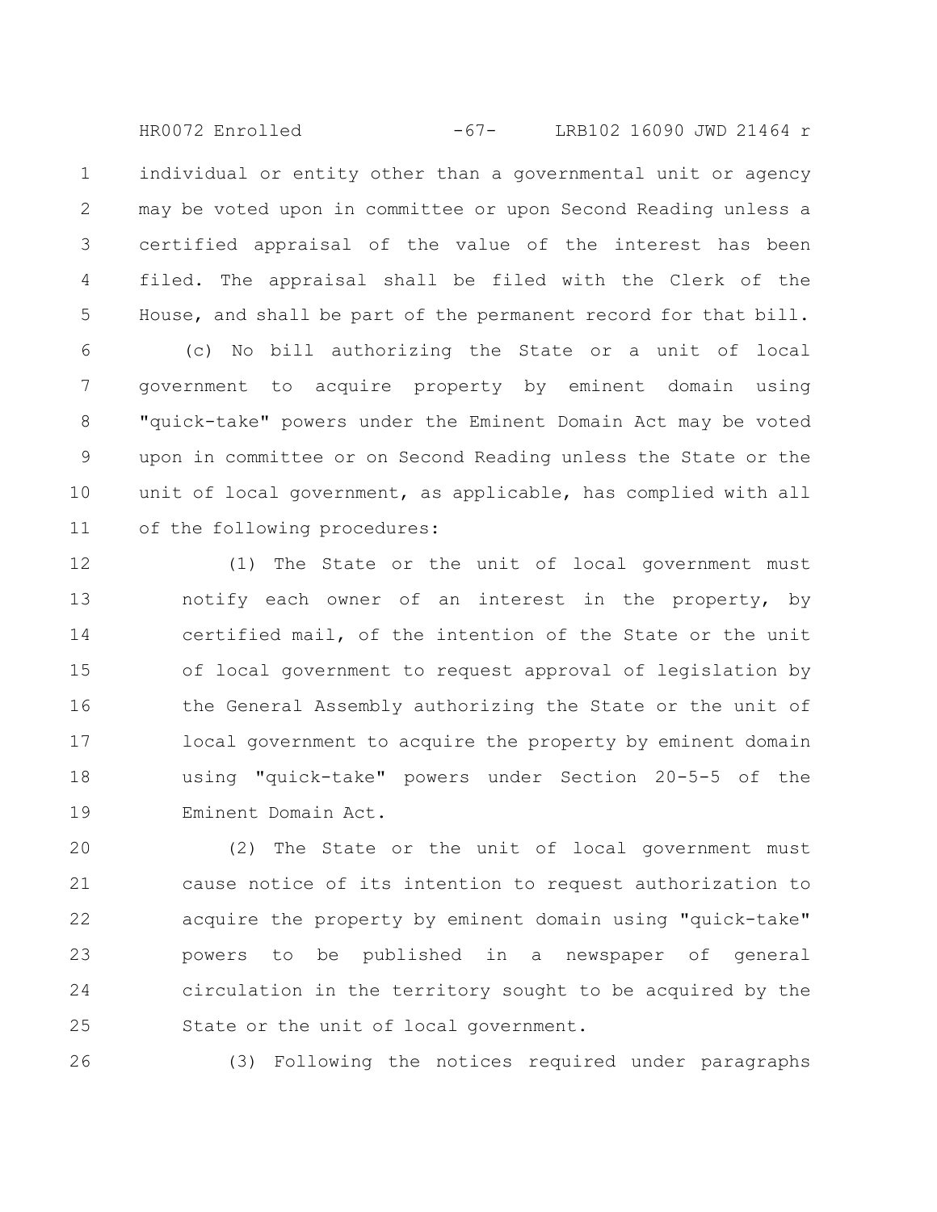individual or entity other than a governmental unit or agency may be voted upon in committee or upon Second Reading unless a certified appraisal of the value of the interest has been filed. The appraisal shall be filed with the Clerk of the House, and shall be part of the permanent record for that bill.

(c) No bill authorizing the State or a unit of local government to acquire property by eminent domain using "quick-take" powers under the Eminent Domain Act may be voted upon in committee or on Second Reading unless the State or the unit of local government, as applicable, has complied with all of the following procedures:

(1) The State or the unit of local government must notify each owner of an interest in the property, by certified mail, of the intention of the State or the unit of local government to request approval of legislation by the General Assembly authorizing the State or the unit of local government to acquire the property by eminent domain using "quick-take" powers under Section 20-5-5 of the Eminent Domain Act.

(2) The State or the unit of local government must cause notice of its intention to request authorization to acquire the property by eminent domain using "quick-take" powers to be published in a newspaper of general circulation in the territory sought to be acquired by the State or the unit of local government.

(3) Following the notices required under paragraphs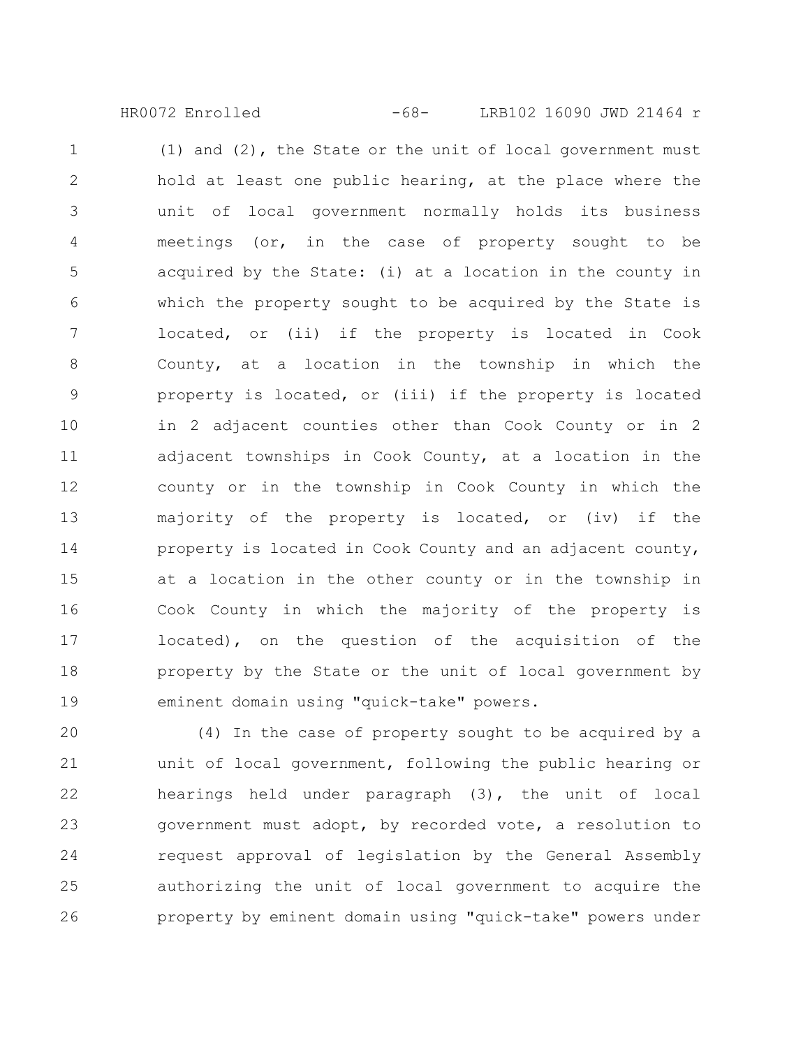(1) and (2), the State or the unit of local government must hold at least one public hearing, at the place where the unit of local government normally holds its business meetings (or, in the case of property sought to be acquired by the State: (i) at a location in the county in which the property sought to be acquired by the State is located, or (ii) if the property is located in Cook County, at a location in the township in which the property is located, or (iii) if the property is located in 2 adjacent counties other than Cook County or in 2 adjacent townships in Cook County, at a location in the county or in the township in Cook County in which the majority of the property is located, or (iv) if the property is located in Cook County and an adjacent county, at a location in the other county or in the township in Cook County in which the majority of the property is located), on the question of the acquisition of the property by the State or the unit of local government by eminent domain using "quick-take" powers.

(4) In the case of property sought to be acquired by a unit of local government, following the public hearing or hearings held under paragraph (3), the unit of local government must adopt, by recorded vote, a resolution to request approval of legislation by the General Assembly authorizing the unit of local government to acquire the property by eminent domain using "quick-take" powers under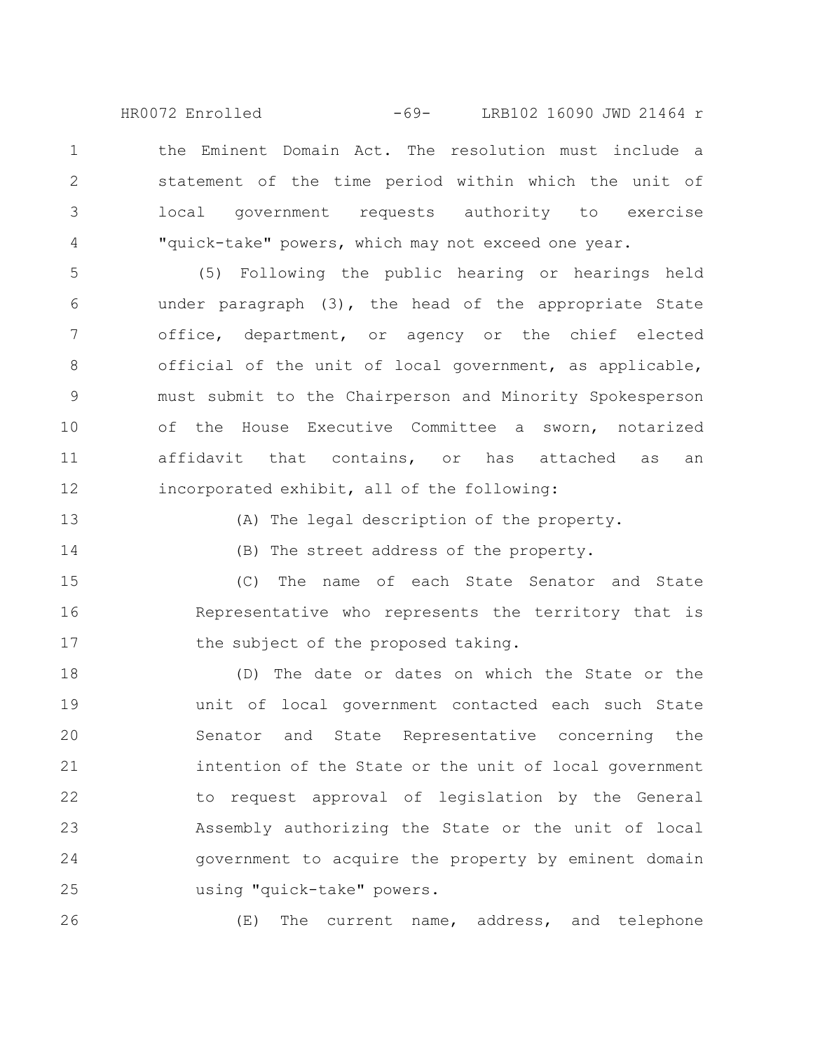the Eminent Domain Act. The resolution must include a statement of the time period within which the unit of local government requests authority to exercise "quick-take" powers, which may not exceed one year.

(5) Following the public hearing or hearings held under paragraph (3), the head of the appropriate State office, department, or agency or the chief elected official of the unit of local government, as applicable, must submit to the Chairperson and Minority Spokesperson of the House Executive Committee a sworn, notarized affidavit that contains, or has attached as an incorporated exhibit, all of the following:

(A) The legal description of the property.

(B) The street address of the property.

(C) The name of each State Senator and State Representative who represents the territory that is the subject of the proposed taking.

(D) The date or dates on which the State or the unit of local government contacted each such State Senator and State Representative concerning the intention of the State or the unit of local government to request approval of legislation by the General Assembly authorizing the State or the unit of local government to acquire the property by eminent domain using "quick-take" powers.

(E) The current name, address, and telephone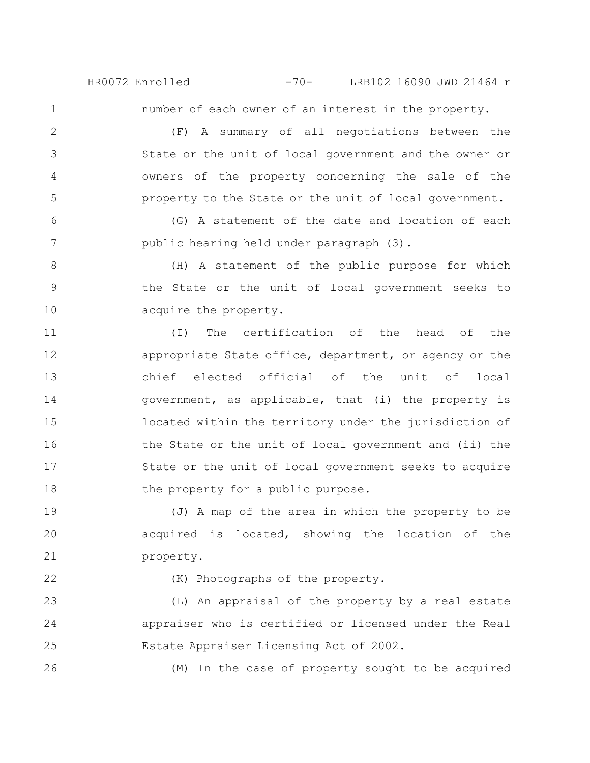number of each owner of an interest in the property.

(F) A summary of all negotiations between the State or the unit of local government and the owner or owners of the property concerning the sale of the property to the State or the unit of local government.

(G) A statement of the date and location of each public hearing held under paragraph (3).

(H) A statement of the public purpose for which the State or the unit of local government seeks to acquire the property.

(I) The certification of the head of the appropriate State office, department, or agency or the chief elected official of the unit of local government, as applicable, that (i) the property is located within the territory under the jurisdiction of the State or the unit of local government and (ii) the State or the unit of local government seeks to acquire the property for a public purpose.

(J) A map of the area in which the property to be acquired is located, showing the location of the property.

(K) Photographs of the property.

(L) An appraisal of the property by a real estate appraiser who is certified or licensed under the Real Estate Appraiser Licensing Act of 2002.

(M) In the case of property sought to be acquired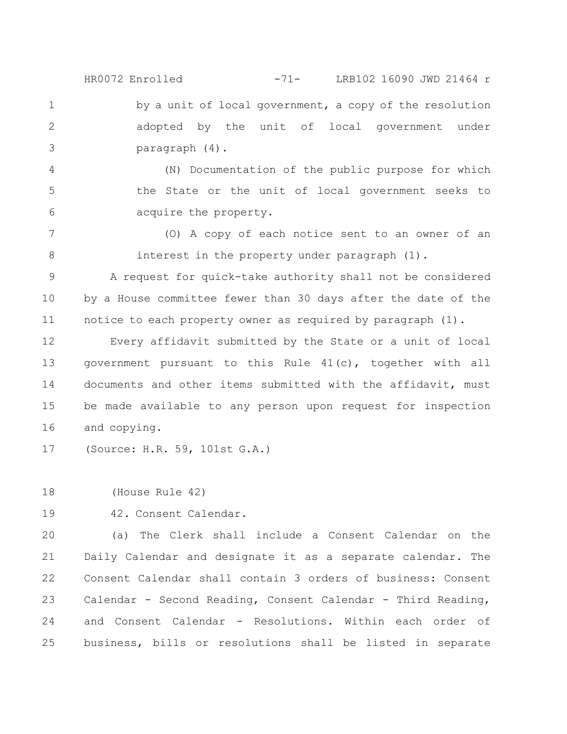by a unit of local government, a copy of the resolution adopted by the unit of local government under paragraph (4).

(N) Documentation of the public purpose for which the State or the unit of local government seeks to acquire the property.

(O) A copy of each notice sent to an owner of an interest in the property under paragraph (1).

A request for quick-take authority shall not be considered by a House committee fewer than 30 days after the date of the notice to each property owner as required by paragraph (1).

Every affidavit submitted by the State or a unit of local government pursuant to this Rule 41(c), together with all documents and other items submitted with the affidavit, must be made available to any person upon request for inspection and copying.

(Source: H.R. 59, 101st G.A.)

(House Rule 42)

42. Consent Calendar.

(a) The Clerk shall include a Consent Calendar on the Daily Calendar and designate it as a separate calendar. The Consent Calendar shall contain 3 orders of business: Consent Calendar - Second Reading, Consent Calendar - Third Reading, and Consent Calendar - Resolutions. Within each order of business, bills or resolutions shall be listed in separate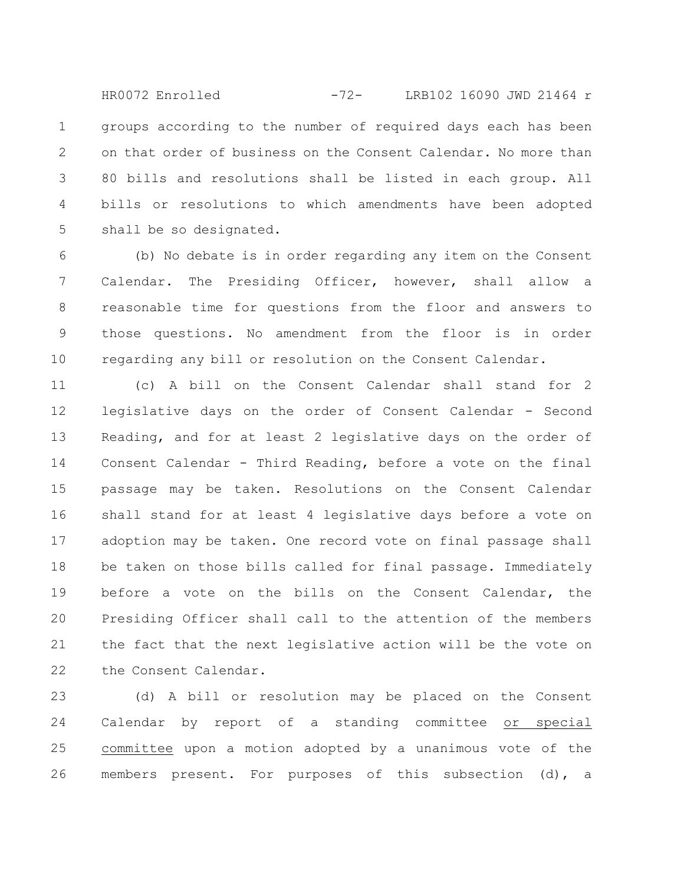groups according to the number of required days each has been on that order of business on the Consent Calendar. No more than 80 bills and resolutions shall be listed in each group. All bills or resolutions to which amendments have been adopted shall be so designated.

(b) No debate is in order regarding any item on the Consent Calendar. The Presiding Officer, however, shall allow a reasonable time for questions from the floor and answers to those questions. No amendment from the floor is in order regarding any bill or resolution on the Consent Calendar.

(c) A bill on the Consent Calendar shall stand for 2 legislative days on the order of Consent Calendar - Second Reading, and for at least 2 legislative days on the order of Consent Calendar - Third Reading, before a vote on the final passage may be taken. Resolutions on the Consent Calendar shall stand for at least 4 legislative days before a vote on adoption may be taken. One record vote on final passage shall be taken on those bills called for final passage. Immediately before a vote on the bills on the Consent Calendar, the Presiding Officer shall call to the attention of the members the fact that the next legislative action will be the vote on the Consent Calendar.

(d) A bill or resolution may be placed on the Consent Calendar by report of a standing committee <u>or special committee</u> upon a motion adopted by a unanimous vote of the members present. For purposes of this subsection (d), a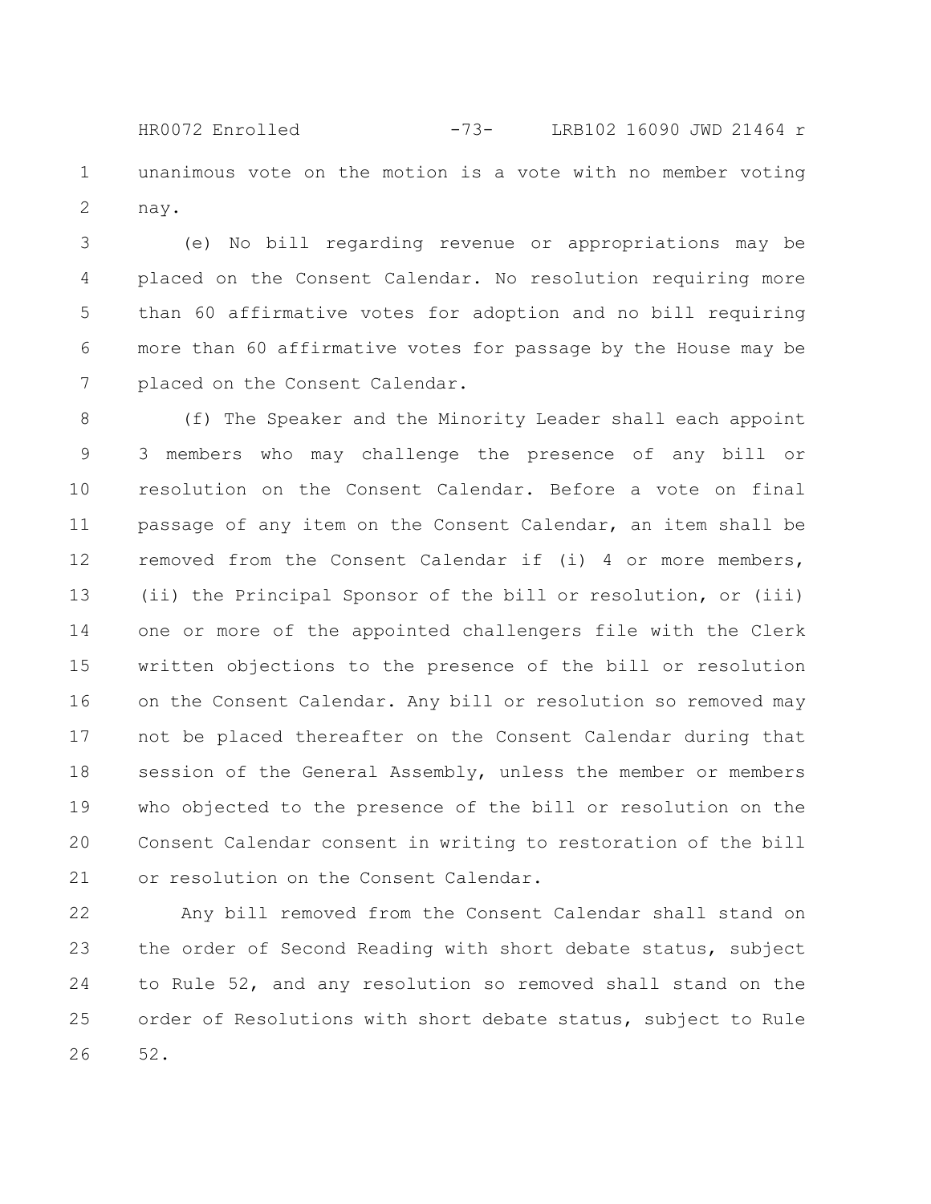unanimous vote on the motion is a vote with no member voting nay.

(e) No bill regarding revenue or appropriations may be placed on the Consent Calendar. No resolution requiring more than 60 affirmative votes for adoption and no bill requiring more than 60 affirmative votes for passage by the House may be placed on the Consent Calendar.

(f) The Speaker and the Minority Leader shall each appoint 3 members who may challenge the presence of any bill or resolution on the Consent Calendar. Before a vote on final passage of any item on the Consent Calendar, an item shall be removed from the Consent Calendar if (i) 4 or more members, (ii) the Principal Sponsor of the bill or resolution, or (iii) one or more of the appointed challengers file with the Clerk written objections to the presence of the bill or resolution on the Consent Calendar. Any bill or resolution so removed may not be placed thereafter on the Consent Calendar during that session of the General Assembly, unless the member or members who objected to the presence of the bill or resolution on the Consent Calendar consent in writing to restoration of the bill or resolution on the Consent Calendar.

Any bill removed from the Consent Calendar shall stand on the order of Second Reading with short debate status, subject to Rule 52, and any resolution so removed shall stand on the order of Resolutions with short debate status, subject to Rule 52.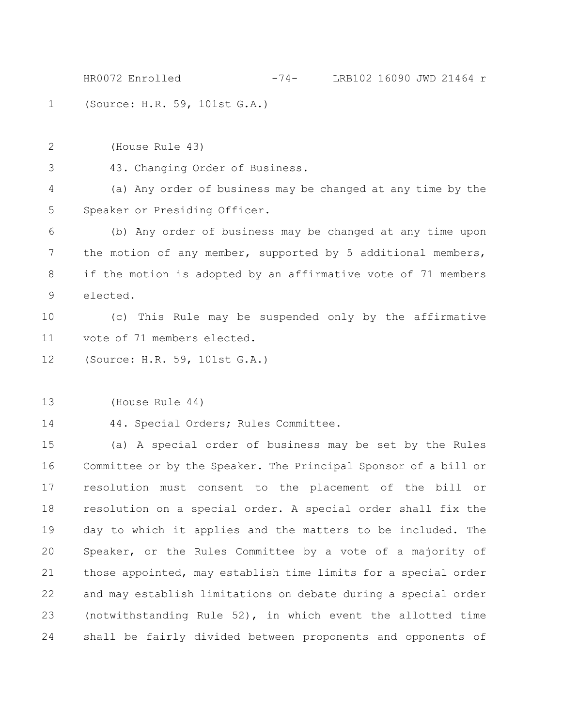(Source: H.R. 59, 101st G.A.)

(House Rule 43)

43. Changing Order of Business.

(a) Any order of business may be changed at any time by the Speaker or Presiding Officer.

(b) Any order of business may be changed at any time upon the motion of any member, supported by 5 additional members, if the motion is adopted by an affirmative vote of 71 members elected.

(c) This Rule may be suspended only by the affirmative vote of 71 members elected.

(Source: H.R. 59, 101st G.A.)

(House Rule 44)

44. Special Orders; Rules Committee.

(a) A special order of business may be set by the Rules Committee or by the Speaker. The Principal Sponsor of a bill or resolution must consent to the placement of the bill or resolution on a special order. A special order shall fix the day to which it applies and the matters to be included. The Speaker, or the Rules Committee by a vote of a majority of those appointed, may establish time limits for a special order and may establish limitations on debate during a special order (notwithstanding Rule 52), in which event the allotted time shall be fairly divided between proponents and opponents of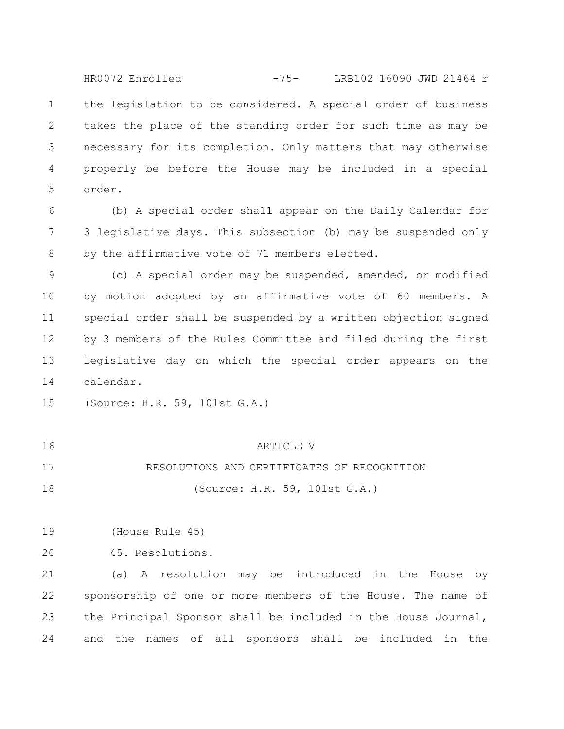the legislation to be considered. A special order of business takes the place of the standing order for such time as may be necessary for its completion. Only matters that may otherwise properly be before the House may be included in a special order.

(b) A special order shall appear on the Daily Calendar for 3 legislative days. This subsection (b) may be suspended only by the affirmative vote of 71 members elected.

(c) A special order may be suspended, amended, or modified by motion adopted by an affirmative vote of 60 members. A special order shall be suspended by a written objection signed by 3 members of the Rules Committee and filed during the first legislative day on which the special order appears on the calendar.

(Source: H.R. 59, 101st G.A.)

## ARTICLE V

## RESOLUTIONS AND CERTIFICATES OF RECOGNITION

(Source: H.R. 59, 101st G.A.)

(House Rule 45)

45. Resolutions.

(a) A resolution may be introduced in the House by sponsorship of one or more members of the House. The name of the Principal Sponsor shall be included in the House Journal, and the names of all sponsors shall be included in the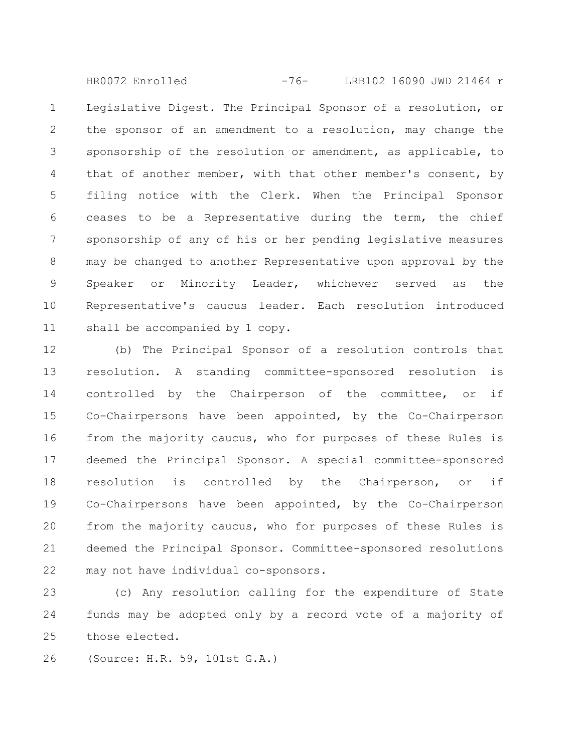Legislative Digest. The Principal Sponsor of a resolution, or the sponsor of an amendment to a resolution, may change the sponsorship of the resolution or amendment, as applicable, to that of another member, with that other member's consent, by filing notice with the Clerk. When the Principal Sponsor ceases to be a Representative during the term, the chief sponsorship of any of his or her pending legislative measures may be changed to another Representative upon approval by the Speaker or Minority Leader, whichever served as the Representative's caucus leader. Each resolution introduced shall be accompanied by 1 copy.

(b) The Principal Sponsor of a resolution controls that resolution. A standing committee-sponsored resolution is controlled by the Chairperson of the committee, or if Co-Chairpersons have been appointed, by the Co-Chairperson from the majority caucus, who for purposes of these Rules is deemed the Principal Sponsor. A special committee-sponsored resolution is controlled by the Chairperson, or if Co-Chairpersons have been appointed, by the Co-Chairperson from the majority caucus, who for purposes of these Rules is deemed the Principal Sponsor. Committee-sponsored resolutions may not have individual co-sponsors.

(c) Any resolution calling for the expenditure of State funds may be adopted only by a record vote of a majority of those elected.

(Source: H.R. 59, 101st G.A.)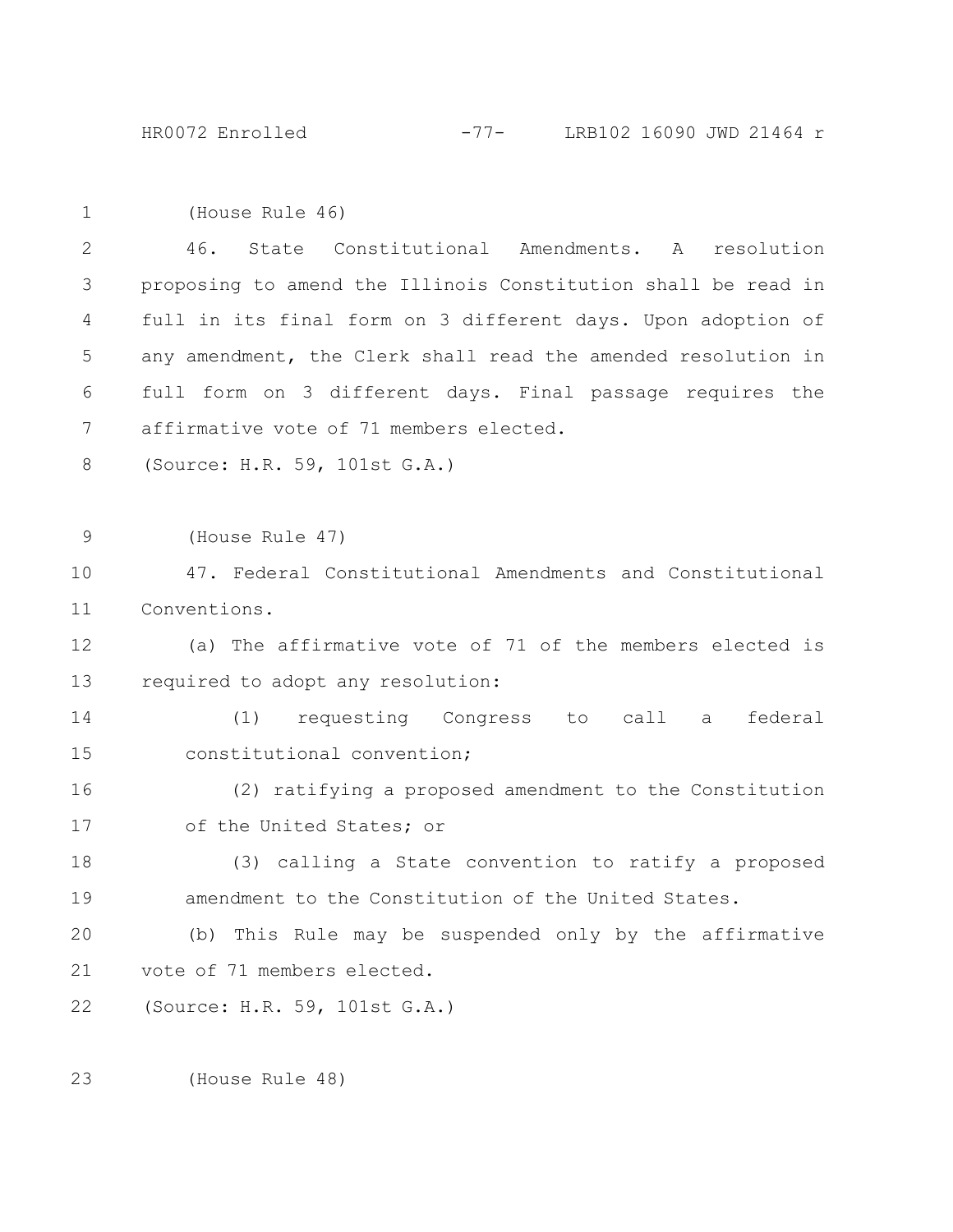(House Rule 46)

46. State Constitutional Amendments. A resolution proposing to amend the Illinois Constitution shall be read in full in its final form on 3 different days. Upon adoption of any amendment, the Clerk shall read the amended resolution in full form on 3 different days. Final passage requires the affirmative vote of 71 members elected.

(Source: H.R. 59, 101st G.A.)

(House Rule 47)

47. Federal Constitutional Amendments and Constitutional Conventions.

(a) The affirmative vote of 71 of the members elected is required to adopt any resolution:

(1) requesting Congress to call a federal constitutional convention;

(2) ratifying a proposed amendment to the Constitution of the United States; or

(3) calling a State convention to ratify a proposed amendment to the Constitution of the United States.

(b) This Rule may be suspended only by the affirmative vote of 71 members elected.

(Source: H.R. 59, 101st G.A.)

(House Rule 48)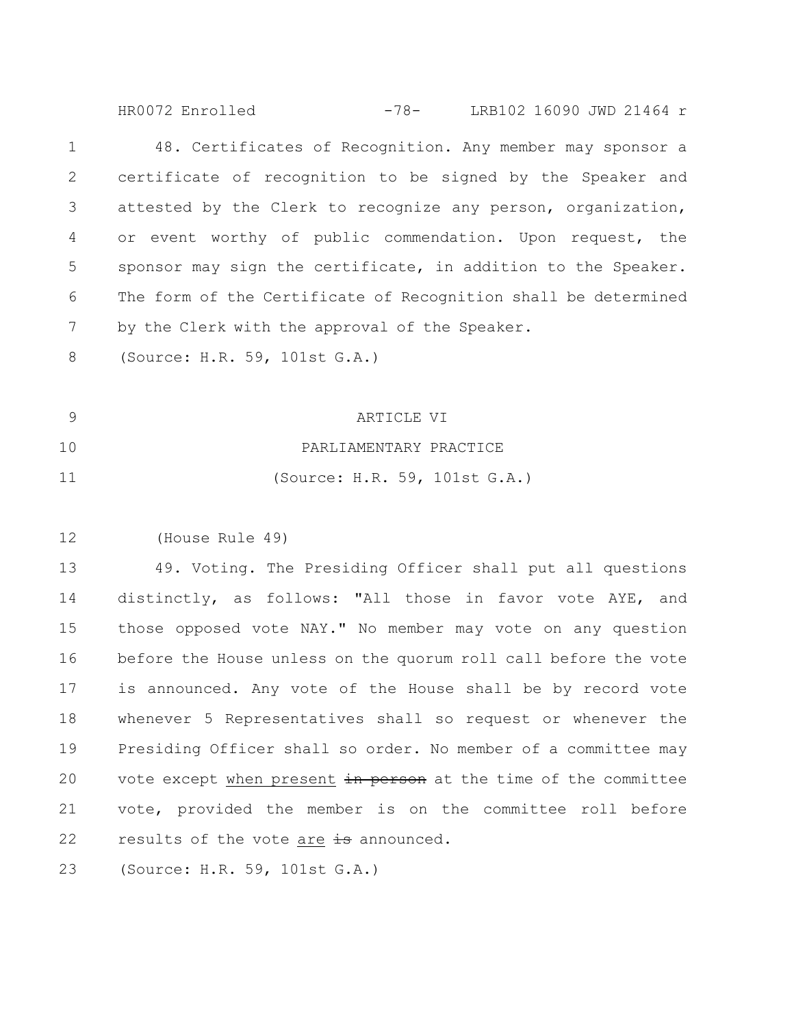48. Certificates of Recognition. Any member may sponsor a certificate of recognition to be signed by the Speaker and attested by the Clerk to recognize any person, organization, or event worthy of public commendation. Upon request, the sponsor may sign the certificate, in addition to the Speaker. The form of the Certificate of Recognition shall be determined by the Clerk with the approval of the Speaker.

(Source: H.R. 59, 101st G.A.)

## ARTICLE VI

## PARLIAMENTARY PRACTICE

(Source: H.R. 59, 101st G.A.)

(House Rule 49)

49. Voting. The Presiding Officer shall put all questions distinctly, as follows: "All those in favor vote AYE, and those opposed vote NAY." No member may vote on any question before the House unless on the quorum roll call before the vote is announced. Any vote of the House shall be by record vote whenever 5 Representatives shall so request or whenever the Presiding Officer shall so order. No member of a committee may vote except <u>when present</u> ~~in person~~ at the time of the committee vote, provided the member is on the committee roll before results of the vote <u>are</u> ~~is~~ announced.

(Source: H.R. 59, 101st G.A.)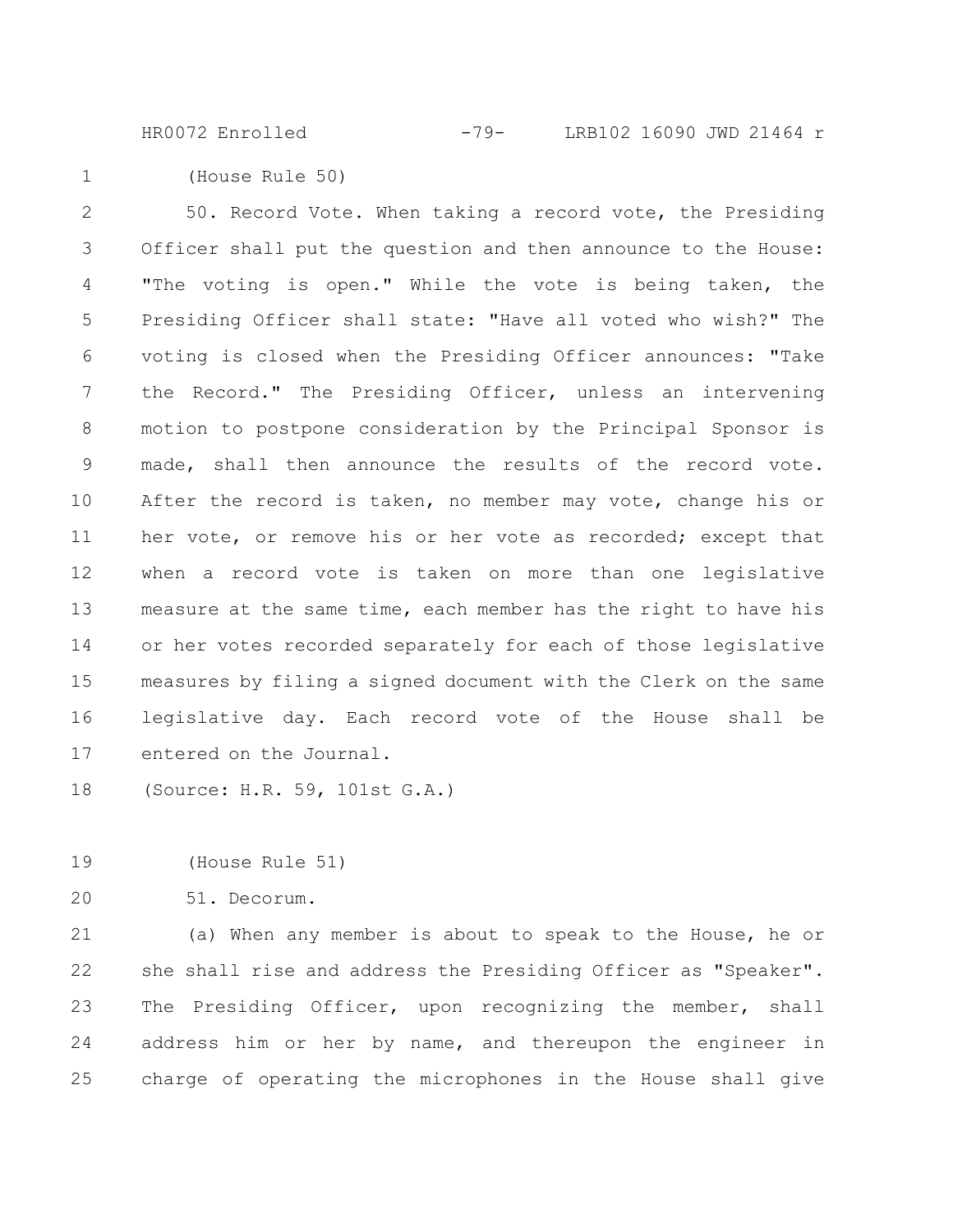(House Rule 50)

50. Record Vote. When taking a record vote, the Presiding Officer shall put the question and then announce to the House: "The voting is open." While the vote is being taken, the Presiding Officer shall state: "Have all voted who wish?" The voting is closed when the Presiding Officer announces: "Take the Record." The Presiding Officer, unless an intervening motion to postpone consideration by the Principal Sponsor is made, shall then announce the results of the record vote. After the record is taken, no member may vote, change his or her vote, or remove his or her vote as recorded; except that when a record vote is taken on more than one legislative measure at the same time, each member has the right to have his or her votes recorded separately for each of those legislative measures by filing a signed document with the Clerk on the same legislative day. Each record vote of the House shall be entered on the Journal.

(Source: H.R. 59, 101st G.A.)

(House Rule 51)

51. Decorum.

(a) When any member is about to speak to the House, he or she shall rise and address the Presiding Officer as "Speaker". The Presiding Officer, upon recognizing the member, shall address him or her by name, and thereupon the engineer in charge of operating the microphones in the House shall give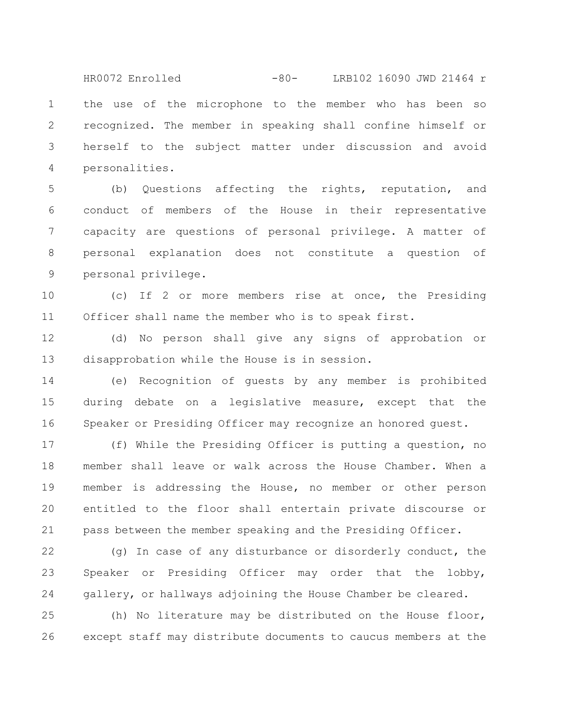the use of the microphone to the member who has been so recognized. The member in speaking shall confine himself or herself to the subject matter under discussion and avoid personalities.

(b) Questions affecting the rights, reputation, and conduct of members of the House in their representative capacity are questions of personal privilege. A matter of personal explanation does not constitute a question of personal privilege.

(c) If 2 or more members rise at once, the Presiding Officer shall name the member who is to speak first.

(d) No person shall give any signs of approbation or disapprobation while the House is in session.

(e) Recognition of guests by any member is prohibited during debate on a legislative measure, except that the Speaker or Presiding Officer may recognize an honored guest.

(f) While the Presiding Officer is putting a question, no member shall leave or walk across the House Chamber. When a member is addressing the House, no member or other person entitled to the floor shall entertain private discourse or pass between the member speaking and the Presiding Officer.

(g) In case of any disturbance or disorderly conduct, the Speaker or Presiding Officer may order that the lobby, gallery, or hallways adjoining the House Chamber be cleared.

(h) No literature may be distributed on the House floor, except staff may distribute documents to caucus members at the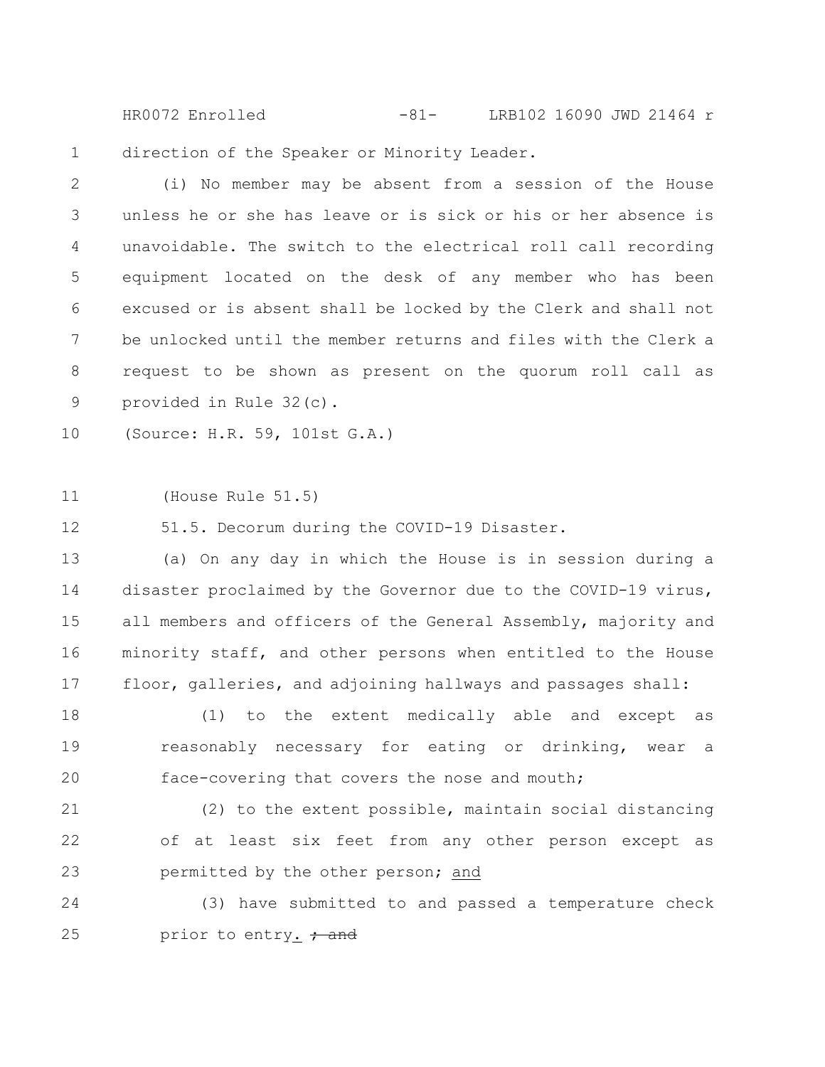direction of the Speaker or Minority Leader.

(i) No member may be absent from a session of the House unless he or she has leave or is sick or his or her absence is unavoidable. The switch to the electrical roll call recording equipment located on the desk of any member who has been excused or is absent shall be locked by the Clerk and shall not be unlocked until the member returns and files with the Clerk a request to be shown as present on the quorum roll call as provided in Rule 32(c).

(Source: H.R. 59, 101st G.A.)

(House Rule 51.5)

51.5. Decorum during the COVID-19 Disaster.

(a) On any day in which the House is in session during a disaster proclaimed by the Governor due to the COVID-19 virus, all members and officers of the General Assembly, majority and minority staff, and other persons when entitled to the House floor, galleries, and adjoining hallways and passages shall:

(1) to the extent medically able and except as reasonably necessary for eating or drinking, wear a face-covering that covers the nose and mouth;

(2) to the extent possible, maintain social distancing of at least six feet from any other person except as permitted by the other person; <u>and</u>

(3) have submitted to and passed a temperature check prior to entry<u>.</u> ~~; and~~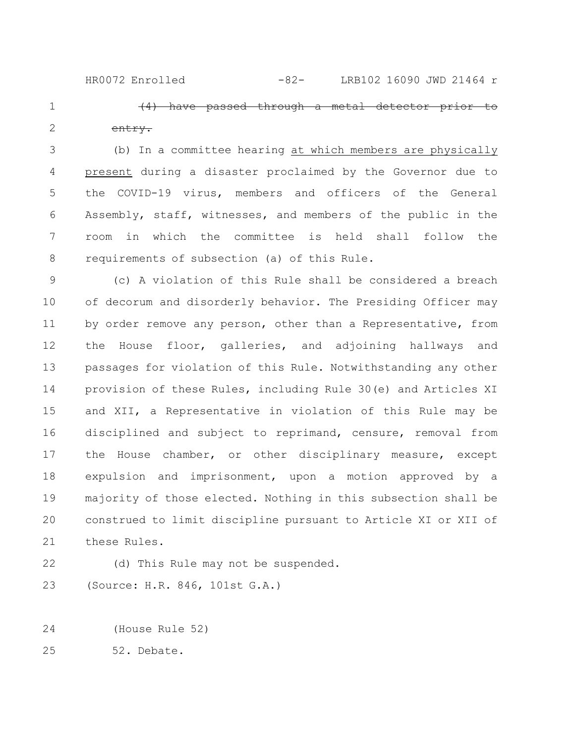~~(4) have passed through a metal detector prior to entry.~~

(b) In a committee hearing <u>at which members are physically present</u> during a disaster proclaimed by the Governor due to the COVID-19 virus, members and officers of the General Assembly, staff, witnesses, and members of the public in the room in which the committee is held shall follow the requirements of subsection (a) of this Rule.

(c) A violation of this Rule shall be considered a breach of decorum and disorderly behavior. The Presiding Officer may by order remove any person, other than a Representative, from the House floor, galleries, and adjoining hallways and passages for violation of this Rule. Notwithstanding any other provision of these Rules, including Rule 30(e) and Articles XI and XII, a Representative in violation of this Rule may be disciplined and subject to reprimand, censure, removal from the House chamber, or other disciplinary measure, except expulsion and imprisonment, upon a motion approved by a majority of those elected. Nothing in this subsection shall be construed to limit discipline pursuant to Article XI or XII of these Rules.

(d) This Rule may not be suspended.

(Source: H.R. 846, 101st G.A.)

(House Rule 52)

52. Debate.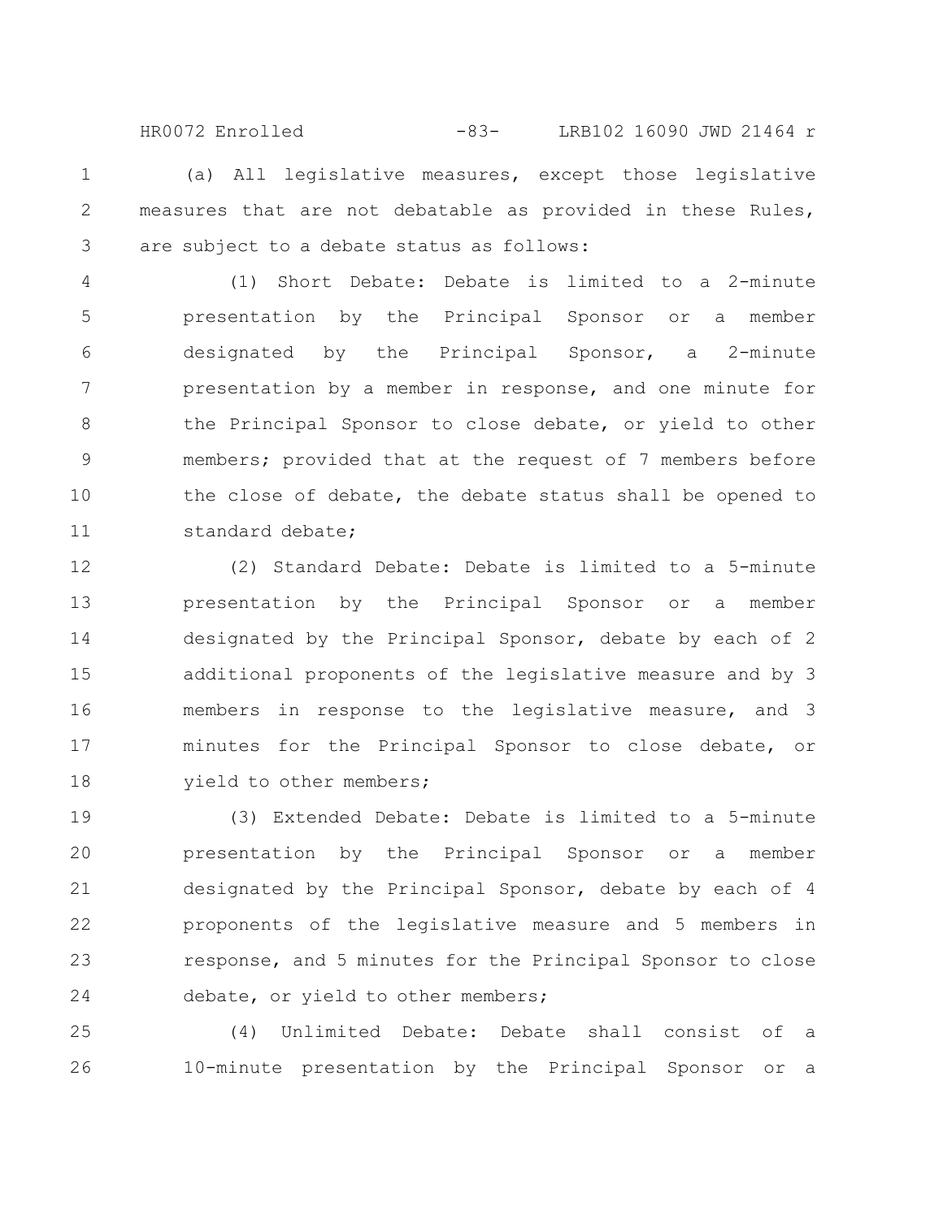(a) All legislative measures, except those legislative measures that are not debatable as provided in these Rules, are subject to a debate status as follows:

(1) Short Debate: Debate is limited to a 2-minute presentation by the Principal Sponsor or a member designated by the Principal Sponsor, a 2-minute presentation by a member in response, and one minute for the Principal Sponsor to close debate, or yield to other members; provided that at the request of 7 members before the close of debate, the debate status shall be opened to standard debate;

(2) Standard Debate: Debate is limited to a 5-minute presentation by the Principal Sponsor or a member designated by the Principal Sponsor, debate by each of 2 additional proponents of the legislative measure and by 3 members in response to the legislative measure, and 3 minutes for the Principal Sponsor to close debate, or yield to other members;

(3) Extended Debate: Debate is limited to a 5-minute presentation by the Principal Sponsor or a member designated by the Principal Sponsor, debate by each of 4 proponents of the legislative measure and 5 members in response, and 5 minutes for the Principal Sponsor to close debate, or yield to other members;

(4) Unlimited Debate: Debate shall consist of a 10-minute presentation by the Principal Sponsor or a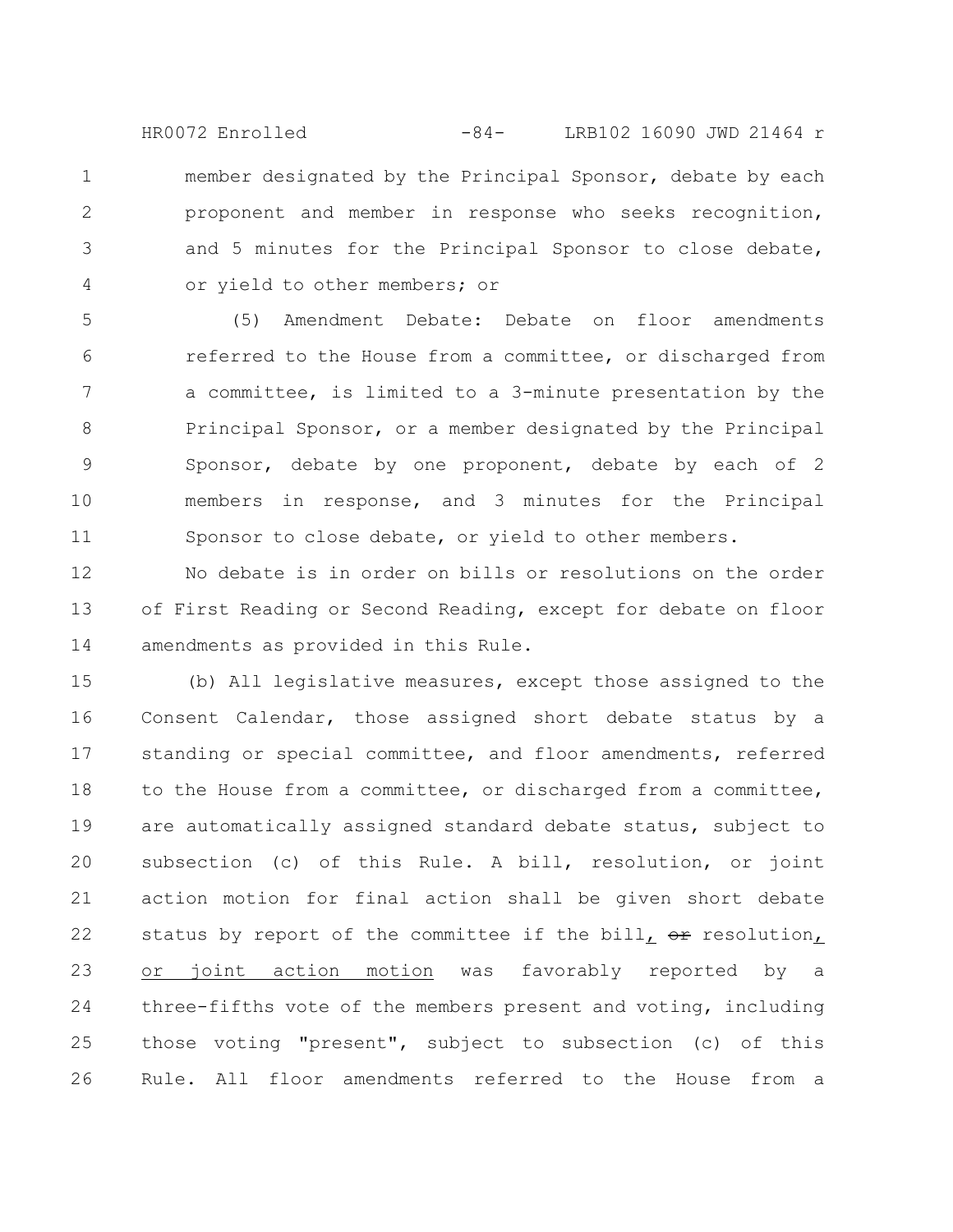member designated by the Principal Sponsor, debate by each proponent and member in response who seeks recognition, and 5 minutes for the Principal Sponsor to close debate, or yield to other members; or

(5) Amendment Debate: Debate on floor amendments referred to the House from a committee, or discharged from a committee, is limited to a 3-minute presentation by the Principal Sponsor, or a member designated by the Principal Sponsor, debate by one proponent, debate by each of 2 members in response, and 3 minutes for the Principal Sponsor to close debate, or yield to other members.

No debate is in order on bills or resolutions on the order of First Reading or Second Reading, except for debate on floor amendments as provided in this Rule.

(b) All legislative measures, except those assigned to the Consent Calendar, those assigned short debate status by a standing or special committee, and floor amendments, referred to the House from a committee, or discharged from a committee, are automatically assigned standard debate status, subject to subsection (c) of this Rule. A bill, resolution, or joint action motion for final action shall be given short debate status by report of the committee if the bill, ~~or~~ resolution, or joint action motion was favorably reported by a three-fifths vote of the members present and voting, including those voting "present", subject to subsection (c) of this Rule. All floor amendments referred to the House from a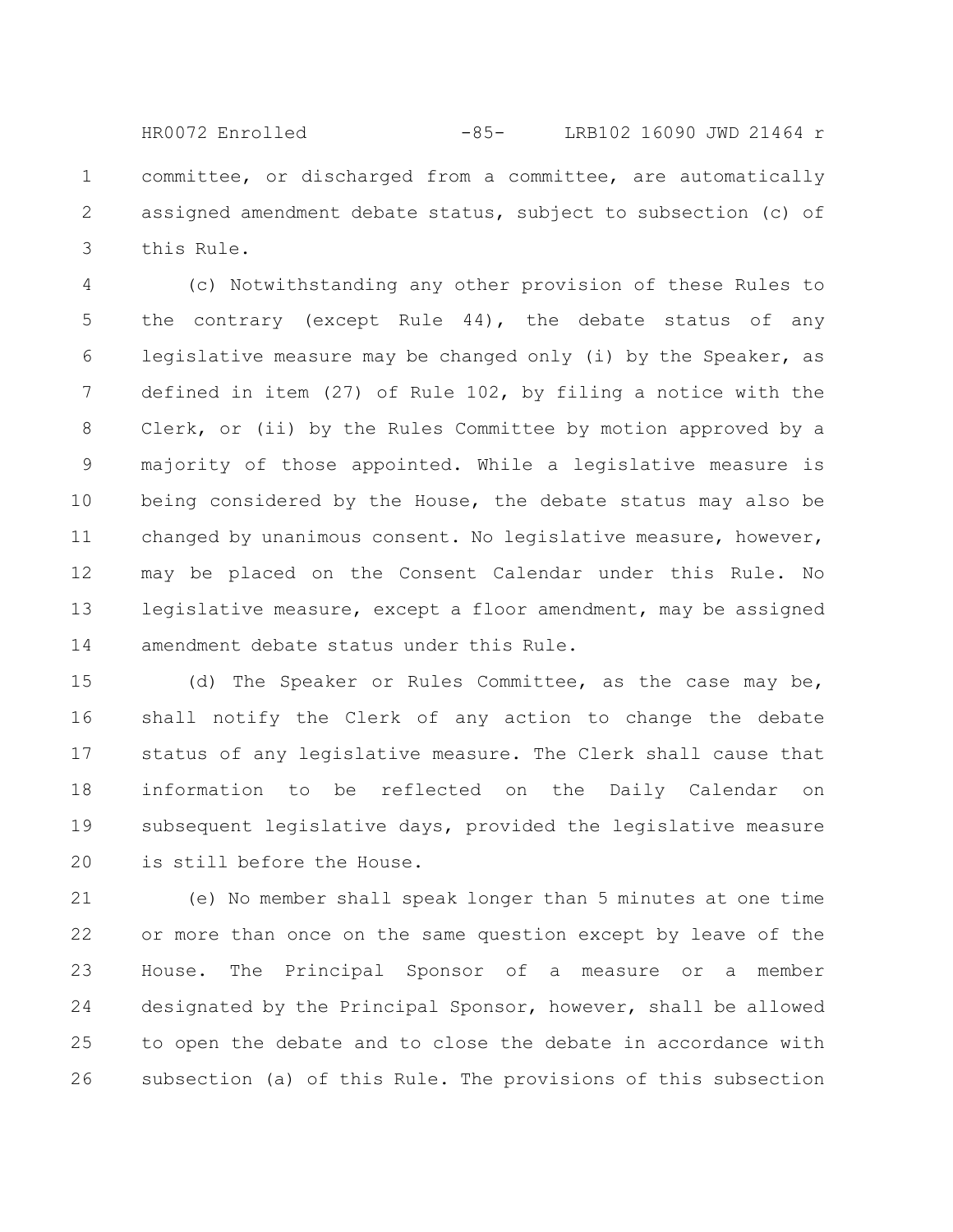committee, or discharged from a committee, are automatically assigned amendment debate status, subject to subsection (c) of this Rule.

(c) Notwithstanding any other provision of these Rules to the contrary (except Rule 44), the debate status of any legislative measure may be changed only (i) by the Speaker, as defined in item (27) of Rule 102, by filing a notice with the Clerk, or (ii) by the Rules Committee by motion approved by a majority of those appointed. While a legislative measure is being considered by the House, the debate status may also be changed by unanimous consent. No legislative measure, however, may be placed on the Consent Calendar under this Rule. No legislative measure, except a floor amendment, may be assigned amendment debate status under this Rule.

(d) The Speaker or Rules Committee, as the case may be, shall notify the Clerk of any action to change the debate status of any legislative measure. The Clerk shall cause that information to be reflected on the Daily Calendar on subsequent legislative days, provided the legislative measure is still before the House.

(e) No member shall speak longer than 5 minutes at one time or more than once on the same question except by leave of the House. The Principal Sponsor of a measure or a member designated by the Principal Sponsor, however, shall be allowed to open the debate and to close the debate in accordance with subsection (a) of this Rule. The provisions of this subsection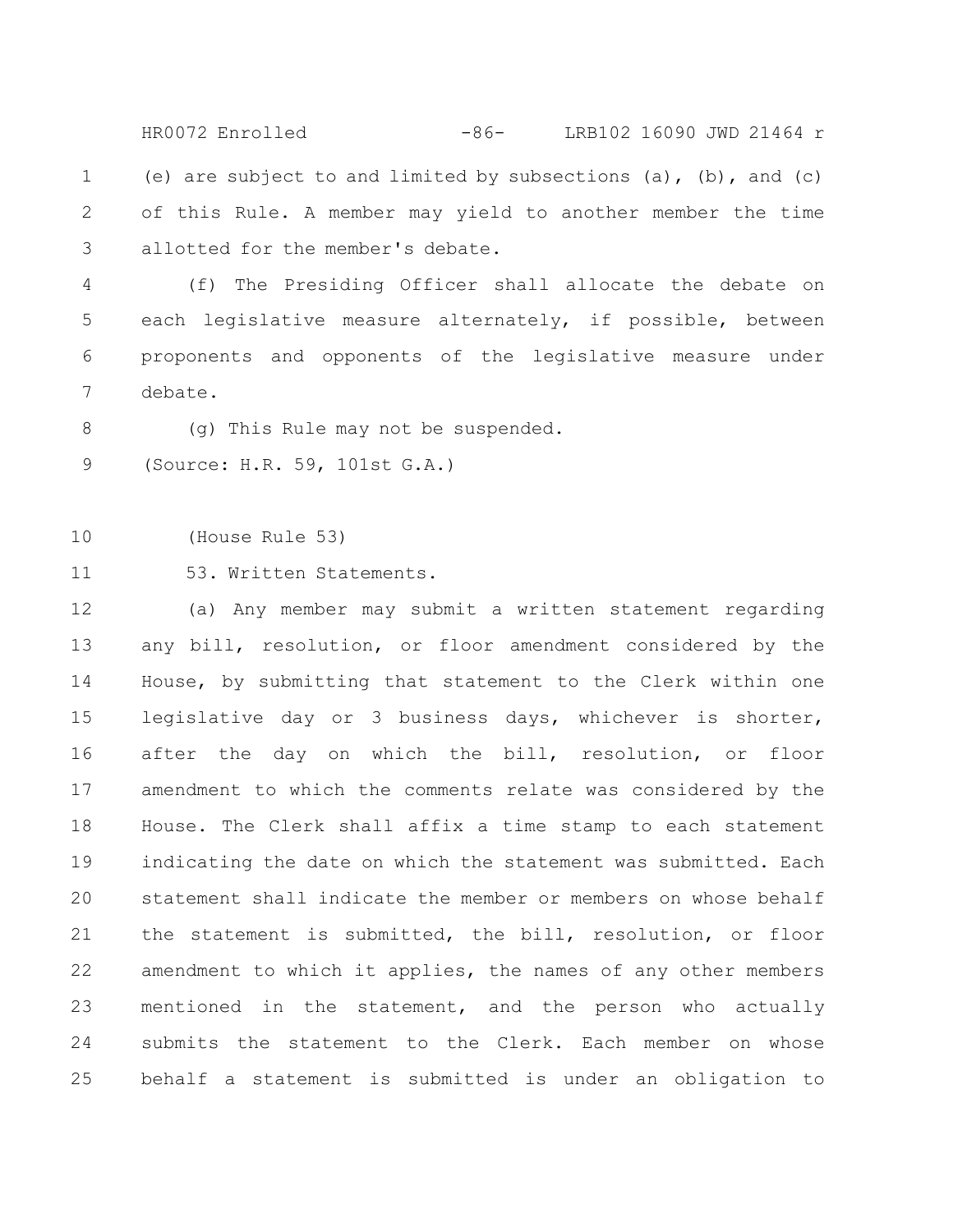(e) are subject to and limited by subsections (a), (b), and (c) of this Rule. A member may yield to another member the time allotted for the member's debate.

(f) The Presiding Officer shall allocate the debate on each legislative measure alternately, if possible, between proponents and opponents of the legislative measure under debate.

(g) This Rule may not be suspended.

(Source: H.R. 59, 101st G.A.)

(House Rule 53)

53. Written Statements.

(a) Any member may submit a written statement regarding any bill, resolution, or floor amendment considered by the House, by submitting that statement to the Clerk within one legislative day or 3 business days, whichever is shorter, after the day on which the bill, resolution, or floor amendment to which the comments relate was considered by the House. The Clerk shall affix a time stamp to each statement indicating the date on which the statement was submitted. Each statement shall indicate the member or members on whose behalf the statement is submitted, the bill, resolution, or floor amendment to which it applies, the names of any other members mentioned in the statement, and the person who actually submits the statement to the Clerk. Each member on whose behalf a statement is submitted is under an obligation to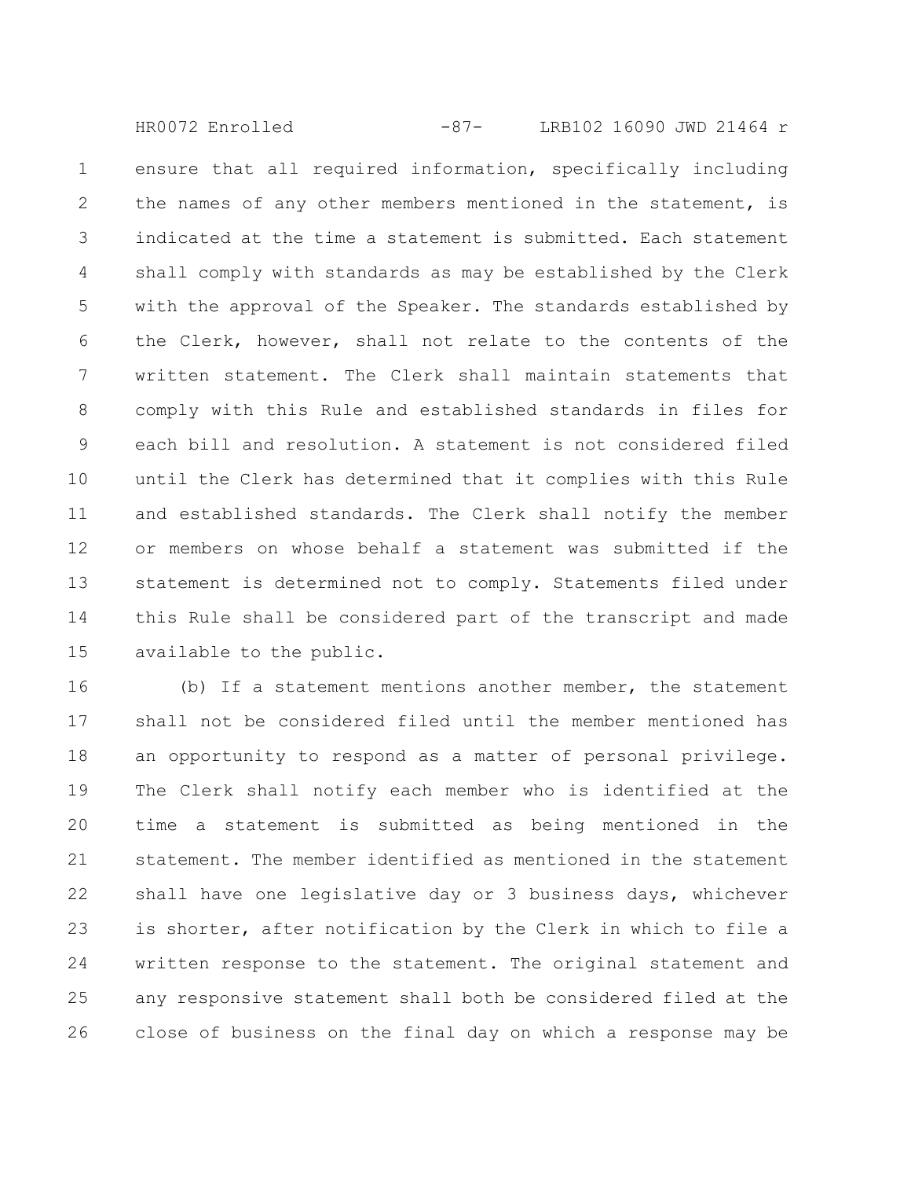ensure that all required information, specifically including the names of any other members mentioned in the statement, is indicated at the time a statement is submitted. Each statement shall comply with standards as may be established by the Clerk with the approval of the Speaker. The standards established by the Clerk, however, shall not relate to the contents of the written statement. The Clerk shall maintain statements that comply with this Rule and established standards in files for each bill and resolution. A statement is not considered filed until the Clerk has determined that it complies with this Rule and established standards. The Clerk shall notify the member or members on whose behalf a statement was submitted if the statement is determined not to comply. Statements filed under this Rule shall be considered part of the transcript and made available to the public.

(b) If a statement mentions another member, the statement shall not be considered filed until the member mentioned has an opportunity to respond as a matter of personal privilege. The Clerk shall notify each member who is identified at the time a statement is submitted as being mentioned in the statement. The member identified as mentioned in the statement shall have one legislative day or 3 business days, whichever is shorter, after notification by the Clerk in which to file a written response to the statement. The original statement and any responsive statement shall both be considered filed at the close of business on the final day on which a response may be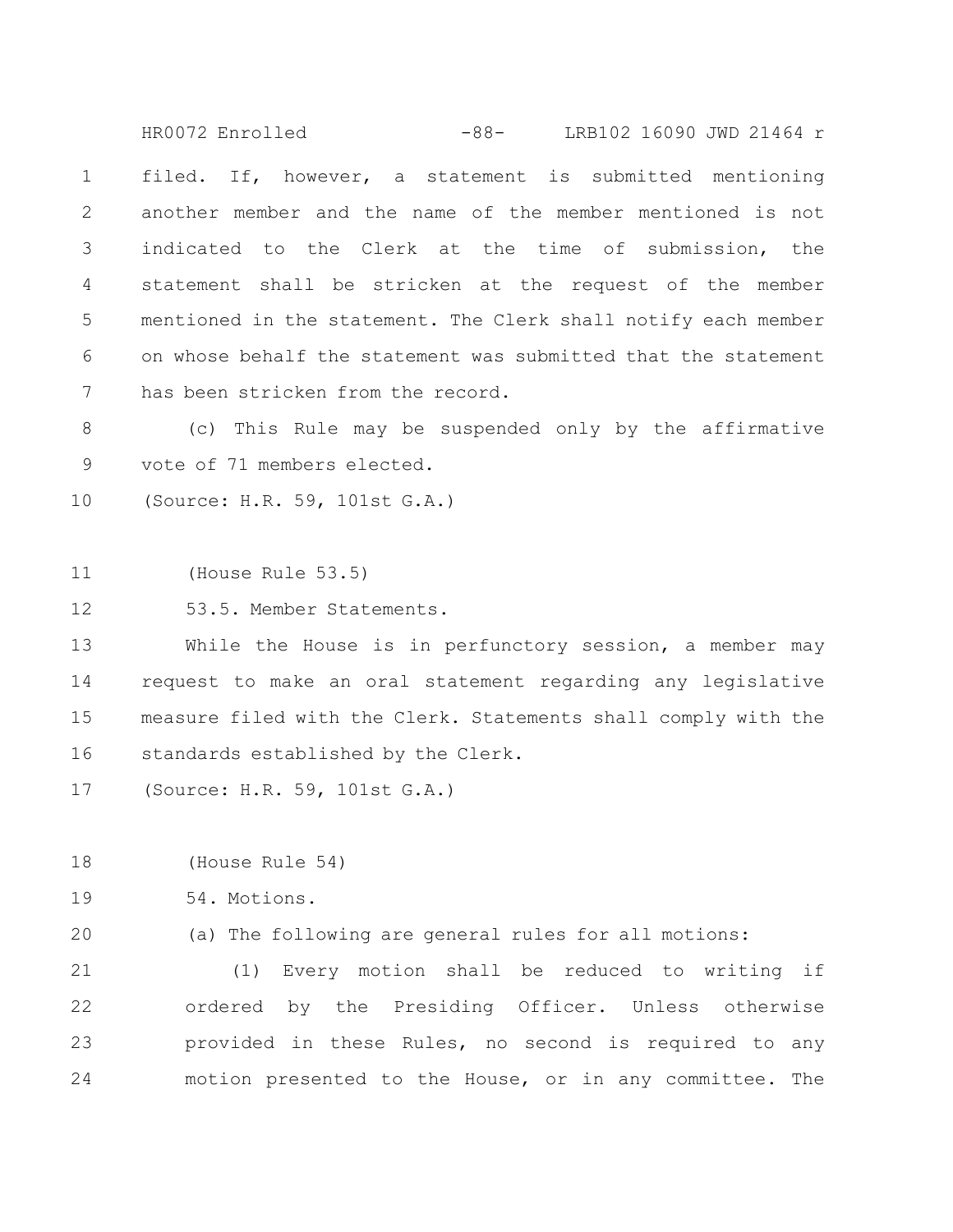filed. If, however, a statement is submitted mentioning another member and the name of the member mentioned is not indicated to the Clerk at the time of submission, the statement shall be stricken at the request of the member mentioned in the statement. The Clerk shall notify each member on whose behalf the statement was submitted that the statement has been stricken from the record.

(c) This Rule may be suspended only by the affirmative vote of 71 members elected.

(Source: H.R. 59, 101st G.A.)

(House Rule 53.5)

53.5. Member Statements.

While the House is in perfunctory session, a member may request to make an oral statement regarding any legislative measure filed with the Clerk. Statements shall comply with the standards established by the Clerk.

(Source: H.R. 59, 101st G.A.)

(House Rule 54)

54. Motions.

(a) The following are general rules for all motions:

(1) Every motion shall be reduced to writing if ordered by the Presiding Officer. Unless otherwise provided in these Rules, no second is required to any motion presented to the House, or in any committee. The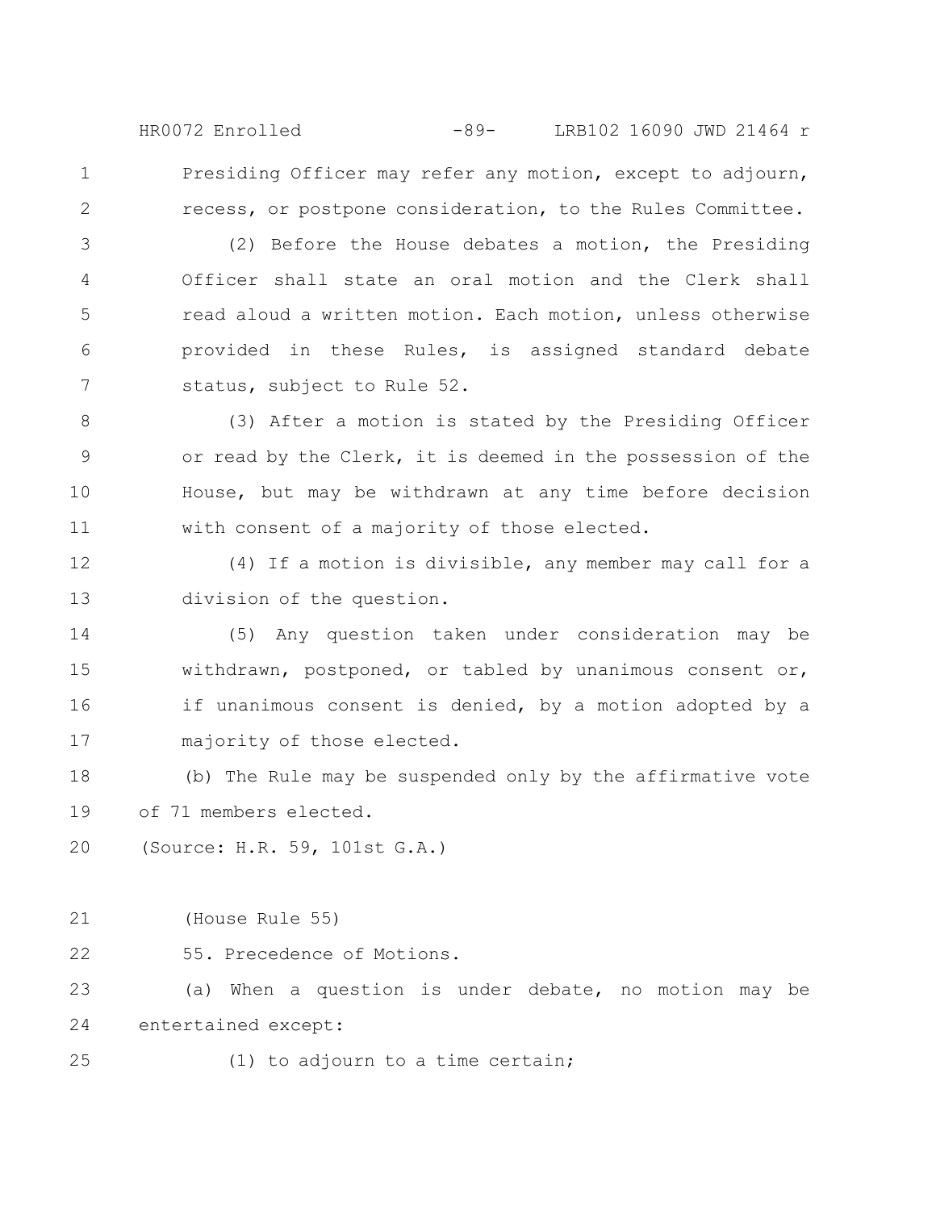Presiding Officer may refer any motion, except to adjourn, recess, or postpone consideration, to the Rules Committee.

(2) Before the House debates a motion, the Presiding Officer shall state an oral motion and the Clerk shall read aloud a written motion. Each motion, unless otherwise provided in these Rules, is assigned standard debate status, subject to Rule 52.

(3) After a motion is stated by the Presiding Officer or read by the Clerk, it is deemed in the possession of the House, but may be withdrawn at any time before decision with consent of a majority of those elected.

(4) If a motion is divisible, any member may call for a division of the question.

(5) Any question taken under consideration may be withdrawn, postponed, or tabled by unanimous consent or, if unanimous consent is denied, by a motion adopted by a majority of those elected.

(b) The Rule may be suspended only by the affirmative vote of 71 members elected.

(Source: H.R. 59, 101st G.A.)

(House Rule 55)

55. Precedence of Motions.

(a) When a question is under debate, no motion may be entertained except:

(1) to adjourn to a time certain;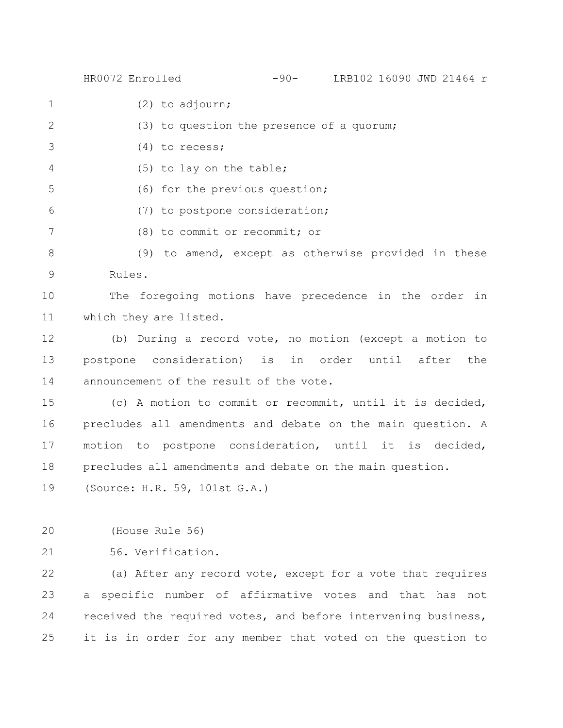(2) to adjourn;

(3) to question the presence of a quorum;

(4) to recess;

(5) to lay on the table;

(6) for the previous question;

(7) to postpone consideration;

(8) to commit or recommit; or

(9) to amend, except as otherwise provided in these Rules.

The foregoing motions have precedence in the order in which they are listed.

(b) During a record vote, no motion (except a motion to postpone consideration) is in order until after the announcement of the result of the vote.

(c) A motion to commit or recommit, until it is decided, precludes all amendments and debate on the main question. A motion to postpone consideration, until it is decided, precludes all amendments and debate on the main question.

(Source: H.R. 59, 101st G.A.)

(House Rule 56)

56. Verification.

(a) After any record vote, except for a vote that requires a specific number of affirmative votes and that has not received the required votes, and before intervening business, it is in order for any member that voted on the question to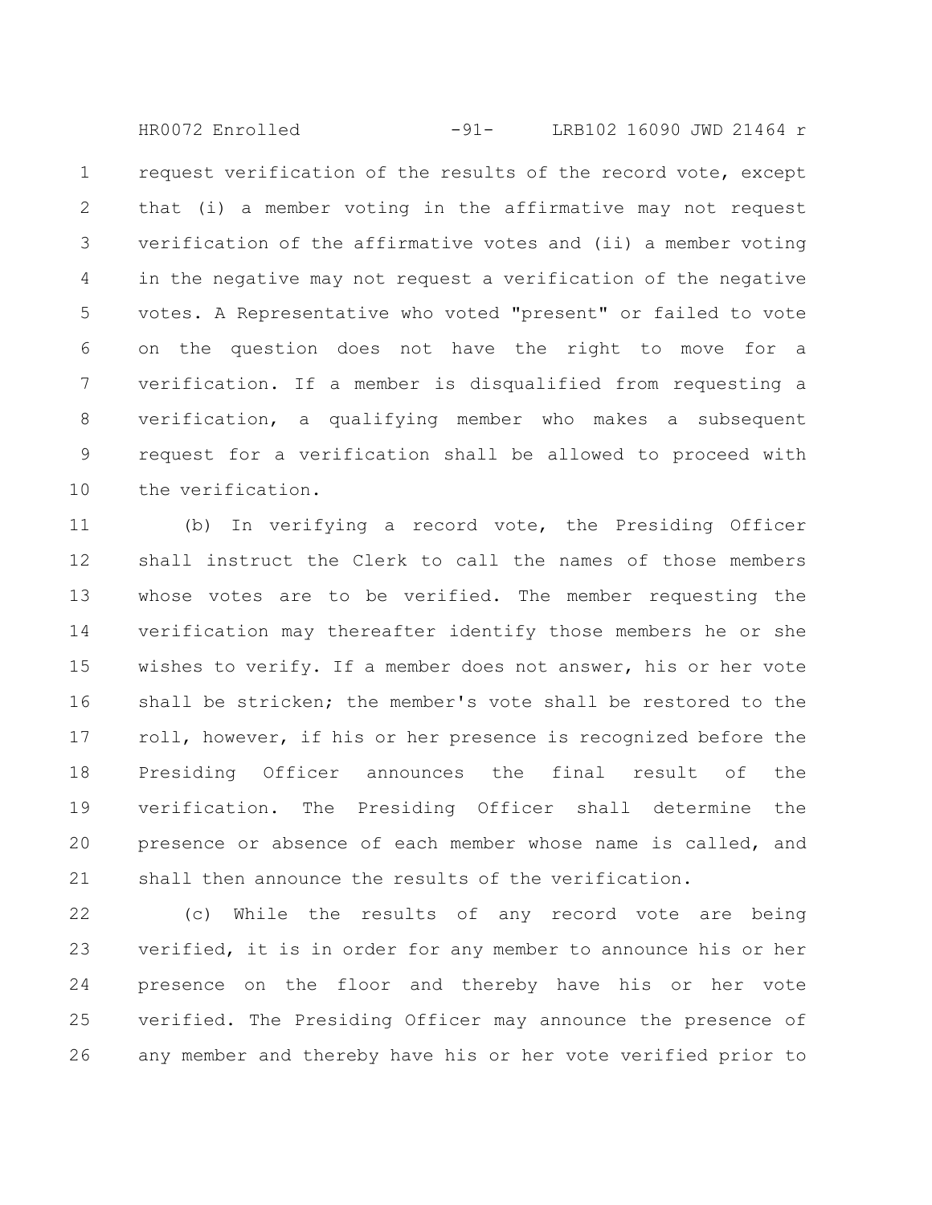request verification of the results of the record vote, except that (i) a member voting in the affirmative may not request verification of the affirmative votes and (ii) a member voting in the negative may not request a verification of the negative votes. A Representative who voted "present" or failed to vote on the question does not have the right to move for a verification. If a member is disqualified from requesting a verification, a qualifying member who makes a subsequent request for a verification shall be allowed to proceed with the verification.

(b) In verifying a record vote, the Presiding Officer shall instruct the Clerk to call the names of those members whose votes are to be verified. The member requesting the verification may thereafter identify those members he or she wishes to verify. If a member does not answer, his or her vote shall be stricken; the member's vote shall be restored to the roll, however, if his or her presence is recognized before the Presiding Officer announces the final result of the verification. The Presiding Officer shall determine the presence or absence of each member whose name is called, and shall then announce the results of the verification.

(c) While the results of any record vote are being verified, it is in order for any member to announce his or her presence on the floor and thereby have his or her vote verified. The Presiding Officer may announce the presence of any member and thereby have his or her vote verified prior to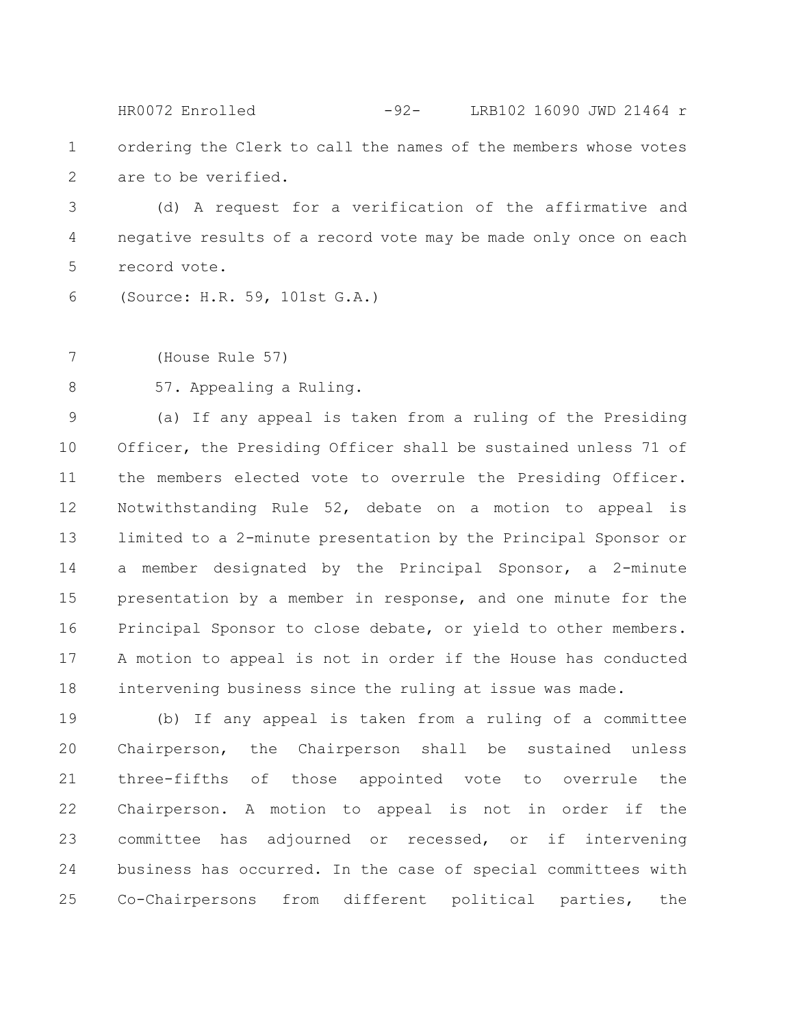ordering the Clerk to call the names of the members whose votes are to be verified.

(d) A request for a verification of the affirmative and negative results of a record vote may be made only once on each record vote.

(Source: H.R. 59, 101st G.A.)

(House Rule 57)

57. Appealing a Ruling.

(a) If any appeal is taken from a ruling of the Presiding Officer, the Presiding Officer shall be sustained unless 71 of the members elected vote to overrule the Presiding Officer. Notwithstanding Rule 52, debate on a motion to appeal is limited to a 2-minute presentation by the Principal Sponsor or a member designated by the Principal Sponsor, a 2-minute presentation by a member in response, and one minute for the Principal Sponsor to close debate, or yield to other members. A motion to appeal is not in order if the House has conducted intervening business since the ruling at issue was made.

(b) If any appeal is taken from a ruling of a committee Chairperson, the Chairperson shall be sustained unless three-fifths of those appointed vote to overrule the Chairperson. A motion to appeal is not in order if the committee has adjourned or recessed, or if intervening business has occurred. In the case of special committees with Co-Chairpersons from different political parties, the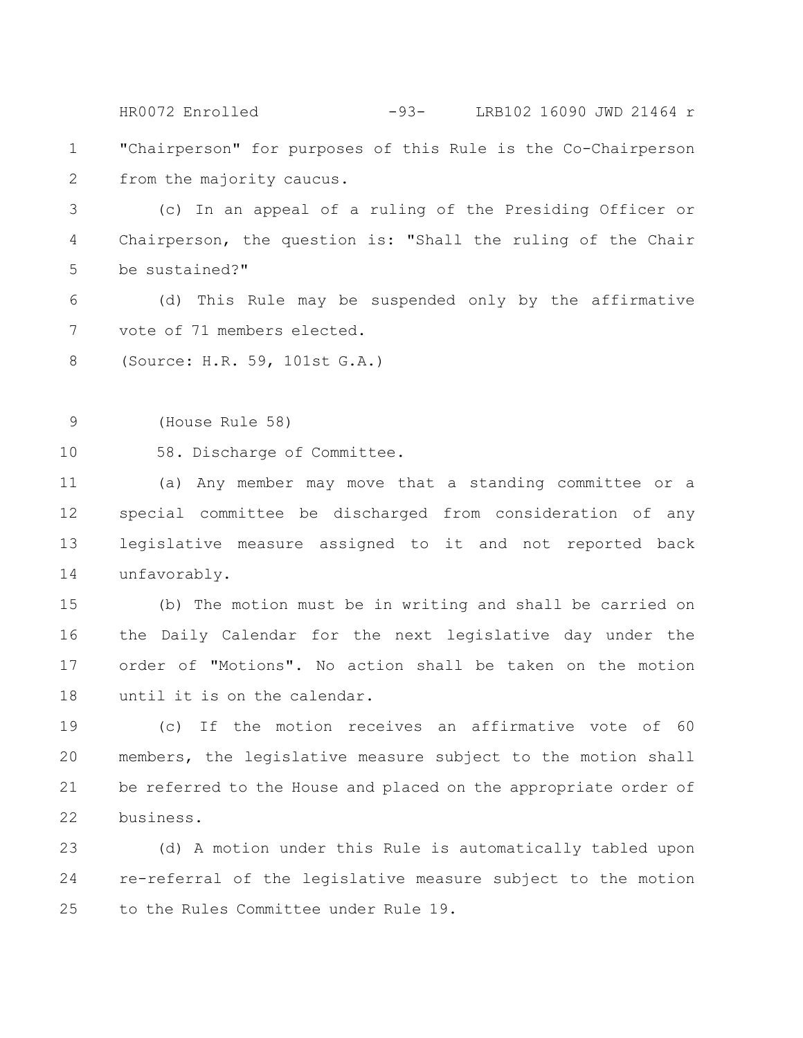"Chairperson" for purposes of this Rule is the Co-Chairperson from the majority caucus.

(c) In an appeal of a ruling of the Presiding Officer or Chairperson, the question is: "Shall the ruling of the Chair be sustained?"

(d) This Rule may be suspended only by the affirmative vote of 71 members elected.

(Source: H.R. 59, 101st G.A.)

(House Rule 58)

58. Discharge of Committee.

(a) Any member may move that a standing committee or a special committee be discharged from consideration of any legislative measure assigned to it and not reported back unfavorably.

(b) The motion must be in writing and shall be carried on the Daily Calendar for the next legislative day under the order of "Motions". No action shall be taken on the motion until it is on the calendar.

(c) If the motion receives an affirmative vote of 60 members, the legislative measure subject to the motion shall be referred to the House and placed on the appropriate order of business.

(d) A motion under this Rule is automatically tabled upon re-referral of the legislative measure subject to the motion to the Rules Committee under Rule 19.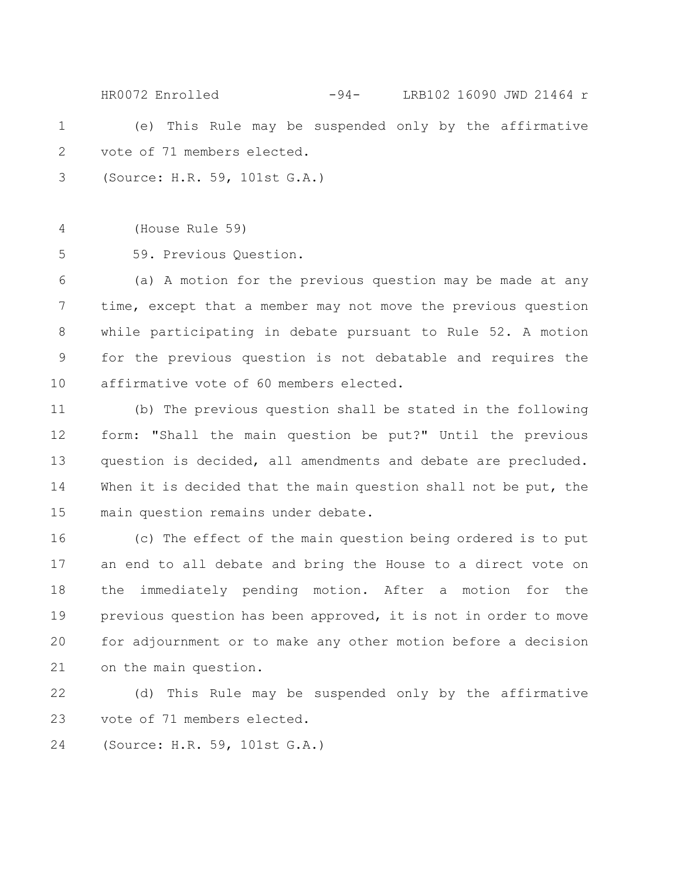(e) This Rule may be suspended only by the affirmative vote of 71 members elected.

(Source: H.R. 59, 101st G.A.)

(House Rule 59)

59. Previous Question.

(a) A motion for the previous question may be made at any time, except that a member may not move the previous question while participating in debate pursuant to Rule 52. A motion for the previous question is not debatable and requires the affirmative vote of 60 members elected.

(b) The previous question shall be stated in the following form: "Shall the main question be put?" Until the previous question is decided, all amendments and debate are precluded. When it is decided that the main question shall not be put, the main question remains under debate.

(c) The effect of the main question being ordered is to put an end to all debate and bring the House to a direct vote on the immediately pending motion. After a motion for the previous question has been approved, it is not in order to move for adjournment or to make any other motion before a decision on the main question.

(d) This Rule may be suspended only by the affirmative vote of 71 members elected.

(Source: H.R. 59, 101st G.A.)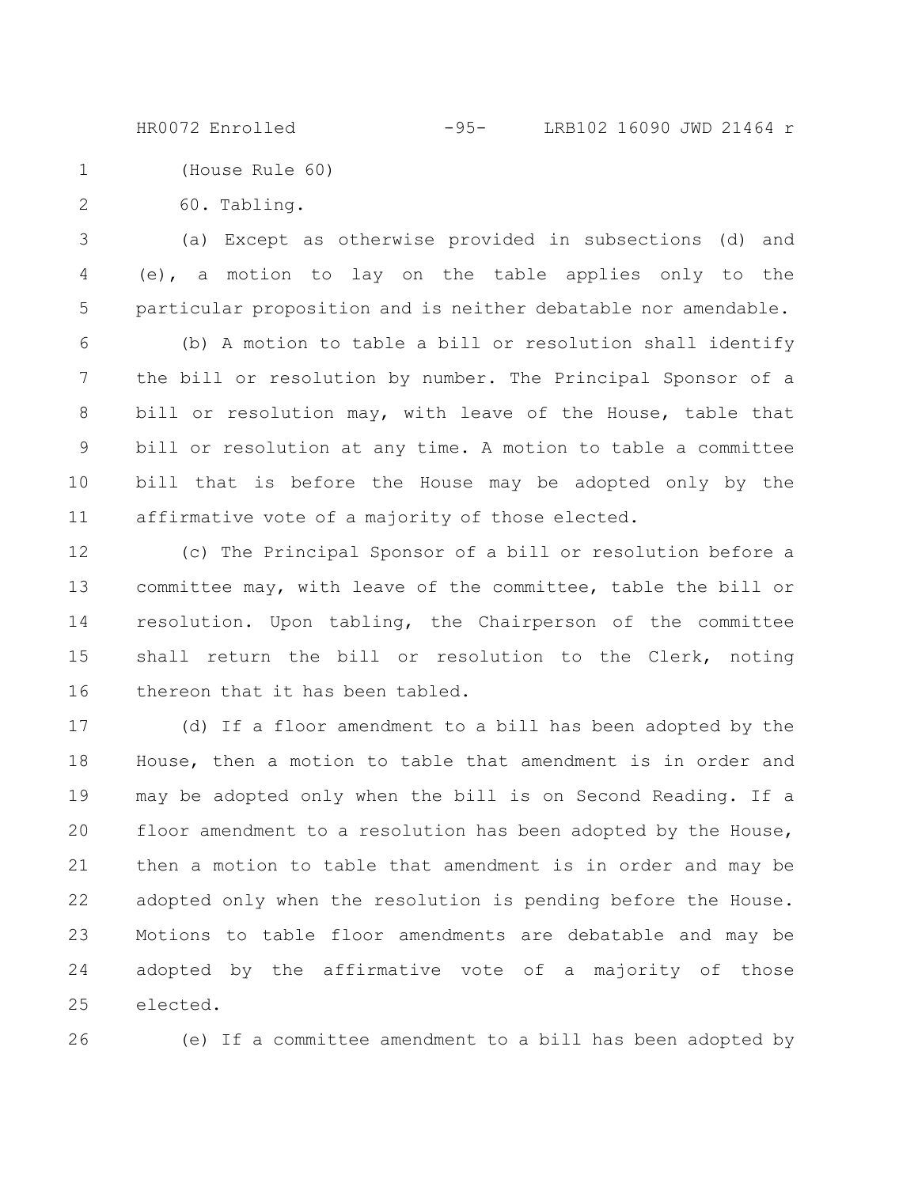(House Rule 60)

60. Tabling.

(a) Except as otherwise provided in subsections (d) and (e), a motion to lay on the table applies only to the particular proposition and is neither debatable nor amendable.

(b) A motion to table a bill or resolution shall identify the bill or resolution by number. The Principal Sponsor of a bill or resolution may, with leave of the House, table that bill or resolution at any time. A motion to table a committee bill that is before the House may be adopted only by the affirmative vote of a majority of those elected.

(c) The Principal Sponsor of a bill or resolution before a committee may, with leave of the committee, table the bill or resolution. Upon tabling, the Chairperson of the committee shall return the bill or resolution to the Clerk, noting thereon that it has been tabled.

(d) If a floor amendment to a bill has been adopted by the House, then a motion to table that amendment is in order and may be adopted only when the bill is on Second Reading. If a floor amendment to a resolution has been adopted by the House, then a motion to table that amendment is in order and may be adopted only when the resolution is pending before the House. Motions to table floor amendments are debatable and may be adopted by the affirmative vote of a majority of those elected.

(e) If a committee amendment to a bill has been adopted by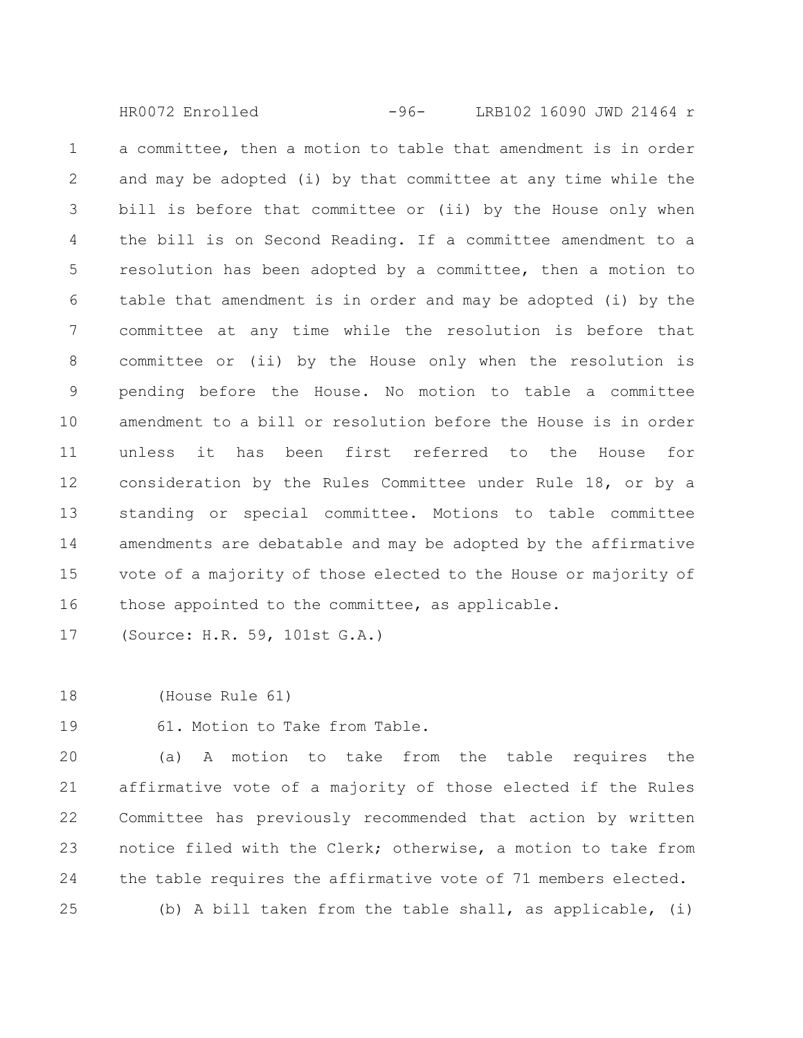a committee, then a motion to table that amendment is in order and may be adopted (i) by that committee at any time while the bill is before that committee or (ii) by the House only when the bill is on Second Reading. If a committee amendment to a resolution has been adopted by a committee, then a motion to table that amendment is in order and may be adopted (i) by the committee at any time while the resolution is before that committee or (ii) by the House only when the resolution is pending before the House. No motion to table a committee amendment to a bill or resolution before the House is in order unless it has been first referred to the House for consideration by the Rules Committee under Rule 18, or by a standing or special committee. Motions to table committee amendments are debatable and may be adopted by the affirmative vote of a majority of those elected to the House or majority of those appointed to the committee, as applicable.

(Source: H.R. 59, 101st G.A.)

(House Rule 61)

61. Motion to Take from Table.

(a) A motion to take from the table requires the affirmative vote of a majority of those elected if the Rules Committee has previously recommended that action by written notice filed with the Clerk; otherwise, a motion to take from the table requires the affirmative vote of 71 members elected.

(b) A bill taken from the table shall, as applicable, (i)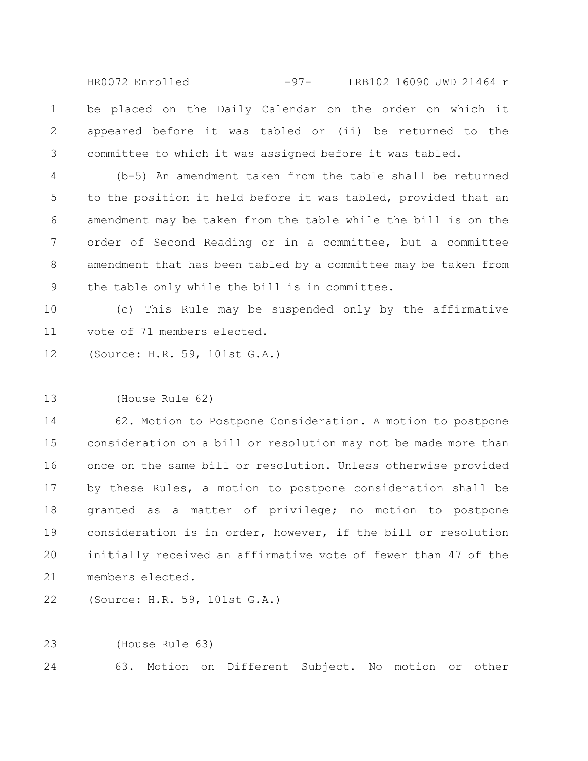be placed on the Daily Calendar on the order on which it appeared before it was tabled or (ii) be returned to the committee to which it was assigned before it was tabled.

(b-5) An amendment taken from the table shall be returned to the position it held before it was tabled, provided that an amendment may be taken from the table while the bill is on the order of Second Reading or in a committee, but a committee amendment that has been tabled by a committee may be taken from the table only while the bill is in committee.

(c) This Rule may be suspended only by the affirmative vote of 71 members elected.

(Source: H.R. 59, 101st G.A.)

(House Rule 62)

62. Motion to Postpone Consideration. A motion to postpone consideration on a bill or resolution may not be made more than once on the same bill or resolution. Unless otherwise provided by these Rules, a motion to postpone consideration shall be granted as a matter of privilege; no motion to postpone consideration is in order, however, if the bill or resolution initially received an affirmative vote of fewer than 47 of the members elected.

(Source: H.R. 59, 101st G.A.)

(House Rule 63)

63. Motion on Different Subject. No motion or other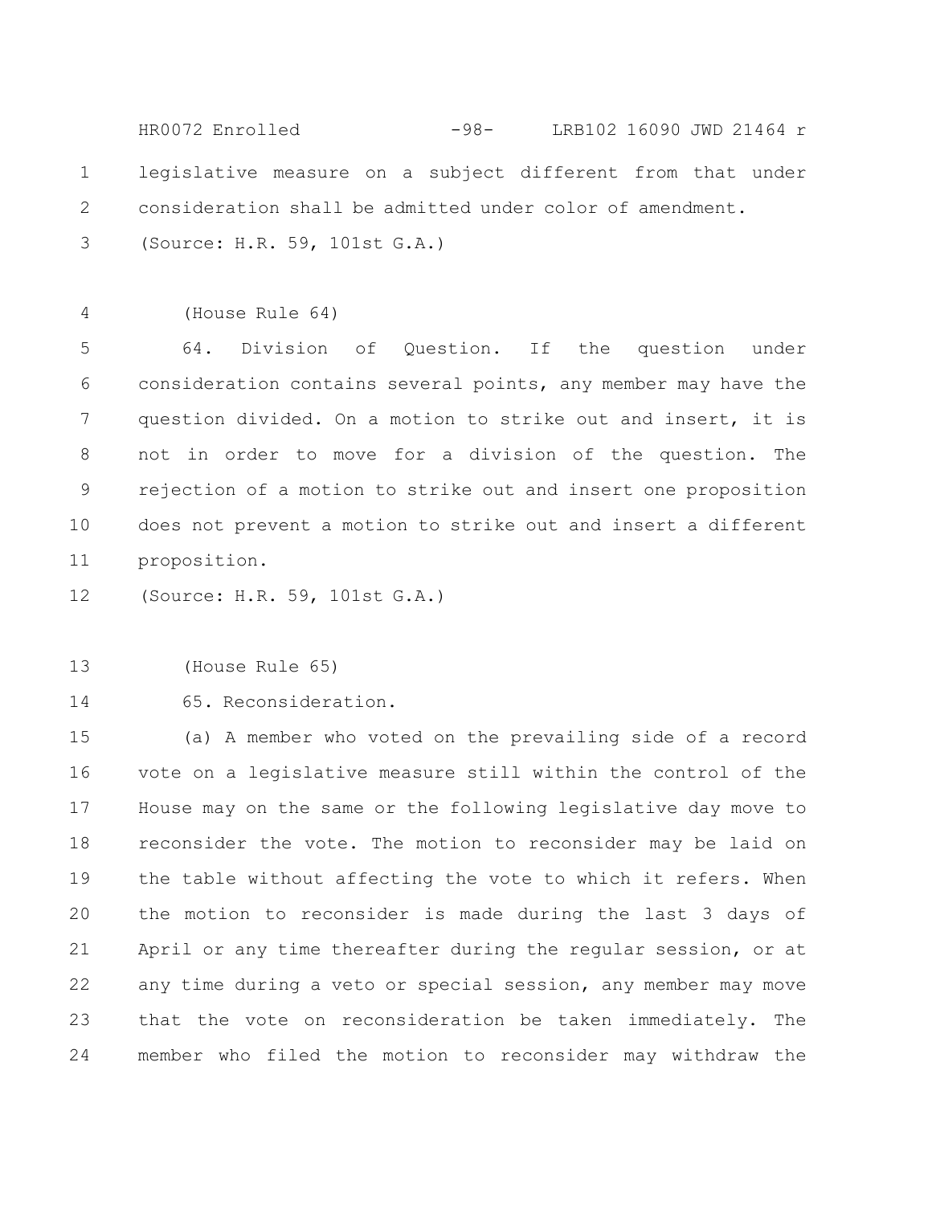legislative measure on a subject different from that under consideration shall be admitted under color of amendment.

(Source: H.R. 59, 101st G.A.)

(House Rule 64)

64. Division of Question. If the question under consideration contains several points, any member may have the question divided. On a motion to strike out and insert, it is not in order to move for a division of the question. The rejection of a motion to strike out and insert one proposition does not prevent a motion to strike out and insert a different proposition.

(Source: H.R. 59, 101st G.A.)

(House Rule 65)

65. Reconsideration.

(a) A member who voted on the prevailing side of a record vote on a legislative measure still within the control of the House may on the same or the following legislative day move to reconsider the vote. The motion to reconsider may be laid on the table without affecting the vote to which it refers. When the motion to reconsider is made during the last 3 days of April or any time thereafter during the regular session, or at any time during a veto or special session, any member may move that the vote on reconsideration be taken immediately. The member who filed the motion to reconsider may withdraw the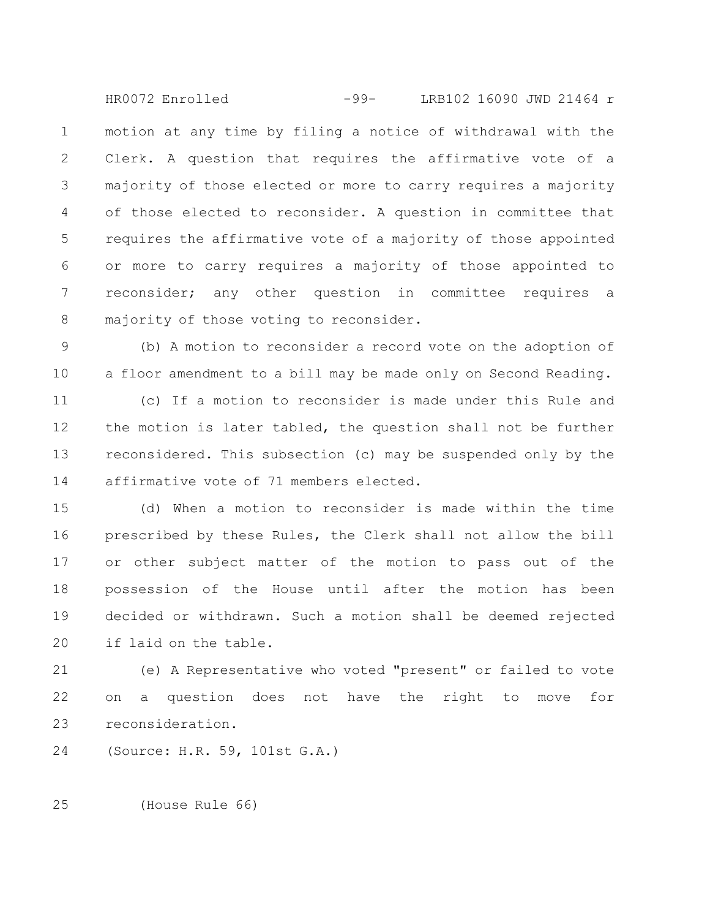motion at any time by filing a notice of withdrawal with the Clerk. A question that requires the affirmative vote of a majority of those elected or more to carry requires a majority of those elected to reconsider. A question in committee that requires the affirmative vote of a majority of those appointed or more to carry requires a majority of those appointed to reconsider; any other question in committee requires a majority of those voting to reconsider.

(b) A motion to reconsider a record vote on the adoption of a floor amendment to a bill may be made only on Second Reading.

(c) If a motion to reconsider is made under this Rule and the motion is later tabled, the question shall not be further reconsidered. This subsection (c) may be suspended only by the affirmative vote of 71 members elected.

(d) When a motion to reconsider is made within the time prescribed by these Rules, the Clerk shall not allow the bill or other subject matter of the motion to pass out of the possession of the House until after the motion has been decided or withdrawn. Such a motion shall be deemed rejected if laid on the table.

(e) A Representative who voted "present" or failed to vote on a question does not have the right to move for reconsideration.

(Source: H.R. 59, 101st G.A.)

(House Rule 66)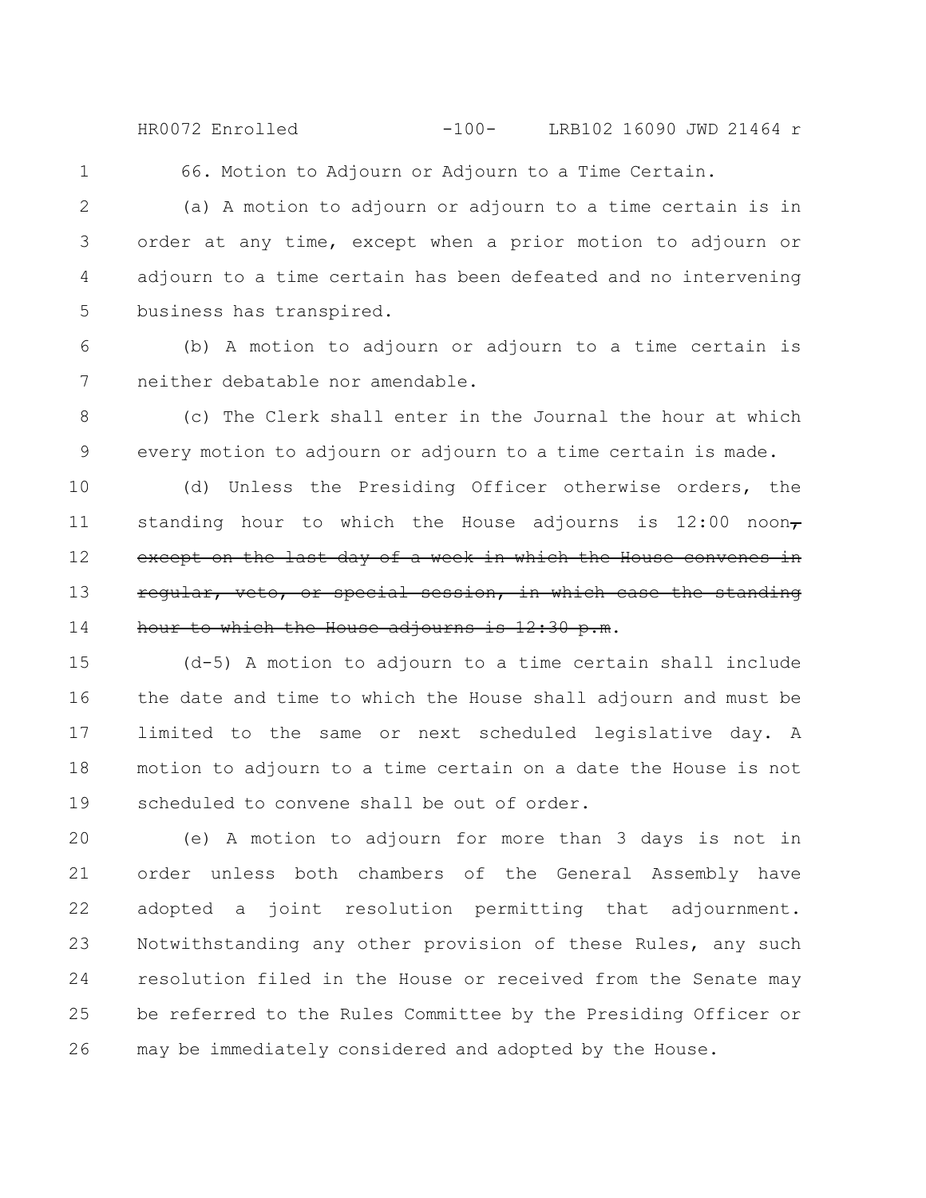66. Motion to Adjourn or Adjourn to a Time Certain.

(a) A motion to adjourn or adjourn to a time certain is in order at any time, except when a prior motion to adjourn or adjourn to a time certain has been defeated and no intervening business has transpired.

(b) A motion to adjourn or adjourn to a time certain is neither debatable nor amendable.

(c) The Clerk shall enter in the Journal the hour at which every motion to adjourn or adjourn to a time certain is made.

(d) Unless the Presiding Officer otherwise orders, the standing hour to which the House adjourns is 12:00 noon~~, except on the last day of a week in which the House convenes in regular, veto, or special session, in which case the standing hour to which the House adjourns is 12:30 p.m~~.

(d-5) A motion to adjourn to a time certain shall include the date and time to which the House shall adjourn and must be limited to the same or next scheduled legislative day. A motion to adjourn to a time certain on a date the House is not scheduled to convene shall be out of order.

(e) A motion to adjourn for more than 3 days is not in order unless both chambers of the General Assembly have adopted a joint resolution permitting that adjournment. Notwithstanding any other provision of these Rules, any such resolution filed in the House or received from the Senate may be referred to the Rules Committee by the Presiding Officer or may be immediately considered and adopted by the House.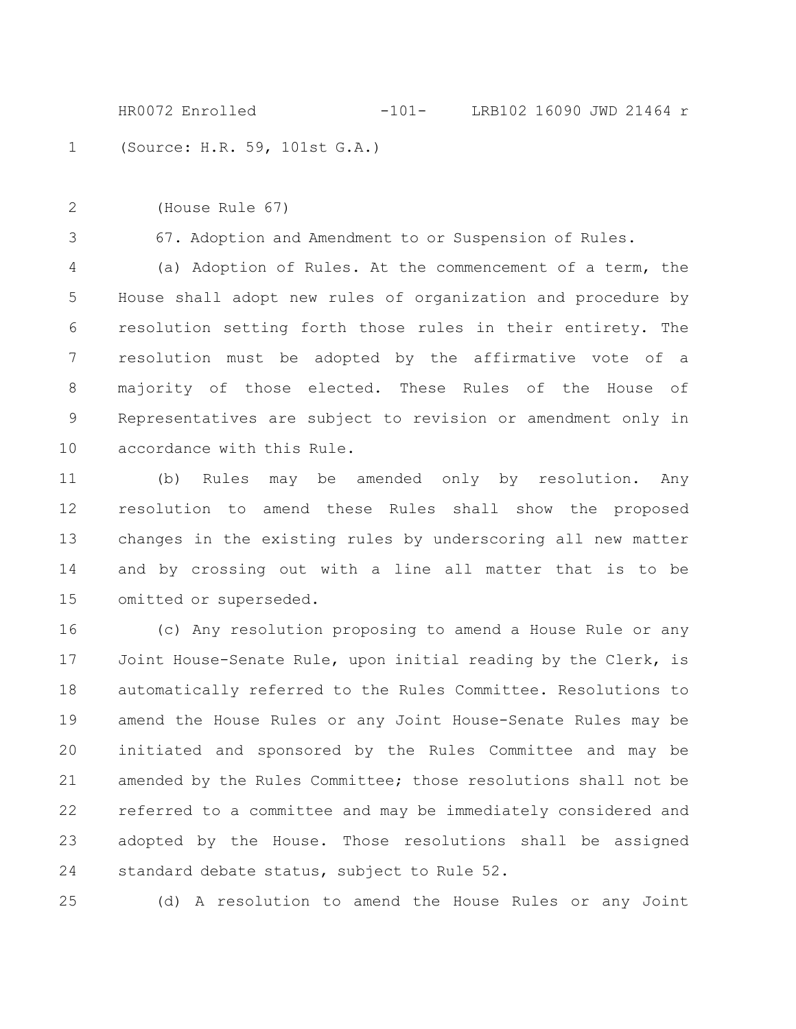(Source: H.R. 59, 101st G.A.)

(House Rule 67)

67. Adoption and Amendment to or Suspension of Rules.

(a) Adoption of Rules. At the commencement of a term, the House shall adopt new rules of organization and procedure by resolution setting forth those rules in their entirety. The resolution must be adopted by the affirmative vote of a majority of those elected. These Rules of the House of Representatives are subject to revision or amendment only in accordance with this Rule.

(b) Rules may be amended only by resolution. Any resolution to amend these Rules shall show the proposed changes in the existing rules by underscoring all new matter and by crossing out with a line all matter that is to be omitted or superseded.

(c) Any resolution proposing to amend a House Rule or any Joint House-Senate Rule, upon initial reading by the Clerk, is automatically referred to the Rules Committee. Resolutions to amend the House Rules or any Joint House-Senate Rules may be initiated and sponsored by the Rules Committee and may be amended by the Rules Committee; those resolutions shall not be referred to a committee and may be immediately considered and adopted by the House. Those resolutions shall be assigned standard debate status, subject to Rule 52.

(d) A resolution to amend the House Rules or any Joint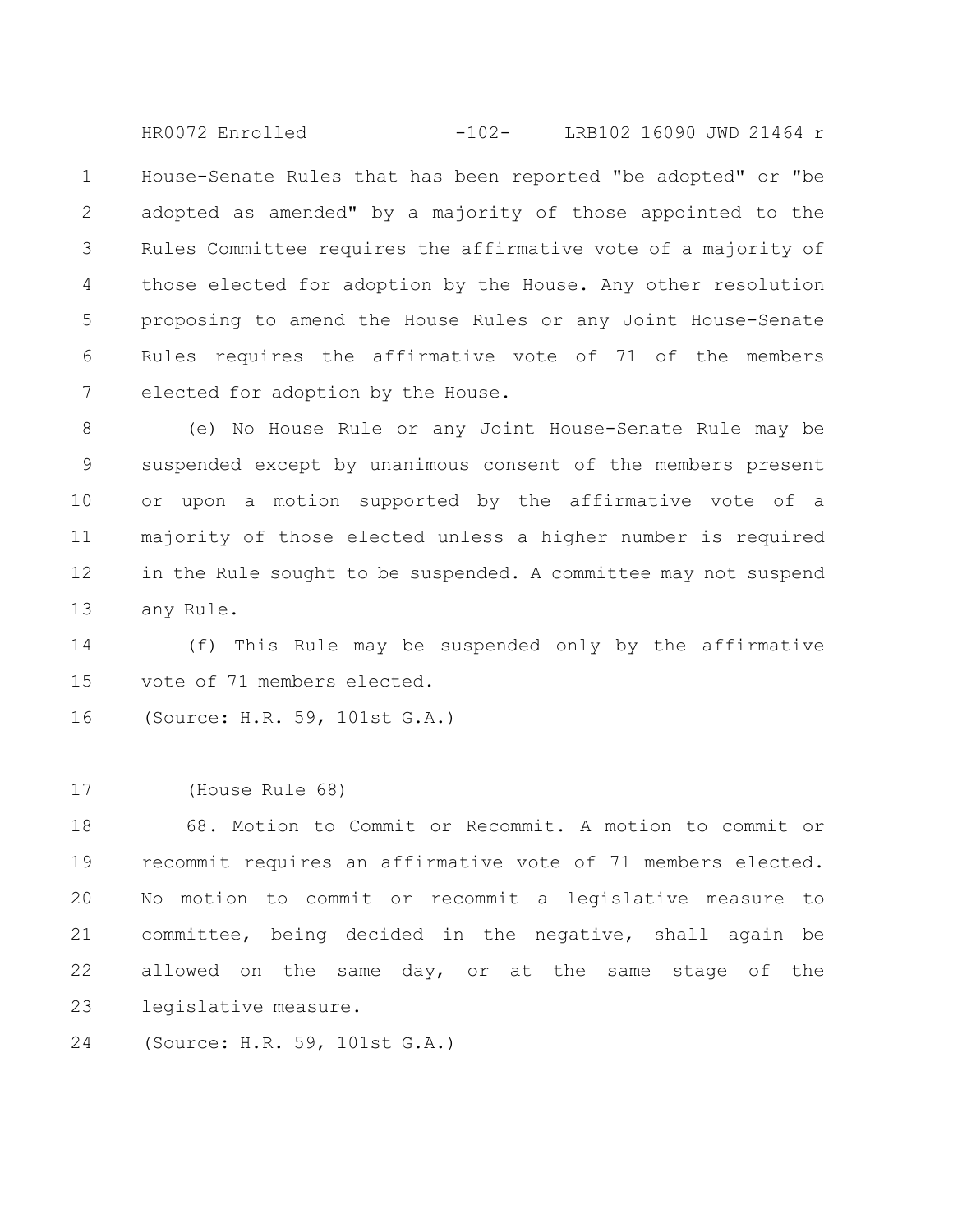House-Senate Rules that has been reported "be adopted" or "be adopted as amended" by a majority of those appointed to the Rules Committee requires the affirmative vote of a majority of those elected for adoption by the House. Any other resolution proposing to amend the House Rules or any Joint House-Senate Rules requires the affirmative vote of 71 of the members elected for adoption by the House.

(e) No House Rule or any Joint House-Senate Rule may be suspended except by unanimous consent of the members present or upon a motion supported by the affirmative vote of a majority of those elected unless a higher number is required in the Rule sought to be suspended. A committee may not suspend any Rule.

(f) This Rule may be suspended only by the affirmative vote of 71 members elected.

(Source: H.R. 59, 101st G.A.)

(House Rule 68)

68. Motion to Commit or Recommit. A motion to commit or recommit requires an affirmative vote of 71 members elected. No motion to commit or recommit a legislative measure to committee, being decided in the negative, shall again be allowed on the same day, or at the same stage of the legislative measure.

(Source: H.R. 59, 101st G.A.)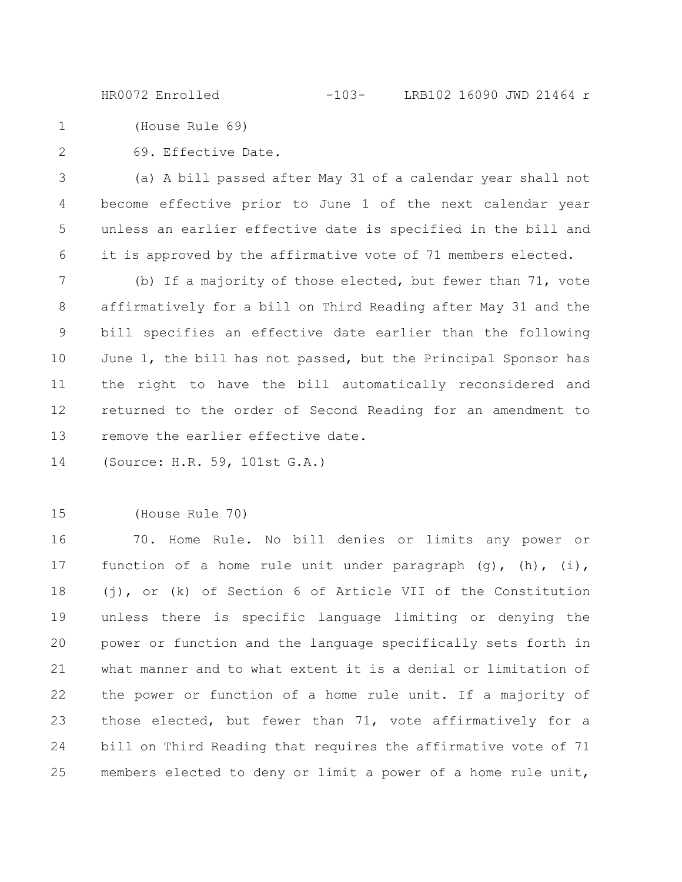(House Rule 69)

69. Effective Date.

(a) A bill passed after May 31 of a calendar year shall not become effective prior to June 1 of the next calendar year unless an earlier effective date is specified in the bill and it is approved by the affirmative vote of 71 members elected.

(b) If a majority of those elected, but fewer than 71, vote affirmatively for a bill on Third Reading after May 31 and the bill specifies an effective date earlier than the following June 1, the bill has not passed, but the Principal Sponsor has the right to have the bill automatically reconsidered and returned to the order of Second Reading for an amendment to remove the earlier effective date.

(Source: H.R. 59, 101st G.A.)

(House Rule 70)

70. Home Rule. No bill denies or limits any power or function of a home rule unit under paragraph (g), (h), (i), (j), or (k) of Section 6 of Article VII of the Constitution unless there is specific language limiting or denying the power or function and the language specifically sets forth in what manner and to what extent it is a denial or limitation of the power or function of a home rule unit. If a majority of those elected, but fewer than 71, vote affirmatively for a bill on Third Reading that requires the affirmative vote of 71 members elected to deny or limit a power of a home rule unit,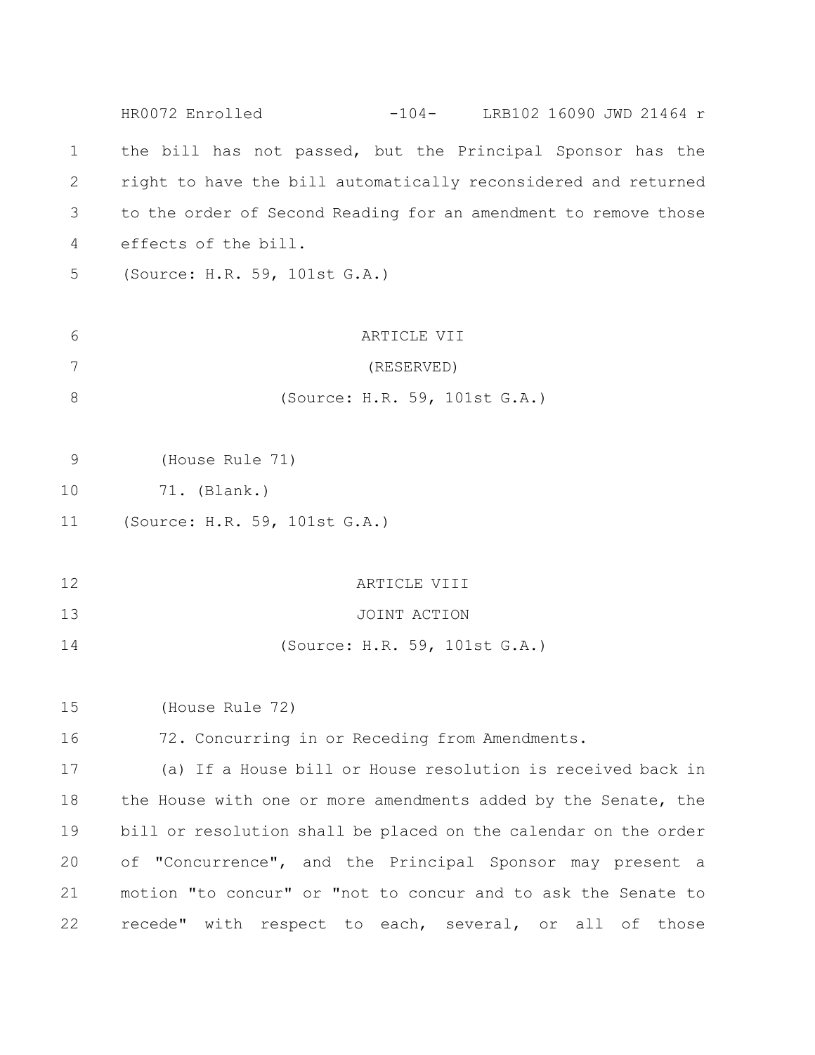the bill has not passed, but the Principal Sponsor has the right to have the bill automatically reconsidered and returned to the order of Second Reading for an amendment to remove those effects of the bill.

(Source: H.R. 59, 101st G.A.)

ARTICLE VII

(RESERVED)

(Source: H.R. 59, 101st G.A.)

(House Rule 71)

71. (Blank.)

(Source: H.R. 59, 101st G.A.)

ARTICLE VIII

JOINT ACTION

(Source: H.R. 59, 101st G.A.)

(House Rule 72)

72. Concurring in or Receding from Amendments.

(a) If a House bill or House resolution is received back in the House with one or more amendments added by the Senate, the bill or resolution shall be placed on the calendar on the order of "Concurrence", and the Principal Sponsor may present a motion "to concur" or "not to concur and to ask the Senate to recede" with respect to each, several, or all of those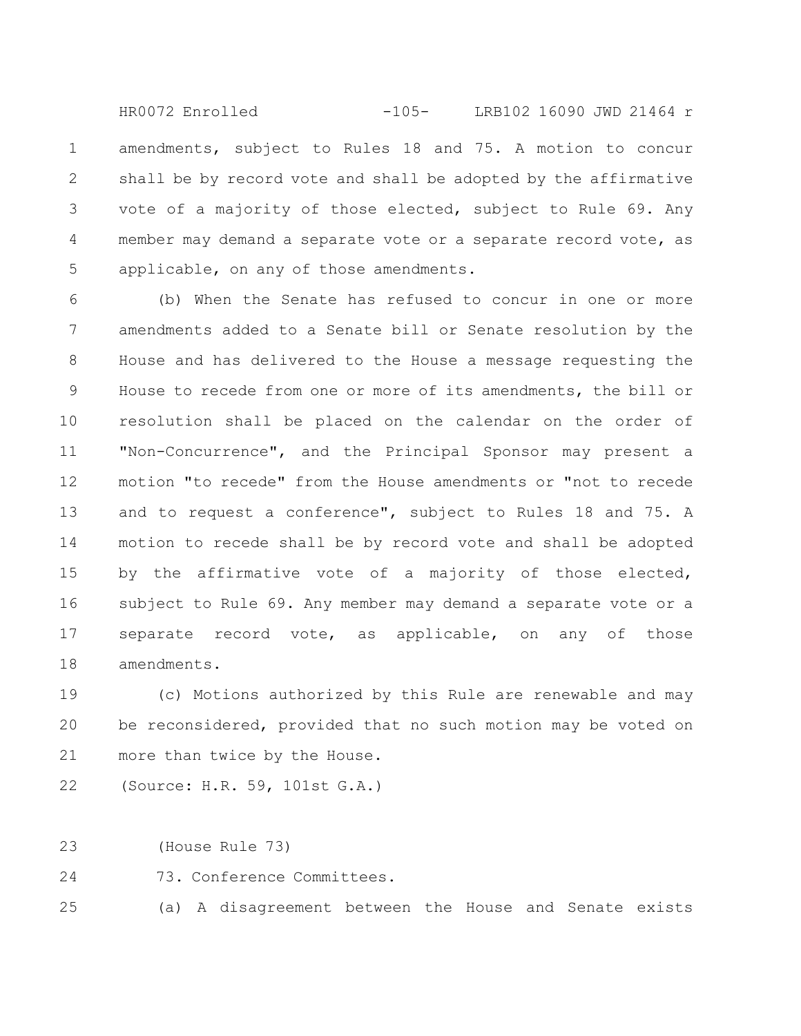amendments, subject to Rules 18 and 75. A motion to concur shall be by record vote and shall be adopted by the affirmative vote of a majority of those elected, subject to Rule 69. Any member may demand a separate vote or a separate record vote, as applicable, on any of those amendments.

(b) When the Senate has refused to concur in one or more amendments added to a Senate bill or Senate resolution by the House and has delivered to the House a message requesting the House to recede from one or more of its amendments, the bill or resolution shall be placed on the calendar on the order of "Non-Concurrence", and the Principal Sponsor may present a motion "to recede" from the House amendments or "not to recede and to request a conference", subject to Rules 18 and 75. A motion to recede shall be by record vote and shall be adopted by the affirmative vote of a majority of those elected, subject to Rule 69. Any member may demand a separate vote or a separate record vote, as applicable, on any of those amendments.

(c) Motions authorized by this Rule are renewable and may be reconsidered, provided that no such motion may be voted on more than twice by the House.

(Source: H.R. 59, 101st G.A.)

(House Rule 73)

73. Conference Committees.

(a) A disagreement between the House and Senate exists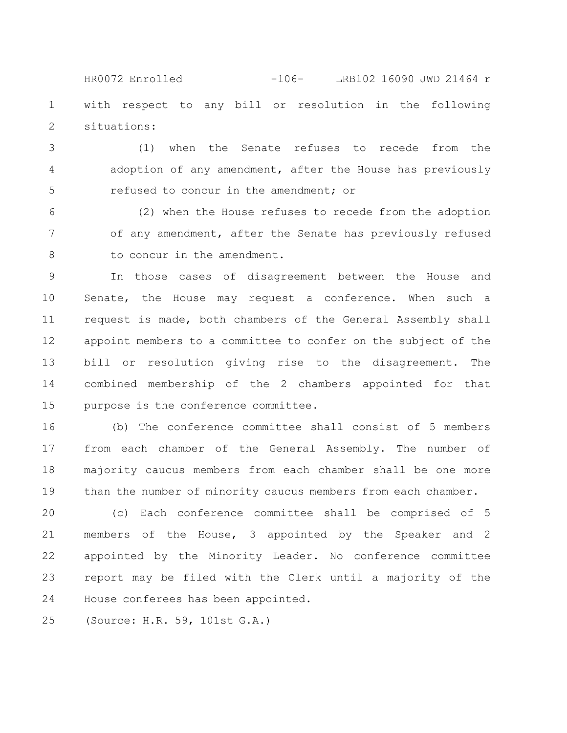with respect to any bill or resolution in the following situations:

(1) when the Senate refuses to recede from the adoption of any amendment, after the House has previously refused to concur in the amendment; or

(2) when the House refuses to recede from the adoption of any amendment, after the Senate has previously refused to concur in the amendment.

In those cases of disagreement between the House and Senate, the House may request a conference. When such a request is made, both chambers of the General Assembly shall appoint members to a committee to confer on the subject of the bill or resolution giving rise to the disagreement. The combined membership of the 2 chambers appointed for that purpose is the conference committee.

(b) The conference committee shall consist of 5 members from each chamber of the General Assembly. The number of majority caucus members from each chamber shall be one more than the number of minority caucus members from each chamber.

(c) Each conference committee shall be comprised of 5 members of the House, 3 appointed by the Speaker and 2 appointed by the Minority Leader. No conference committee report may be filed with the Clerk until a majority of the House conferees has been appointed.

(Source: H.R. 59, 101st G.A.)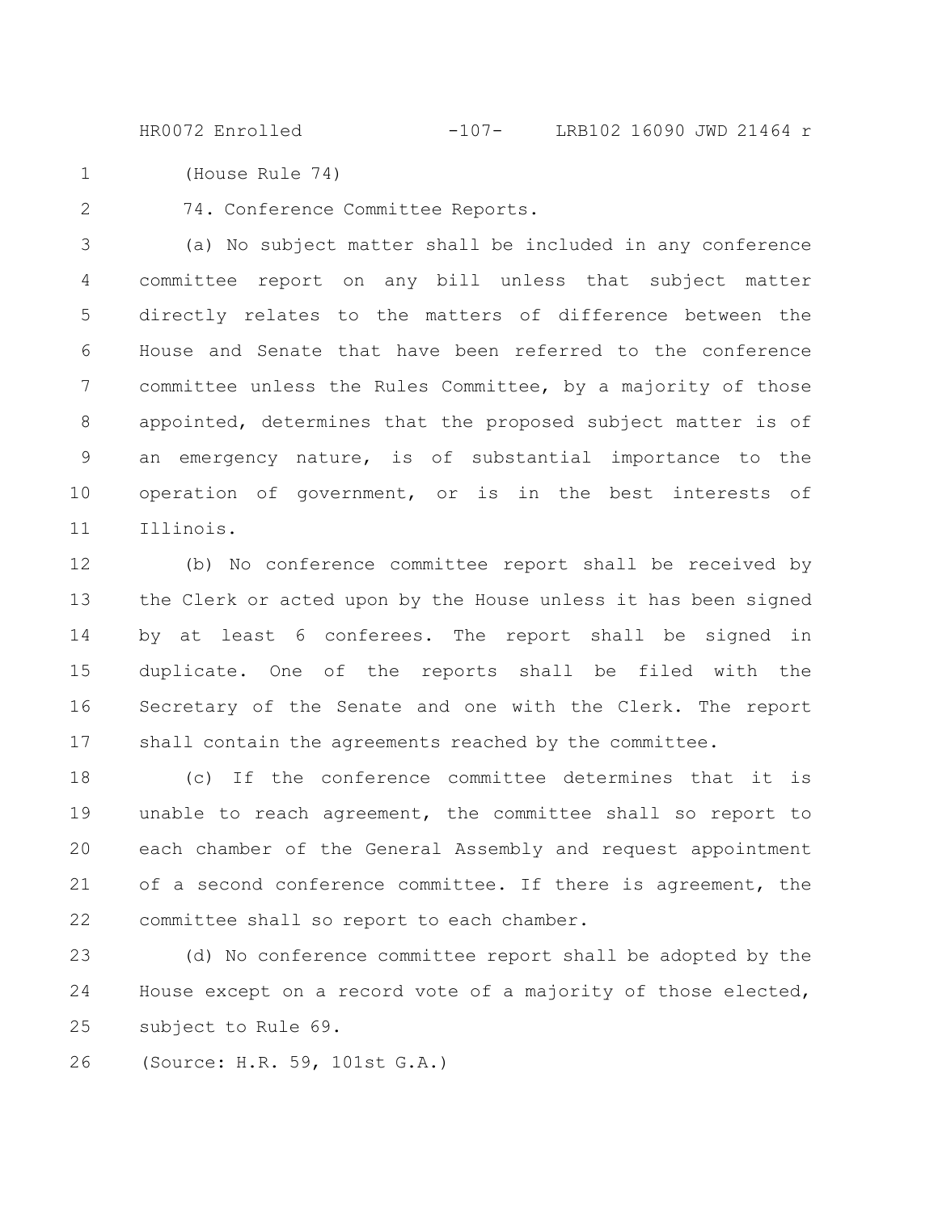(House Rule 74)

74. Conference Committee Reports.

(a) No subject matter shall be included in any conference committee report on any bill unless that subject matter directly relates to the matters of difference between the House and Senate that have been referred to the conference committee unless the Rules Committee, by a majority of those appointed, determines that the proposed subject matter is of an emergency nature, is of substantial importance to the operation of government, or is in the best interests of Illinois.

(b) No conference committee report shall be received by the Clerk or acted upon by the House unless it has been signed by at least 6 conferees. The report shall be signed in duplicate. One of the reports shall be filed with the Secretary of the Senate and one with the Clerk. The report shall contain the agreements reached by the committee.

(c) If the conference committee determines that it is unable to reach agreement, the committee shall so report to each chamber of the General Assembly and request appointment of a second conference committee. If there is agreement, the committee shall so report to each chamber.

(d) No conference committee report shall be adopted by the House except on a record vote of a majority of those elected, subject to Rule 69.

(Source: H.R. 59, 101st G.A.)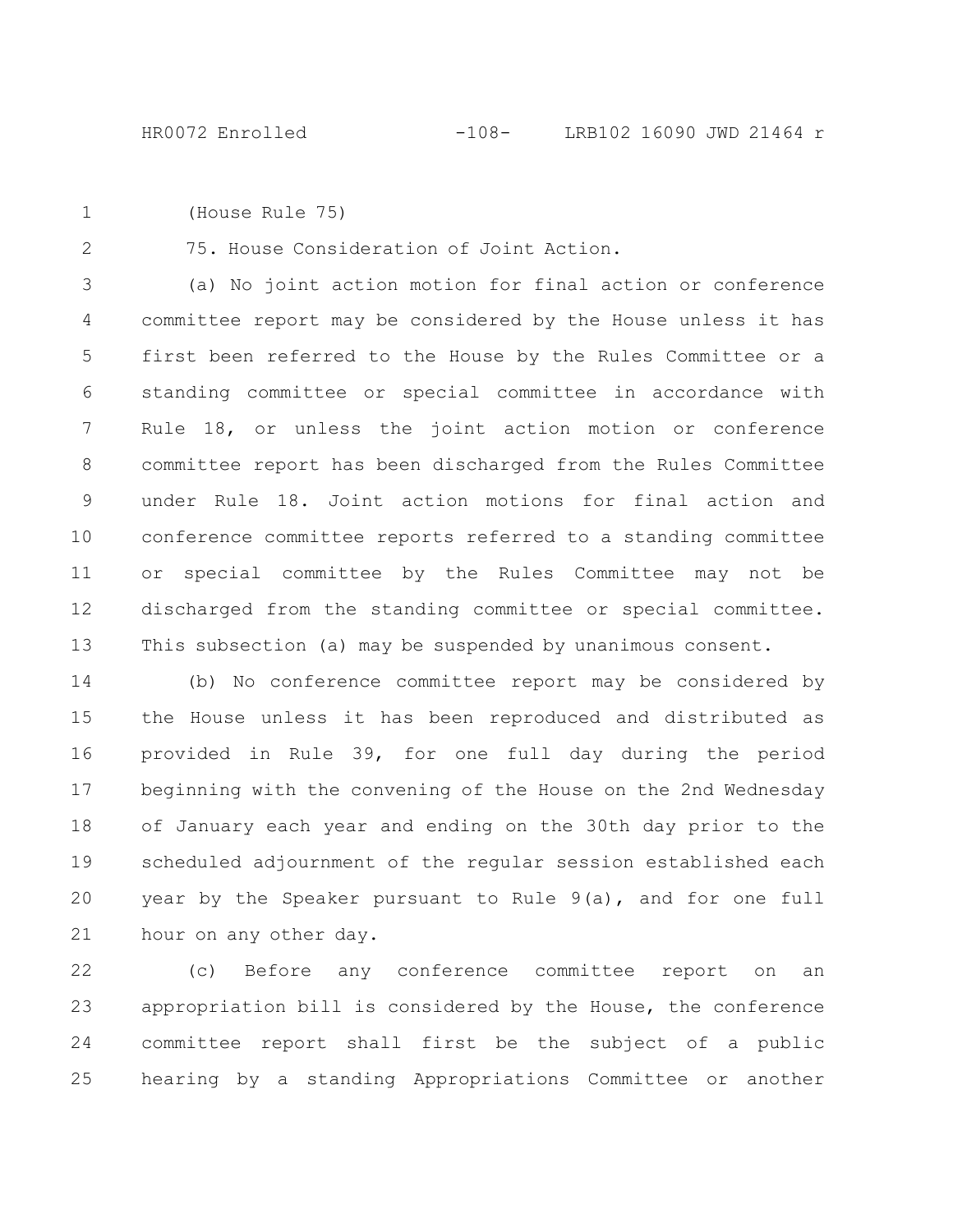(House Rule 75)

75. House Consideration of Joint Action.

(a) No joint action motion for final action or conference committee report may be considered by the House unless it has first been referred to the House by the Rules Committee or a standing committee or special committee in accordance with Rule 18, or unless the joint action motion or conference committee report has been discharged from the Rules Committee under Rule 18. Joint action motions for final action and conference committee reports referred to a standing committee or special committee by the Rules Committee may not be discharged from the standing committee or special committee. This subsection (a) may be suspended by unanimous consent.

(b) No conference committee report may be considered by the House unless it has been reproduced and distributed as provided in Rule 39, for one full day during the period beginning with the convening of the House on the 2nd Wednesday of January each year and ending on the 30th day prior to the scheduled adjournment of the regular session established each year by the Speaker pursuant to Rule 9(a), and for one full hour on any other day.

(c) Before any conference committee report on an appropriation bill is considered by the House, the conference committee report shall first be the subject of a public hearing by a standing Appropriations Committee or another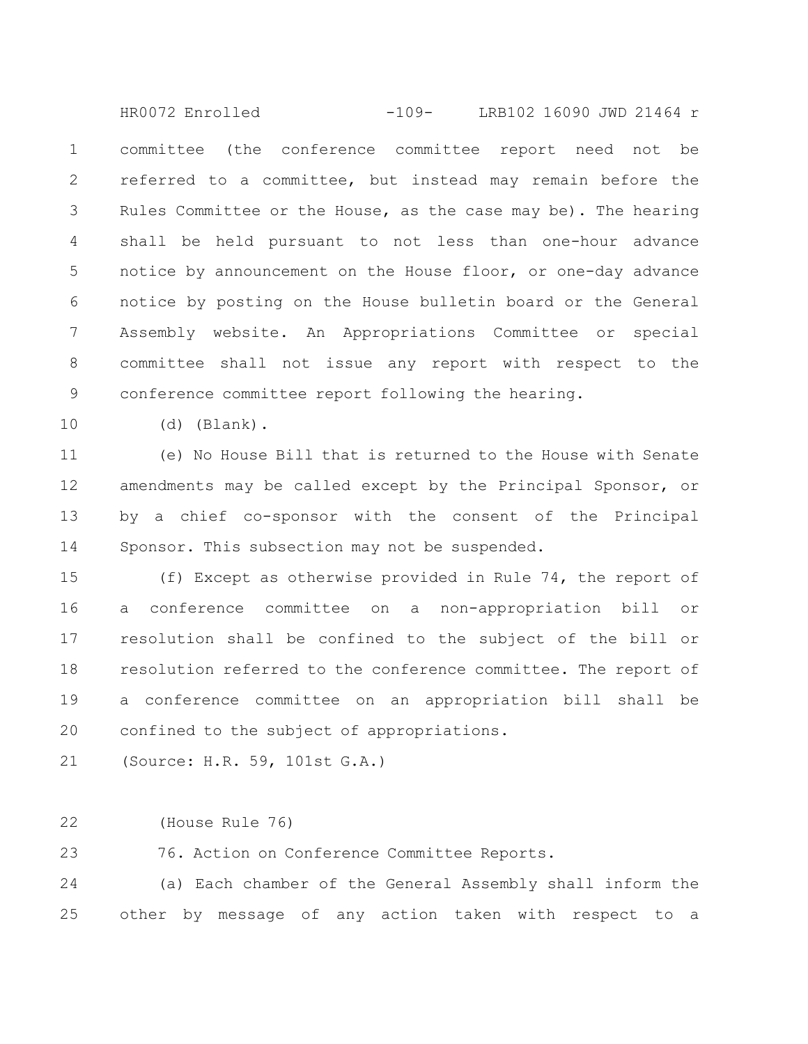committee (the conference committee report need not be referred to a committee, but instead may remain before the Rules Committee or the House, as the case may be). The hearing shall be held pursuant to not less than one-hour advance notice by announcement on the House floor, or one-day advance notice by posting on the House bulletin board or the General Assembly website. An Appropriations Committee or special committee shall not issue any report with respect to the conference committee report following the hearing.

(d) (Blank).

(e) No House Bill that is returned to the House with Senate amendments may be called except by the Principal Sponsor, or by a chief co-sponsor with the consent of the Principal Sponsor. This subsection may not be suspended.

(f) Except as otherwise provided in Rule 74, the report of a conference committee on a non-appropriation bill or resolution shall be confined to the subject of the bill or resolution referred to the conference committee. The report of a conference committee on an appropriation bill shall be confined to the subject of appropriations.

(Source: H.R. 59, 101st G.A.)

(House Rule 76)

76. Action on Conference Committee Reports.

(a) Each chamber of the General Assembly shall inform the other by message of any action taken with respect to a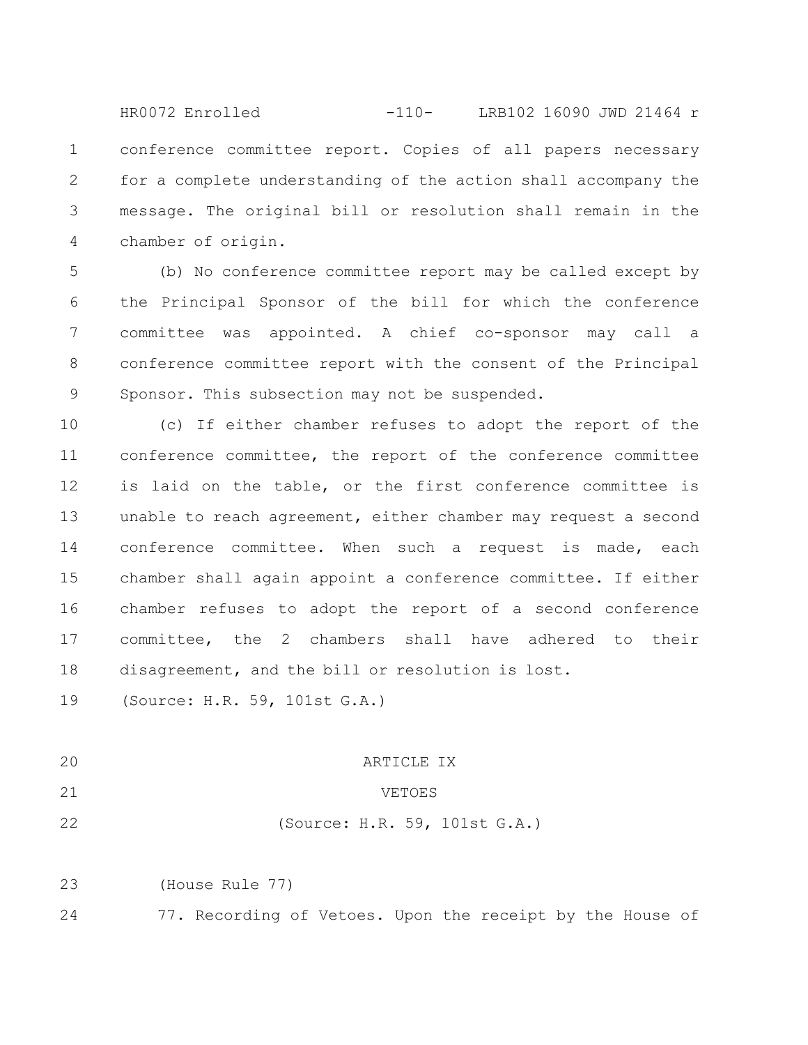conference committee report. Copies of all papers necessary for a complete understanding of the action shall accompany the message. The original bill or resolution shall remain in the chamber of origin.

(b) No conference committee report may be called except by the Principal Sponsor of the bill for which the conference committee was appointed. A chief co-sponsor may call a conference committee report with the consent of the Principal Sponsor. This subsection may not be suspended.

(c) If either chamber refuses to adopt the report of the conference committee, the report of the conference committee is laid on the table, or the first conference committee is unable to reach agreement, either chamber may request a second conference committee. When such a request is made, each chamber shall again appoint a conference committee. If either chamber refuses to adopt the report of a second conference committee, the 2 chambers shall have adhered to their disagreement, and the bill or resolution is lost.

(Source: H.R. 59, 101st G.A.)

## ARTICLE IX

## VETOES

(Source: H.R. 59, 101st G.A.)

(House Rule 77)

77. Recording of Vetoes. Upon the receipt by the House of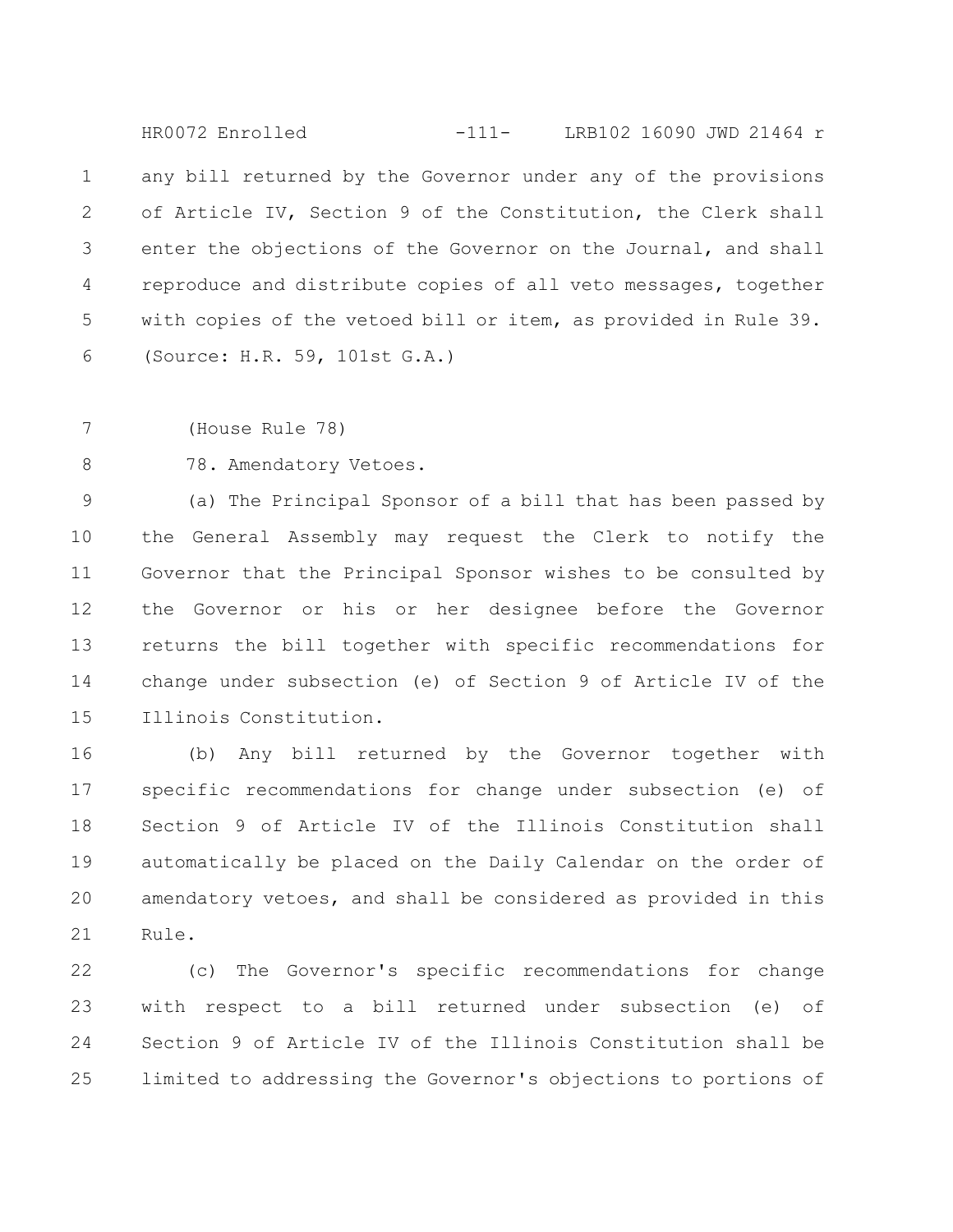any bill returned by the Governor under any of the provisions of Article IV, Section 9 of the Constitution, the Clerk shall enter the objections of the Governor on the Journal, and shall reproduce and distribute copies of all veto messages, together with copies of the vetoed bill or item, as provided in Rule 39. (Source: H.R. 59, 101st G.A.)

(House Rule 78)

78. Amendatory Vetoes.

(a) The Principal Sponsor of a bill that has been passed by the General Assembly may request the Clerk to notify the Governor that the Principal Sponsor wishes to be consulted by the Governor or his or her designee before the Governor returns the bill together with specific recommendations for change under subsection (e) of Section 9 of Article IV of the Illinois Constitution.

(b) Any bill returned by the Governor together with specific recommendations for change under subsection (e) of Section 9 of Article IV of the Illinois Constitution shall automatically be placed on the Daily Calendar on the order of amendatory vetoes, and shall be considered as provided in this Rule.

(c) The Governor's specific recommendations for change with respect to a bill returned under subsection (e) of Section 9 of Article IV of the Illinois Constitution shall be limited to addressing the Governor's objections to portions of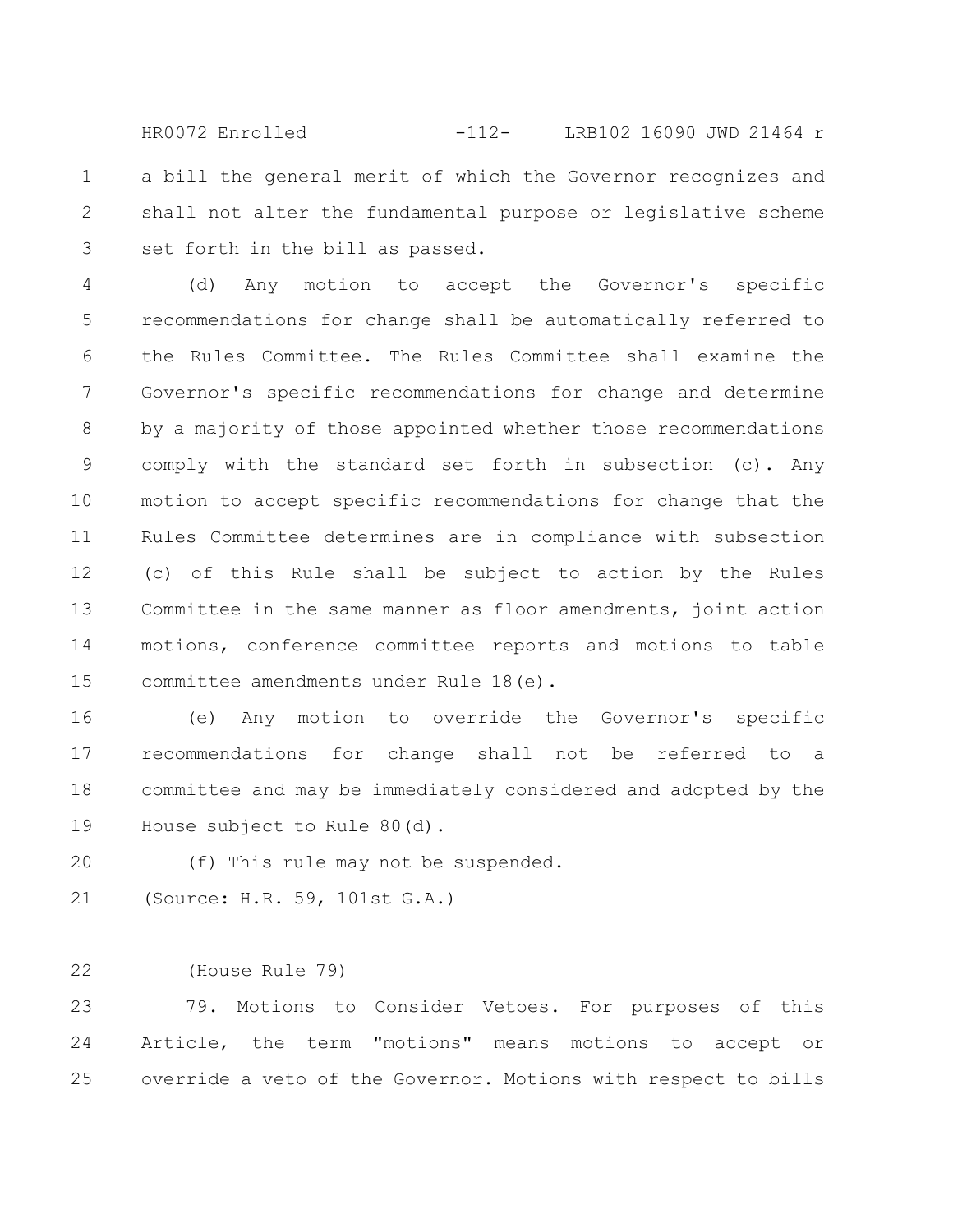a bill the general merit of which the Governor recognizes and shall not alter the fundamental purpose or legislative scheme set forth in the bill as passed.

(d) Any motion to accept the Governor's specific recommendations for change shall be automatically referred to the Rules Committee. The Rules Committee shall examine the Governor's specific recommendations for change and determine by a majority of those appointed whether those recommendations comply with the standard set forth in subsection (c). Any motion to accept specific recommendations for change that the Rules Committee determines are in compliance with subsection (c) of this Rule shall be subject to action by the Rules Committee in the same manner as floor amendments, joint action motions, conference committee reports and motions to table committee amendments under Rule 18(e).

(e) Any motion to override the Governor's specific recommendations for change shall not be referred to a committee and may be immediately considered and adopted by the House subject to Rule 80(d).

(f) This rule may not be suspended.

(Source: H.R. 59, 101st G.A.)

(House Rule 79)

79. Motions to Consider Vetoes. For purposes of this Article, the term "motions" means motions to accept or override a veto of the Governor. Motions with respect to bills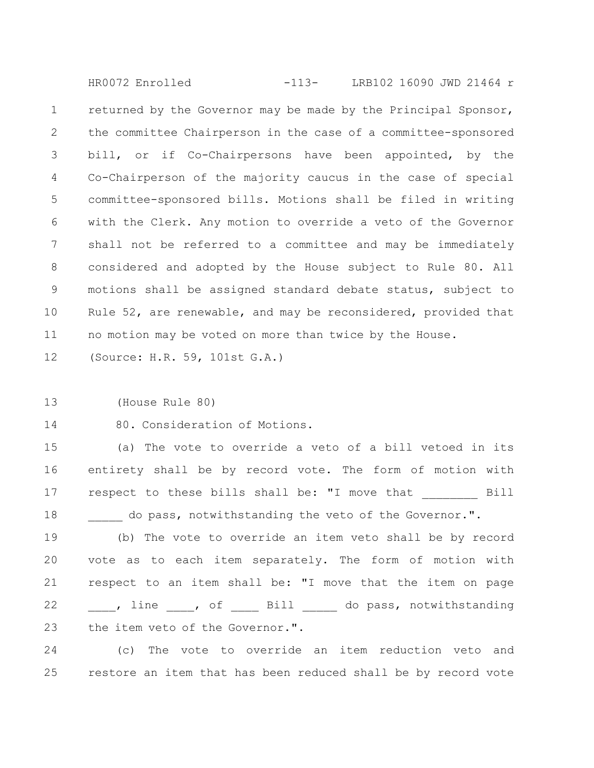returned by the Governor may be made by the Principal Sponsor, the committee Chairperson in the case of a committee-sponsored bill, or if Co-Chairpersons have been appointed, by the Co-Chairperson of the majority caucus in the case of special committee-sponsored bills. Motions shall be filed in writing with the Clerk. Any motion to override a veto of the Governor shall not be referred to a committee and may be immediately considered and adopted by the House subject to Rule 80. All motions shall be assigned standard debate status, subject to Rule 52, are renewable, and may be reconsidered, provided that no motion may be voted on more than twice by the House.

(Source: H.R. 59, 101st G.A.)

(House Rule 80)

80. Consideration of Motions.

(a) The vote to override a veto of a bill vetoed in its entirety shall be by record vote. The form of motion with respect to these bills shall be: "I move that ________ Bill _____ do pass, notwithstanding the veto of the Governor.".

(b) The vote to override an item veto shall be by record vote as to each item separately. The form of motion with respect to an item shall be: "I move that the item on page ____, line ____, of ____ Bill _____ do pass, notwithstanding the item veto of the Governor.".

(c) The vote to override an item reduction veto and restore an item that has been reduced shall be by record vote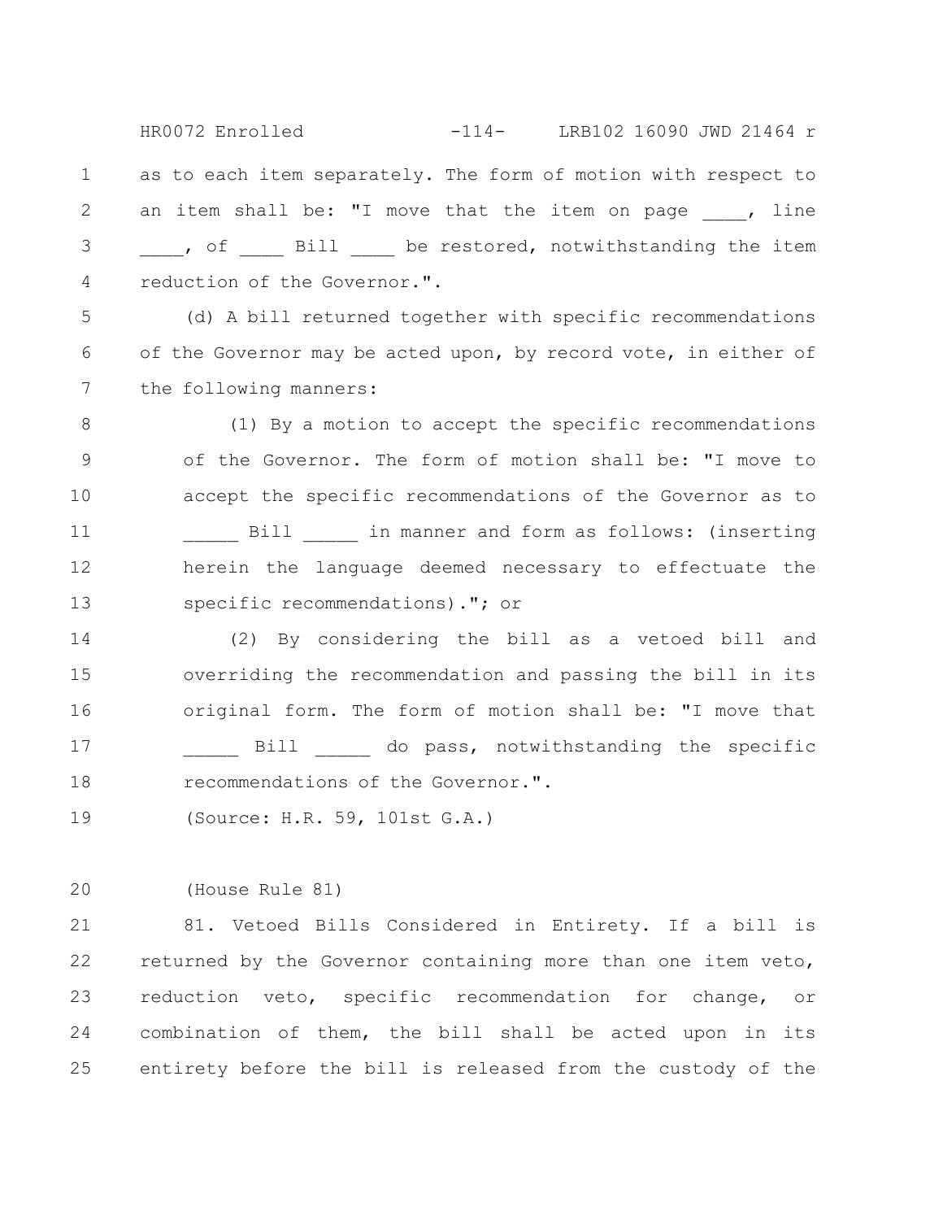as to each item separately. The form of motion with respect to an item shall be: "I move that the item on page ____, line ____, of ____ Bill ____ be restored, notwithstanding the item reduction of the Governor.".

(d) A bill returned together with specific recommendations of the Governor may be acted upon, by record vote, in either of the following manners:

(1) By a motion to accept the specific recommendations of the Governor. The form of motion shall be: "I move to accept the specific recommendations of the Governor as to _____ Bill _____ in manner and form as follows: (inserting herein the language deemed necessary to effectuate the specific recommendations)."; or

(2) By considering the bill as a vetoed bill and overriding the recommendation and passing the bill in its original form. The form of motion shall be: "I move that _____ Bill _____ do pass, notwithstanding the specific recommendations of the Governor.".

(Source: H.R. 59, 101st G.A.)

(House Rule 81)

81. Vetoed Bills Considered in Entirety. If a bill is returned by the Governor containing more than one item veto, reduction veto, specific recommendation for change, or combination of them, the bill shall be acted upon in its entirety before the bill is released from the custody of the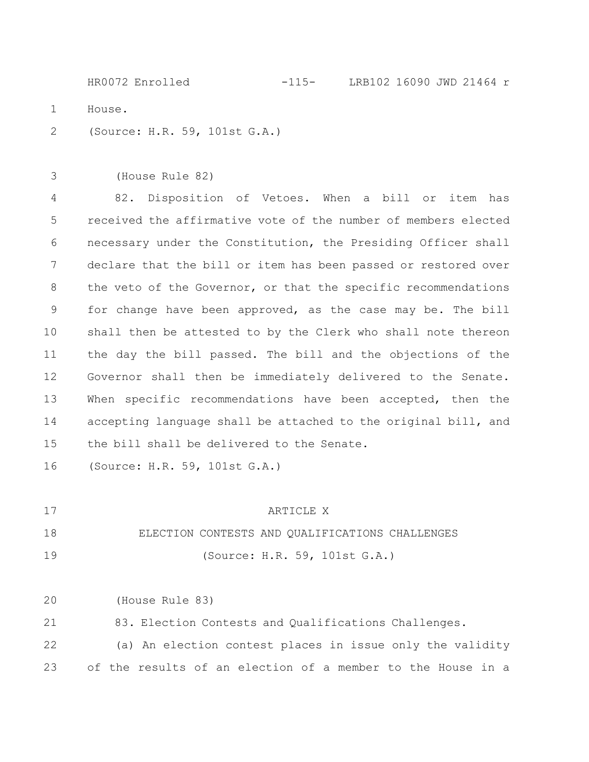House.

(Source: H.R. 59, 101st G.A.)

(House Rule 82)

82. Disposition of Vetoes. When a bill or item has received the affirmative vote of the number of members elected necessary under the Constitution, the Presiding Officer shall declare that the bill or item has been passed or restored over the veto of the Governor, or that the specific recommendations for change have been approved, as the case may be. The bill shall then be attested to by the Clerk who shall note thereon the day the bill passed. The bill and the objections of the Governor shall then be immediately delivered to the Senate. When specific recommendations have been accepted, then the accepting language shall be attached to the original bill, and the bill shall be delivered to the Senate.

(Source: H.R. 59, 101st G.A.)

## ARTICLE X

## ELECTION CONTESTS AND QUALIFICATIONS CHALLENGES

(Source: H.R. 59, 101st G.A.)

(House Rule 83)

83. Election Contests and Qualifications Challenges.

(a) An election contest places in issue only the validity of the results of an election of a member to the House in a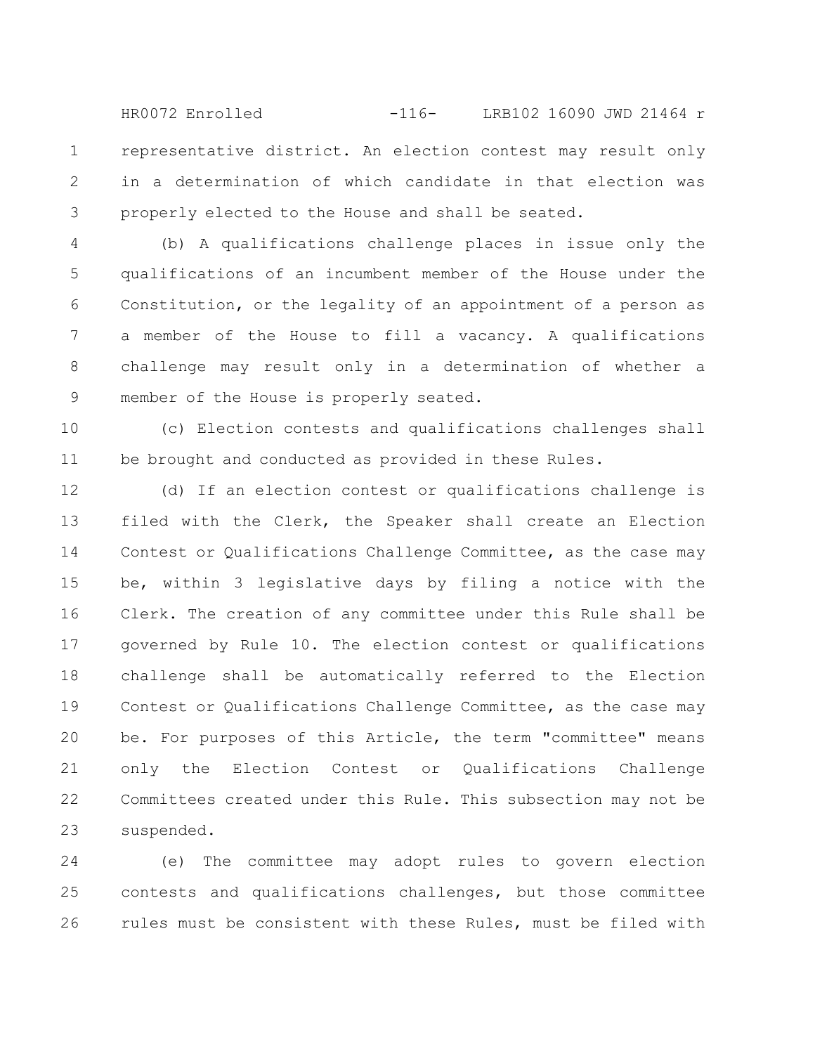representative district. An election contest may result only in a determination of which candidate in that election was properly elected to the House and shall be seated.

(b) A qualifications challenge places in issue only the qualifications of an incumbent member of the House under the Constitution, or the legality of an appointment of a person as a member of the House to fill a vacancy. A qualifications challenge may result only in a determination of whether a member of the House is properly seated.

(c) Election contests and qualifications challenges shall be brought and conducted as provided in these Rules.

(d) If an election contest or qualifications challenge is filed with the Clerk, the Speaker shall create an Election Contest or Qualifications Challenge Committee, as the case may be, within 3 legislative days by filing a notice with the Clerk. The creation of any committee under this Rule shall be governed by Rule 10. The election contest or qualifications challenge shall be automatically referred to the Election Contest or Qualifications Challenge Committee, as the case may be. For purposes of this Article, the term "committee" means only the Election Contest or Qualifications Challenge Committees created under this Rule. This subsection may not be suspended.

(e) The committee may adopt rules to govern election contests and qualifications challenges, but those committee rules must be consistent with these Rules, must be filed with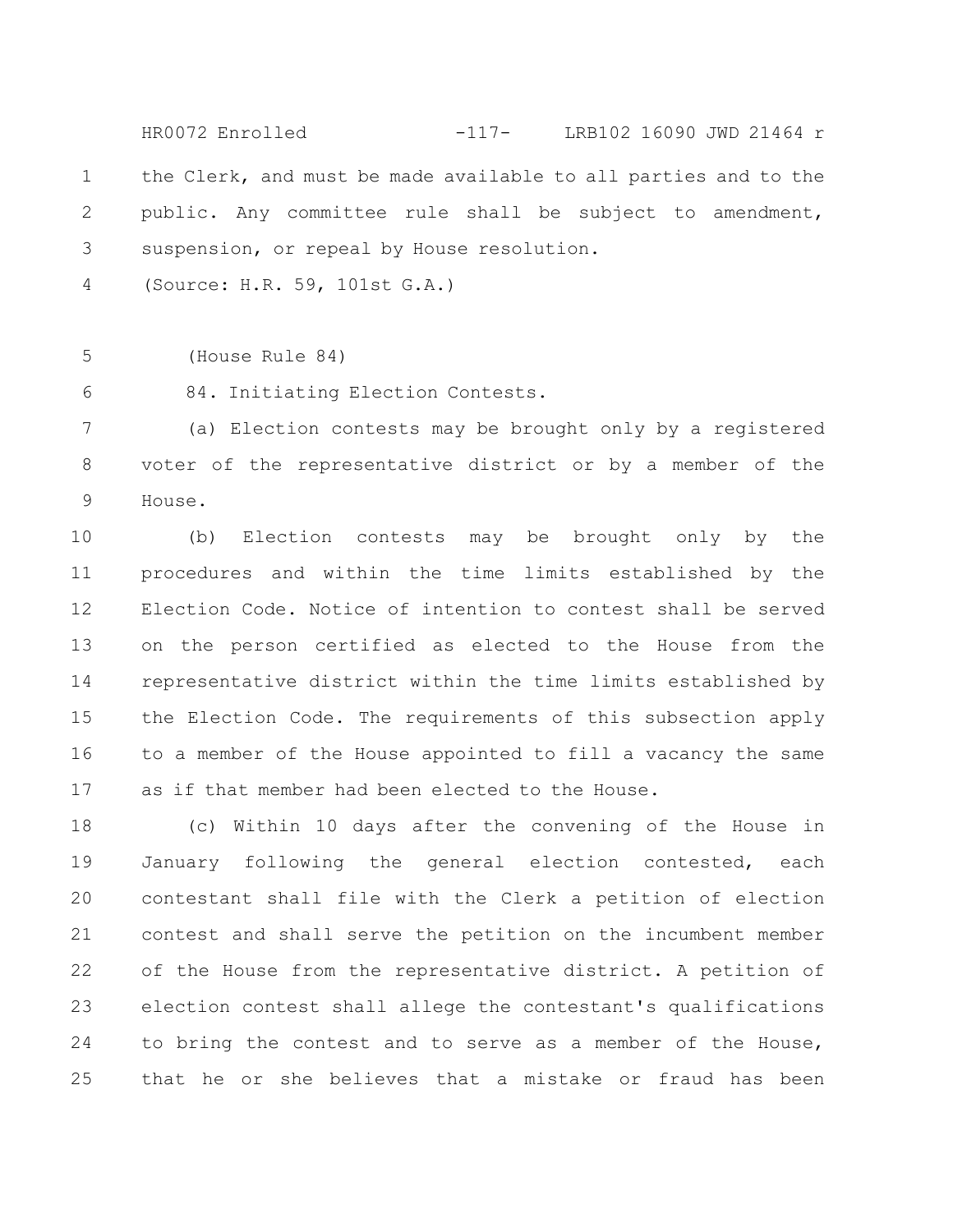the Clerk, and must be made available to all parties and to the public. Any committee rule shall be subject to amendment, suspension, or repeal by House resolution.

(Source: H.R. 59, 101st G.A.)

(House Rule 84)

84. Initiating Election Contests.

(a) Election contests may be brought only by a registered voter of the representative district or by a member of the House.

(b) Election contests may be brought only by the procedures and within the time limits established by the Election Code. Notice of intention to contest shall be served on the person certified as elected to the House from the representative district within the time limits established by the Election Code. The requirements of this subsection apply to a member of the House appointed to fill a vacancy the same as if that member had been elected to the House.

(c) Within 10 days after the convening of the House in January following the general election contested, each contestant shall file with the Clerk a petition of election contest and shall serve the petition on the incumbent member of the House from the representative district. A petition of election contest shall allege the contestant's qualifications to bring the contest and to serve as a member of the House, that he or she believes that a mistake or fraud has been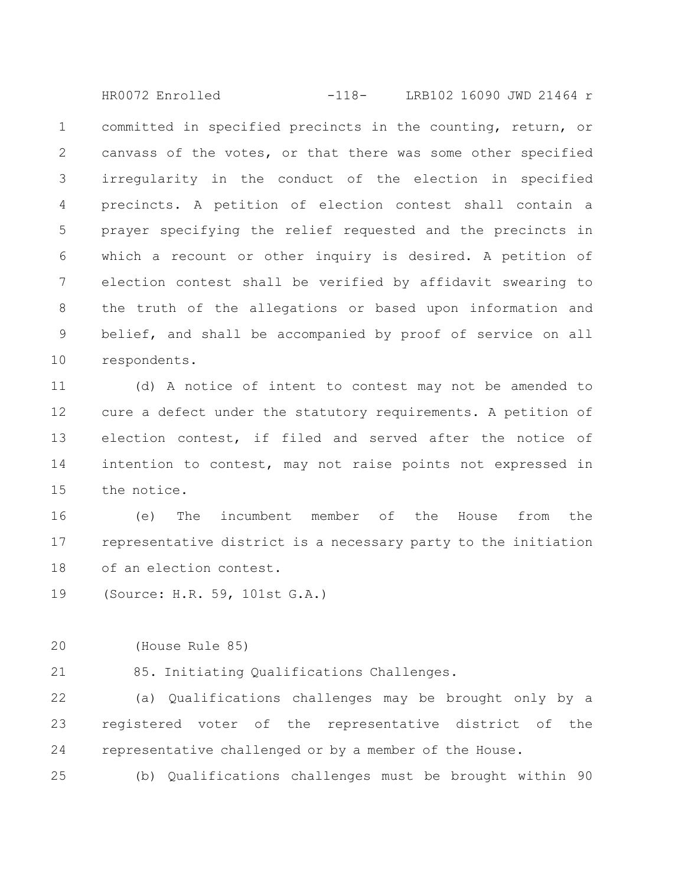committed in specified precincts in the counting, return, or canvass of the votes, or that there was some other specified irregularity in the conduct of the election in specified precincts. A petition of election contest shall contain a prayer specifying the relief requested and the precincts in which a recount or other inquiry is desired. A petition of election contest shall be verified by affidavit swearing to the truth of the allegations or based upon information and belief, and shall be accompanied by proof of service on all respondents.

(d) A notice of intent to contest may not be amended to cure a defect under the statutory requirements. A petition of election contest, if filed and served after the notice of intention to contest, may not raise points not expressed in the notice.

(e) The incumbent member of the House from the representative district is a necessary party to the initiation of an election contest.

(Source: H.R. 59, 101st G.A.)

(House Rule 85)

85. Initiating Qualifications Challenges.

(a) Qualifications challenges may be brought only by a registered voter of the representative district of the representative challenged or by a member of the House.

(b) Qualifications challenges must be brought within 90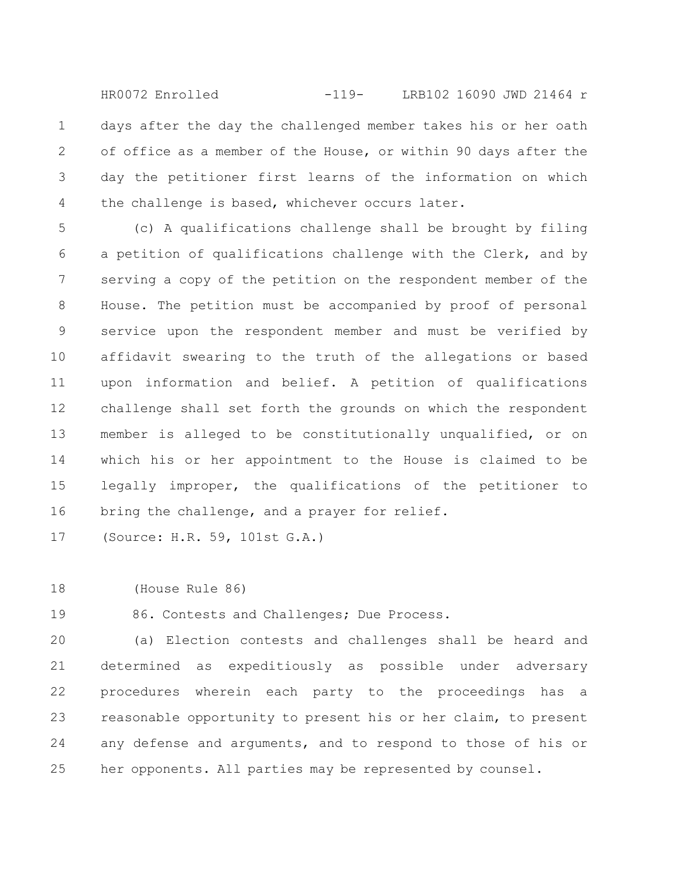days after the day the challenged member takes his or her oath of office as a member of the House, or within 90 days after the day the petitioner first learns of the information on which the challenge is based, whichever occurs later.

(c) A qualifications challenge shall be brought by filing a petition of qualifications challenge with the Clerk, and by serving a copy of the petition on the respondent member of the House. The petition must be accompanied by proof of personal service upon the respondent member and must be verified by affidavit swearing to the truth of the allegations or based upon information and belief. A petition of qualifications challenge shall set forth the grounds on which the respondent member is alleged to be constitutionally unqualified, or on which his or her appointment to the House is claimed to be legally improper, the qualifications of the petitioner to bring the challenge, and a prayer for relief.

(Source: H.R. 59, 101st G.A.)

(House Rule 86)

86. Contests and Challenges; Due Process.

(a) Election contests and challenges shall be heard and determined as expeditiously as possible under adversary procedures wherein each party to the proceedings has a reasonable opportunity to present his or her claim, to present any defense and arguments, and to respond to those of his or her opponents. All parties may be represented by counsel.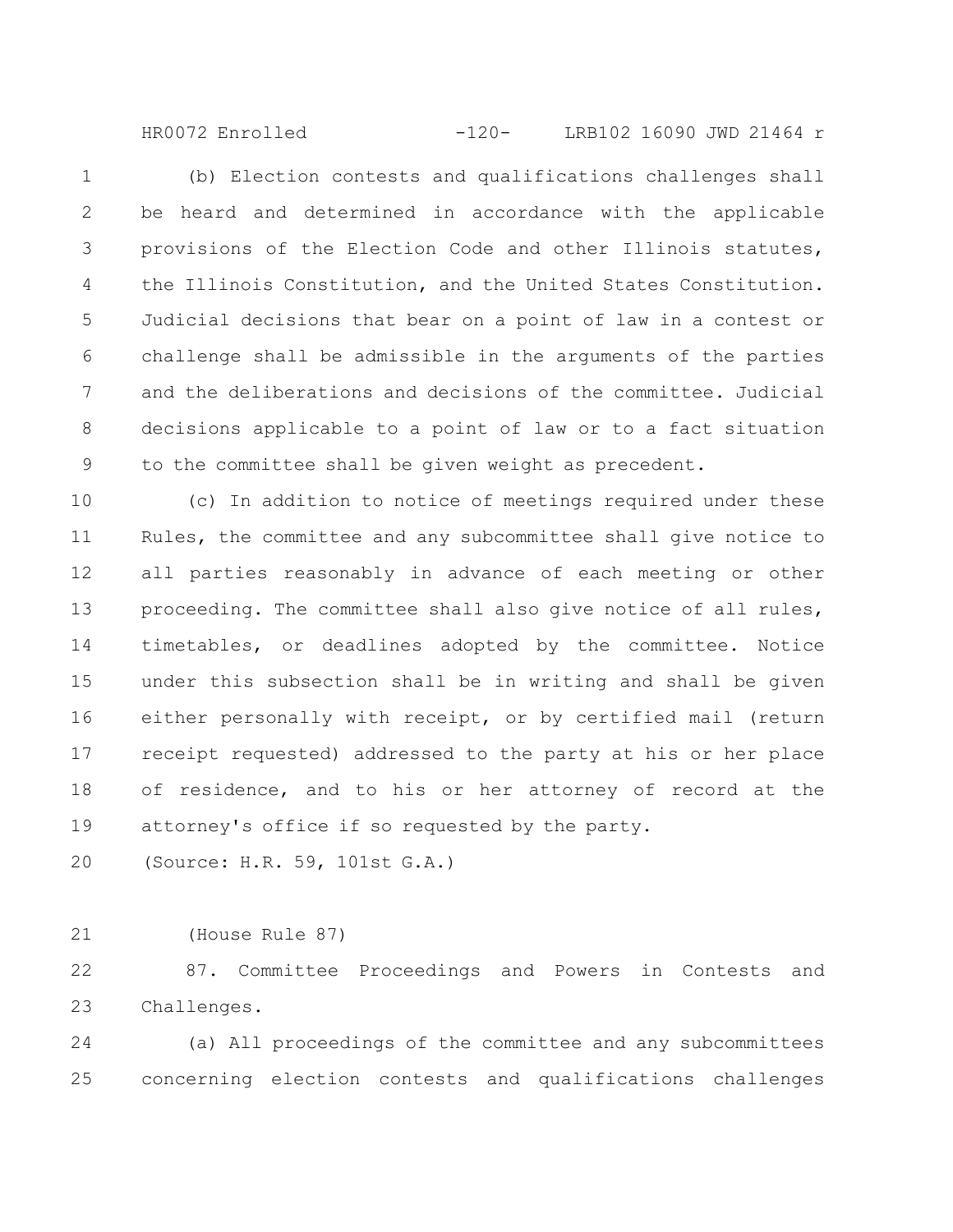(b) Election contests and qualifications challenges shall be heard and determined in accordance with the applicable provisions of the Election Code and other Illinois statutes, the Illinois Constitution, and the United States Constitution. Judicial decisions that bear on a point of law in a contest or challenge shall be admissible in the arguments of the parties and the deliberations and decisions of the committee. Judicial decisions applicable to a point of law or to a fact situation to the committee shall be given weight as precedent.

(c) In addition to notice of meetings required under these Rules, the committee and any subcommittee shall give notice to all parties reasonably in advance of each meeting or other proceeding. The committee shall also give notice of all rules, timetables, or deadlines adopted by the committee. Notice under this subsection shall be in writing and shall be given either personally with receipt, or by certified mail (return receipt requested) addressed to the party at his or her place of residence, and to his or her attorney of record at the attorney's office if so requested by the party.

(Source: H.R. 59, 101st G.A.)

(House Rule 87)

87. Committee Proceedings and Powers in Contests and Challenges.

(a) All proceedings of the committee and any subcommittees concerning election contests and qualifications challenges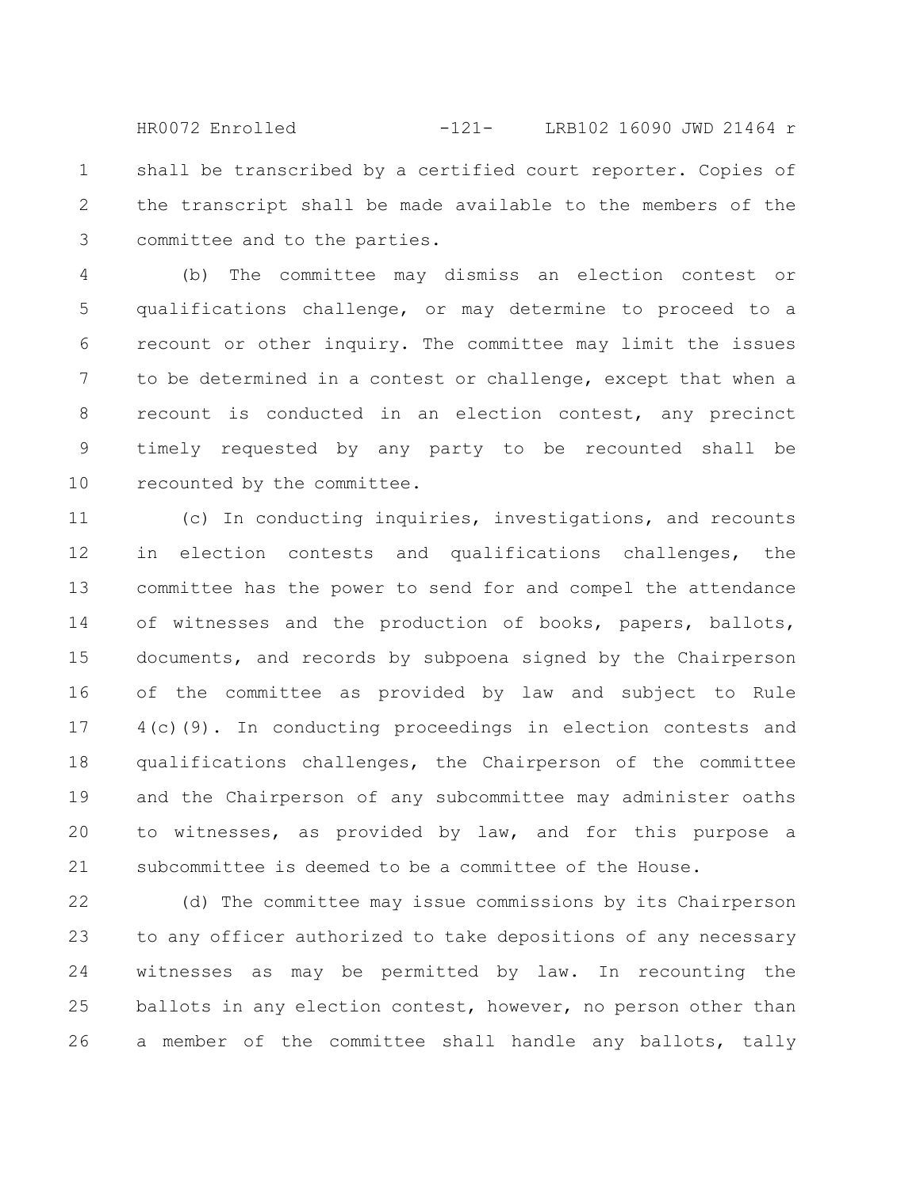shall be transcribed by a certified court reporter. Copies of the transcript shall be made available to the members of the committee and to the parties.

(b) The committee may dismiss an election contest or qualifications challenge, or may determine to proceed to a recount or other inquiry. The committee may limit the issues to be determined in a contest or challenge, except that when a recount is conducted in an election contest, any precinct timely requested by any party to be recounted shall be recounted by the committee.

(c) In conducting inquiries, investigations, and recounts in election contests and qualifications challenges, the committee has the power to send for and compel the attendance of witnesses and the production of books, papers, ballots, documents, and records by subpoena signed by the Chairperson of the committee as provided by law and subject to Rule 4(c)(9). In conducting proceedings in election contests and qualifications challenges, the Chairperson of the committee and the Chairperson of any subcommittee may administer oaths to witnesses, as provided by law, and for this purpose a subcommittee is deemed to be a committee of the House.

(d) The committee may issue commissions by its Chairperson to any officer authorized to take depositions of any necessary witnesses as may be permitted by law. In recounting the ballots in any election contest, however, no person other than a member of the committee shall handle any ballots, tally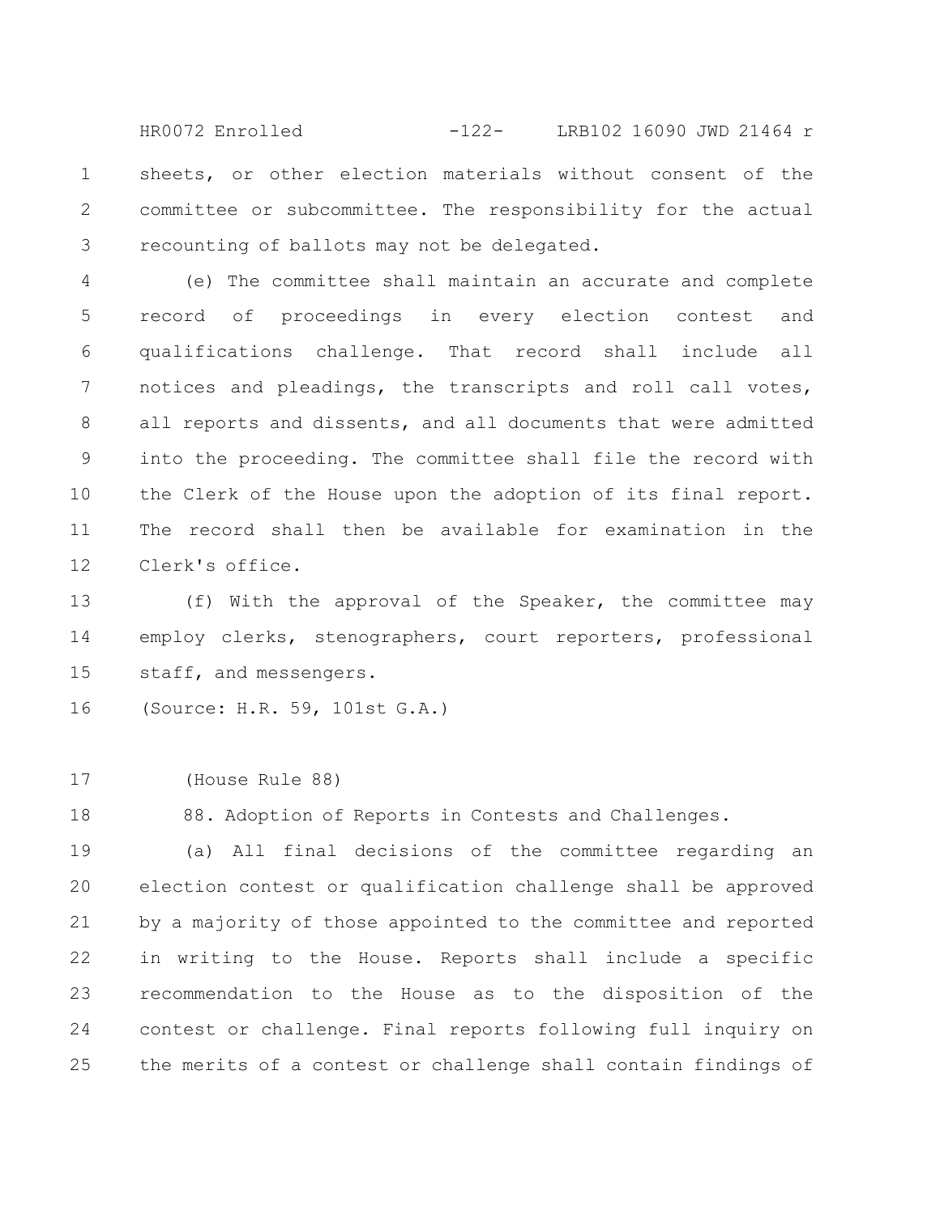sheets, or other election materials without consent of the committee or subcommittee. The responsibility for the actual recounting of ballots may not be delegated.

(e) The committee shall maintain an accurate and complete record of proceedings in every election contest and qualifications challenge. That record shall include all notices and pleadings, the transcripts and roll call votes, all reports and dissents, and all documents that were admitted into the proceeding. The committee shall file the record with the Clerk of the House upon the adoption of its final report. The record shall then be available for examination in the Clerk's office.

(f) With the approval of the Speaker, the committee may employ clerks, stenographers, court reporters, professional staff, and messengers.

(Source: H.R. 59, 101st G.A.)

(House Rule 88)

88. Adoption of Reports in Contests and Challenges.

(a) All final decisions of the committee regarding an election contest or qualification challenge shall be approved by a majority of those appointed to the committee and reported in writing to the House. Reports shall include a specific recommendation to the House as to the disposition of the contest or challenge. Final reports following full inquiry on the merits of a contest or challenge shall contain findings of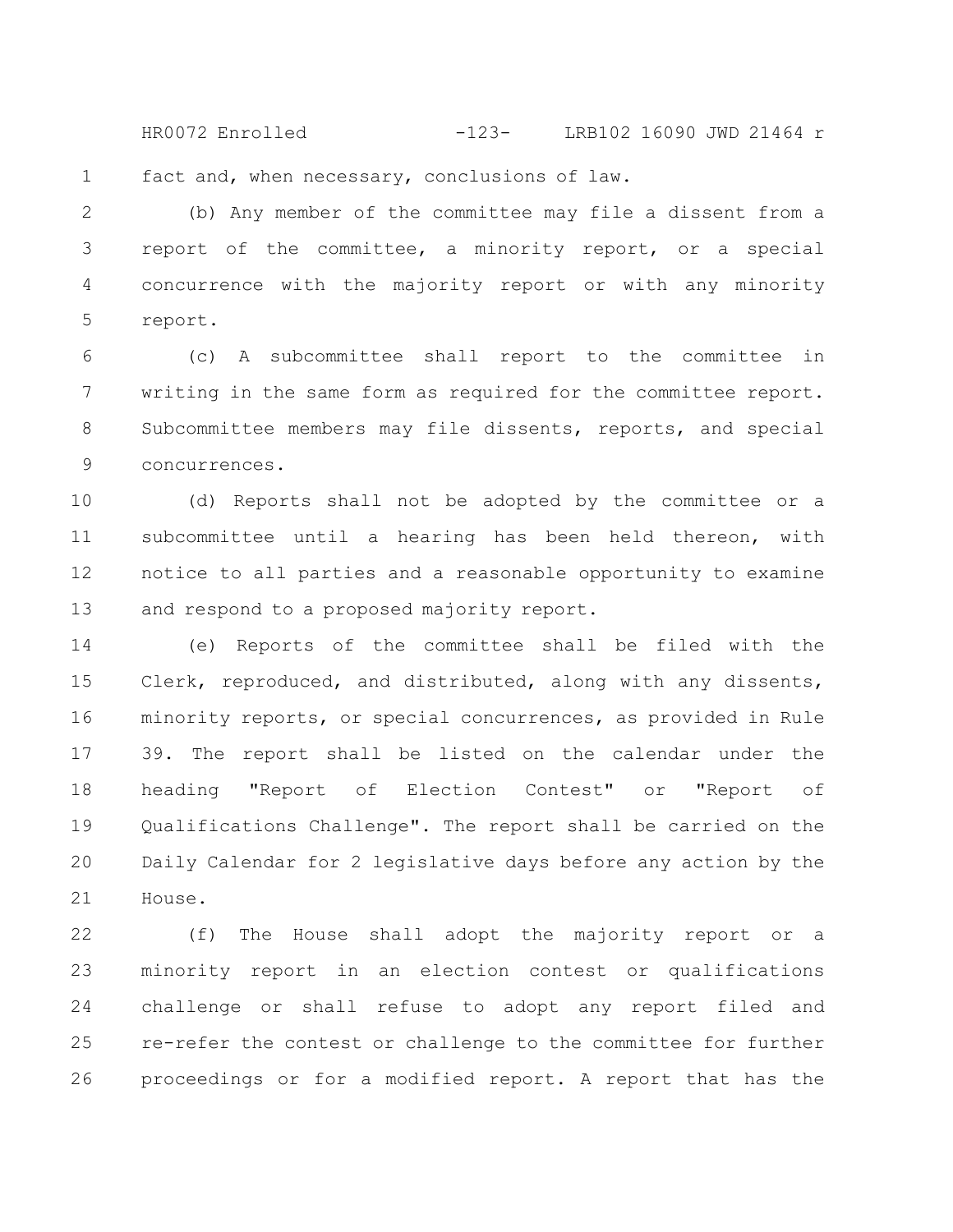fact and, when necessary, conclusions of law.

(b) Any member of the committee may file a dissent from a report of the committee, a minority report, or a special concurrence with the majority report or with any minority report.

(c) A subcommittee shall report to the committee in writing in the same form as required for the committee report. Subcommittee members may file dissents, reports, and special concurrences.

(d) Reports shall not be adopted by the committee or a subcommittee until a hearing has been held thereon, with notice to all parties and a reasonable opportunity to examine and respond to a proposed majority report.

(e) Reports of the committee shall be filed with the Clerk, reproduced, and distributed, along with any dissents, minority reports, or special concurrences, as provided in Rule 39. The report shall be listed on the calendar under the heading "Report of Election Contest" or "Report of Qualifications Challenge". The report shall be carried on the Daily Calendar for 2 legislative days before any action by the House.

(f) The House shall adopt the majority report or a minority report in an election contest or qualifications challenge or shall refuse to adopt any report filed and re-refer the contest or challenge to the committee for further proceedings or for a modified report. A report that has the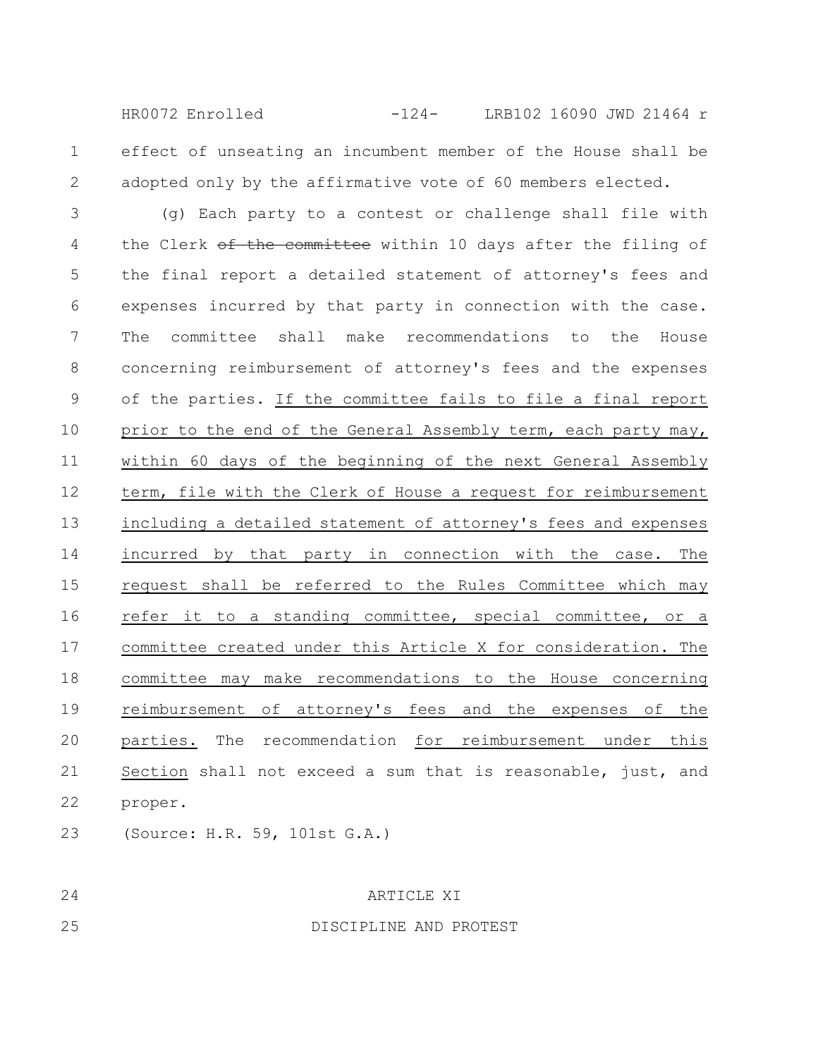effect of unseating an incumbent member of the House shall be adopted only by the affirmative vote of 60 members elected.

(g) Each party to a contest or challenge shall file with the Clerk ~~of the committee~~ within 10 days after the filing of the final report a detailed statement of attorney's fees and expenses incurred by that party in connection with the case. The committee shall make recommendations to the House concerning reimbursement of attorney's fees and the expenses of the parties. <u>If the committee fails to file a final report prior to the end of the General Assembly term, each party may, within 60 days of the beginning of the next General Assembly term, file with the Clerk of House a request for reimbursement including a detailed statement of attorney's fees and expenses incurred by that party in connection with the case. The request shall be referred to the Rules Committee which may refer it to a standing committee, special committee, or a committee created under this Article X for consideration. The committee may make recommendations to the House concerning reimbursement of attorney's fees and the expenses of the parties.</u> The recommendation <u>for reimbursement under this Section</u> shall not exceed a sum that is reasonable, just, and proper.

(Source: H.R. 59, 101st G.A.)

ARTICLE XI

DISCIPLINE AND PROTEST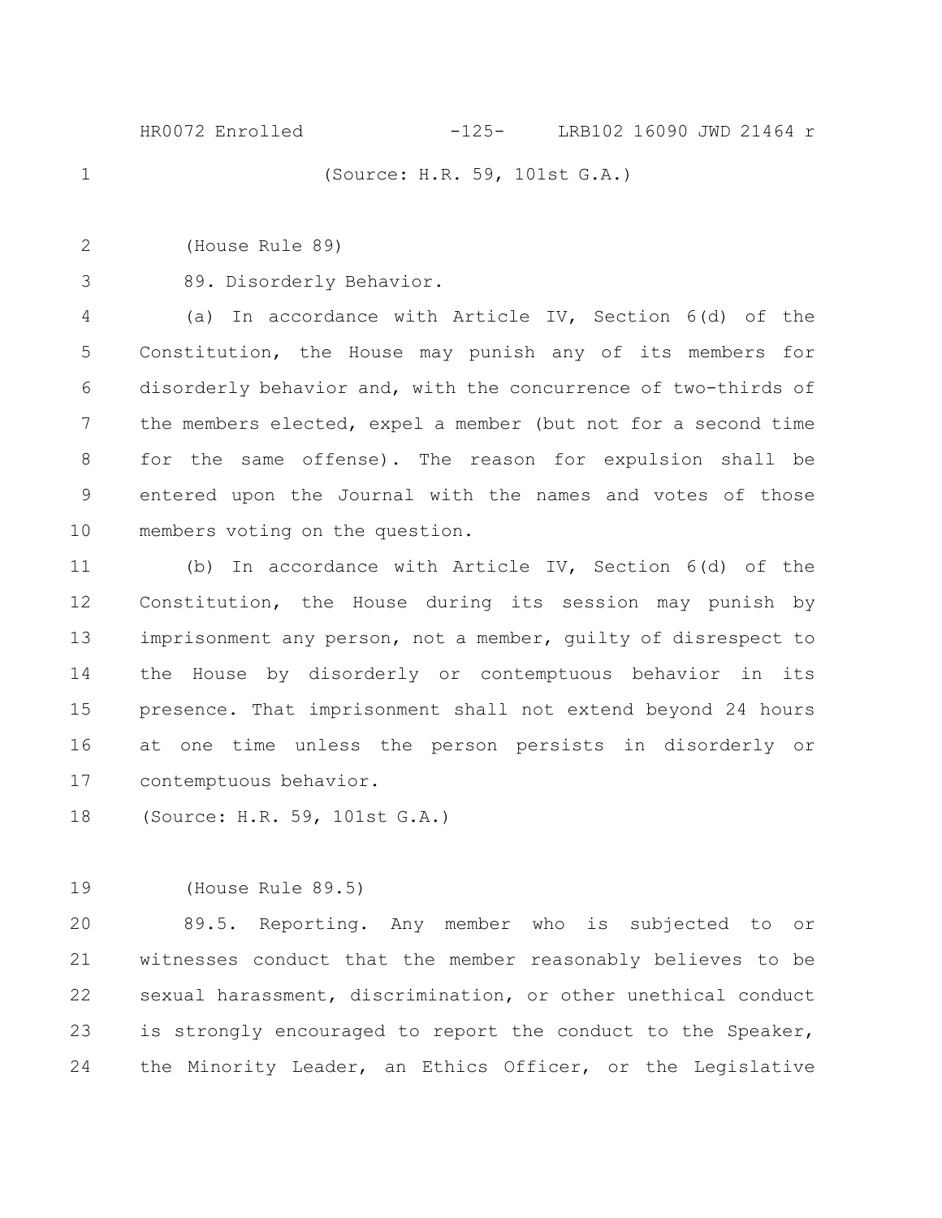(Source: H.R. 59, 101st G.A.)

(House Rule 89)

89. Disorderly Behavior.

(a) In accordance with Article IV, Section 6(d) of the Constitution, the House may punish any of its members for disorderly behavior and, with the concurrence of two-thirds of the members elected, expel a member (but not for a second time for the same offense). The reason for expulsion shall be entered upon the Journal with the names and votes of those members voting on the question.

(b) In accordance with Article IV, Section 6(d) of the Constitution, the House during its session may punish by imprisonment any person, not a member, guilty of disrespect to the House by disorderly or contemptuous behavior in its presence. That imprisonment shall not extend beyond 24 hours at one time unless the person persists in disorderly or contemptuous behavior.

(Source: H.R. 59, 101st G.A.)

(House Rule 89.5)

89.5. Reporting. Any member who is subjected to or witnesses conduct that the member reasonably believes to be sexual harassment, discrimination, or other unethical conduct is strongly encouraged to report the conduct to the Speaker, the Minority Leader, an Ethics Officer, or the Legislative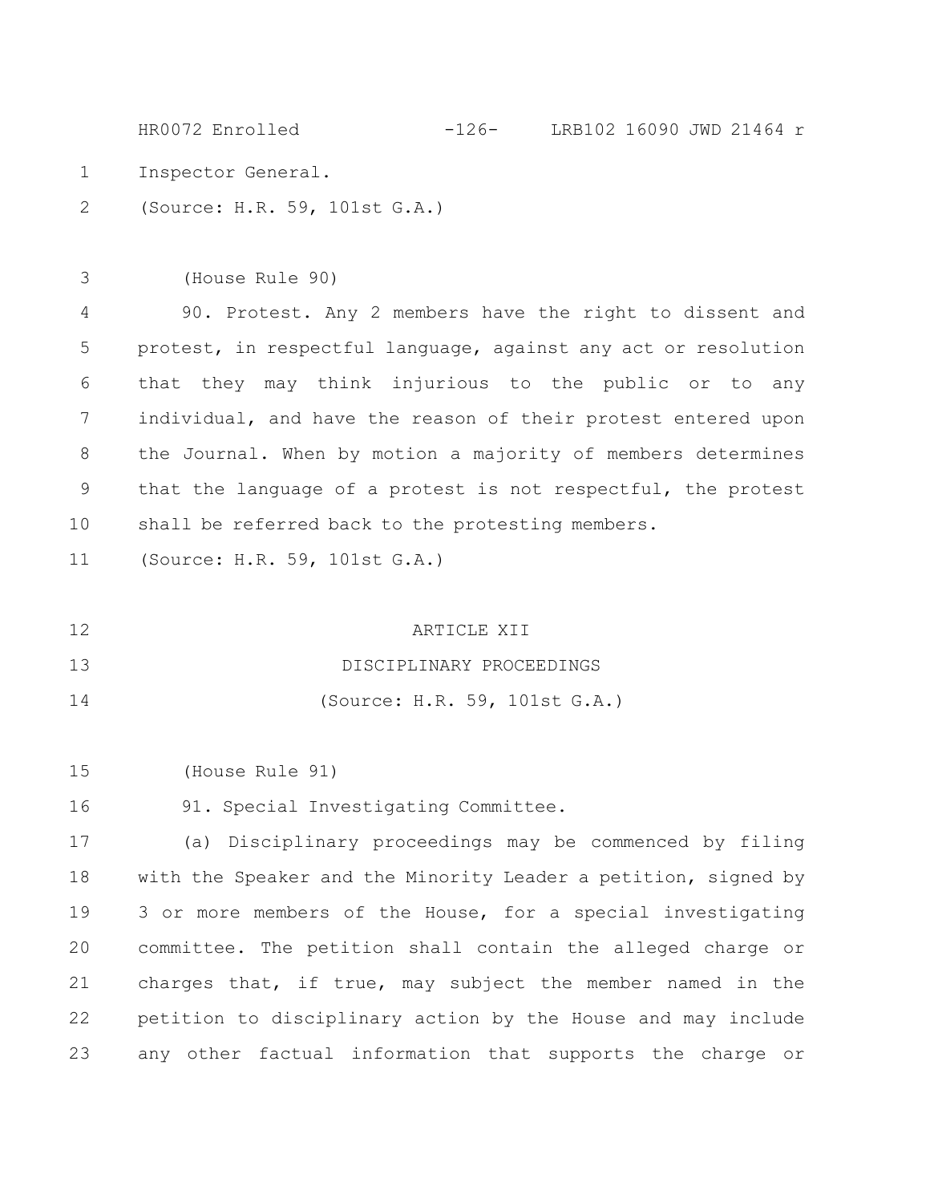Inspector General.

(Source: H.R. 59, 101st G.A.)

(House Rule 90)

90. Protest. Any 2 members have the right to dissent and protest, in respectful language, against any act or resolution that they may think injurious to the public or to any individual, and have the reason of their protest entered upon the Journal. When by motion a majority of members determines that the language of a protest is not respectful, the protest shall be referred back to the protesting members.

(Source: H.R. 59, 101st G.A.)

## ARTICLE XII

## DISCIPLINARY PROCEEDINGS

(Source: H.R. 59, 101st G.A.)

(House Rule 91)

91. Special Investigating Committee.

(a) Disciplinary proceedings may be commenced by filing with the Speaker and the Minority Leader a petition, signed by 3 or more members of the House, for a special investigating committee. The petition shall contain the alleged charge or charges that, if true, may subject the member named in the petition to disciplinary action by the House and may include any other factual information that supports the charge or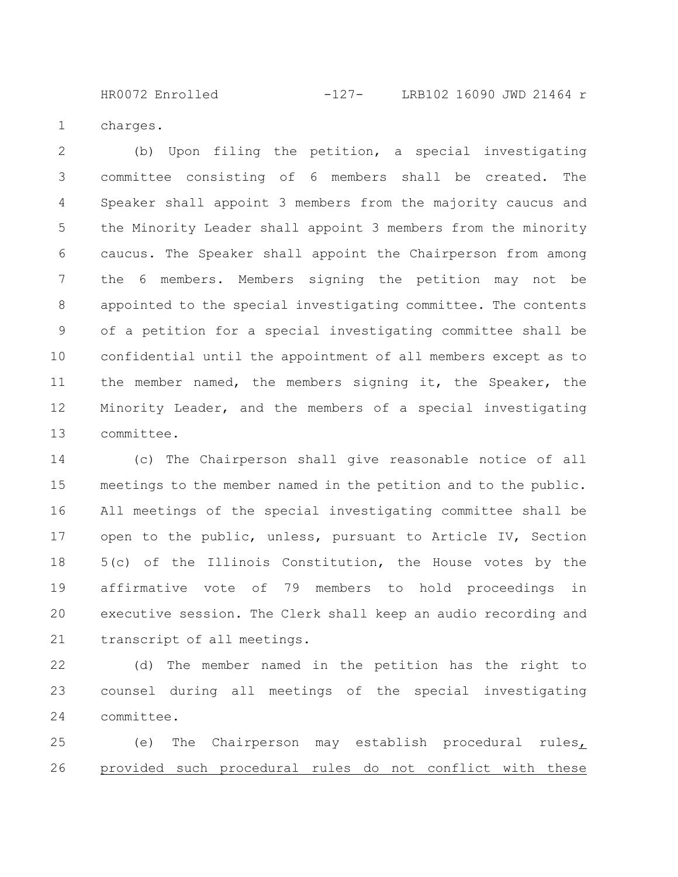charges.

(b) Upon filing the petition, a special investigating committee consisting of 6 members shall be created. The Speaker shall appoint 3 members from the majority caucus and the Minority Leader shall appoint 3 members from the minority caucus. The Speaker shall appoint the Chairperson from among the 6 members. Members signing the petition may not be appointed to the special investigating committee. The contents of a petition for a special investigating committee shall be confidential until the appointment of all members except as to the member named, the members signing it, the Speaker, the Minority Leader, and the members of a special investigating committee.

(c) The Chairperson shall give reasonable notice of all meetings to the member named in the petition and to the public. All meetings of the special investigating committee shall be open to the public, unless, pursuant to Article IV, Section 5(c) of the Illinois Constitution, the House votes by the affirmative vote of 79 members to hold proceedings in executive session. The Clerk shall keep an audio recording and transcript of all meetings.

(d) The member named in the petition has the right to counsel during all meetings of the special investigating committee.

(e) The Chairperson may establish procedural rules, provided such procedural rules do not conflict with these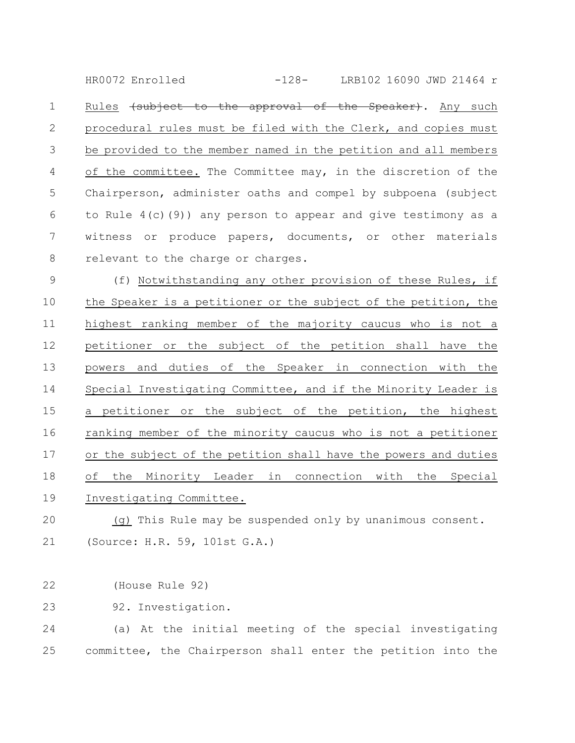Rules ~~(subject to the approval of the Speaker)~~. <u>Any such procedural rules must be filed with the Clerk, and copies must be provided to the member named in the petition and all members of the committee.</u> The Committee may, in the discretion of the Chairperson, administer oaths and compel by subpoena (subject to Rule 4(c)(9)) any person to appear and give testimony as a witness or produce papers, documents, or other materials relevant to the charge or charges.

(f) <u>Notwithstanding any other provision of these Rules, if the Speaker is a petitioner or the subject of the petition, the highest ranking member of the majority caucus who is not a petitioner or the subject of the petition shall have the powers and duties of the Speaker in connection with the Special Investigating Committee, and if the Minority Leader is a petitioner or the subject of the petition, the highest ranking member of the minority caucus who is not a petitioner or the subject of the petition shall have the powers and duties of the Minority Leader in connection with the Special Investigating Committee.</u>

<u>(g)</u> This Rule may be suspended only by unanimous consent.

(Source: H.R. 59, 101st G.A.)

(House Rule 92)

92. Investigation.

(a) At the initial meeting of the special investigating committee, the Chairperson shall enter the petition into the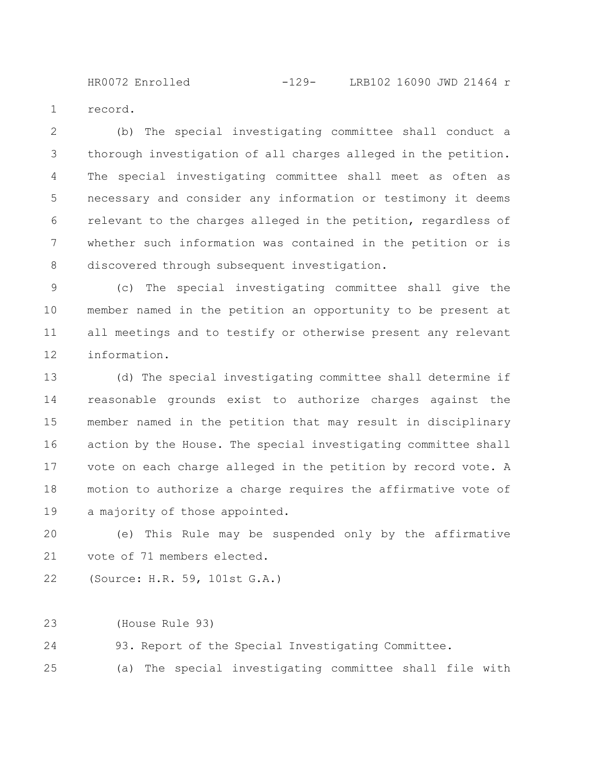record.

(b) The special investigating committee shall conduct a thorough investigation of all charges alleged in the petition. The special investigating committee shall meet as often as necessary and consider any information or testimony it deems relevant to the charges alleged in the petition, regardless of whether such information was contained in the petition or is discovered through subsequent investigation.

(c) The special investigating committee shall give the member named in the petition an opportunity to be present at all meetings and to testify or otherwise present any relevant information.

(d) The special investigating committee shall determine if reasonable grounds exist to authorize charges against the member named in the petition that may result in disciplinary action by the House. The special investigating committee shall vote on each charge alleged in the petition by record vote. A motion to authorize a charge requires the affirmative vote of a majority of those appointed.

(e) This Rule may be suspended only by the affirmative vote of 71 members elected.

(Source: H.R. 59, 101st G.A.)

(House Rule 93)

93. Report of the Special Investigating Committee.

(a) The special investigating committee shall file with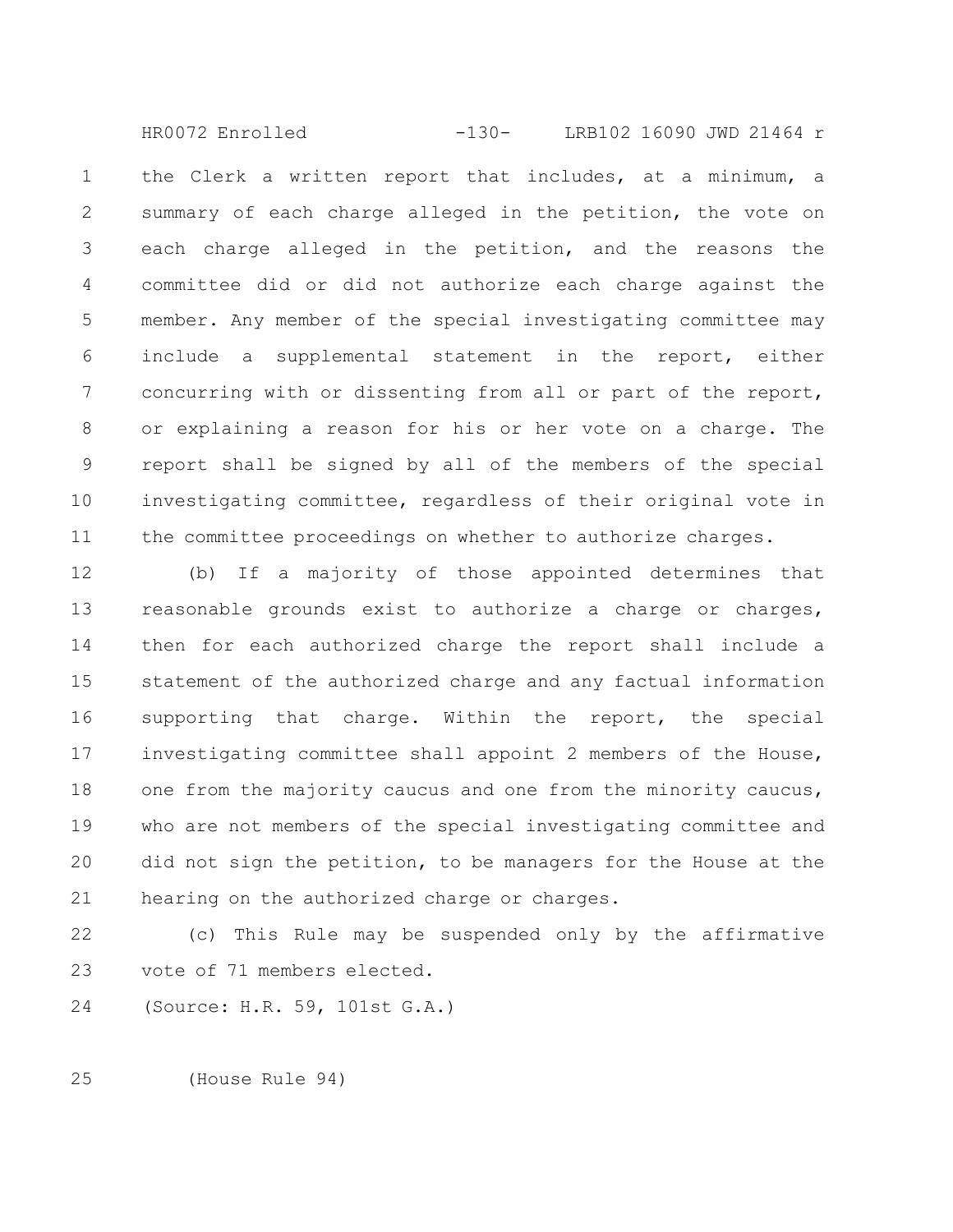the Clerk a written report that includes, at a minimum, a summary of each charge alleged in the petition, the vote on each charge alleged in the petition, and the reasons the committee did or did not authorize each charge against the member. Any member of the special investigating committee may include a supplemental statement in the report, either concurring with or dissenting from all or part of the report, or explaining a reason for his or her vote on a charge. The report shall be signed by all of the members of the special investigating committee, regardless of their original vote in the committee proceedings on whether to authorize charges.

(b) If a majority of those appointed determines that reasonable grounds exist to authorize a charge or charges, then for each authorized charge the report shall include a statement of the authorized charge and any factual information supporting that charge. Within the report, the special investigating committee shall appoint 2 members of the House, one from the majority caucus and one from the minority caucus, who are not members of the special investigating committee and did not sign the petition, to be managers for the House at the hearing on the authorized charge or charges.

(c) This Rule may be suspended only by the affirmative vote of 71 members elected.

(Source: H.R. 59, 101st G.A.)

(House Rule 94)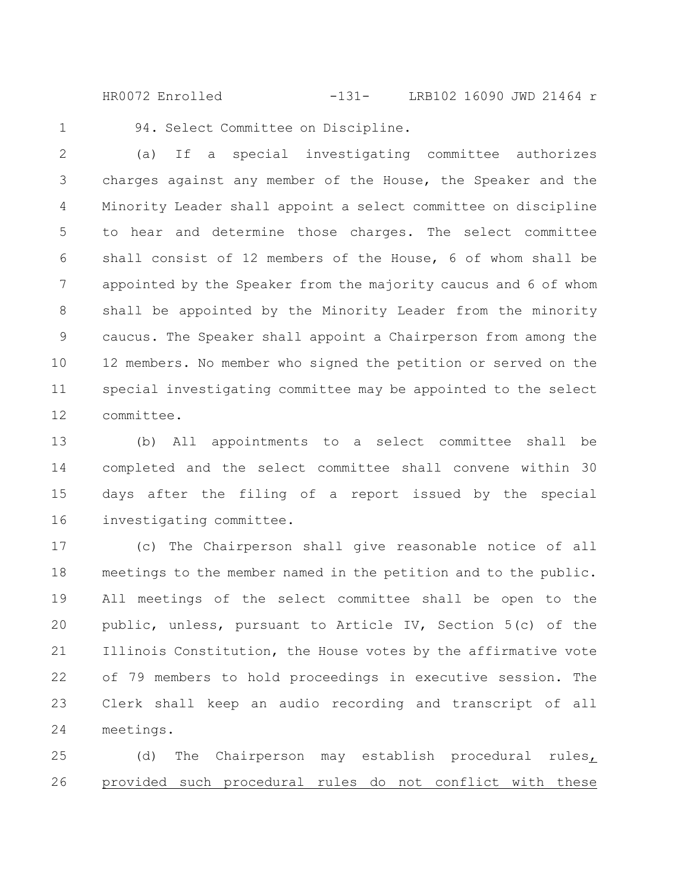94. Select Committee on Discipline.

(a) If a special investigating committee authorizes charges against any member of the House, the Speaker and the Minority Leader shall appoint a select committee on discipline to hear and determine those charges. The select committee shall consist of 12 members of the House, 6 of whom shall be appointed by the Speaker from the majority caucus and 6 of whom shall be appointed by the Minority Leader from the minority caucus. The Speaker shall appoint a Chairperson from among the 12 members. No member who signed the petition or served on the special investigating committee may be appointed to the select committee.

(b) All appointments to a select committee shall be completed and the select committee shall convene within 30 days after the filing of a report issued by the special investigating committee.

(c) The Chairperson shall give reasonable notice of all meetings to the member named in the petition and to the public. All meetings of the select committee shall be open to the public, unless, pursuant to Article IV, Section 5(c) of the Illinois Constitution, the House votes by the affirmative vote of 79 members to hold proceedings in executive session. The Clerk shall keep an audio recording and transcript of all meetings.

(d) The Chairperson may establish procedural rules, provided such procedural rules do not conflict with these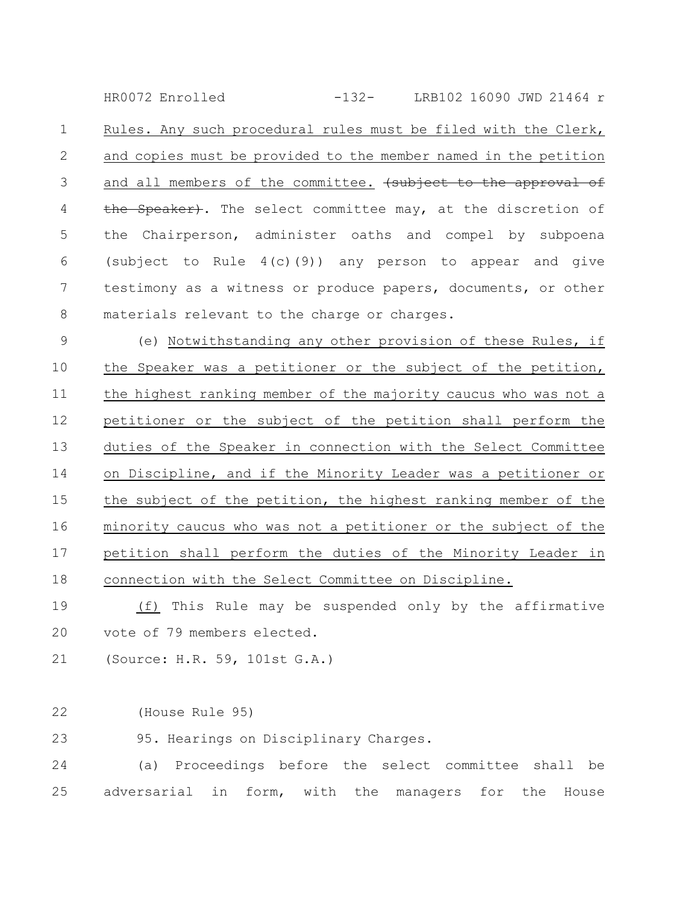Rules. Any such procedural rules must be filed with the Clerk, and copies must be provided to the member named in the petition and all members of the committee. ~~(subject to the approval of the Speaker)~~. The select committee may, at the discretion of the Chairperson, administer oaths and compel by subpoena (subject to Rule 4(c)(9)) any person to appear and give testimony as a witness or produce papers, documents, or other materials relevant to the charge or charges.

(e) Notwithstanding any other provision of these Rules, if the Speaker was a petitioner or the subject of the petition, the highest ranking member of the majority caucus who was not a petitioner or the subject of the petition shall perform the duties of the Speaker in connection with the Select Committee on Discipline, and if the Minority Leader was a petitioner or the subject of the petition, the highest ranking member of the minority caucus who was not a petitioner or the subject of the petition shall perform the duties of the Minority Leader in connection with the Select Committee on Discipline.

(f) This Rule may be suspended only by the affirmative vote of 79 members elected.

(Source: H.R. 59, 101st G.A.)

(House Rule 95)

95. Hearings on Disciplinary Charges.

(a) Proceedings before the select committee shall be adversarial in form, with the managers for the House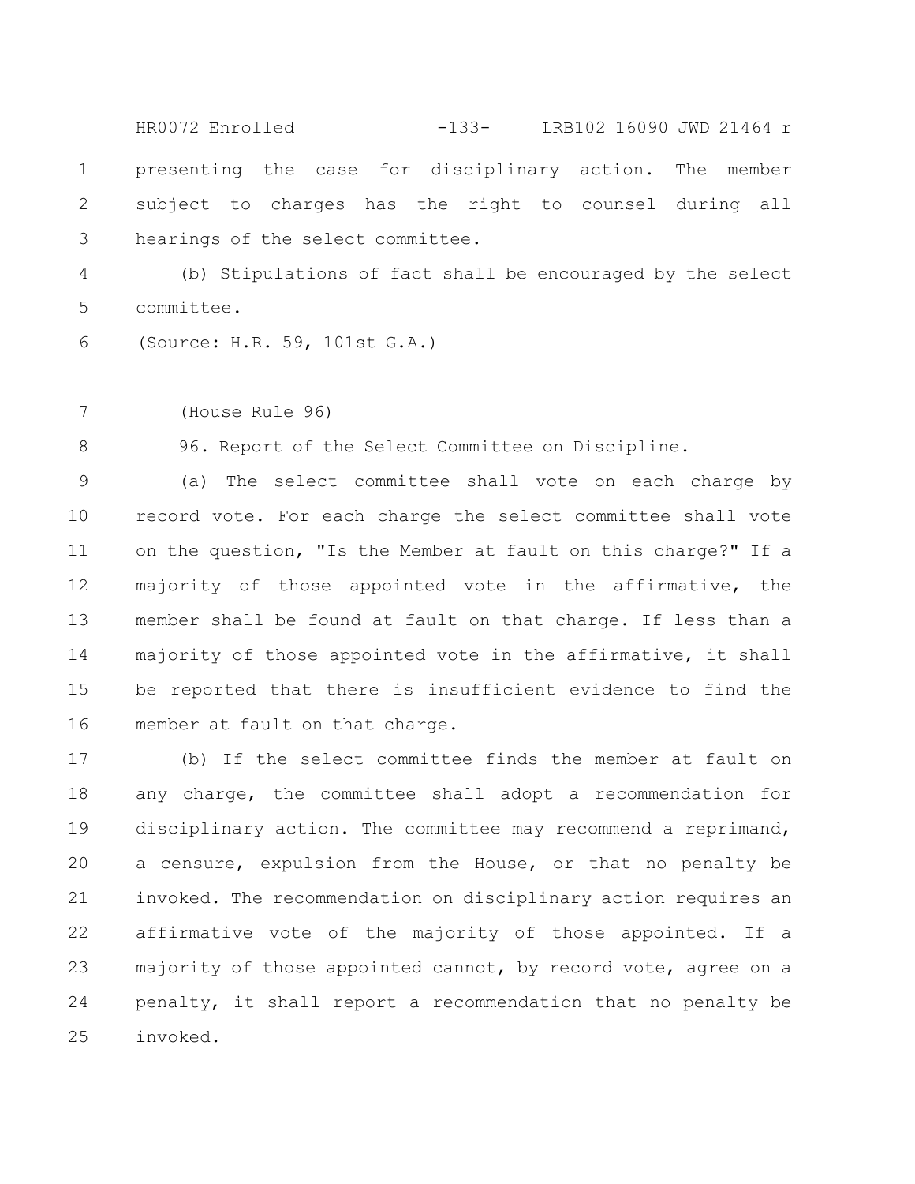presenting the case for disciplinary action. The member subject to charges has the right to counsel during all hearings of the select committee.

(b) Stipulations of fact shall be encouraged by the select committee.

(Source: H.R. 59, 101st G.A.)

(House Rule 96)

96. Report of the Select Committee on Discipline.

(a) The select committee shall vote on each charge by record vote. For each charge the select committee shall vote on the question, "Is the Member at fault on this charge?" If a majority of those appointed vote in the affirmative, the member shall be found at fault on that charge. If less than a majority of those appointed vote in the affirmative, it shall be reported that there is insufficient evidence to find the member at fault on that charge.

(b) If the select committee finds the member at fault on any charge, the committee shall adopt a recommendation for disciplinary action. The committee may recommend a reprimand, a censure, expulsion from the House, or that no penalty be invoked. The recommendation on disciplinary action requires an affirmative vote of the majority of those appointed. If a majority of those appointed cannot, by record vote, agree on a penalty, it shall report a recommendation that no penalty be invoked.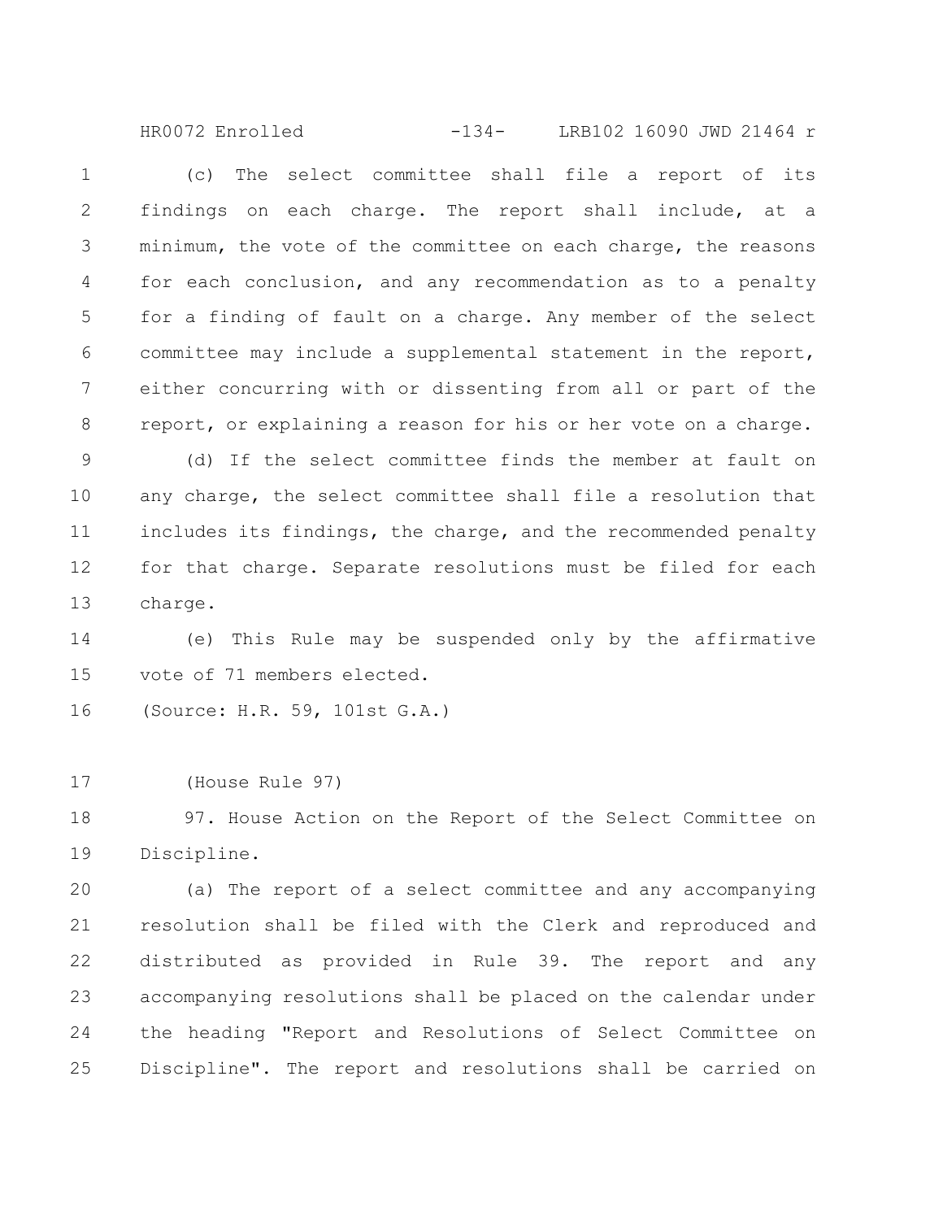(c) The select committee shall file a report of its findings on each charge. The report shall include, at a minimum, the vote of the committee on each charge, the reasons for each conclusion, and any recommendation as to a penalty for a finding of fault on a charge. Any member of the select committee may include a supplemental statement in the report, either concurring with or dissenting from all or part of the report, or explaining a reason for his or her vote on a charge.

(d) If the select committee finds the member at fault on any charge, the select committee shall file a resolution that includes its findings, the charge, and the recommended penalty for that charge. Separate resolutions must be filed for each charge.

(e) This Rule may be suspended only by the affirmative vote of 71 members elected.

(Source: H.R. 59, 101st G.A.)

(House Rule 97)

97. House Action on the Report of the Select Committee on Discipline.

(a) The report of a select committee and any accompanying resolution shall be filed with the Clerk and reproduced and distributed as provided in Rule 39. The report and any accompanying resolutions shall be placed on the calendar under the heading "Report and Resolutions of Select Committee on Discipline". The report and resolutions shall be carried on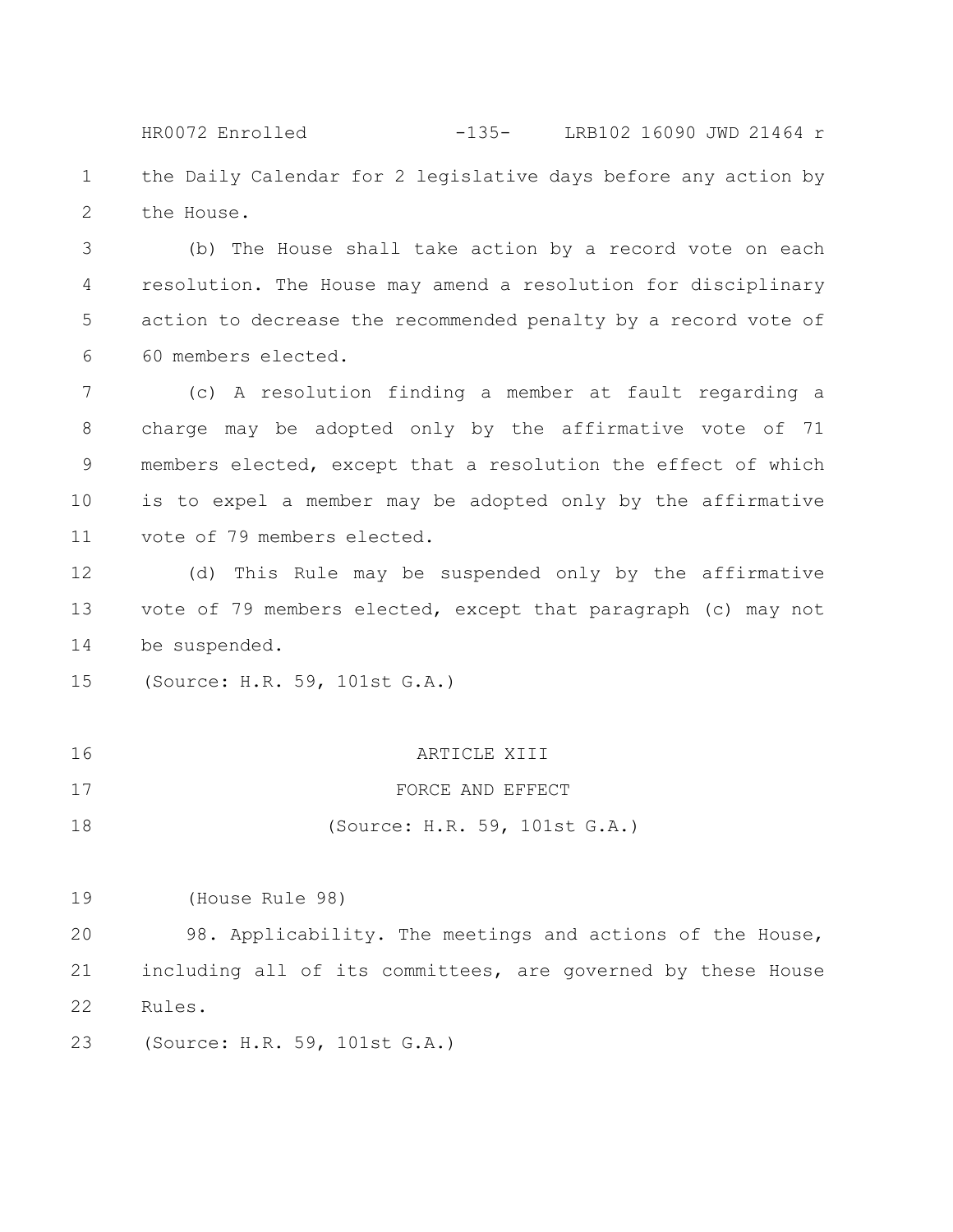the Daily Calendar for 2 legislative days before any action by the House.

(b) The House shall take action by a record vote on each resolution. The House may amend a resolution for disciplinary action to decrease the recommended penalty by a record vote of 60 members elected.

(c) A resolution finding a member at fault regarding a charge may be adopted only by the affirmative vote of 71 members elected, except that a resolution the effect of which is to expel a member may be adopted only by the affirmative vote of 79 members elected.

(d) This Rule may be suspended only by the affirmative vote of 79 members elected, except that paragraph (c) may not be suspended.

(Source: H.R. 59, 101st G.A.)

## ARTICLE XIII

## FORCE AND EFFECT

(Source: H.R. 59, 101st G.A.)

(House Rule 98)

98. Applicability. The meetings and actions of the House, including all of its committees, are governed by these House Rules.

(Source: H.R. 59, 101st G.A.)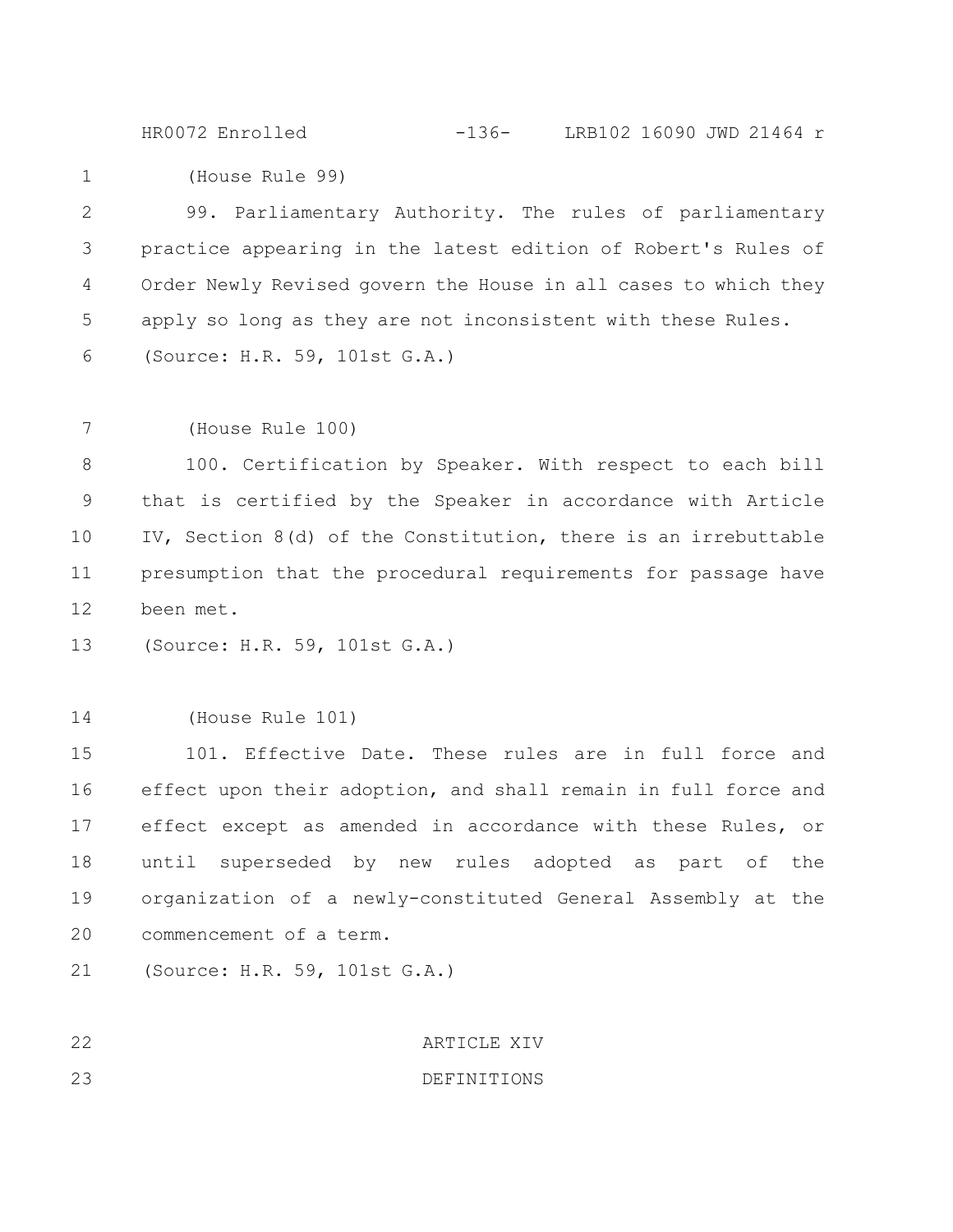(House Rule 99)

99. Parliamentary Authority. The rules of parliamentary practice appearing in the latest edition of Robert's Rules of Order Newly Revised govern the House in all cases to which they apply so long as they are not inconsistent with these Rules.

(Source: H.R. 59, 101st G.A.)

(House Rule 100)

100. Certification by Speaker. With respect to each bill that is certified by the Speaker in accordance with Article IV, Section 8(d) of the Constitution, there is an irrebuttable presumption that the procedural requirements for passage have been met.

(Source: H.R. 59, 101st G.A.)

(House Rule 101)

101. Effective Date. These rules are in full force and effect upon their adoption, and shall remain in full force and effect except as amended in accordance with these Rules, or until superseded by new rules adopted as part of the organization of a newly-constituted General Assembly at the commencement of a term.

(Source: H.R. 59, 101st G.A.)

## ARTICLE XIV

## DEFINITIONS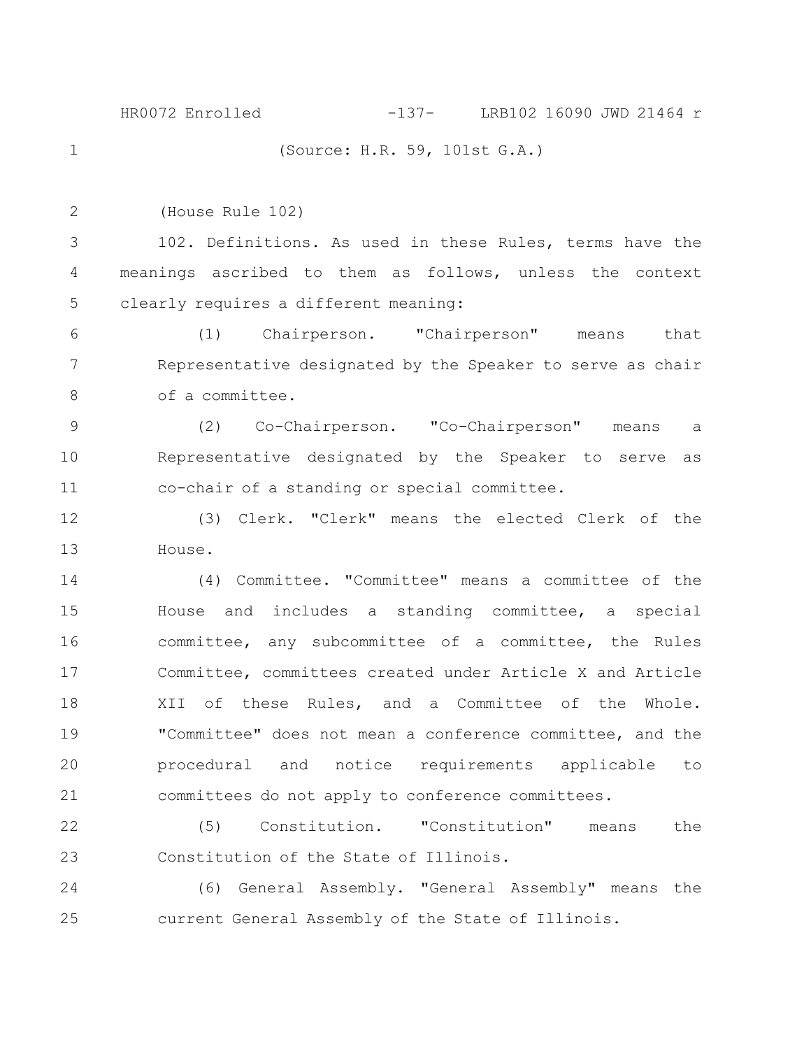(Source: H.R. 59, 101st G.A.)

(House Rule 102)

102. Definitions. As used in these Rules, terms have the meanings ascribed to them as follows, unless the context clearly requires a different meaning:

(1) Chairperson. "Chairperson" means that Representative designated by the Speaker to serve as chair of a committee.

(2) Co-Chairperson. "Co-Chairperson" means a Representative designated by the Speaker to serve as co-chair of a standing or special committee.

(3) Clerk. "Clerk" means the elected Clerk of the House.

(4) Committee. "Committee" means a committee of the House and includes a standing committee, a special committee, any subcommittee of a committee, the Rules Committee, committees created under Article X and Article XII of these Rules, and a Committee of the Whole. "Committee" does not mean a conference committee, and the procedural and notice requirements applicable to committees do not apply to conference committees.

(5) Constitution. "Constitution" means the Constitution of the State of Illinois.

(6) General Assembly. "General Assembly" means the current General Assembly of the State of Illinois.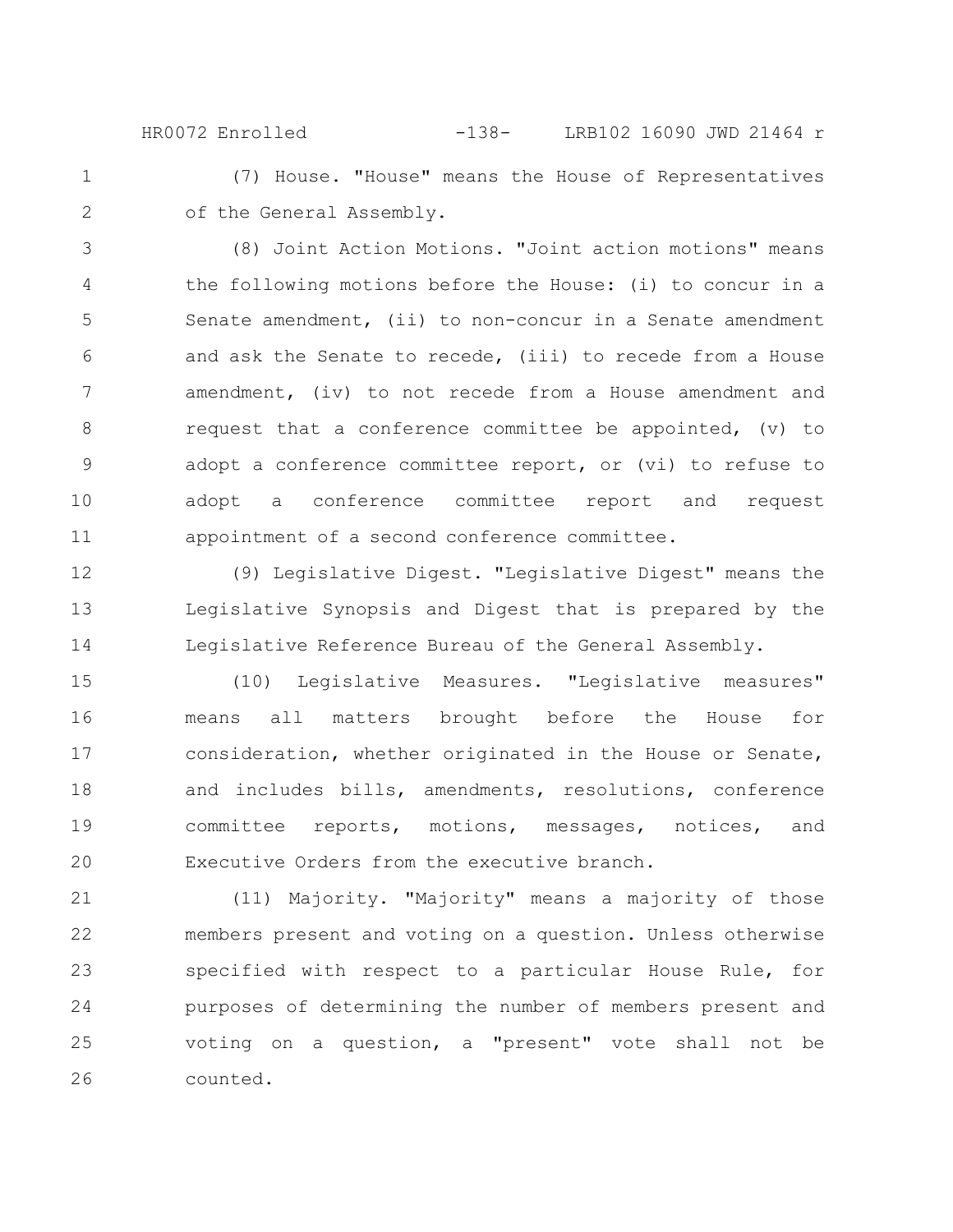(7) House. "House" means the House of Representatives of the General Assembly.

(8) Joint Action Motions. "Joint action motions" means the following motions before the House: (i) to concur in a Senate amendment, (ii) to non-concur in a Senate amendment and ask the Senate to recede, (iii) to recede from a House amendment, (iv) to not recede from a House amendment and request that a conference committee be appointed, (v) to adopt a conference committee report, or (vi) to refuse to adopt a conference committee report and request appointment of a second conference committee.

(9) Legislative Digest. "Legislative Digest" means the Legislative Synopsis and Digest that is prepared by the Legislative Reference Bureau of the General Assembly.

(10) Legislative Measures. "Legislative measures" means all matters brought before the House for consideration, whether originated in the House or Senate, and includes bills, amendments, resolutions, conference committee reports, motions, messages, notices, and Executive Orders from the executive branch.

(11) Majority. "Majority" means a majority of those members present and voting on a question. Unless otherwise specified with respect to a particular House Rule, for purposes of determining the number of members present and voting on a question, a "present" vote shall not be counted.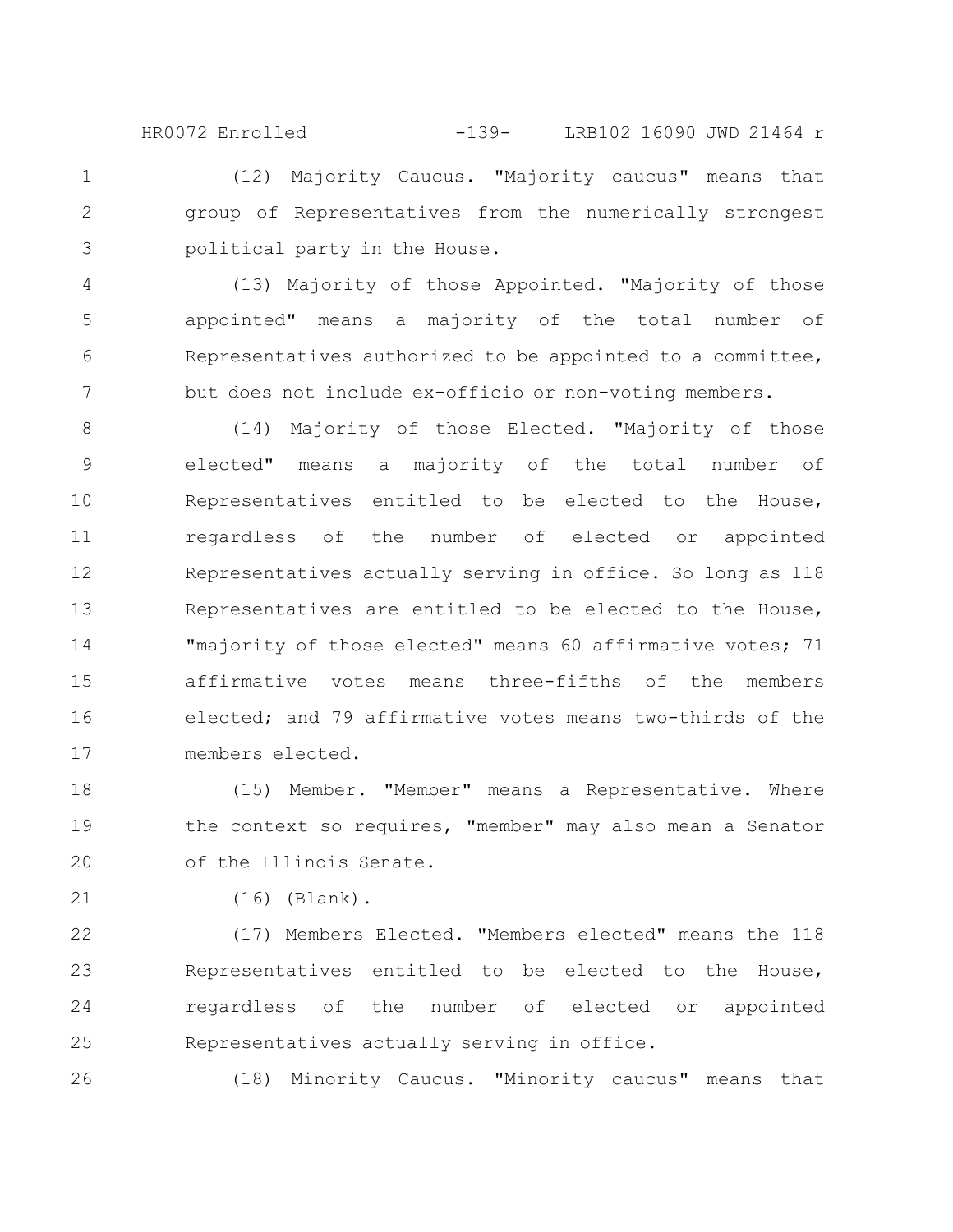(12) Majority Caucus. "Majority caucus" means that group of Representatives from the numerically strongest political party in the House.

(13) Majority of those Appointed. "Majority of those appointed" means a majority of the total number of Representatives authorized to be appointed to a committee, but does not include ex-officio or non-voting members.

(14) Majority of those Elected. "Majority of those elected" means a majority of the total number of Representatives entitled to be elected to the House, regardless of the number of elected or appointed Representatives actually serving in office. So long as 118 Representatives are entitled to be elected to the House, "majority of those elected" means 60 affirmative votes; 71 affirmative votes means three-fifths of the members elected; and 79 affirmative votes means two-thirds of the members elected.

(15) Member. "Member" means a Representative. Where the context so requires, "member" may also mean a Senator of the Illinois Senate.

(16) (Blank).

(17) Members Elected. "Members elected" means the 118 Representatives entitled to be elected to the House, regardless of the number of elected or appointed Representatives actually serving in office.

(18) Minority Caucus. "Minority caucus" means that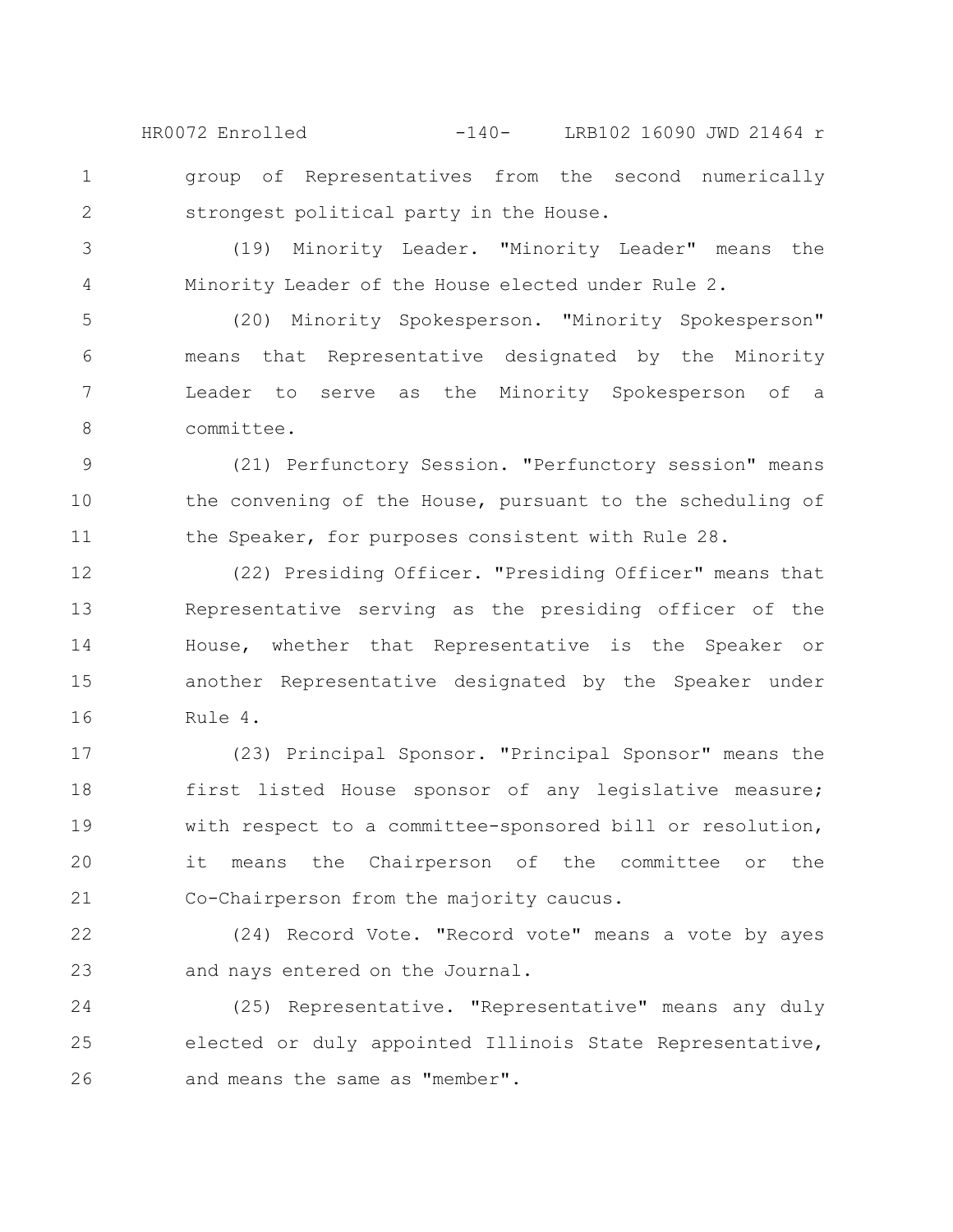group of Representatives from the second numerically strongest political party in the House.

(19) Minority Leader. "Minority Leader" means the Minority Leader of the House elected under Rule 2.

(20) Minority Spokesperson. "Minority Spokesperson" means that Representative designated by the Minority Leader to serve as the Minority Spokesperson of a committee.

(21) Perfunctory Session. "Perfunctory session" means the convening of the House, pursuant to the scheduling of the Speaker, for purposes consistent with Rule 28.

(22) Presiding Officer. "Presiding Officer" means that Representative serving as the presiding officer of the House, whether that Representative is the Speaker or another Representative designated by the Speaker under Rule 4.

(23) Principal Sponsor. "Principal Sponsor" means the first listed House sponsor of any legislative measure; with respect to a committee-sponsored bill or resolution, it means the Chairperson of the committee or the Co-Chairperson from the majority caucus.

(24) Record Vote. "Record vote" means a vote by ayes and nays entered on the Journal.

(25) Representative. "Representative" means any duly elected or duly appointed Illinois State Representative, and means the same as "member".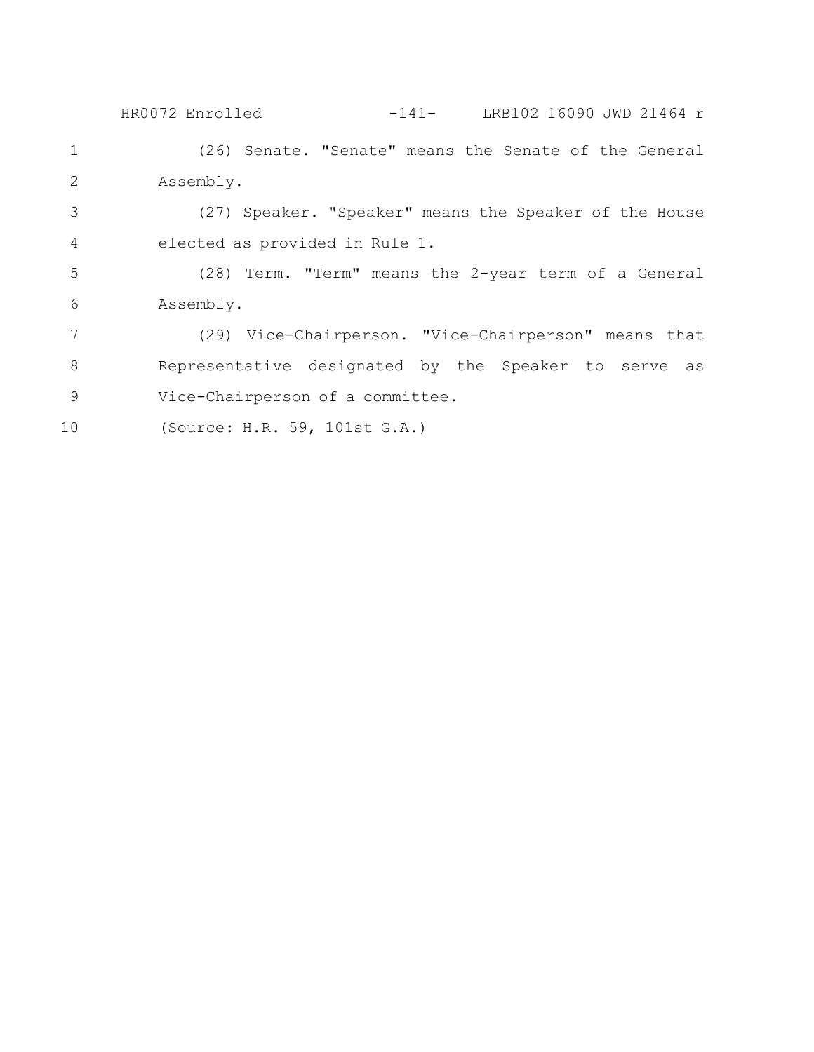(26) Senate. "Senate" means the Senate of the General Assembly.

(27) Speaker. "Speaker" means the Speaker of the House elected as provided in Rule 1.

(28) Term. "Term" means the 2-year term of a General Assembly.

(29) Vice-Chairperson. "Vice-Chairperson" means that Representative designated by the Speaker to serve as Vice-Chairperson of a committee.

(Source: H.R. 59, 101st G.A.)